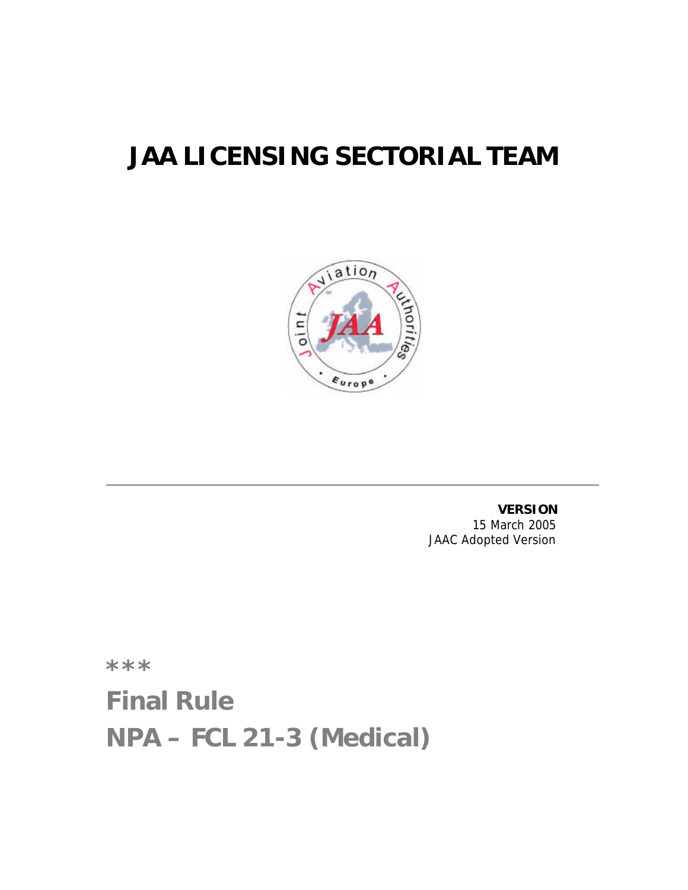# JAA LICENSING SECTORIAL TEAM

**VERSION**
15 March 2005
JAAC Adopted Version

***

## Final Rule

## NPA – FCL 21-3 (Medical)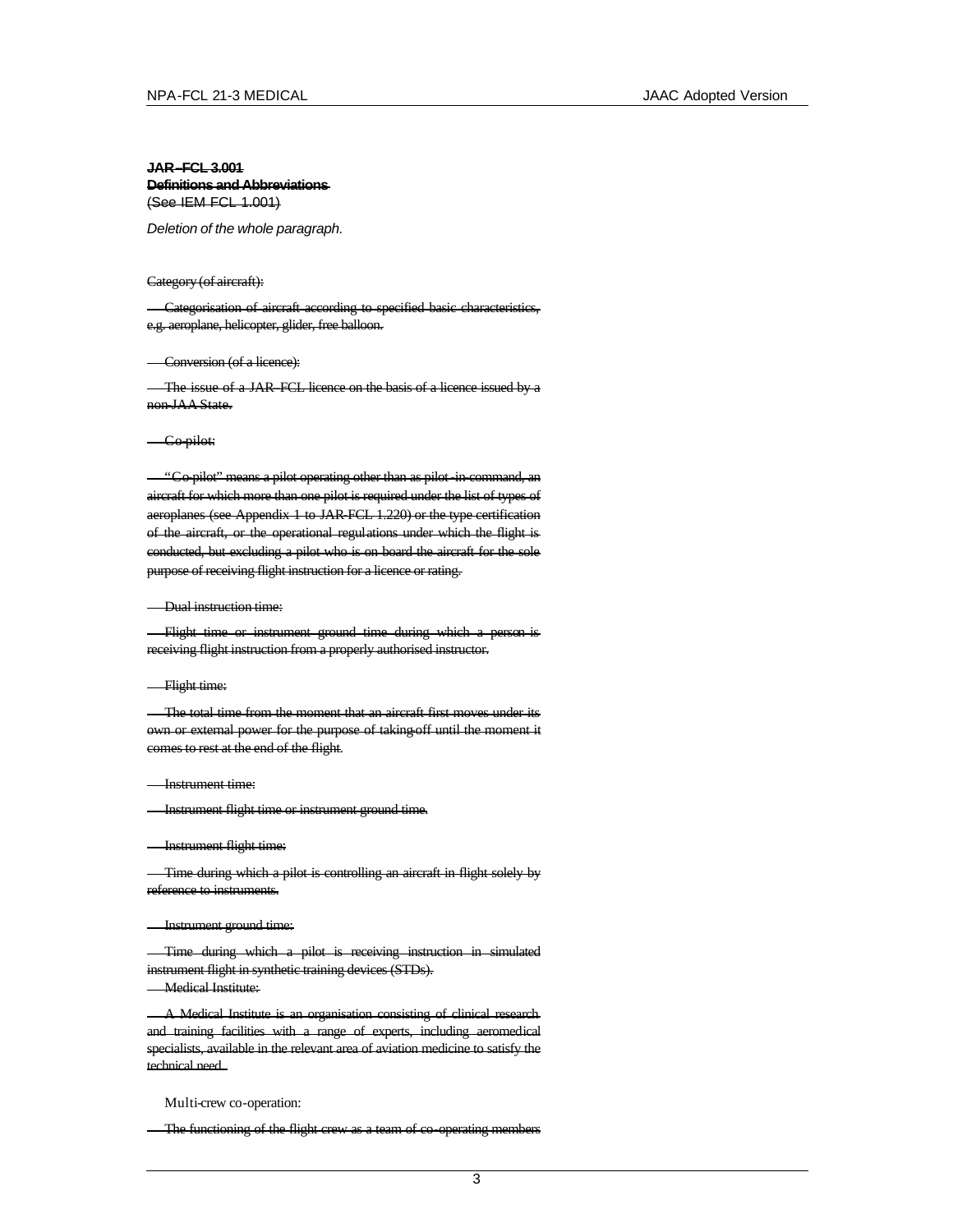~~**JAR–FCL 3.001**~~
~~**Definitions and Abbreviations**~~
~~(See IEM FCL 1.001)~~

*Deletion of the whole paragraph.*

~~Category (of aircraft):~~

~~Categorisation of aircraft according to specified basic characteristics, e.g. aeroplane, helicopter, glider, free balloon.~~

~~Conversion (of a licence):~~

~~The issue of a JAR–FCL licence on the basis of a licence issued by a non-JAA State.~~

~~Co-pilot:~~

~~"Co-pilot" means a pilot operating other than as pilot-in-command, an aircraft for which more than one pilot is required under the list of types of aeroplanes (see Appendix 1 to JAR-FCL 1.220) or the type certification of the aircraft, or the operational regulations under which the flight is conducted, but excluding a pilot who is on board the aircraft for the sole purpose of receiving flight instruction for a licence or rating.~~

~~Dual instruction time:~~

~~Flight time or instrument ground time during which a person is receiving flight instruction from a properly authorised instructor.~~

~~Flight time:~~

~~The total time from the moment that an aircraft first moves under its own or external power for the purpose of taking-off until the moment it comes to rest at the end of the flight.~~

~~Instrument time:~~

~~Instrument flight time or instrument ground time.~~

~~Instrument flight time:~~

~~Time during which a pilot is controlling an aircraft in flight solely by reference to instruments.~~

~~Instrument ground time:~~

~~Time during which a pilot is receiving instruction in simulated instrument flight in synthetic training devices (STDs).~~

~~Medical Institute:~~

~~A Medical Institute is an organisation consisting of clinical research and training facilities with a range of experts, including aeromedical specialists, available in the relevant area of aviation medicine to satisfy the technical need.~~

Multi-crew co-operation:

~~The functioning of the flight crew as a team of co-operating members~~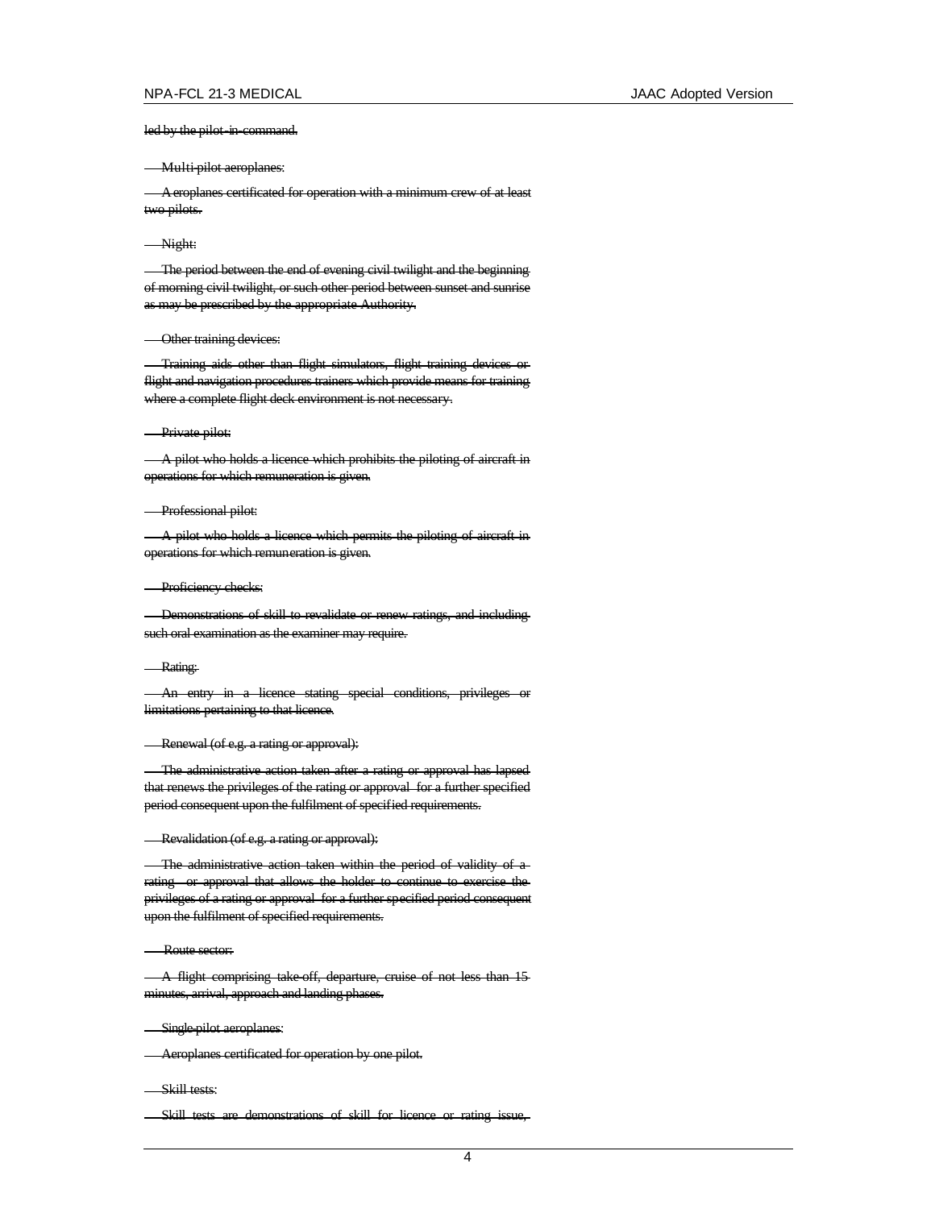~~led by the pilot-in-command.~~

~~Multi-pilot aeroplanes:~~

~~Aeroplanes certificated for operation with a minimum crew of at least two pilots.~~

~~Night:~~

~~The period between the end of evening civil twilight and the beginning of morning civil twilight, or such other period between sunset and sunrise as may be prescribed by the appropriate Authority.~~

~~Other training devices:~~

~~Training aids other than flight simulators, flight training devices or flight and navigation procedures trainers which provide means for training where a complete flight deck environment is not necessary.~~

~~Private pilot:~~

~~A pilot who holds a licence which prohibits the piloting of aircraft in operations for which remuneration is given.~~

~~Professional pilot:~~

~~A pilot who holds a licence which permits the piloting of aircraft in operations for which remuneration is given.~~

~~Proficiency checks:~~

~~Demonstrations of skill to revalidate or renew ratings, and including such oral examination as the examiner may require.~~

~~Rating:~~

~~An entry in a licence stating special conditions, privileges or limitations pertaining to that licence.~~

~~Renewal (of e.g. a rating or approval):~~

~~The administrative action taken after a rating or approval has lapsed that renews the privileges of the rating or approval for a further specified period consequent upon the fulfilment of specified requirements.~~

~~Revalidation (of e.g. a rating or approval):~~

~~The administrative action taken within the period of validity of a rating or approval that allows the holder to continue to exercise the privileges of a rating or approval for a further specified period consequent upon the fulfilment of specified requirements.~~

~~Route sector:~~

~~A flight comprising take-off, departure, cruise of not less than 15 minutes, arrival, approach and landing phases.~~

~~Single-pilot aeroplanes:~~

~~Aeroplanes certificated for operation by one pilot.~~

~~Skill tests:~~

~~Skill tests are demonstrations of skill for licence or rating issue,~~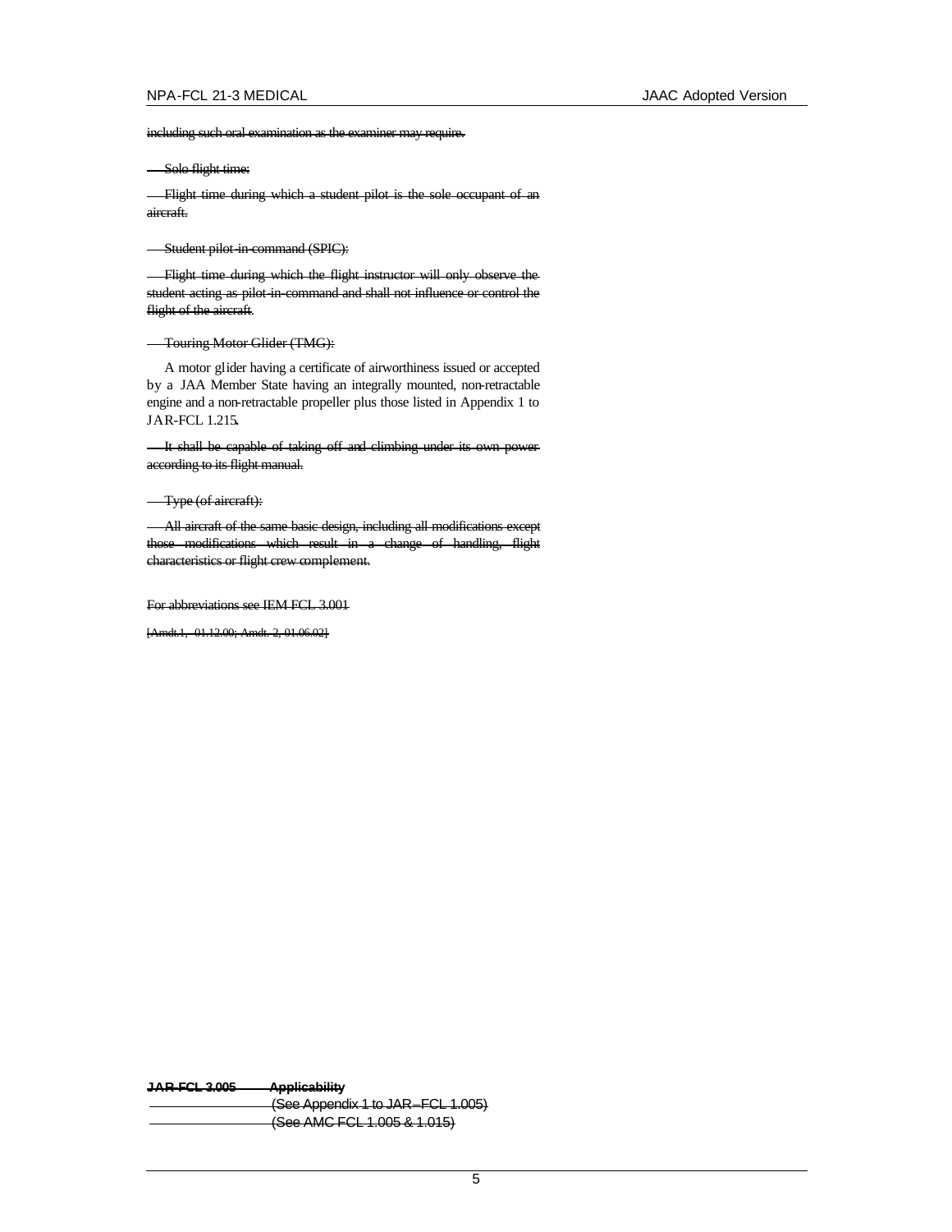~~including such oral examination as the examiner may require.~~

~~Solo flight time:~~

~~Flight time during which a student pilot is the sole occupant of an aircraft.~~

~~Student pilot-in-command (SPIC):~~

~~Flight time during which the flight instructor will only observe the student acting as pilot-in-command and shall not influence or control the flight of the aircraft.~~

~~Touring Motor Glider (TMG):~~

A motor glider having a certificate of airworthiness issued or accepted by a JAA Member State having an integrally mounted, non-retractable engine and a non-retractable propeller plus those listed in Appendix 1 to JAR-FCL 1.215.

~~It shall be capable of taking off and climbing under its own power according to its flight manual.~~

~~Type (of aircraft):~~

~~All aircraft of the same basic design, including all modifications except those modifications which result in a change of handling, flight characteristics or flight crew complement.~~

~~For abbreviations see IEM FCL 3.001~~

~~[Amdt.1, 01.12.00; Amdt. 2, 01.06.02]~~

~~**JAR-FCL 3.005 Applicability**~~

~~(See Appendix 1 to JAR–FCL 1.005)~~

~~(See AMC FCL 1.005 & 1.015)~~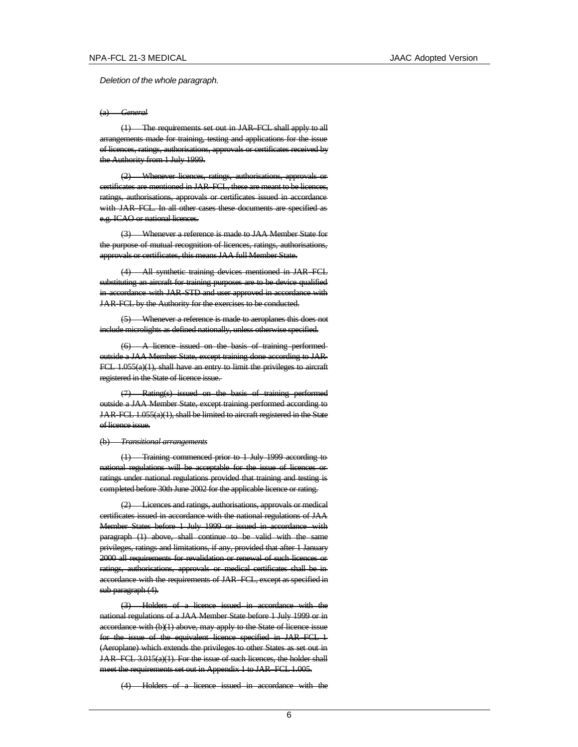*Deletion of the whole paragraph.*

~~(a) *General*~~

~~(1) The requirements set out in JAR–FCL shall apply to all arrangements made for training, testing and applications for the issue of licences, ratings, authorisations, approvals or certificates received by the Authority from 1 July 1999.~~

~~(2) Whenever licences, ratings, authorisations, approvals or certificates are mentioned in JAR–FCL, these are meant to be licences, ratings, authorisations, approvals or certificates issued in accordance with JAR–FCL. In all other cases these documents are specified as e.g. ICAO or national licences.~~

~~(3) Whenever a reference is made to JAA Member State for the purpose of mutual recognition of licences, ratings, authorisations, approvals or certificates, this means JAA full Member State.~~

~~(4) All synthetic training devices mentioned in JAR–FCL substituting an aircraft for training purposes are to be device qualified in accordance with JAR–STD and user approved in accordance with JAR–FCL by the Authority for the exercises to be conducted.~~

~~(5) Whenever a reference is made to aeroplanes this does not include microlights as defined nationally, unless otherwise specified.~~

~~(6) A licence issued on the basis of training performed outside a JAA Member State, except training done according to JAR–FCL 1.055(a)(1), shall have an entry to limit the privileges to aircraft registered in the State of licence issue.~~

~~(7) Rating(s) issued on the basis of training performed outside a JAA Member State, except training performed according to JAR–FCL 1.055(a)(1), shall be limited to aircraft registered in the State of licence issue.~~

~~(b) *Transitional arrangements*~~

~~(1) Training commenced prior to 1 July 1999 according to national regulations will be acceptable for the issue of licences or ratings under national regulations provided that training and testing is completed before 30th June 2002 for the applicable licence or rating.~~

~~(2) Licences and ratings, authorisations, approvals or medical certificates issued in accordance with the national regulations of JAA Member States before 1 July 1999 or issued in accordance with paragraph (1) above, shall continue to be valid with the same privileges, ratings and limitations, if any, provided that after 1 January 2000 all requirements for revalidation or renewal of such licences or ratings, authorisations, approvals or medical certificates shall be in accordance with the requirements of JAR–FCL, except as specified in sub paragraph (4).~~

~~(3) Holders of a licence issued in accordance with the national regulations of a JAA Member State before 1 July 1999 or in accordance with (b)(1) above, may apply to the State of licence issue for the issue of the equivalent licence specified in JAR–FCL 1 (Aeroplane) which extends the privileges to other States as set out in JAR–FCL 3.015(a)(1). For the issue of such licences, the holder shall meet the requirements set out in Appendix 1 to JAR–FCL 1.005.~~

~~(4) Holders of a licence issued in accordance with the~~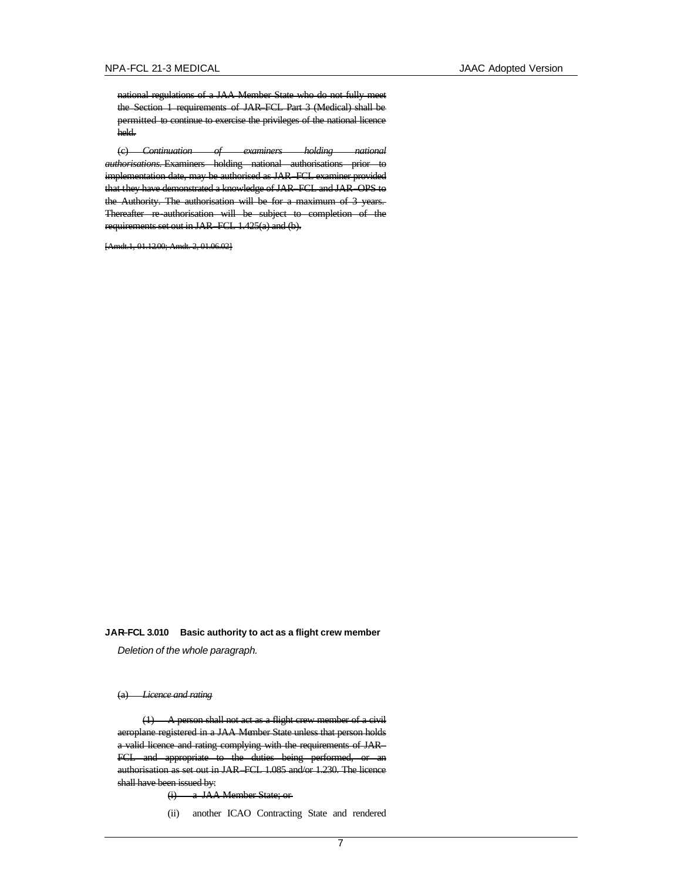~~national regulations of a JAA Member State who do not fully meet the Section 1 requirements of JAR-FCL Part 3 (Medical) shall be permitted to continue to exercise the privileges of the national licence held.~~

~~(c) *Continuation of examiners holding national authorisations.* Examiners holding national authorisations prior to implementation date, may be authorised as JAR-FCL examiner provided that they have demonstrated a knowledge of JAR-FCL and JAR-OPS to the Authority. The authorisation will be for a maximum of 3 years. Thereafter re-authorisation will be subject to completion of the requirements set out in JAR-FCL 1.425(a) and (b).~~

~~[Amdt.1, 01.12.00; Amdt. 2, 01.06.02]~~

**JAR-FCL 3.010 Basic authority to act as a flight crew member**

*Deletion of the whole paragraph.*

~~(a) *Licence and rating*~~

~~(1) A person shall not act as a flight crew member of a civil aeroplane registered in a JAA Member State unless that person holds a valid licence and rating complying with the requirements of JAR-FCL and appropriate to the duties being performed, or an authorisation as set out in JAR-FCL 1.085 and/or 1.230. The licence shall have been issued by:~~

~~(i) a JAA Member State; or~~

(ii) another ICAO Contracting State and rendered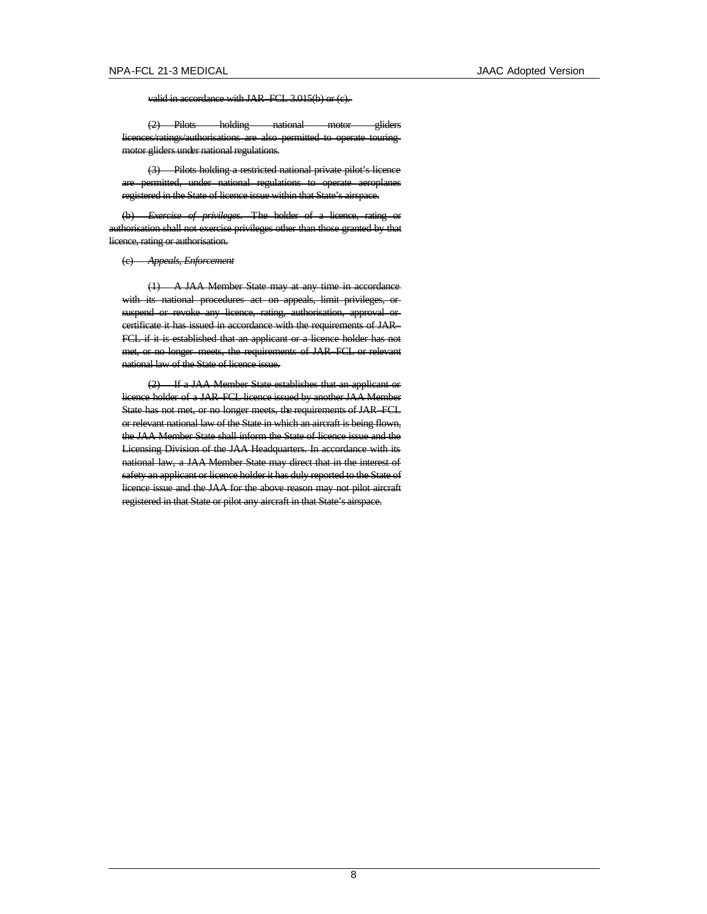~~valid in accordance with JAR–FCL 3.015(b) or (c).~~

~~(2) Pilots holding national motor gliders licences/ratings/authorisations are also permitted to operate touring motor gliders under national regulations.~~

~~(3) Pilots holding a restricted national private pilot's licence are permitted, under national regulations to operate aeroplanes registered in the State of licence issue within that State's airspace.~~

~~(b) *Exercise of privileges*. The holder of a licence, rating or authorisation shall not exercise privileges other than those granted by that licence, rating or authorisation.~~

~~(c) *Appeals, Enforcement*~~

~~(1) A JAA Member State may at any time in accordance with its national procedures act on appeals, limit privileges, or suspend or revoke any licence, rating, authorisation, approval or certificate it has issued in accordance with the requirements of JAR–FCL if it is established that an applicant or a licence holder has not met, or no longer meets, the requirements of JAR–FCL or relevant national law of the State of licence issue.~~

~~(2) If a JAA Member State establishes that an applicant or licence holder of a JAR–FCL licence issued by another JAA Member State has not met, or no longer meets, the requirements of JAR–FCL or relevant national law of the State in which an aircraft is being flown, the JAA Member State shall inform the State of licence issue and the Licensing Division of the JAA Headquarters. In accordance with its national law, a JAA Member State may direct that in the interest of safety an applicant or licence holder it has duly reported to the State of licence issue and the JAA for the above reason may not pilot aircraft registered in that State or pilot any aircraft in that State's airspace.~~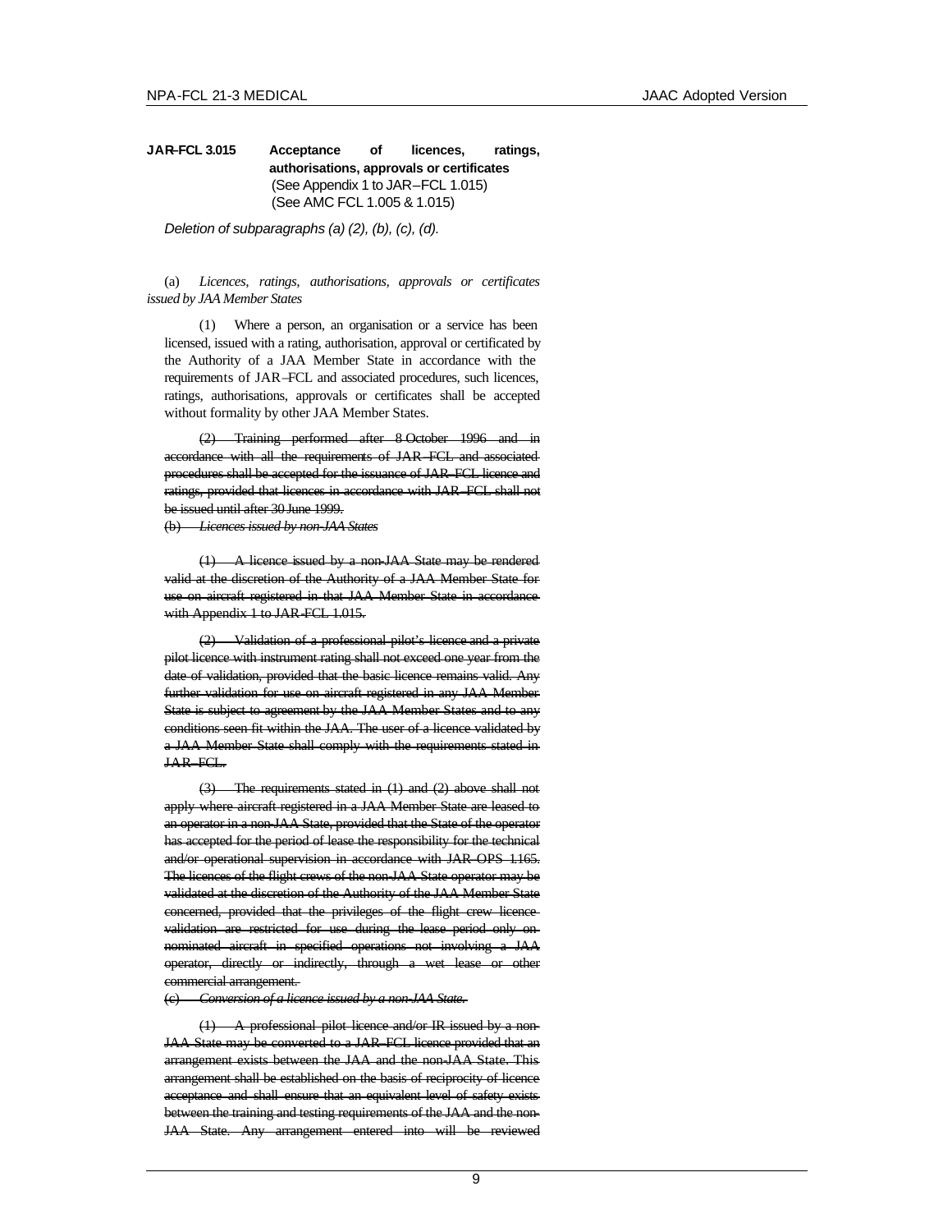**JAR-FCL 3.015 Acceptance of licences, ratings, authorisations, approvals or certificates**
(See Appendix 1 to JAR–FCL 1.015)
(See AMC FCL 1.005 & 1.015)

*Deletion of subparagraphs (a) (2), (b), (c), (d).*

(a) *Licences, ratings, authorisations, approvals or certificates issued by JAA Member States*

(1) Where a person, an organisation or a service has been licensed, issued with a rating, authorisation, approval or certificated by the Authority of a JAA Member State in accordance with the requirements of JAR–FCL and associated procedures, such licences, ratings, authorisations, approvals or certificates shall be accepted without formality by other JAA Member States.

~~(2) Training performed after 8 October 1996 and in accordance with all the requirements of JAR–FCL and associated procedures shall be accepted for the issuance of JAR–FCL licence and ratings, provided that licences in accordance with JAR–FCL shall not be issued until after 30 June 1999.~~

~~(b) *Licences issued by non-JAA States*~~

~~(1) A licence issued by a non-JAA State may be rendered valid at the discretion of the Authority of a JAA Member State for use on aircraft registered in that JAA Member State in accordance with Appendix 1 to JAR-FCL 1.015.~~

~~(2) Validation of a professional pilot's licence and a private pilot licence with instrument rating shall not exceed one year from the date of validation, provided that the basic licence remains valid. Any further validation for use on aircraft registered in any JAA Member State is subject to agreement by the JAA Member States and to any conditions seen fit within the JAA. The user of a licence validated by a JAA Member State shall comply with the requirements stated in JAR–FCL.~~

~~(3) The requirements stated in (1) and (2) above shall not apply where aircraft registered in a JAA Member State are leased to an operator in a non-JAA State, provided that the State of the operator has accepted for the period of lease the responsibility for the technical and/or operational supervision in accordance with JAR–OPS 1.165. The licences of the flight crews of the non-JAA State operator may be validated at the discretion of the Authority of the JAA Member State concerned, provided that the privileges of the flight crew licence validation are restricted for use during the lease period only on nominated aircraft in specified operations not involving a JAA operator, directly or indirectly, through a wet lease or other commercial arrangement.~~

~~(c) *Conversion of a licence issued by a non-JAA State.*~~

~~(1) A professional pilot licence and/or IR issued by a non-JAA State may be converted to a JAR–FCL licence provided that an arrangement exists between the JAA and the non-JAA State. This arrangement shall be established on the basis of reciprocity of licence acceptance and shall ensure that an equivalent level of safety exists between the training and testing requirements of the JAA and the non-JAA State. Any arrangement entered into will be reviewed~~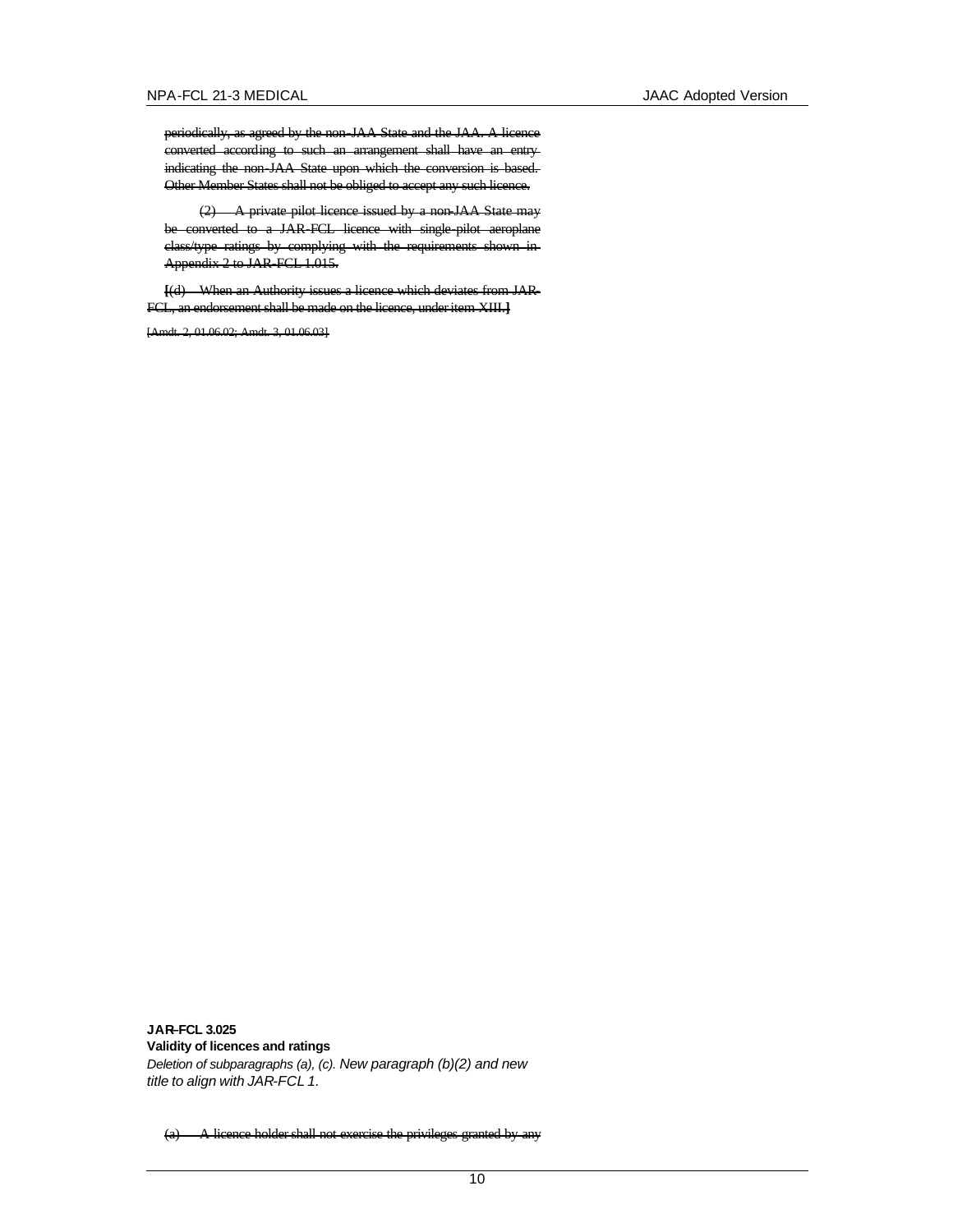~~periodically, as agreed by the non-JAA State and the JAA. A licence converted according to such an arrangement shall have an entry indicating the non-JAA State upon which the conversion is based. Other Member States shall not be obliged to accept any such licence.~~

~~(2) A private pilot licence issued by a non-JAA State may be converted to a JAR-FCL licence with single-pilot aeroplane class/type ratings by complying with the requirements shown in Appendix 2 to JAR-FCL 1.015.~~

~~[(d) When an Authority issues a licence which deviates from JAR-FCL, an endorsement shall be made on the licence, under item XIII.]~~

~~[Amdt. 2, 01.06.02; Amdt. 3, 01.06.03]~~

**JAR-FCL 3.025**
**Validity of licences and ratings**
*Deletion of subparagraphs (a), (c). New paragraph (b)(2) and new title to align with JAR-FCL 1.*

~~(a) A licence holder shall not exercise the privileges granted by any~~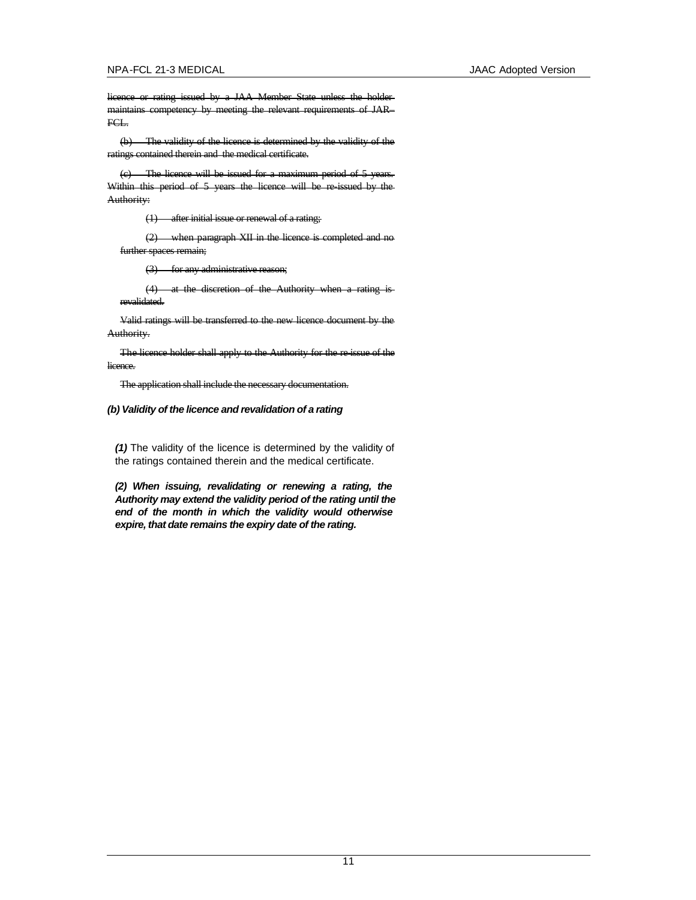~~licence or rating issued by a JAA Member State unless the holder maintains competency by meeting the relevant requirements of JAR-FCL.~~

~~(b) The validity of the licence is determined by the validity of the ratings contained therein and the medical certificate.~~

~~(c) The licence will be issued for a maximum period of 5 years. Within this period of 5 years the licence will be re-issued by the Authority:~~

~~(1) after initial issue or renewal of a rating;~~

~~(2) when paragraph XII in the licence is completed and no further spaces remain;~~

~~(3) for any administrative reason;~~

~~(4) at the discretion of the Authority when a rating is revalidated.~~

~~Valid ratings will be transferred to the new licence document by the Authority.~~

~~The licence holder shall apply to the Authority for the re-issue of the licence.~~

~~The application shall include the necessary documentation.~~

***(b) Validity of the licence and revalidation of a rating***

***(1)*** The validity of the licence is determined by the validity of the ratings contained therein and the medical certificate.

***(2) When issuing, revalidating or renewing a rating, the Authority may extend the validity period of the rating until the end of the month in which the validity would otherwise expire, that date remains the expiry date of the rating.***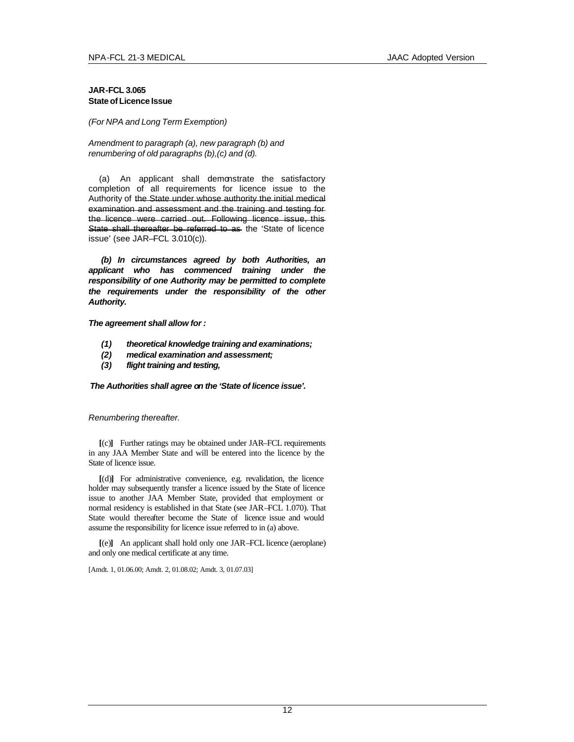**JAR-FCL 3.065**
**State of Licence Issue**

*(For NPA and Long Term Exemption)*

*Amendment to paragraph (a), new paragraph (b) and renumbering of old paragraphs (b),(c) and (d).*

(a) An applicant shall demonstrate the satisfactory completion of all requirements for licence issue to the Authority of ~~the State under whose authority the initial medical examination and assessment and the training and testing for the licence were carried out. Following licence issue, this State shall thereafter be referred to as~~ the 'State of licence issue' (see JAR–FCL 3.010(c)).

***(b) In circumstances agreed by both Authorities, an applicant who has commenced training under the responsibility of one Authority may be permitted to complete the requirements under the responsibility of the other Authority.***

***The agreement shall allow for :***

***(1) theoretical knowledge training and examinations;***
***(2) medical examination and assessment;***
***(3) flight training and testing,***

***The Authorities shall agree on the 'State of licence issue'.***

*Renumbering thereafter.*

**[**(c)**]** Further ratings may be obtained under JAR–FCL requirements in any JAA Member State and will be entered into the licence by the State of licence issue.

**[**(d)**]** For administrative convenience, e.g. revalidation, the licence holder may subsequently transfer a licence issued by the State of licence issue to another JAA Member State, provided that employment or normal residency is established in that State (see JAR–FCL 1.070). That State would thereafter become the State of licence issue and would assume the responsibility for licence issue referred to in (a) above.

**[**(e)**]** An applicant shall hold only one JAR–FCL licence (aeroplane) and only one medical certificate at any time.

[Amdt. 1, 01.06.00; Amdt. 2, 01.08.02; Amdt. 3, 01.07.03]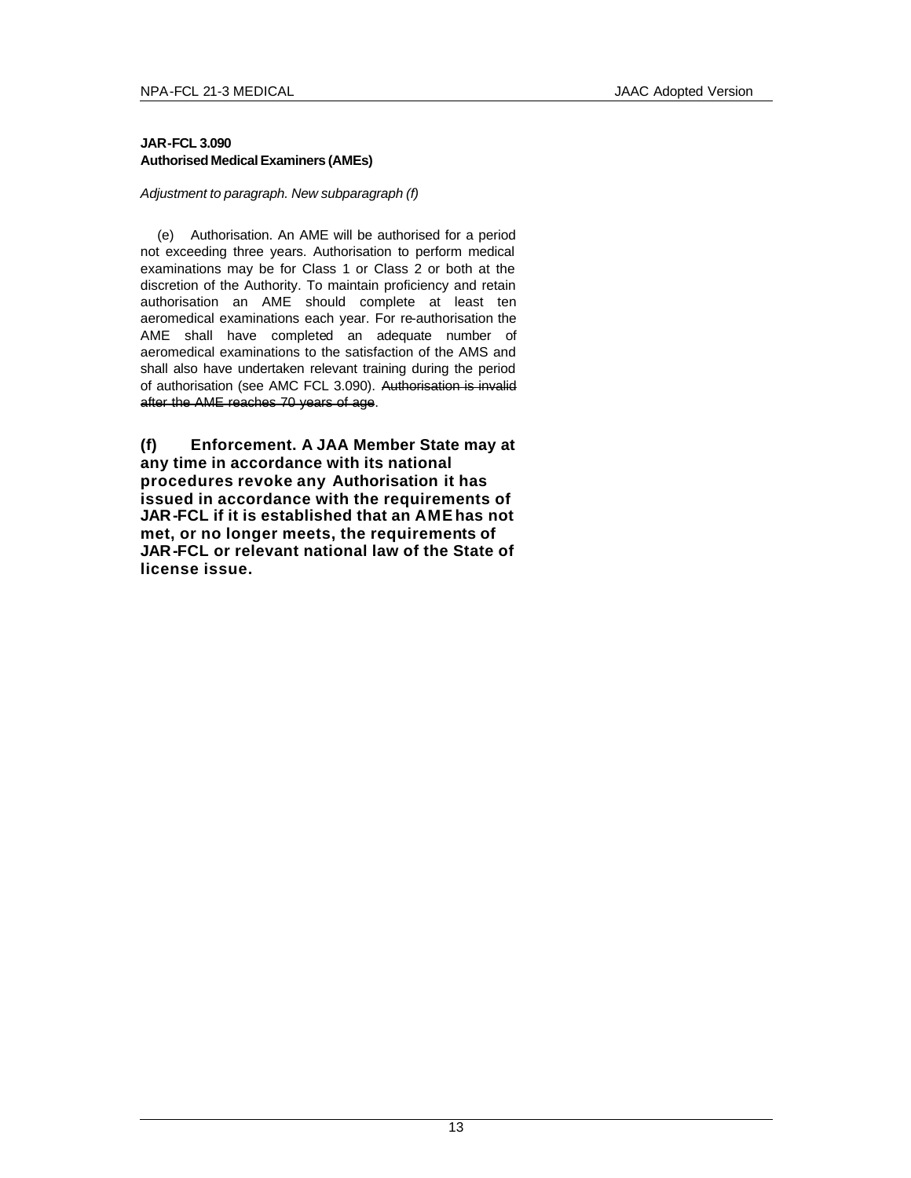**JAR-FCL 3.090**
**Authorised Medical Examiners (AMEs)**

*Adjustment to paragraph. New subparagraph (f)*

(e) Authorisation. An AME will be authorised for a period not exceeding three years. Authorisation to perform medical examinations may be for Class 1 or Class 2 or both at the discretion of the Authority. To maintain proficiency and retain authorisation an AME should complete at least ten aeromedical examinations each year. For re-authorisation the AME shall have completed an adequate number of aeromedical examinations to the satisfaction of the AMS and shall also have undertaken relevant training during the period of authorisation (see AMC FCL 3.090). ~~Authorisation is invalid after the AME reaches 70 years of age~~.

**(f) Enforcement. A JAA Member State may at any time in accordance with its national procedures revoke any Authorisation it has issued in accordance with the requirements of JAR-FCL if it is established that an AME has not met, or no longer meets, the requirements of JAR-FCL or relevant national law of the State of license issue.**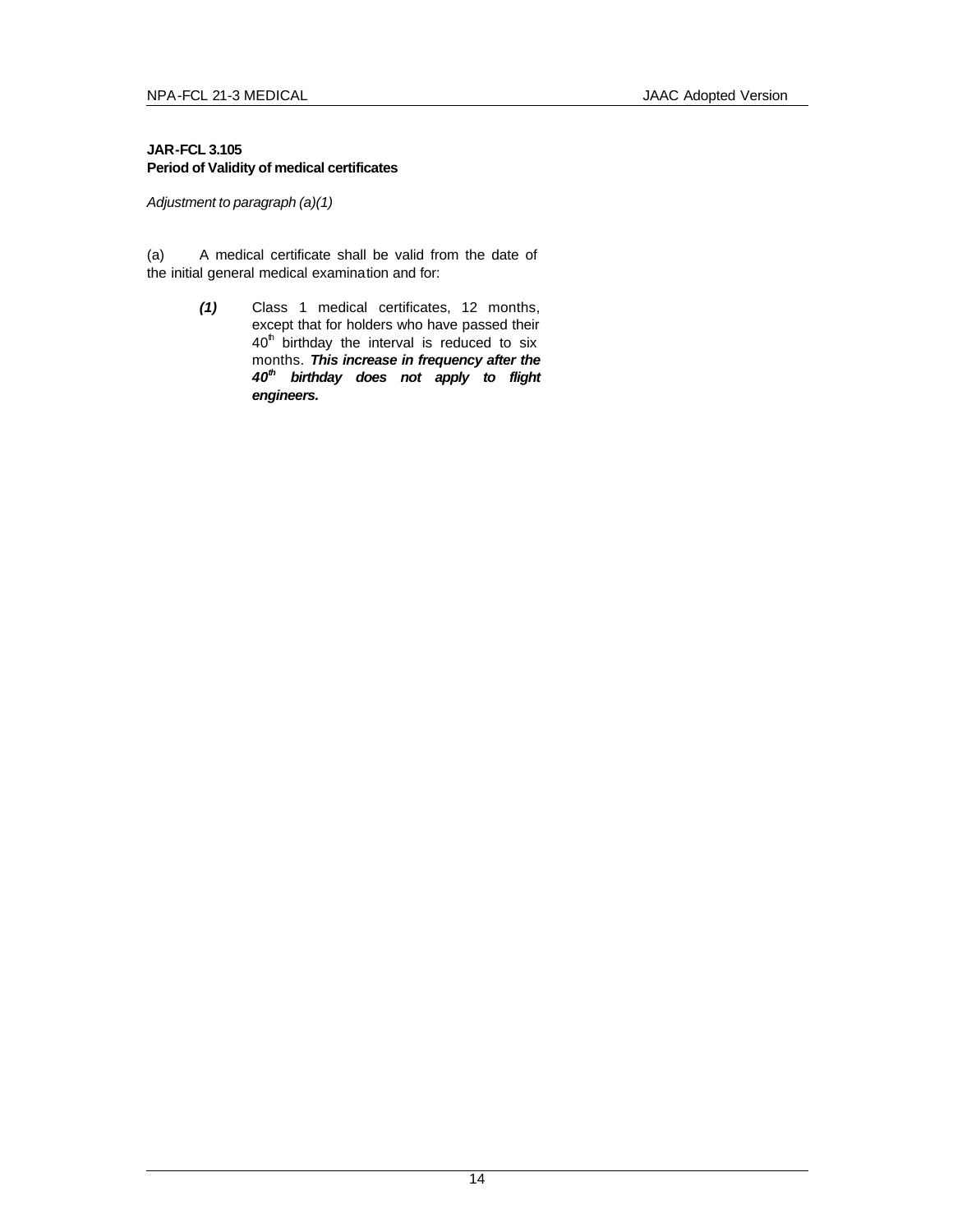**JAR-FCL 3.105**
**Period of Validity of medical certificates**

*Adjustment to paragraph (a)(1)*

(a) A medical certificate shall be valid from the date of the initial general medical examination and for:

> ***(1)*** Class 1 medical certificates, 12 months, except that for holders who have passed their 40th birthday the interval is reduced to six months. ***This increase in frequency after the 40th birthday does not apply to flight engineers.***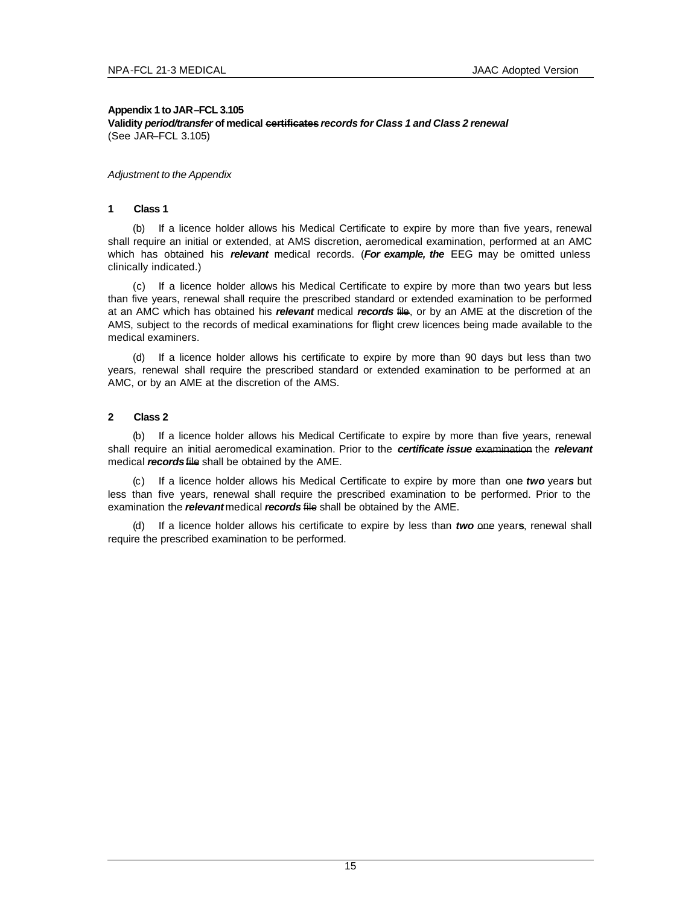**Appendix 1 to JAR–FCL 3.105**
**Validity *period/transfer* of medical ~~certificates~~ *records for Class 1 and Class 2 renewal***
(See JAR–FCL 3.105)

*Adjustment to the Appendix*

**1 Class 1**

(b) If a licence holder allows his Medical Certificate to expire by more than five years, renewal shall require an initial or extended, at AMS discretion, aeromedical examination, performed at an AMC which has obtained his ***relevant*** medical records. (***For example, the*** EEG may be omitted unless clinically indicated.)

(c) If a licence holder allows his Medical Certificate to expire by more than two years but less than five years, renewal shall require the prescribed standard or extended examination to be performed at an AMC which has obtained his ***relevant*** medical ***records*** ~~file~~, or by an AME at the discretion of the AMS, subject to the records of medical examinations for flight crew licences being made available to the medical examiners.

(d) If a licence holder allows his certificate to expire by more than 90 days but less than two years, renewal shall require the prescribed standard or extended examination to be performed at an AMC, or by an AME at the discretion of the AMS.

**2 Class 2**

(b) If a licence holder allows his Medical Certificate to expire by more than five years, renewal shall require an initial aeromedical examination. Prior to the ***certificate issue*** ~~examination~~ the ***relevant*** medical ***records*** ~~file~~ shall be obtained by the AME.

(c) If a licence holder allows his Medical Certificate to expire by more than ~~one~~ ***two*** year***s*** but less than five years, renewal shall require the prescribed examination to be performed. Prior to the examination the ***relevant*** medical ***records*** ~~file~~ shall be obtained by the AME.

(d) If a licence holder allows his certificate to expire by less than ***two*** ~~one~~ year**s**, renewal shall require the prescribed examination to be performed.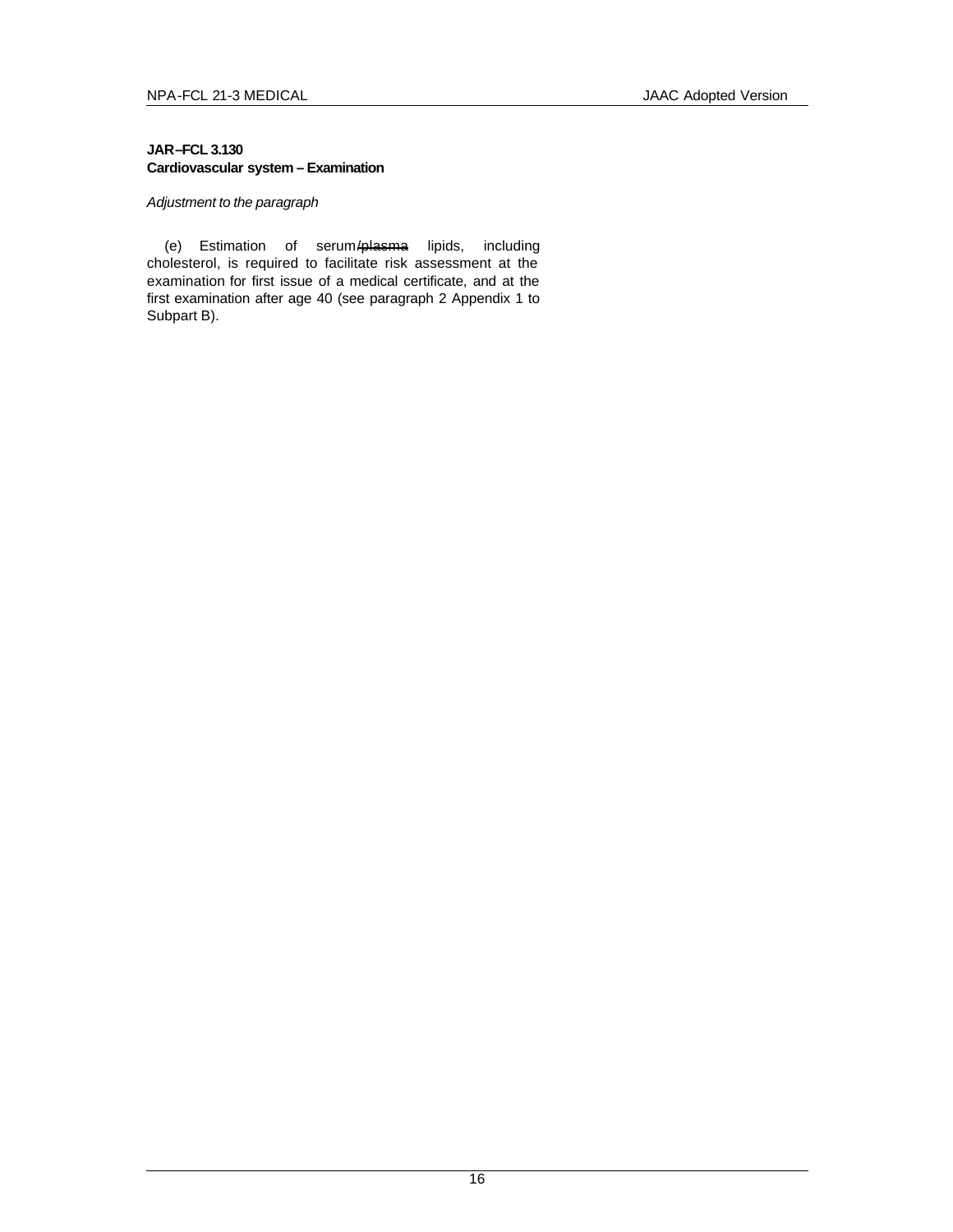**JAR–FCL 3.130**
**Cardiovascular system – Examination**

*Adjustment to the paragraph*

(e) Estimation of serum/~~plasma~~ lipids, including cholesterol, is required to facilitate risk assessment at the examination for first issue of a medical certificate, and at the first examination after age 40 (see paragraph 2 Appendix 1 to Subpart B).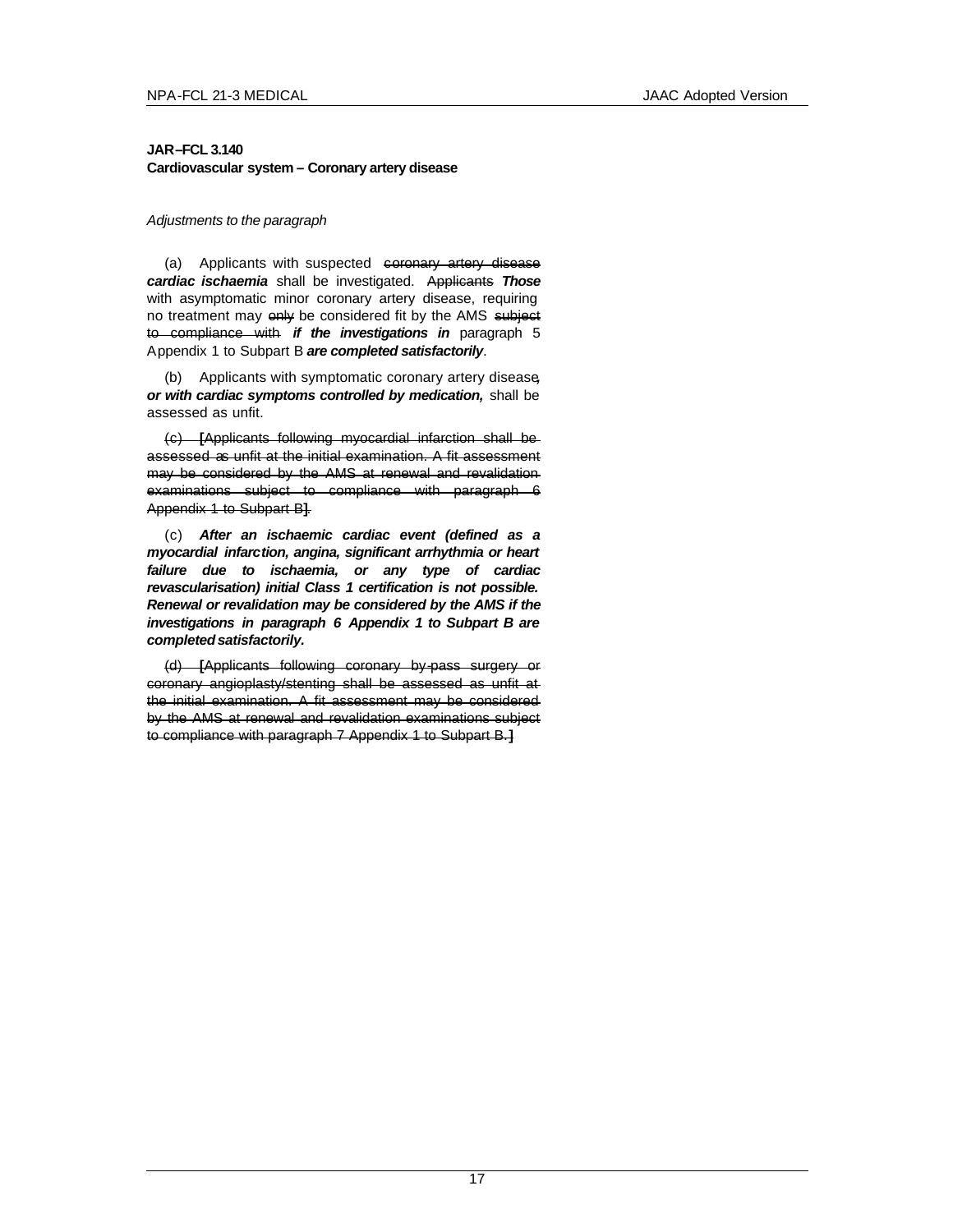**JAR–FCL 3.140**
**Cardiovascular system – Coronary artery disease**

*Adjustments to the paragraph*

(a) Applicants with suspected ~~coronary artery disease~~ ***cardiac ischaemia*** shall be investigated. ~~Applicants~~ ***Those*** with asymptomatic minor coronary artery disease, requiring no treatment may ~~only~~ be considered fit by the AMS ~~subject to compliance with~~ ***if the investigations in*** paragraph 5 Appendix 1 to Subpart B ***are completed satisfactorily***.

(b) Applicants with symptomatic coronary artery disease***,*** ***or with cardiac symptoms controlled by medication,*** shall be assessed as unfit.

~~(c) [Applicants following myocardial infarction shall be assessed as unfit at the initial examination. A fit assessment may be considered by the AMS at renewal and revalidation examinations subject to compliance with paragraph 6 Appendix 1 to Subpart B].~~

(c) ***After an ischaemic cardiac event (defined as a myocardial infarction, angina, significant arrhythmia or heart failure due to ischaemia, or any type of cardiac revascularisation) initial Class 1 certification is not possible. Renewal or revalidation may be considered by the AMS if the investigations in paragraph 6 Appendix 1 to Subpart B are completed satisfactorily.***

~~(d) [Applicants following coronary by-pass surgery or coronary angioplasty/stenting shall be assessed as unfit at the initial examination. A fit assessment may be considered by the AMS at renewal and revalidation examinations subject to compliance with paragraph 7 Appendix 1 to Subpart B.]~~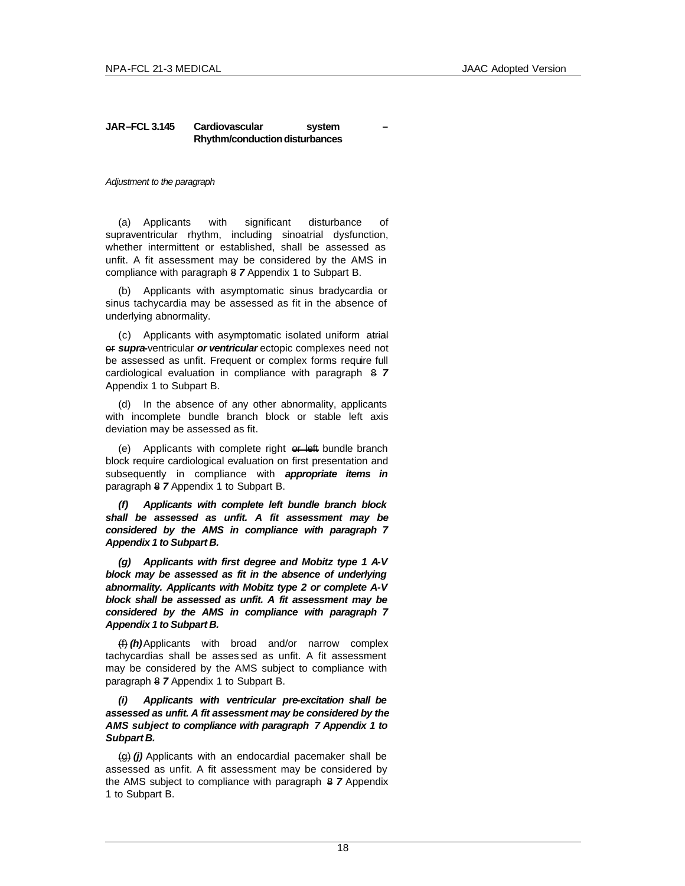**JAR–FCL 3.145 Cardiovascular system – Rhythm/conduction disturbances**

*Adjustment to the paragraph*

(a) Applicants with significant disturbance of supraventricular rhythm, including sinoatrial dysfunction, whether intermittent or established, shall be assessed as unfit. A fit assessment may be considered by the AMS in compliance with paragraph ~~8~~ ***7*** Appendix 1 to Subpart B.

(b) Applicants with asymptomatic sinus bradycardia or sinus tachycardia may be assessed as fit in the absence of underlying abnormality.

(c) Applicants with asymptomatic isolated uniform ~~atrial or~~ ***supra-***ventricular ***or ventricular*** ectopic complexes need not be assessed as unfit. Frequent or complex forms require full cardiological evaluation in compliance with paragraph ~~8~~ ***7*** Appendix 1 to Subpart B.

(d) In the absence of any other abnormality, applicants with incomplete bundle branch block or stable left axis deviation may be assessed as fit.

(e) Applicants with complete right ~~or left~~ bundle branch block require cardiological evaluation on first presentation and subsequently in compliance with ***appropriate items in*** paragraph ~~8~~ ***7*** Appendix 1 to Subpart B.

***(f) Applicants with complete left bundle branch block shall be assessed as unfit. A fit assessment may be considered by the AMS in compliance with paragraph 7 Appendix 1 to Subpart B.***

***(g) Applicants with first degree and Mobitz type 1 A-V block may be assessed as fit in the absence of underlying abnormality. Applicants with Mobitz type 2 or complete A-V block shall be assessed as unfit. A fit assessment may be considered by the AMS in compliance with paragraph 7 Appendix 1 to Subpart B.***

~~(f)~~ ***(h)*** Applicants with broad and/or narrow complex tachycardias shall be assessed as unfit. A fit assessment may be considered by the AMS subject to compliance with paragraph ~~8~~ ***7*** Appendix 1 to Subpart B.

***(i) Applicants with ventricular pre-excitation shall be assessed as unfit. A fit assessment may be considered by the AMS subject to compliance with paragraph 7 Appendix 1 to Subpart B.***

~~(g)~~ ***(j)*** Applicants with an endocardial pacemaker shall be assessed as unfit. A fit assessment may be considered by the AMS subject to compliance with paragraph ~~8~~ ***7*** Appendix 1 to Subpart B.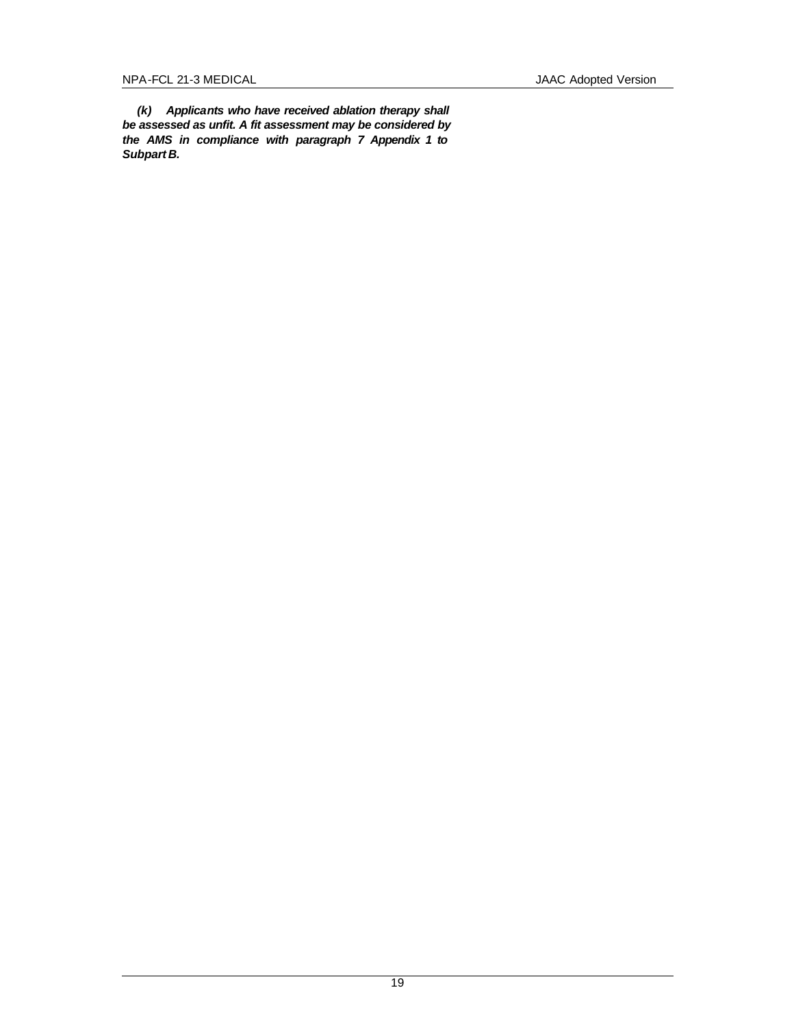***(k) Applicants who have received ablation therapy shall be assessed as unfit. A fit assessment may be considered by the AMS in compliance with paragraph 7 Appendix 1 to Subpart B.***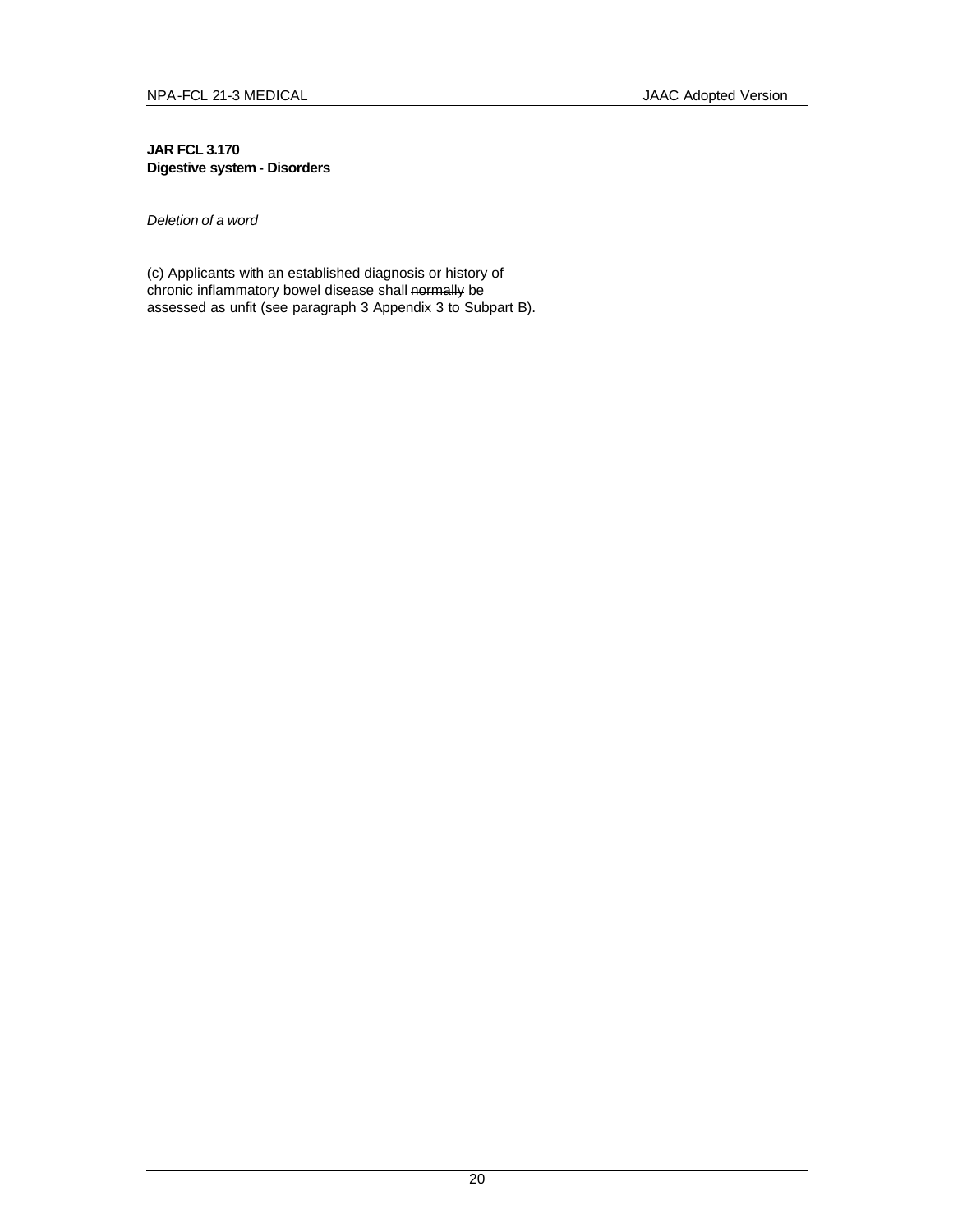**JAR FCL 3.170**
**Digestive system - Disorders**

*Deletion of a word*

(c) Applicants with an established diagnosis or history of chronic inflammatory bowel disease shall ~~normally~~ be assessed as unfit (see paragraph 3 Appendix 3 to Subpart B).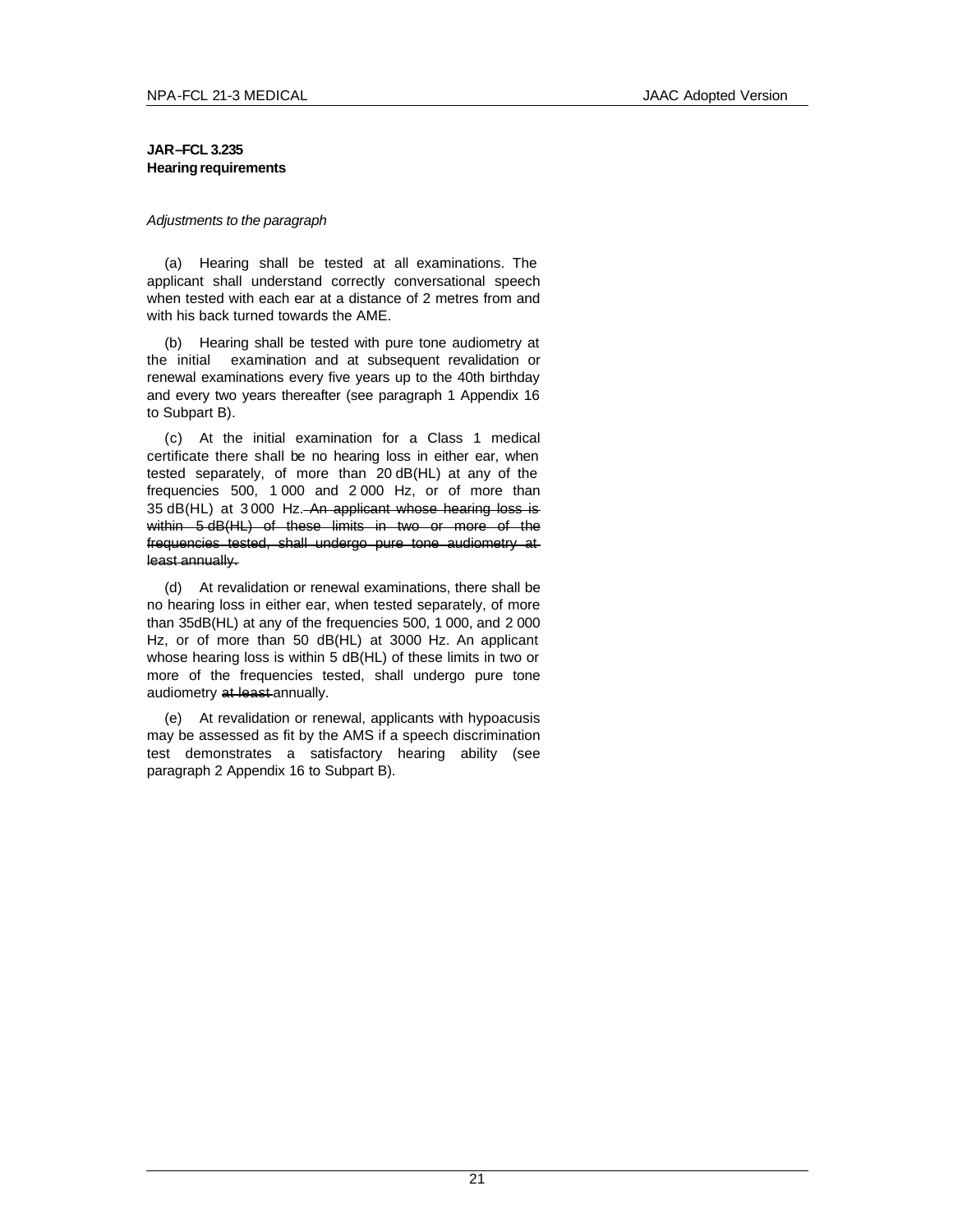**JAR–FCL 3.235**
**Hearing requirements**

*Adjustments to the paragraph*

(a) Hearing shall be tested at all examinations. The applicant shall understand correctly conversational speech when tested with each ear at a distance of 2 metres from and with his back turned towards the AME.

(b) Hearing shall be tested with pure tone audiometry at the initial examination and at subsequent revalidation or renewal examinations every five years up to the 40th birthday and every two years thereafter (see paragraph 1 Appendix 16 to Subpart B).

(c) At the initial examination for a Class 1 medical certificate there shall be no hearing loss in either ear, when tested separately, of more than 20 dB(HL) at any of the frequencies 500, 1 000 and 2 000 Hz, or of more than 35 dB(HL) at 3 000 Hz. ~~An applicant whose hearing loss is within 5 dB(HL) of these limits in two or more of the frequencies tested, shall undergo pure tone audiometry at least annually.~~

(d) At revalidation or renewal examinations, there shall be no hearing loss in either ear, when tested separately, of more than 35dB(HL) at any of the frequencies 500, 1 000, and 2 000 Hz, or of more than 50 dB(HL) at 3000 Hz. An applicant whose hearing loss is within 5 dB(HL) of these limits in two or more of the frequencies tested, shall undergo pure tone audiometry ~~at least~~ annually.

(e) At revalidation or renewal, applicants with hypoacusis may be assessed as fit by the AMS if a speech discrimination test demonstrates a satisfactory hearing ability (see paragraph 2 Appendix 16 to Subpart B).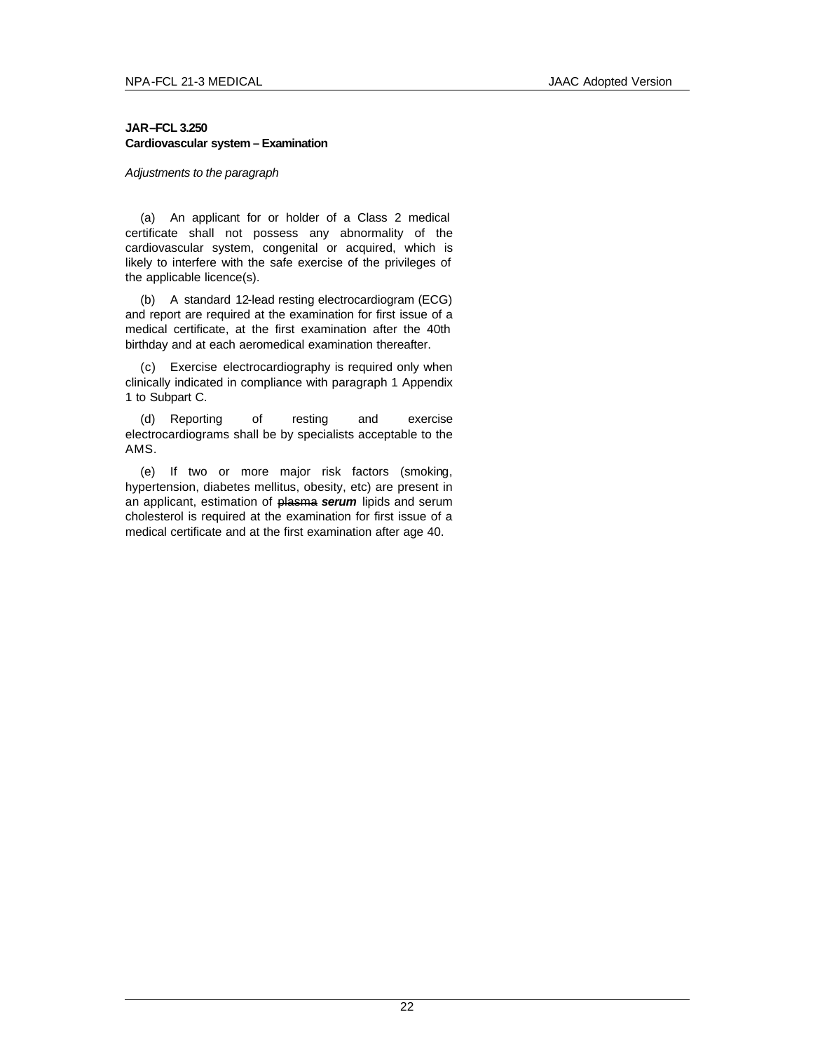**JAR–FCL 3.250**
**Cardiovascular system – Examination**

*Adjustments to the paragraph*

(a) An applicant for or holder of a Class 2 medical certificate shall not possess any abnormality of the cardiovascular system, congenital or acquired, which is likely to interfere with the safe exercise of the privileges of the applicable licence(s).

(b) A standard 12-lead resting electrocardiogram (ECG) and report are required at the examination for first issue of a medical certificate, at the first examination after the 40th birthday and at each aeromedical examination thereafter.

(c) Exercise electrocardiography is required only when clinically indicated in compliance with paragraph 1 Appendix 1 to Subpart C.

(d) Reporting of resting and exercise electrocardiograms shall be by specialists acceptable to the AMS.

(e) If two or more major risk factors (smoking, hypertension, diabetes mellitus, obesity, etc) are present in an applicant, estimation of ~~plasma~~ ***serum*** lipids and serum cholesterol is required at the examination for first issue of a medical certificate and at the first examination after age 40.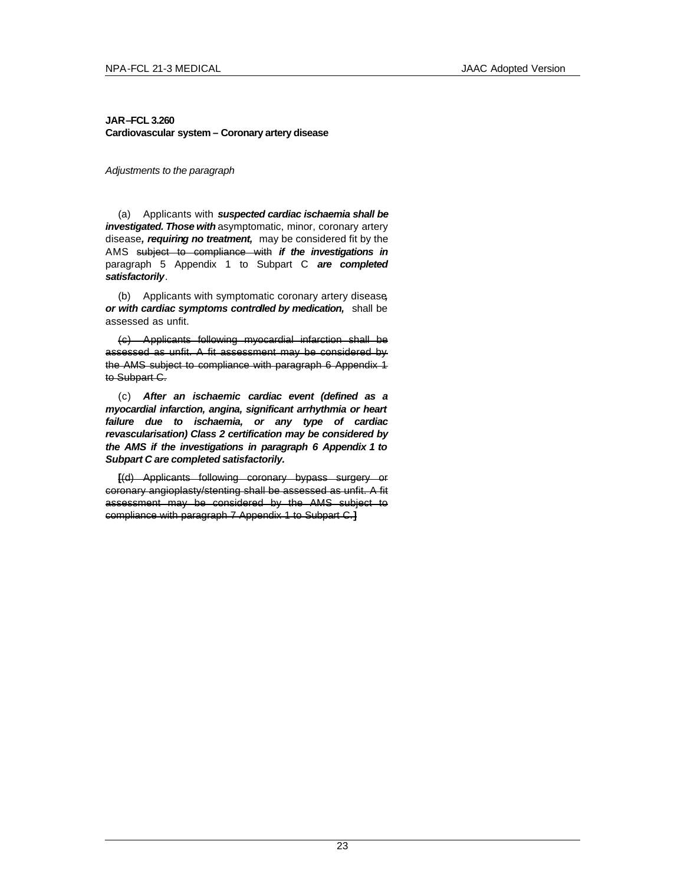**JAR–FCL 3.260**
**Cardiovascular system – Coronary artery disease**

*Adjustments to the paragraph*

(a) Applicants with ***suspected cardiac ischaemia shall be investigated. Those with*** asymptomatic, minor, coronary artery disease***, requiring no treatment,*** may be considered fit by the AMS ~~subject to compliance with~~ ***if the investigations in*** paragraph 5 Appendix 1 to Subpart C ***are completed satisfactorily***.

(b) Applicants with symptomatic coronary artery disease***, or with cardiac symptoms controlled by medication,*** shall be assessed as unfit.

~~(c) Applicants following myocardial infarction shall be assessed as unfit. A fit assessment may be considered by the AMS subject to compliance with paragraph 6 Appendix 1 to Subpart C.~~

(c) ***After an ischaemic cardiac event (defined as a myocardial infarction, angina, significant arrhythmia or heart failure due to ischaemia, or any type of cardiac revascularisation) Class 2 certification may be considered by the AMS if the investigations in paragraph 6 Appendix 1 to Subpart C are completed satisfactorily.***

**[**~~(d) Applicants following coronary bypass surgery or coronary angioplasty/stenting shall be assessed as unfit. A fit assessment may be considered by the AMS subject to compliance with paragraph 7 Appendix 1 to Subpart C.~~**]**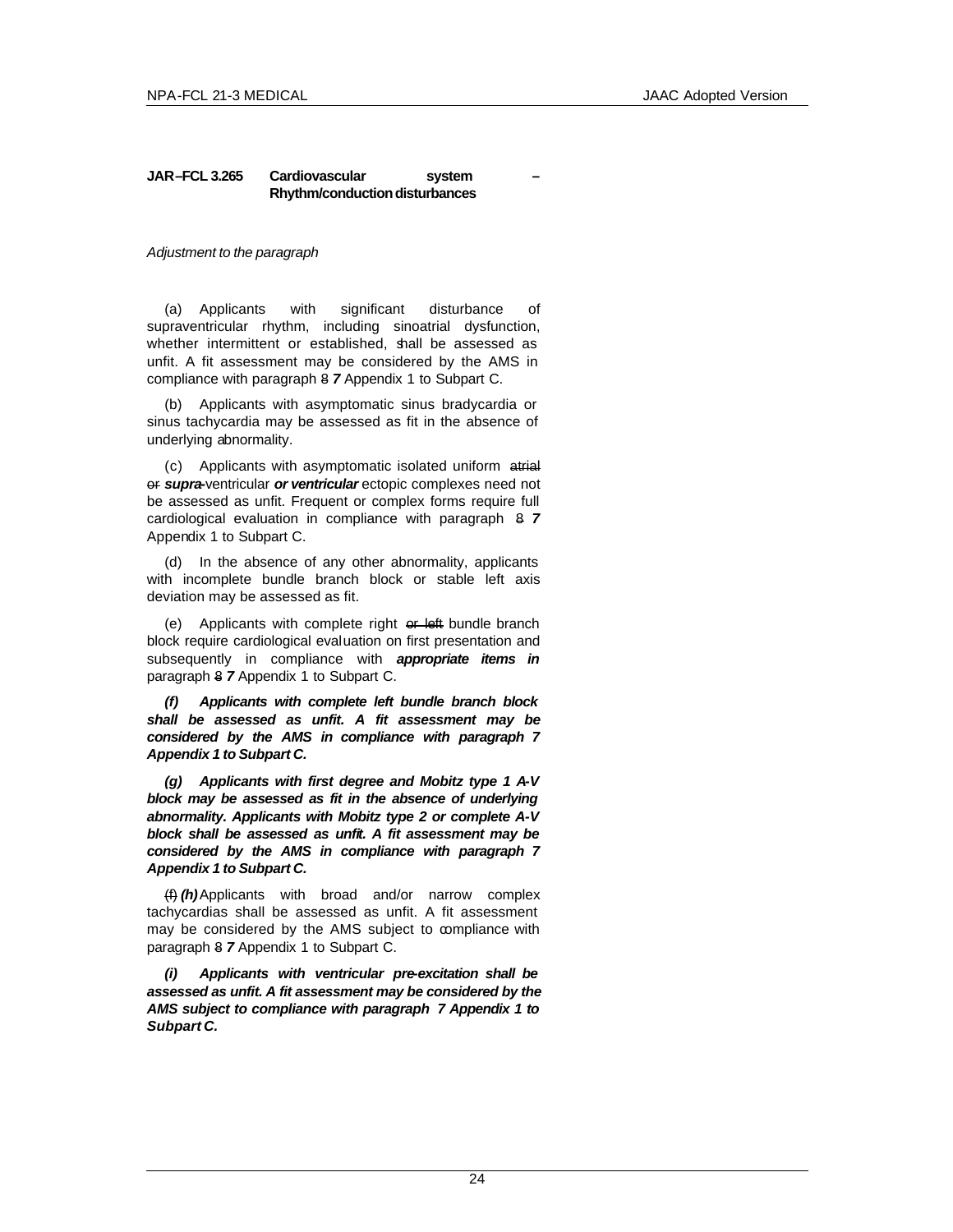**JAR–FCL 3.265 Cardiovascular system – Rhythm/conduction disturbances**

*Adjustment to the paragraph*

(a) Applicants with significant disturbance of supraventricular rhythm, including sinoatrial dysfunction, whether intermittent or established, shall be assessed as unfit. A fit assessment may be considered by the AMS in compliance with paragraph ~~8~~ ***7*** Appendix 1 to Subpart C.

(b) Applicants with asymptomatic sinus bradycardia or sinus tachycardia may be assessed as fit in the absence of underlying abnormality.

(c) Applicants with asymptomatic isolated uniform ~~atrial or~~ ***supra-***ventricular ***or ventricular*** ectopic complexes need not be assessed as unfit. Frequent or complex forms require full cardiological evaluation in compliance with paragraph ~~8~~ ***7*** Appendix 1 to Subpart C.

(d) In the absence of any other abnormality, applicants with incomplete bundle branch block or stable left axis deviation may be assessed as fit.

(e) Applicants with complete right ~~or left~~ bundle branch block require cardiological evaluation on first presentation and subsequently in compliance with ***appropriate items in*** paragraph ~~8~~ ***7*** Appendix 1 to Subpart C.

***(f) Applicants with complete left bundle branch block shall be assessed as unfit. A fit assessment may be considered by the AMS in compliance with paragraph 7 Appendix 1 to Subpart C.***

***(g) Applicants with first degree and Mobitz type 1 A-V block may be assessed as fit in the absence of underlying abnormality. Applicants with Mobitz type 2 or complete A-V block shall be assessed as unfit. A fit assessment may be considered by the AMS in compliance with paragraph 7 Appendix 1 to Subpart C.***

~~(f)~~ ***(h)*** Applicants with broad and/or narrow complex tachycardias shall be assessed as unfit. A fit assessment may be considered by the AMS subject to compliance with paragraph ~~8~~ ***7*** Appendix 1 to Subpart C.

***(i) Applicants with ventricular pre-excitation shall be assessed as unfit. A fit assessment may be considered by the AMS subject to compliance with paragraph 7 Appendix 1 to Subpart C.***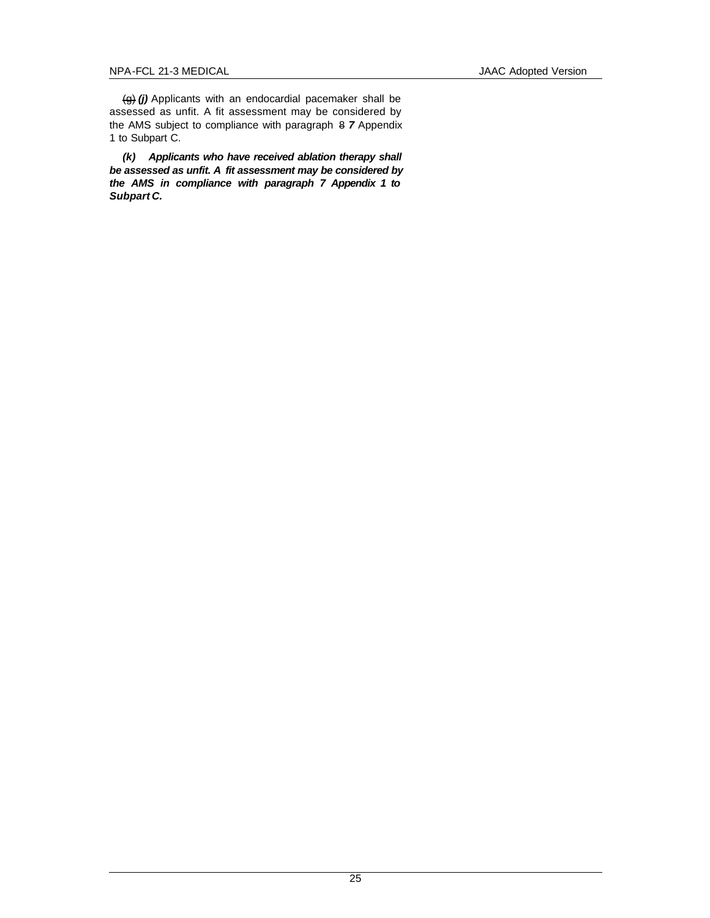~~(g)~~ ***(j)*** Applicants with an endocardial pacemaker shall be assessed as unfit. A fit assessment may be considered by the AMS subject to compliance with paragraph ~~8~~ ***7*** Appendix 1 to Subpart C.

***(k) Applicants who have received ablation therapy shall be assessed as unfit. A fit assessment may be considered by the AMS in compliance with paragraph 7 Appendix 1 to Subpart C.***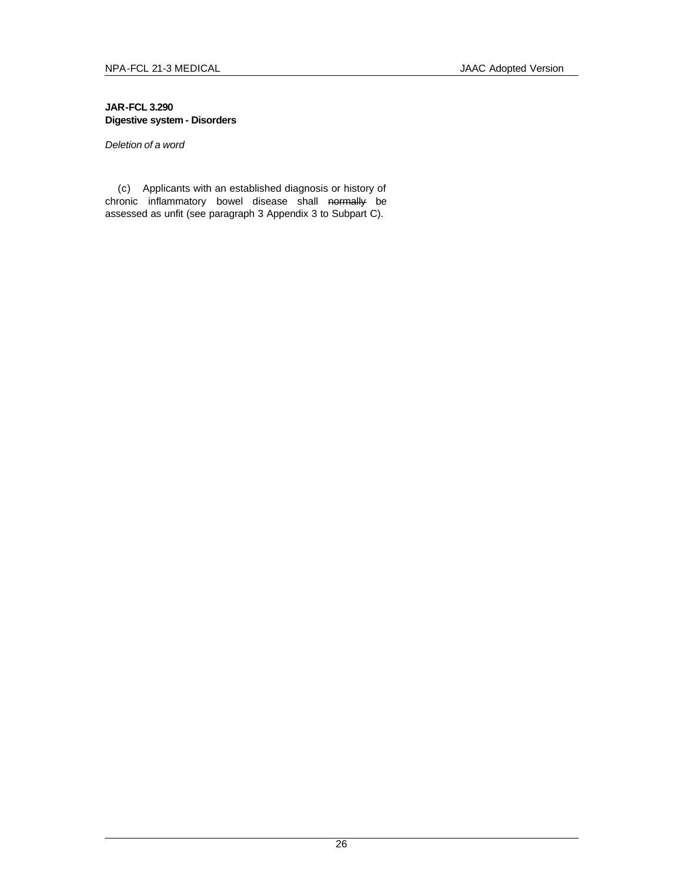**JAR-FCL 3.290**
**Digestive system - Disorders**

*Deletion of a word*

(c) Applicants with an established diagnosis or history of chronic inflammatory bowel disease shall ~~normally~~ be assessed as unfit (see paragraph 3 Appendix 3 to Subpart C).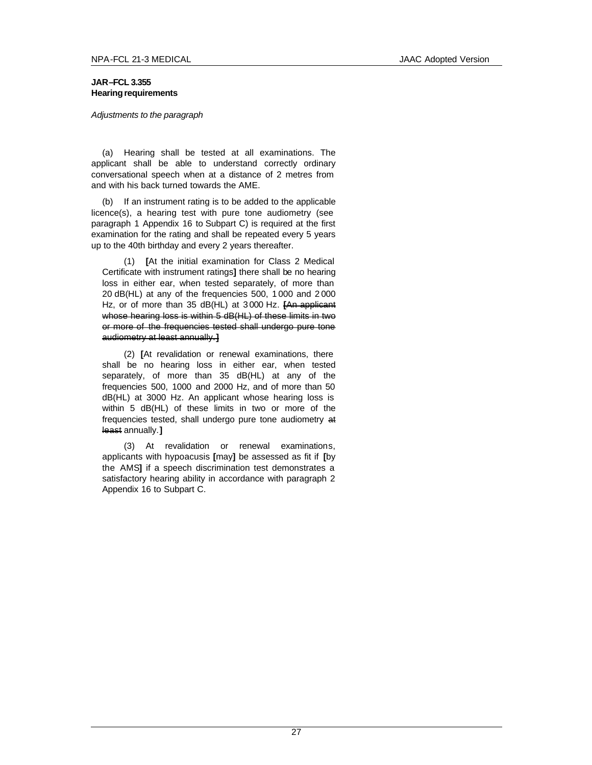**JAR–FCL 3.355**
**Hearing requirements**

*Adjustments to the paragraph*

(a) Hearing shall be tested at all examinations. The applicant shall be able to understand correctly ordinary conversational speech when at a distance of 2 metres from and with his back turned towards the AME.

(b) If an instrument rating is to be added to the applicable licence(s), a hearing test with pure tone audiometry (see paragraph 1 Appendix 16 to Subpart C) is required at the first examination for the rating and shall be repeated every 5 years up to the 40th birthday and every 2 years thereafter.

(1) **[**At the initial examination for Class 2 Medical Certificate with instrument ratings**]** there shall be no hearing loss in either ear, when tested separately, of more than 20 dB(HL) at any of the frequencies 500, 1 000 and 2 000 Hz, or of more than 35 dB(HL) at 3 000 Hz. ~~**[**An applicant whose hearing loss is within 5 dB(HL) of these limits in two or more of the frequencies tested shall undergo pure tone audiometry at least annually.**]**~~

(2) **[**At revalidation or renewal examinations, there shall be no hearing loss in either ear, when tested separately, of more than 35 dB(HL) at any of the frequencies 500, 1000 and 2000 Hz, and of more than 50 dB(HL) at 3000 Hz. An applicant whose hearing loss is within 5 dB(HL) of these limits in two or more of the frequencies tested, shall undergo pure tone audiometry ~~at least~~ annually.**]**

(3) At revalidation or renewal examinations, applicants with hypoacusis **[**may**]** be assessed as fit if **[**by the AMS**]** if a speech discrimination test demonstrates a satisfactory hearing ability in accordance with paragraph 2 Appendix 16 to Subpart C.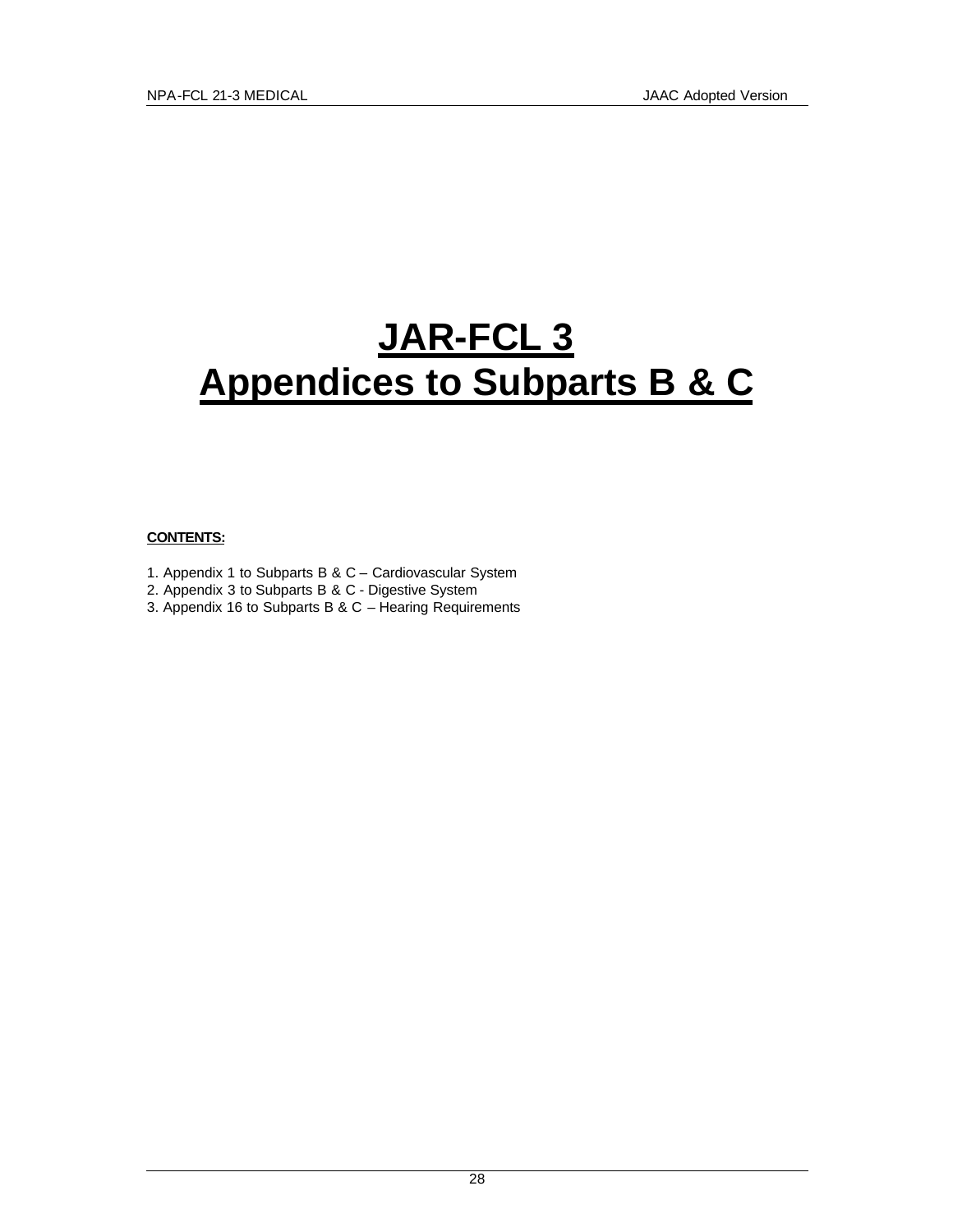# JAR-FCL 3
# Appendices to Subparts B & C

**CONTENTS:**

1. Appendix 1 to Subparts B & C – Cardiovascular System
2. Appendix 3 to Subparts B & C - Digestive System
3. Appendix 16 to Subparts B & C – Hearing Requirements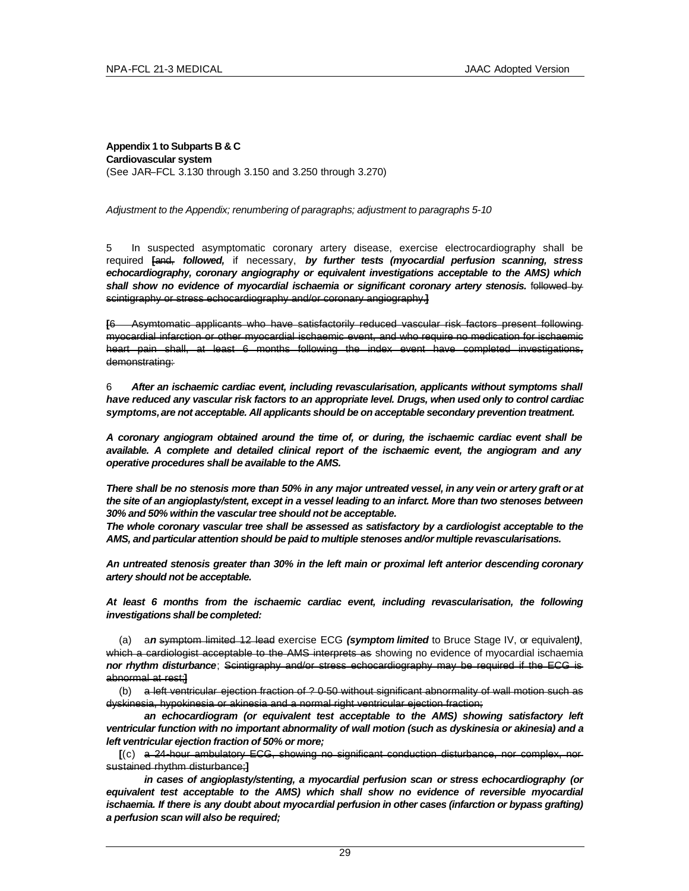**Appendix 1 to Subparts B & C**
**Cardiovascular system**
(See JAR–FCL 3.130 through 3.150 and 3.250 through 3.270)

*Adjustment to the Appendix; renumbering of paragraphs; adjustment to paragraphs 5-10*

5 In suspected asymptomatic coronary artery disease, exercise electrocardiography shall be required **[**~~and,~~ ***followed,*** if necessary, ***by further tests (myocardial perfusion scanning, stress echocardiography, coronary angiography or equivalent investigations acceptable to the AMS) which shall show no evidence of myocardial ischaemia or significant coronary artery stenosis.*** ~~followed by scintigraphy or stress echocardiography and/or coronary angiography.~~**]**

**[**~~6 Asymtomatic applicants who have satisfactorily reduced vascular risk factors present following myocardial infarction or other myocardial ischaemic event, and who require no medication for ischaemic heart pain shall, at least 6 months following the index event have completed investigations, demonstrating:~~

6 ***After an ischaemic cardiac event, including revascularisation, applicants without symptoms shall have reduced any vascular risk factors to an appropriate level. Drugs, when used only to control cardiac symptoms, are not acceptable. All applicants should be on acceptable secondary prevention treatment.***

***A coronary angiogram obtained around the time of, or during, the ischaemic cardiac event shall be available. A complete and detailed clinical report of the ischaemic event, the angiogram and any operative procedures shall be available to the AMS.***

***There shall be no stenosis more than 50% in any major untreated vessel, in any vein or artery graft or at the site of an angioplasty/stent, except in a vessel leading to an infarct. More than two stenoses between 30% and 50% within the vascular tree should not be acceptable.***
***The whole coronary vascular tree shall be assessed as satisfactory by a cardiologist acceptable to the AMS, and particular attention should be paid to multiple stenoses and/or multiple revascularisations.***

***An untreated stenosis greater than 30% in the left main or proximal left anterior descending coronary artery should not be acceptable.***

***At least 6 months from the ischaemic cardiac event, including revascularisation, the following investigations shall be completed:***

(a) a***n*** ~~symptom limited 12 lead~~ exercise ECG ***(symptom limited*** to Bruce Stage IV, or equivalent***)***, ~~which a cardiologist acceptable to the AMS interprets as~~ showing no evidence of myocardial ischaemia ***nor rhythm disturbance***; ~~Scintigraphy and/or stress echocardiography may be required if the ECG is abnormal at rest;~~**]**

(b) ~~a left ventricular ejection fraction of ? 0·50 without significant abnormality of wall motion such as dyskinesia, hypokinesia or akinesia and a normal right ventricular ejection fraction;~~

***an echocardiogram (or equivalent test acceptable to the AMS) showing satisfactory left ventricular function with no important abnormality of wall motion (such as dyskinesia or akinesia) and a left ventricular ejection fraction of 50% or more;***

**[**(c) ~~a 24-hour ambulatory ECG, showing no significant conduction disturbance, nor complex, nor sustained rhythm disturbance;~~**]**

***in cases of angioplasty/stenting, a myocardial perfusion scan or stress echocardiography (or equivalent test acceptable to the AMS) which shall show no evidence of reversible myocardial ischaemia. If there is any doubt about myocardial perfusion in other cases (infarction or bypass grafting) a perfusion scan will also be required;***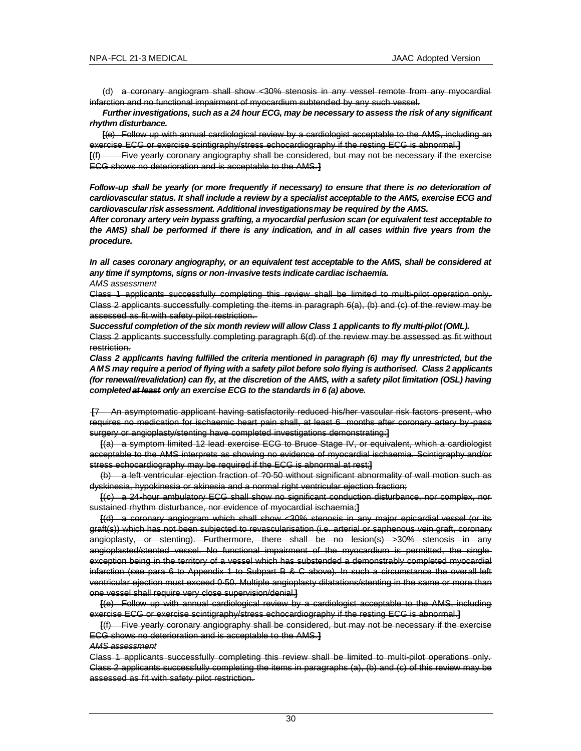(d) ~~a coronary angiogram shall show <30% stenosis in any vessel remote from any myocardial infarction and no functional impairment of myocardium subtended by any such vessel.~~

***Further investigations, such as a 24 hour ECG, may be necessary to assess the risk of any significant rhythm disturbance.***

**[**~~(e) Follow up with annual cardiological review by a cardiologist acceptable to the AMS, including an exercise ECG or exercise scintigraphy/stress echocardiography if the resting ECG is abnormal.~~**]**

**[**~~(f) Five yearly coronary angiography shall be considered, but may not be necessary if the exercise ECG shows no deterioration and is acceptable to the AMS.~~**]**

***Follow-up shall be yearly (or more frequently if necessary) to ensure that there is no deterioration of cardiovascular status. It shall include a review by a specialist acceptable to the AMS, exercise ECG and cardiovascular risk assessment. Additional investigations may be required by the AMS.***

***After coronary artery vein bypass grafting, a myocardial perfusion scan (or equivalent test acceptable to the AMS) shall be performed if there is any indication, and in all cases within five years from the procedure.***

***In all cases coronary angiography, or an equivalent test acceptable to the AMS, shall be considered at any time if symptoms, signs or non-invasive tests indicate cardiac ischaemia.***

*AMS assessment*

~~Class 1 applicants successfully completing this review shall be limited to multi-pilot operation only. Class 2 applicants successfully completing the items in paragraph 6(a), (b) and (c) of the review may be assessed as fit with safety pilot restriction.~~

***Successful completion of the six month review will allow Class 1 applicants to fly multi-pilot (OML).***

~~Class 2 applicants successfully completing paragraph 6(d) of the review may be assessed as fit without restriction.~~

***Class 2 applicants having fulfilled the criteria mentioned in paragraph (6) may fly unrestricted, but the AMS may require a period of flying with a safety pilot before solo flying is authorised. Class 2 applicants (for renewal/revalidation) can fly, at the discretion of the AMS, with a safety pilot limitation (OSL) having completed ~~at least~~ only an exercise ECG to the standards in 6 (a) above.***

**[**~~7 An asymptomatic applicant having satisfactorily reduced his/her vascular risk factors present, who requires no medication for ischaemic heart pain shall, at least 6 months after coronary artery by-pass surgery or angioplasty/stenting have completed investigations demonstrating:~~**]**

**[**~~(a) a symptom limited 12 lead exercise ECG to Bruce Stage IV, or equivalent, which a cardiologist acceptable to the AMS interprets as showing no evidence of myocardial ischaemia. Scintigraphy and/or stress echocardiography may be required if the ECG is abnormal at rest;~~**]**

~~(b) a left ventricular ejection fraction of ?0·50 without significant abnormality of wall motion such as dyskinesia, hypokinesia or akinesia and a normal right ventricular ejection fraction;~~

**[**~~(c) a 24-hour ambulatory ECG shall show no significant conduction disturbance, nor complex, nor sustained rhythm disturbance, nor evidence of myocardial ischaemia;~~**]**

**[**~~(d) a coronary angiogram which shall show <30% stenosis in any major epicardial vessel (or its graft(s)) which has not been subjected to revascularisation (i.e. arterial or saphenous vein graft, coronary angioplasty, or stenting). Furthermore, there shall be no lesion(s) >30% stenosis in any angioplasted/stented vessel. No functional impairment of the myocardium is permitted, the single exception being in the territory of a vessel which has substended a demonstrably completed myocardial infarction (see para 6 to Appendix 1 to Subpart B & C above). In such a circumstance the overall left ventricular ejection must exceed 0·50. Multiple angioplasty dilatations/stenting in the same or more than one vessel shall require very close supervision/denial.~~**]**

**[**~~(e) Follow up with annual cardiological review by a cardiologist acceptable to the AMS, including exercise ECG or exercise scintigraphy/stress echocardiography if the resting ECG is abnormal.~~**]**

**[**~~(f) Five yearly coronary angiography shall be considered, but may not be necessary if the exercise ECG shows no deterioration and is acceptable to the AMS.~~**]**

~~*AMS assessment*~~

~~Class 1 applicants successfully completing this review shall be limited to multi-pilot operations only. Class 2 applicants successfully completing the items in paragraphs (a), (b) and (c) of this review may be assessed as fit with safety pilot restriction.~~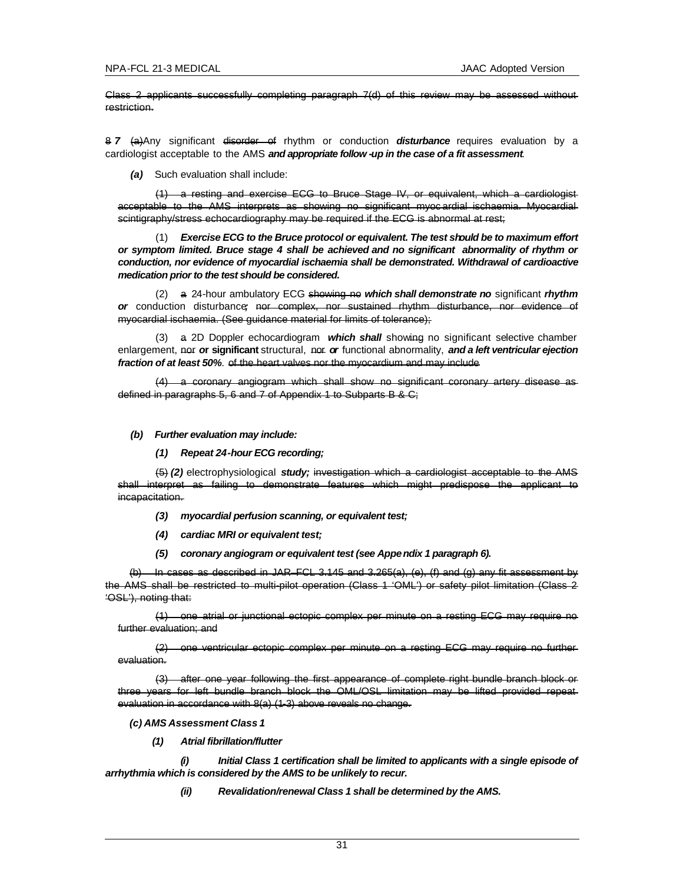~~Class 2 applicants successfully completing paragraph 7(d) of this review may be assessed without restriction.~~

~~8~~ ***7*** ~~(a)~~Any significant ~~disorder of~~ rhythm or conduction ***disturbance*** requires evaluation by a cardiologist acceptable to the AMS ***and appropriate follow-up in the case of a fit assessment***.

***(a)*** Such evaluation shall include:

~~(1) a resting and exercise ECG to Bruce Stage IV, or equivalent, which a cardiologist acceptable to the AMS interprets as showing no significant myocardial ischaemia. Myocardial scintigraphy/stress echocardiography may be required if the ECG is abnormal at rest;~~

(1) ***Exercise ECG to the Bruce protocol or equivalent. The test should be to maximum effort or symptom limited. Bruce stage 4 shall be achieved and no significant abnormality of rhythm or conduction, nor evidence of myocardial ischaemia shall be demonstrated. Withdrawal of cardioactive medication prior to the test should be considered.***

(2) ~~a~~ 24-hour ambulatory ECG ~~showing no~~ ***which shall demonstrate no*** significant ***rhythm or*** conduction disturbance~~; nor complex, nor sustained rhythm disturbance, nor evidence of myocardial ischaemia. (See guidance material for limits of tolerance);~~

(3) ~~a~~ 2D Doppler echocardiogram ***which shall*** show~~ing~~ no significant selective chamber enlargement, ~~nor~~ ***or* significant** structural, ~~nor~~ ***or*** functional abnormality, ***and a left ventricular ejection fraction of at least 50%***. ~~of the heart valves nor the myocardium and may include~~

~~(4) a coronary angiogram which shall show no significant coronary artery disease as defined in paragraphs 5, 6 and 7 of Appendix 1 to Subparts B & C;~~

***(b) Further evaluation may include:***

***(1) Repeat 24-hour ECG recording;***

~~(5)~~ ***(2)*** electrophysiological ***study;*** ~~investigation which a cardiologist acceptable to the AMS shall interpret as failing to demonstrate features which might predispose the applicant to incapacitation.~~

***(3) myocardial perfusion scanning, or equivalent test;***

***(4) cardiac MRI or equivalent test;***

***(5) coronary angiogram or equivalent test (see Appendix 1 paragraph 6).***

~~(b) In cases as described in JAR–FCL 3.145 and 3.265(a), (e), (f) and (g) any fit assessment by the AMS shall be restricted to multi-pilot operation (Class 1 'OML') or safety pilot limitation (Class 2 'OSL'), noting that:~~

~~(1) one atrial or junctional ectopic complex per minute on a resting ECG may require no further evaluation; and~~

~~(2) one ventricular ectopic complex per minute on a resting ECG may require no further evaluation.~~

~~(3) after one year following the first appearance of complete right bundle branch block or three years for left bundle branch block the OML/OSL limitation may be lifted provided repeat evaluation in accordance with 8(a) (1-3) above reveals no change.~~

***(c) AMS Assessment Class 1***

***(1) Atrial fibrillation/flutter***

***(i) Initial Class 1 certification shall be limited to applicants with a single episode of arrhythmia which is considered by the AMS to be unlikely to recur.***

***(ii) Revalidation/renewal Class 1 shall be determined by the AMS.***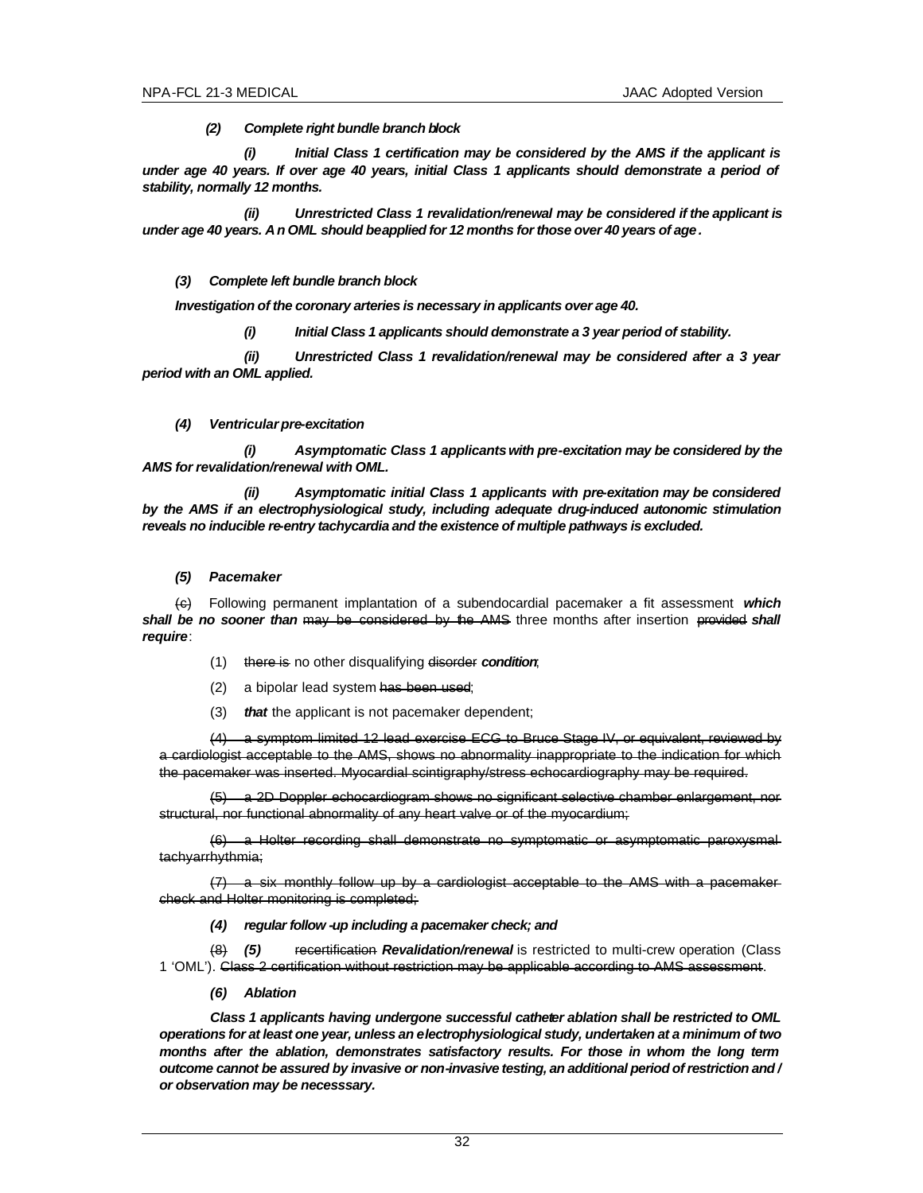***(2) Complete right bundle branch block***

***(i) Initial Class 1 certification may be considered by the AMS if the applicant is under age 40 years. If over age 40 years, initial Class 1 applicants should demonstrate a period of stability, normally 12 months.***

***(ii) Unrestricted Class 1 revalidation/renewal may be considered if the applicant is under age 40 years. An OML should be applied for 12 months for those over 40 years of age.***

***(3) Complete left bundle branch block***

***Investigation of the coronary arteries is necessary in applicants over age 40.***

***(i) Initial Class 1 applicants should demonstrate a 3 year period of stability.***

***(ii) Unrestricted Class 1 revalidation/renewal may be considered after a 3 year period with an OML applied.***

***(4) Ventricular pre-excitation***

***(i) Asymptomatic Class 1 applicants with pre-excitation may be considered by the AMS for revalidation/renewal with OML.***

***(ii) Asymptomatic initial Class 1 applicants with pre-exitation may be considered by the AMS if an electrophysiological study, including adequate drug-induced autonomic stimulation reveals no inducible re-entry tachycardia and the existence of multiple pathways is excluded.***

***(5) Pacemaker***

~~(c)~~ Following permanent implantation of a subendocardial pacemaker a fit assessment ***which shall be no sooner than*** ~~may be considered by the AMS~~ three months after insertion ~~provided~~ ***shall require***:

(1) ~~there is~~ no other disqualifying ~~disorder~~ ***condition***;

(2) a bipolar lead system ~~has been used~~;

(3) ***that*** the applicant is not pacemaker dependent;

~~(4) a symptom limited 12 lead exercise ECG to Bruce Stage IV, or equivalent, reviewed by a cardiologist acceptable to the AMS, shows no abnormality inappropriate to the indication for which the pacemaker was inserted. Myocardial scintigraphy/stress echocardiography may be required.~~

~~(5) a 2D Doppler echocardiogram shows no significant selective chamber enlargement, nor structural, nor functional abnormality of any heart valve or of the myocardium;~~

~~(6) a Holter recording shall demonstrate no symptomatic or asymptomatic paroxysmal tachyarrhythmia;~~

~~(7) a six monthly follow up by a cardiologist acceptable to the AMS with a pacemaker check and Holter monitoring is completed;~~

***(4) regular follow-up including a pacemaker check; and***

~~(8)~~ ***(5)*** ~~recertification~~ ***Revalidation/renewal*** is restricted to multi-crew operation (Class 1 'OML'). ~~Class 2 certification without restriction may be applicable according to AMS assessment~~.

***(6) Ablation***

***Class 1 applicants having undergone successful catheter ablation shall be restricted to OML operations for at least one year, unless an electrophysiological study, undertaken at a minimum of two months after the ablation, demonstrates satisfactory results. For those in whom the long term outcome cannot be assured by invasive or non-invasive testing, an additional period of restriction and / or observation may be necesssary.***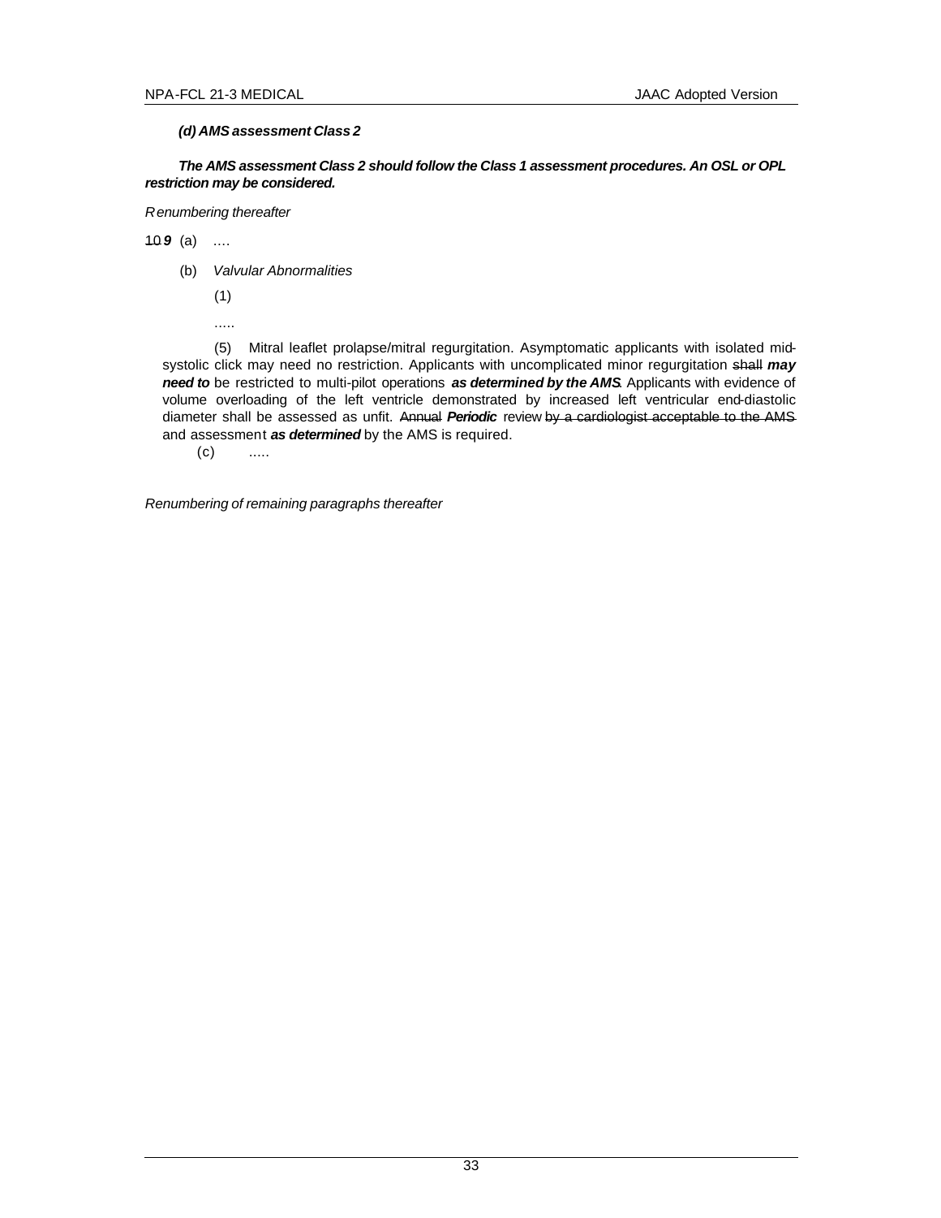***(d) AMS assessment Class 2***

***The AMS assessment Class 2 should follow the Class 1 assessment procedures. An OSL or OPL restriction may be considered.***

*Renumbering thereafter*

~~10~~***9*** (a) ....

(b) *Valvular Abnormalities*

(1)

.....

(5) Mitral leaflet prolapse/mitral regurgitation. Asymptomatic applicants with isolated mid-systolic click may need no restriction. Applicants with uncomplicated minor regurgitation ~~shall~~ ***may need to*** be restricted to multi-pilot operations ***as determined by the AMS***. Applicants with evidence of volume overloading of the left ventricle demonstrated by increased left ventricular end-diastolic diameter shall be assessed as unfit. ~~Annual~~ ***Periodic*** review ~~by a cardiologist acceptable to the AMS~~ and assessment ***as determined*** by the AMS is required.

(c) .....

*Renumbering of remaining paragraphs thereafter*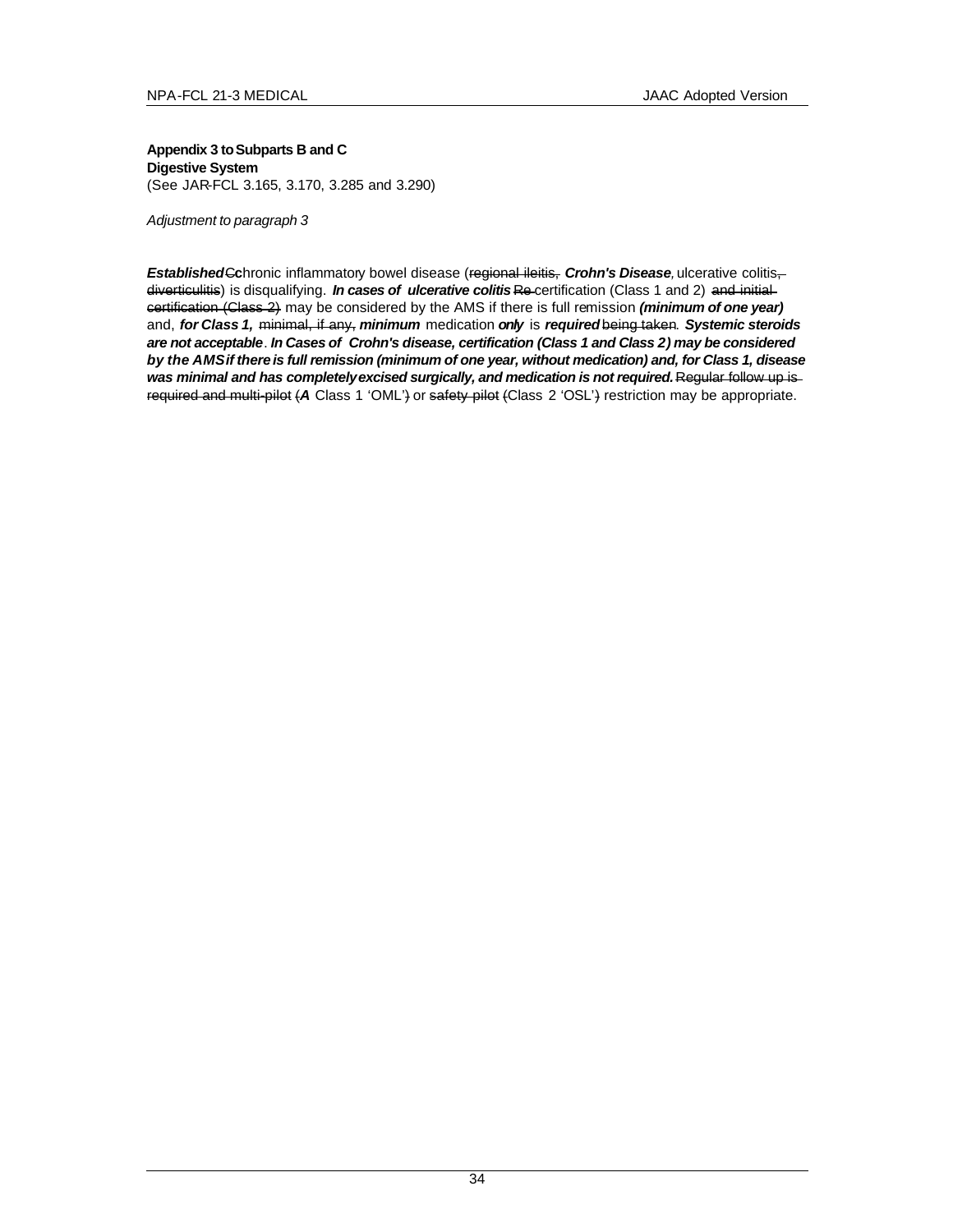**Appendix 3 to Subparts B and C**
**Digestive System**
(See JAR-FCL 3.165, 3.170, 3.285 and 3.290)

*Adjustment to paragraph 3*

***Established*** ~~C~~**c**hronic inflammatory bowel disease (~~regional ileitis,~~ ***Crohn's Disease****,* ulcerative colitis~~, diverticulitis~~) is disqualifying. ***In cases of ulcerative colitis*** ~~Re-~~certification (Class 1 and 2) ~~and initial certification (Class 2)~~ may be considered by the AMS if there is full remission ***(minimum of one year)*** and, ***for Class 1,*** ~~minimal, if any,~~ ***minimum*** medication ***only*** is ***required*** ~~being taken~~. ***Systemic steroids are not acceptable***. ***In Cases of Crohn's disease, certification (Class 1 and Class 2) may be considered by the AMS if there is full remission (minimum of one year, without medication) and, for Class 1, disease was minimal and has completely excised surgically, and medication is not required.*** ~~Regular follow up is required and multi-pilot (~~***A*** Class 1 'OML'~~)~~ or ~~safety pilot (~~Class 2 'OSL'~~)~~ restriction may be appropriate.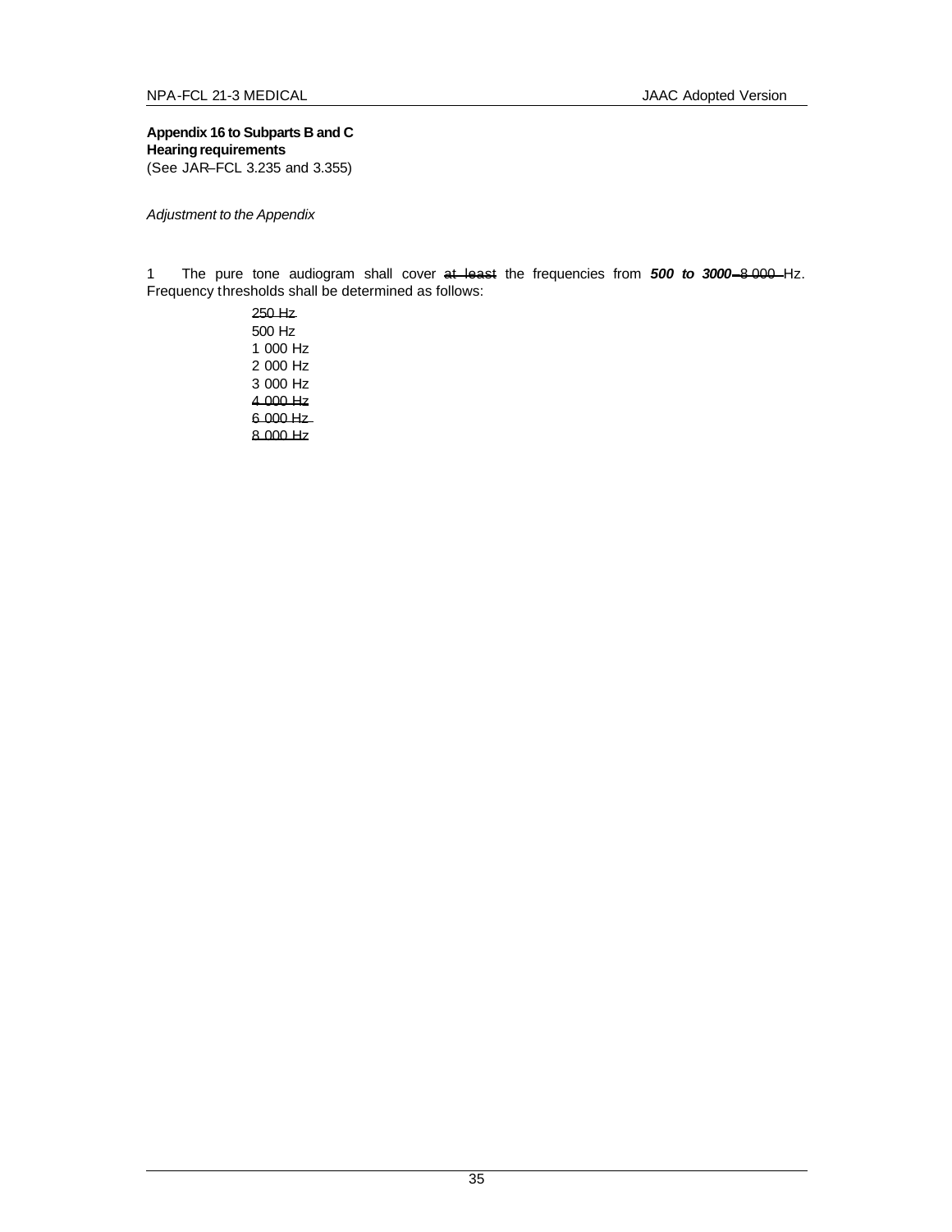**Appendix 16 to Subparts B and C**
**Hearing requirements**
(See JAR–FCL 3.235 and 3.355)

*Adjustment to the Appendix*

1 The pure tone audiogram shall cover ~~at least~~ the frequencies from ***500 to 3000*** ~~8 000~~ Hz. Frequency thresholds shall be determined as follows:

~~250 Hz~~
500 Hz
1 000 Hz
2 000 Hz
3 000 Hz
~~4 000 Hz~~
~~6 000 Hz~~
~~8 000 Hz~~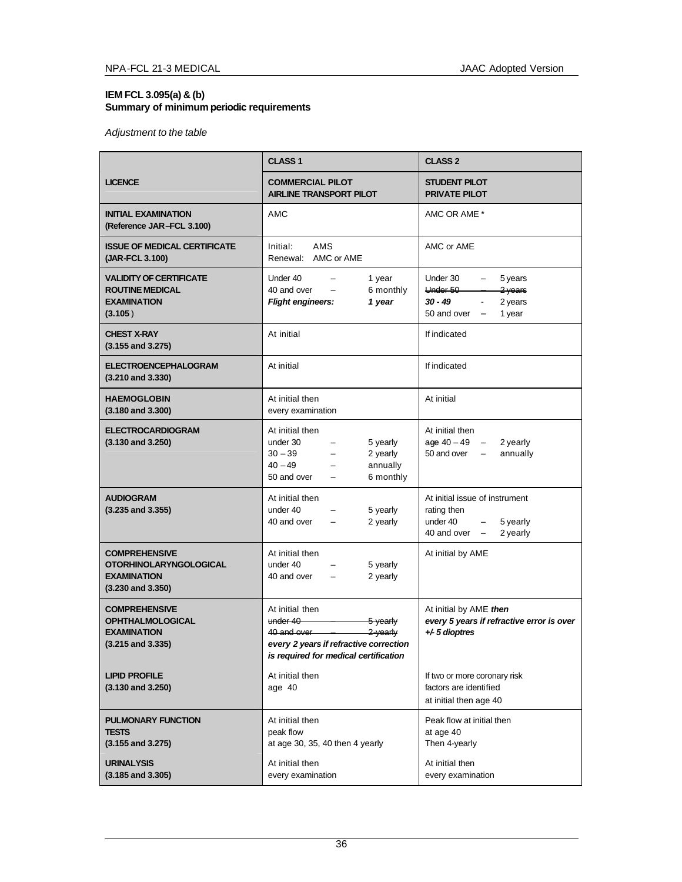**IEM FCL 3.095(a) & (b)**
**Summary of minimum ~~periodic~~ requirements**

*Adjustment to the table*

| | **CLASS 1** | **CLASS 2** |
|---|---|---|
| **LICENCE** | **COMMERCIAL PILOT**<br>**AIRLINE TRANSPORT PILOT** | **STUDENT PILOT**<br>**PRIVATE PILOT** |
| **INITIAL EXAMINATION**<br>**(Reference JAR–FCL 3.100)** | AMC | AMC OR AME * |
| **ISSUE OF MEDICAL CERTIFICATE**<br>**(JAR-FCL 3.100)** | Initial: AMS<br>Renewal: AMC or AME | AMC or AME |
| **VALIDITY OF CERTIFICATE**<br>**ROUTINE MEDICAL**<br>**EXAMINATION**<br>**(3.105)** | Under 40 – 1 year<br>40 and over – 6 monthly<br>***Flight engineers: 1 year*** | Under 30 – 5 years<br>~~Under 50 – 2 years~~<br>***30 - 49*** - 2 years<br>50 and over – 1 year |
| **CHEST X-RAY**<br>**(3.155 and 3.275)** | At initial | If indicated |
| **ELECTROENCEPHALOGRAM**<br>**(3.210 and 3.330)** | At initial | If indicated |
| **HAEMOGLOBIN**<br>**(3.180 and 3.300)** | At initial then<br>every examination | At initial |
| **ELECTROCARDIOGRAM**<br>**(3.130 and 3.250)** | At initial then<br>under 30 – 5 yearly<br>30 – 39 – 2 yearly<br>40 – 49 – annually<br>50 and over – 6 monthly | At initial then<br>~~age~~ 40 – 49 – 2 yearly<br>50 and over – annually |
| **AUDIOGRAM**<br>**(3.235 and 3.355)** | At initial then<br>under 40 – 5 yearly<br>40 and over – 2 yearly | At initial issue of instrument rating then<br>under 40 – 5 yearly<br>40 and over – 2 yearly |
| **COMPREHENSIVE**<br>**OTORHINOLARYNGOLOGICAL**<br>**EXAMINATION**<br>**(3.230 and 3.350)** | At initial then<br>under 40 – 5 yearly<br>40 and over – 2 yearly | At initial by AME |
| **COMPREHENSIVE**<br>**OPHTHALMOLOGICAL**<br>**EXAMINATION**<br>**(3.215 and 3.335)** | At initial then<br>~~under 40 – 5 yearly~~<br>~~40 and over – 2 yearly~~<br>***every 2 years if refractive correction is required for medical certification*** | At initial by AME ***then every 5 years if refractive error is over +/- 5 dioptres*** |
| **LIPID PROFILE**<br>**(3.130 and 3.250)** | At initial then<br>age 40 | If two or more coronary risk factors are identified<br>at initial then age 40 |
| **PULMONARY FUNCTION**<br>**TESTS**<br>**(3.155 and 3.275)** | At initial then<br>peak flow<br>at age 30, 35, 40 then 4 yearly | Peak flow at initial then<br>at age 40<br>Then 4-yearly |
| **URINALYSIS**<br>**(3.185 and 3.305)** | At initial then<br>every examination | At initial then<br>every examination |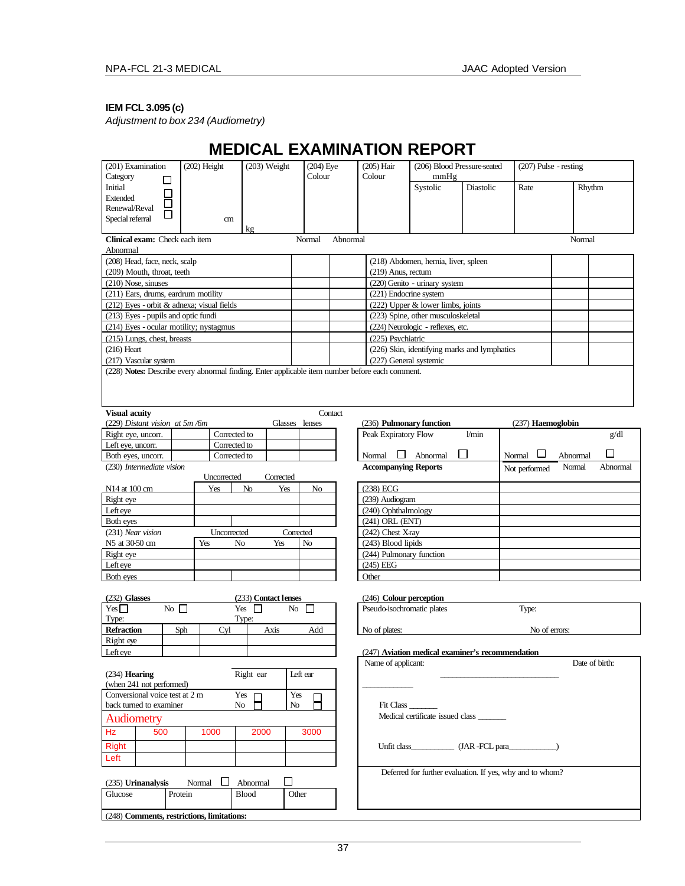**IEM FCL 3.095 (c)**

*Adjustment to box 234 (Audiometry)*

# MEDICAL EXAMINATION REPORT

| (201) Examination Category ☐<br>Initial ☐<br>Extended ☐<br>Renewal/Reval ☐<br>Special referral ☐ | (202) Height<br><br>cm | (203) Weight<br><br>kg | (204) Eye Colour | (205) Hair Colour | (206) Blood Pressure-seated mmHg | | (207) Pulse - resting | |
|---|---|---|---|---|---|---|---|---|
| | | | | | Systolic | Diastolic | Rate | Rhythm |

**Clinical exam:** Check each item

| | Normal | Abnormal | | Normal | Abnormal |
|---|---|---|---|---|---|
| (208) Head, face, neck, scalp | | | (218) Abdomen, hernia, liver, spleen | | |
| (209) Mouth, throat, teeth | | | (219) Anus, rectum | | |
| (210) Nose, sinuses | | | (220) Genito - urinary system | | |
| (211) Ears, drums, eardrum motility | | | (221) Endocrine system | | |
| (212) Eyes - orbit & adnexa; visual fields | | | (222) Upper & lower limbs, joints | | |
| (213) Eyes - pupils and optic fundi | | | (223) Spine, other musculoskeletal | | |
| (214) Eyes - ocular motility; nystagmus | | | (224) Neurologic - reflexes, etc. | | |
| (215) Lungs, chest, breasts | | | (225) Psychiatric | | |
| (216) Heart | | | (226) Skin, identifying marks and lymphatics | | |
| (217) Vascular system | | | (227) General systemic | | |

(228) **Notes:** Describe every abnormal finding. Enter applicable item number before each comment.

**Visual acuity**

(229) *Distant vision at 5m /6m*

| | | | Glasses | Contact lenses |
|---|---|---|---|---|
| Right eye, uncorr. | | Corrected to | | |
| Left eye, uncorr. | | Corrected to | | |
| Both eyes, uncorr. | | Corrected to | | |

(230) *Intermediate vision*

| | Uncorrected | | Corrected | |
|---|---|---|---|---|
| N14 at 100 cm | Yes | No | Yes | No |
| Right eye | | | | |
| Left eye | | | | |
| Both eyes | | | | |

(231) *Near vision*

| | Uncorrected | | Corrected | |
|---|---|---|---|---|
| N5 at 30-50 cm | Yes | No | Yes | No |
| Right eye | | | | |
| Left eye | | | | |
| Both eyes | | | | |

(236) **Pulmonary function**

Peak Expiratory Flow l/min

Normal ☐ Abnormal ☐

(237) **Haemoglobin**

g/dl

Normal ☐ Abnormal ☐

| **Accompanying Reports** | Not performed | Normal | Abnormal |
|---|---|---|---|
| (238) ECG | | | |
| (239) Audiogram | | | |
| (240) Ophthalmology | | | |
| (241) ORL (ENT) | | | |
| (242) Chest X-ray | | | |
| (243) Blood lipids | | | |
| (244) Pulmonary function | | | |
| (245) EEG | | | |
| Other | | | |

(232) **Glasses**

Yes ☐ No ☐

Type:

(233) **Contact lenses**

Yes ☐ No ☐

Type:

| **Refraction** | Sph | Cyl | Axis | Add |
|---|---|---|---|---|
| Right eye | | | | |
| Left eye | | | | |

(246) **Colour perception**

Pseudo-isochromatic plates Type:

No of plates: No of errors:

(234) **Hearing** (when 241 not performed)

| | Right ear | Left ear |
|---|---|---|
| Conversional voice test at 2 m back turned to examiner | Yes ☐<br>No ☐ | Yes ☐<br>No ☐ |

**Audiometry**

| Hz | 500 | 1000 | 2000 | 3000 |
|---|---|---|---|---|
| Right | | | | |
| Left | | | | |

(247) **Aviation medical examiner's recommendation**

Name of applicant: ______________________________ Date of birth: ____________

Fit Class _______

Medical certificate issued class _______

Unfit class__________ (JAR-FCL para___________)

Deferred for further evaluation. If yes, why and to whom?

(235) **Urinanalysis** Normal ☐ Abnormal ☐

| Glucose | Protein | Blood | Other |
|---|---|---|---|
| | | | |

(248) **Comments, restrictions, limitations:**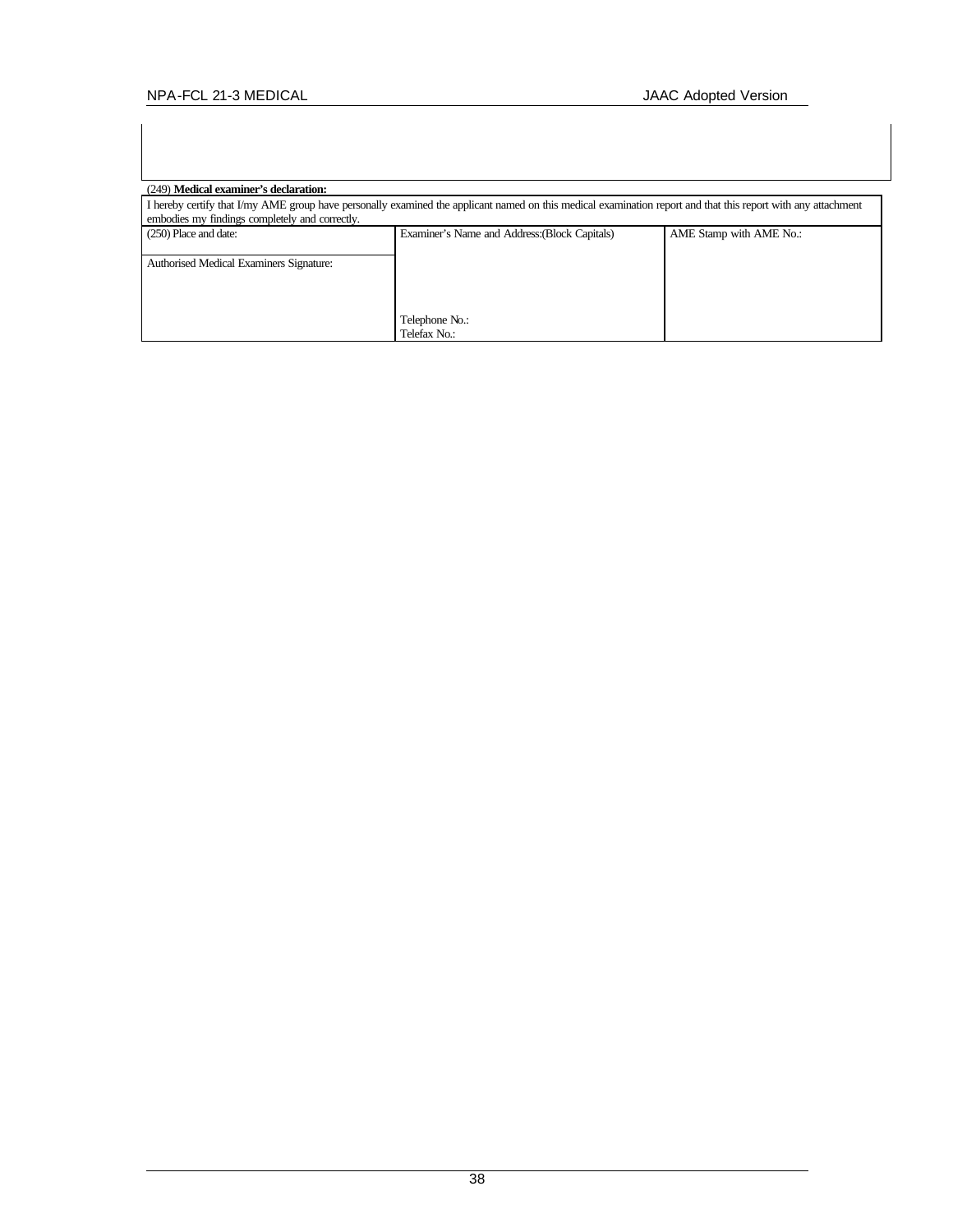(249) **Medical examiner's declaration:**

I hereby certify that I/my AME group have personally examined the applicant named on this medical examination report and that this report with any attachment embodies my findings completely and correctly.

| (250) Place and date: | Examiner's Name and Address:(Block Capitals) | AME Stamp with AME No.: |
|---|---|---|
| Authorised Medical Examiners Signature: | Telephone No.:<br>Telefax No.: | |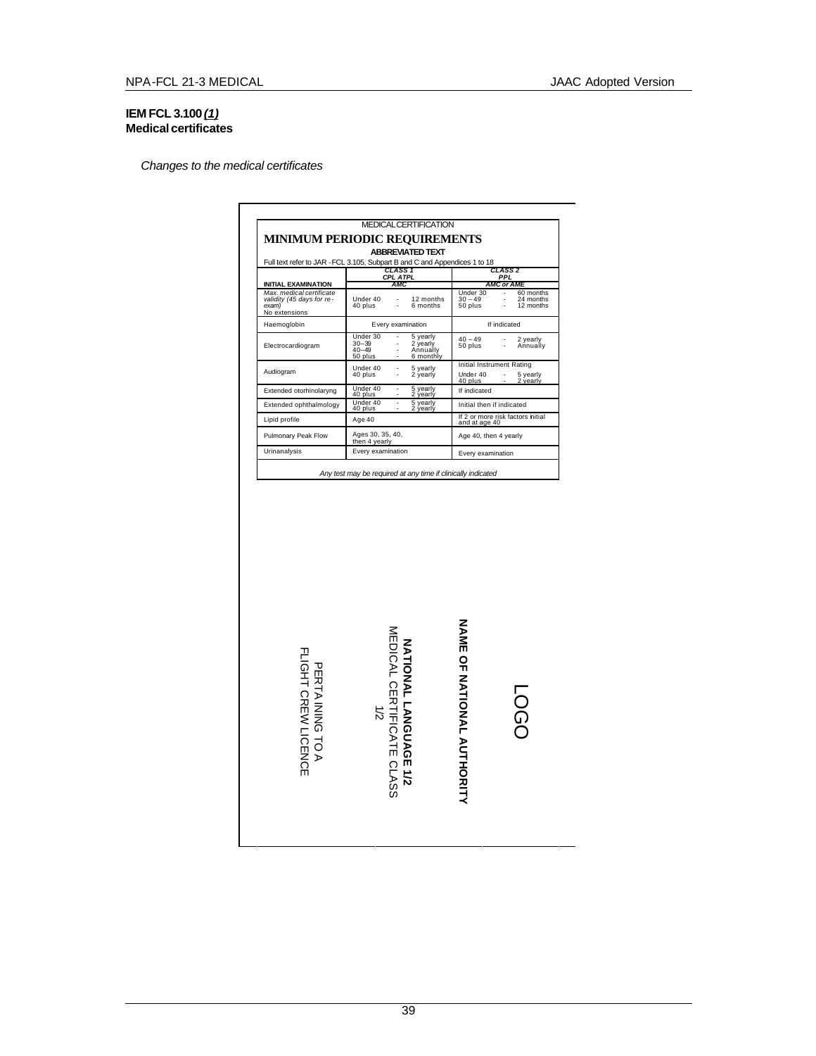**IEM FCL 3.100** ***(1)***
**Medical certificates**

*Changes to the medical certificates*

MEDICAL CERTIFICATION

# MINIMUM PERIODIC REQUIREMENTS

**ABBREVIATED TEXT**

Full text refer to JAR - FCL 3.105, Subpart B and C and Appendices 1 to 18

| | CLASS 1 CPL ATPL | CLASS 2 PPL |
|---|---|---|
| **INITIAL EXAMINATION** | AMC | AMC or AME |
| *Max. medical certificate validity (45 days for re-exam)* No extensions | Under 40 - 12 months<br>40 plus - 6 months | Under 30 - 60 months<br>30 – 49 - 24 months<br>50 plus - 12 months |
| Haemoglobin | Every examination | If indicated |
| Electrocardiogram | Under 30 - 5 yearly<br>30–39 - 2 yearly<br>40–49 - Annually<br>50 plus - 6 monthly | 40 – 49 - 2 yearly<br>50 plus - Annually |
| Audiogram | Under 40 - 5 yearly<br>40 plus - 2 yearly | Initial Instrument Rating<br>Under 40 - 5 yearly<br>40 plus - 2 yearly |
| Extended otorhinolaryng | Under 40 - 5 yearly<br>40 plus - 2 yearly | If indicated |
| Extended ophthalmology | Under 40 - 5 yearly<br>40 plus - 2 yearly | Initial then if indicated |
| Lipid profile | Age 40 | If 2 or more risk factors initial and at age 40 |
| Pulmonary Peak Flow | Ages 30, 35, 40, then 4 yearly | Age 40, then 4 yearly |
| Urinanalysis | Every examination | Every examination |

*Any test may be required at any time if clinically indicated*

LOGO

**NAME OF NATIONAL AUTHORITY**

**NATIONAL LANGUAGE 1/2**
MEDICAL CERTIFICATE CLASS 1/2

PERTAINING TO A
FLIGHT CREW LICENCE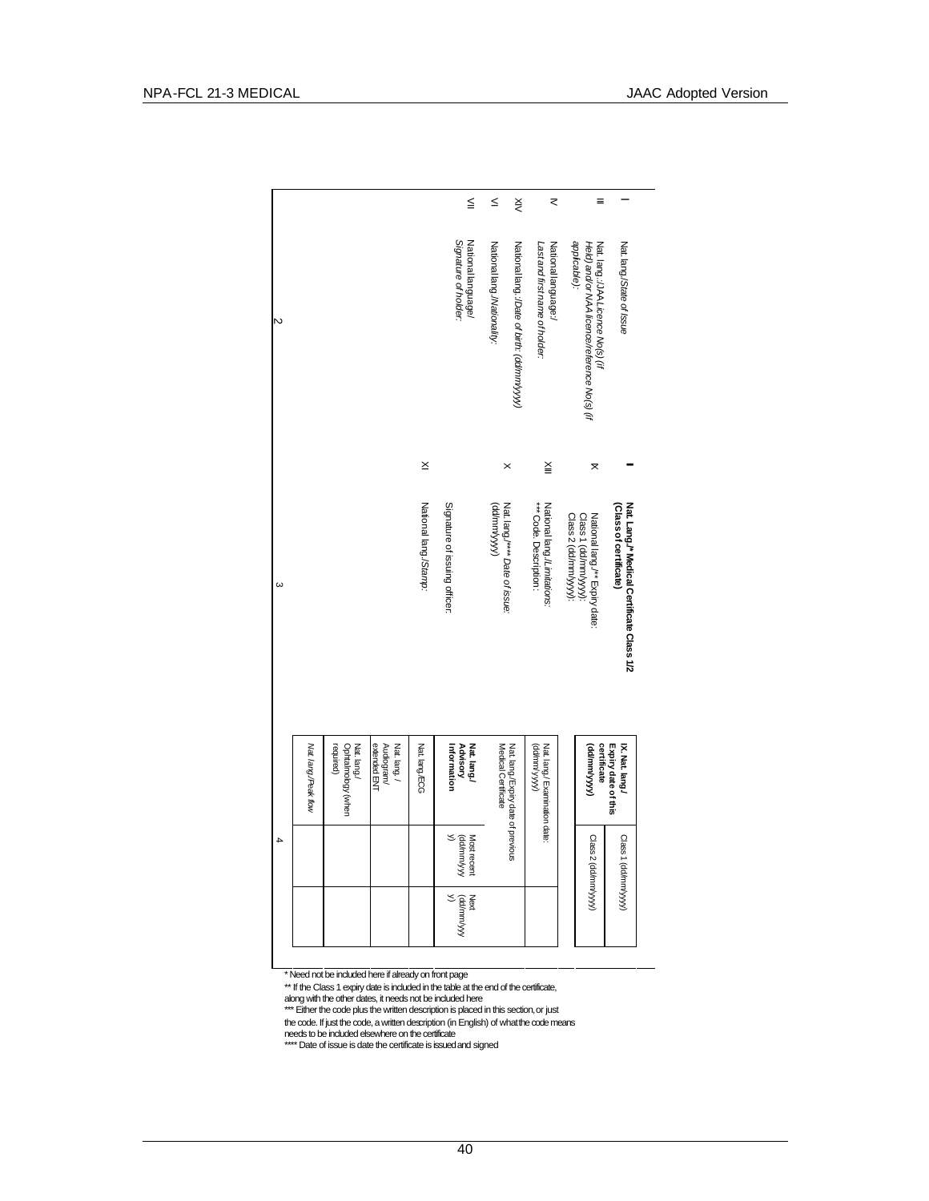**2**

| | |
|---|---|
| I | Nat. lang./*State of issue* |
| III | Nat. lang.:/*JAA Licence No(s) (if Held) and/or NAA licence/reference No(s) (if applicable)*: |
| V | National language:/ *Last and first name of holder*: |
| XIV | National lang.:/*Date of birth: (dd/mm/yyyy)* |
| VI | National lang./*Nationality*: |
| VII | National language/ *Signature of holder*: |

**3**

| | |
|---|---|
| I | **Nat. Lang./\* Medical Certificate Class 1/2 (Class of certificate)** |
| IX | National lang./\*\* Expiry date: Class 1 (dd/mm/yyyy): Class 2 (dd/mm/yyyy): |
| XIII | National lang./*Limitations*: \*\*\* Code: Description: |
| X | Nat. lang./\*\*\*\* *Date of issue*: (dd/mm/yyyy) |
| | Signature of issuing officer: |
| XI | National lang./*Stamp*: |

**4**

| IX. Nat. lang./ Expiry date of this certificate (dd/mm/yyyy) | Class 1 (dd/mm/yyyy) | |
|---|---|---|
| | Class 2 (dd/mm/yyyy) | |
| Nat. lang./ Examination date: (dd/mm/yyyy) | | |
| Nat. lang./Expiry date of previous Medical Certificate | | |
| **Nat. lang./ Advisory Information** | Most recent (dd/mm/yyyy) | Next (dd/mm/yyyy) |
| Nat. lang./ECG | | |
| Nat. lang. / Audiogram/ extended ENT | | |
| Nat. lang./ Ophtalmology (when required) | | |
| *Nat. lang./Peak flow* | | |

\* Need not be included here if already on front page

\*\* If the Class 1 expiry date is included in the table at the end of the certificate, along with the other dates, it needs not be included here

\*\*\* Either the code plus the written description is placed in this section, or just the code. If just the code, a written description (in English) of what the code means needs to be included elsewhere on the certificate

\*\*\*\* Date of issue is date the certificate is issued and signed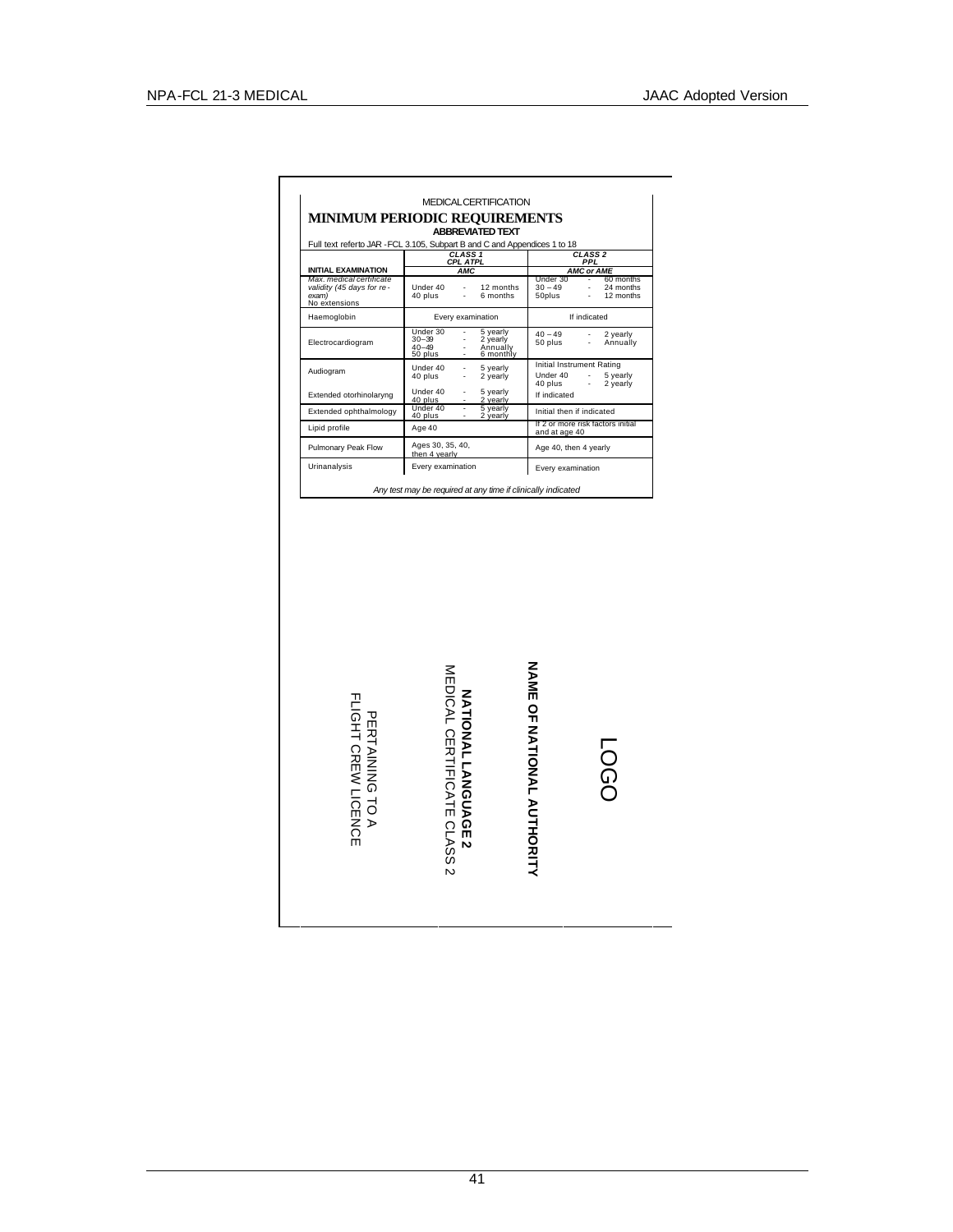MEDICAL CERTIFICATION

# MINIMUM PERIODIC REQUIREMENTS

**ABBREVIATED TEXT**

Full text refer to JAR - FCL 3.105, Subpart B and C and Appendices 1 to 18

| | *CLASS 1* *CPL ATPL* | *CLASS 2* *PPL* |
|---|---|---|
| **INITIAL EXAMINATION** | *AMC* | *AMC or AME* |
| *Max. medical certificate validity (45 days for re-exam)* No extensions | Under 40 - 12 months<br>40 plus - 6 months | Under 30 - 60 months<br>30 – 49 - 24 months<br>50plus - 12 months |
| Haemoglobin | Every examination | If indicated |
| Electrocardiogram | Under 30 - 5 yearly<br>30–39 - 2 yearly<br>40–49 - Annually<br>50 plus - 6 monthly | 40 – 49 - 2 yearly<br>50 plus - Annually |
| Audiogram | Under 40 - 5 yearly<br>40 plus - 2 yearly | Initial Instrument Rating<br>Under 40 - 5 yearly<br>40 plus - 2 yearly |
| Extended otorhinolaryng | Under 40 - 5 yearly<br>40 plus - 2 yearly | If indicated |
| Extended ophthalmology | Under 40 - 5 yearly<br>40 plus - 2 yearly | Initial then if indicated |
| Lipid profile | Age 40 | If 2 or more risk factors initial and at age 40 |
| Pulmonary Peak Flow | Ages 30, 35, 40, then 4 yearly | Age 40, then 4 yearly |
| Urinanalysis | Every examination | Every examination |

*Any test may be required at any time if clinically indicated*

LOGO

**NAME OF NATIONAL AUTHORITY**

**NATIONAL LANGUAGE 2**

MEDICAL CERTIFICATE CLASS 2

PERTAINING TO A

FLIGHT CREW LICENCE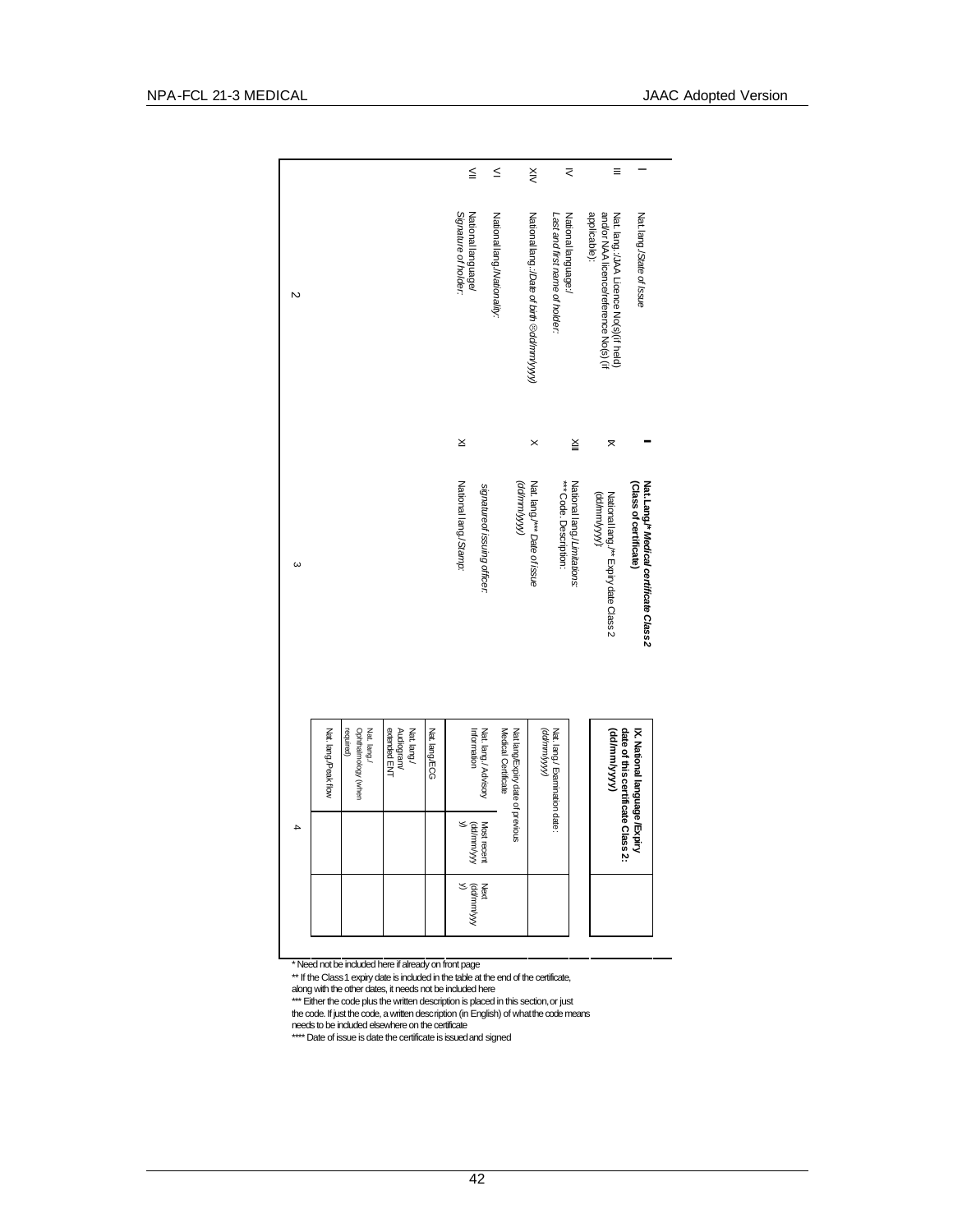**2**

| | |
|---|---|
| I | Nat. lang./*State of Issue* |
| III | Nat. lang.:/JAA Licence No(s)(if held) and/or NAA licence/reference No(s) (if applicable): |
| IV | National language:/ *Last and first name of holder:* |
| XIV | National lang.:/*Date of birth ☺dd/mm/yyyy)* |
| VI | National lang./*Nationality:* |
| VII | National language/ *Signature of holder:* |

**3**

| | |
|---|---|
| I | **Nat. Lang./\* *Medical certificate Class 2* (Class of certificate)** |
| IX | National lang./\*\* Expiry date Class 2 (dd/mm/yyyy): |
| XIII | National lang./*Limitations:* \*\*\* Code: Description: |
| X | Nat. lang./\*\*\*\* *Date of issue (dd/mm/yyyy)* |
| | *signature of issuing officer:* |
| XI | National lang./*Stamp:* |

**4**

| **IX. National language /Expiry date of this certificate Class 2: (dd/mm/yyyy)** | | |
|---|---|---|
| Nat. lang./ Examination date: *(dd/mm/yyyy)* | | |
| Nat lang/Expiry date of previous Medical Certificate | | |
| Nat. lang./ Advisory Information | Most recent (dd/mm/yyyy) | Next (dd/mm/yyyy) |
| Nat. lang/ECG | | |
| Nat. lang/ Audiogram/ extended ENT | | |
| Nat. lang./ Ophthalmology (when required) | | |
| Nat. lang./Peak flow | | |

\* Need not be included here if already on front page

\*\* If the Class 1 expiry date is included in the table at the end of the certificate, along with the other dates, it needs not be included here

\*\*\* Either the code plus the written description is placed in this section, or just the code. If just the code, a written description (in English) of what the code means needs to be included elsewhere on the certificate

\*\*\*\* Date of issue is date the certificate is issued and signed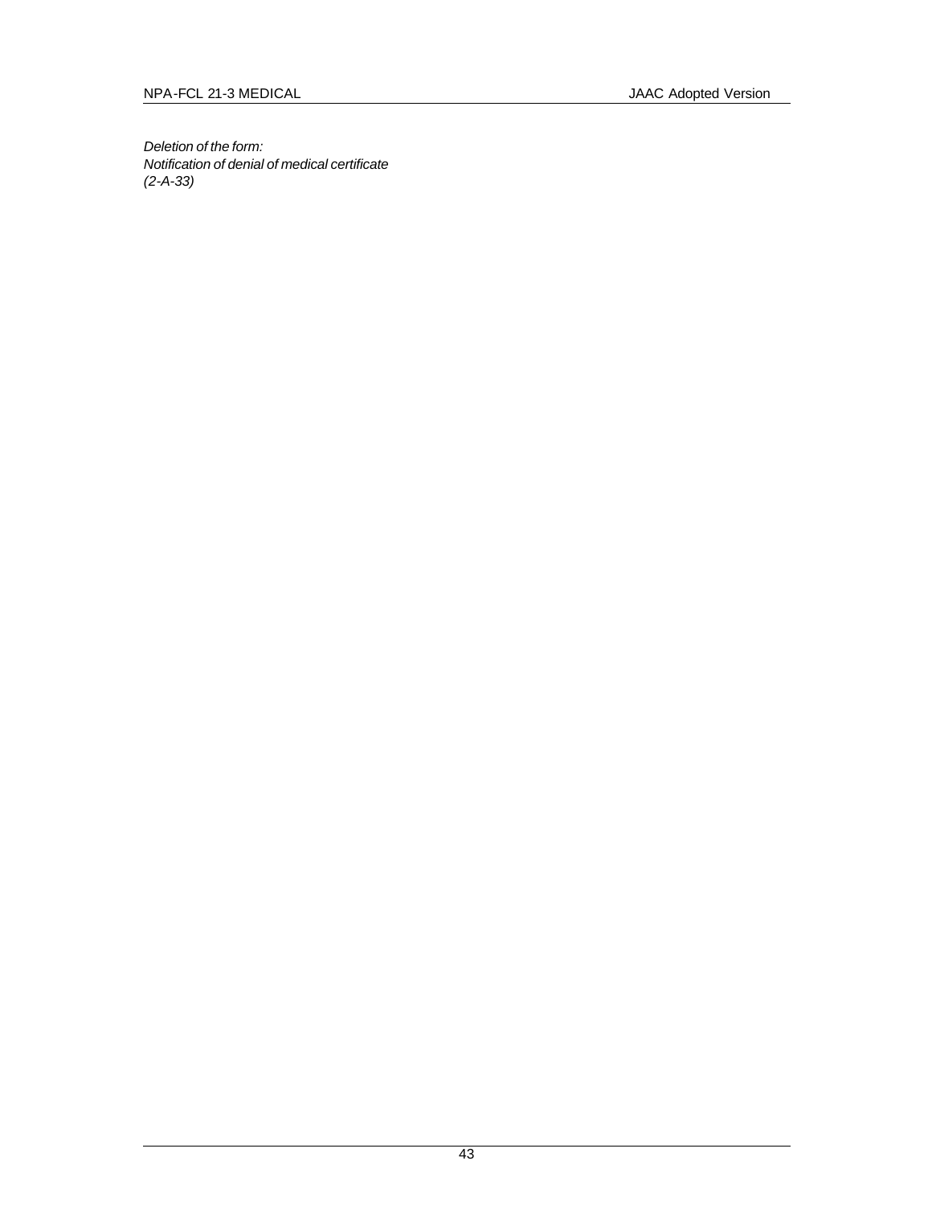*Deletion of the form:*
*Notification of denial of medical certificate*
*(2-A-33)*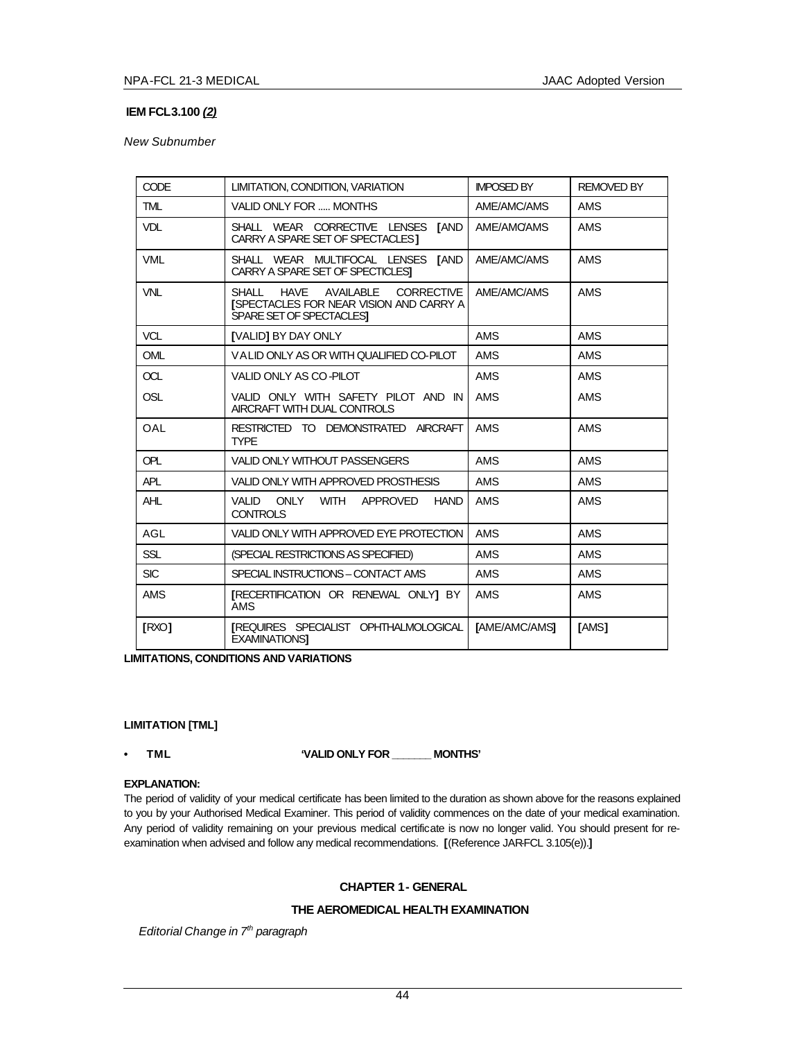**IEM FCL 3.100 *(2)***

*New Subnumber*

| CODE | LIMITATION, CONDITION, VARIATION | IMPOSED BY | REMOVED BY |
|---|---|---|---|
| TML | VALID ONLY FOR ..... MONTHS | AME/AMC/AMS | AMS |
| VDL | SHALL WEAR CORRECTIVE LENSES [AND CARRY A SPARE SET OF SPECTACLES] | AME/AMC/AMS | AMS |
| VML | SHALL WEAR MULTIFOCAL LENSES [AND CARRY A SPARE SET OF SPECTICLES] | AME/AMC/AMS | AMS |
| VNL | SHALL HAVE AVAILABLE CORRECTIVE [SPECTACLES FOR NEAR VISION AND CARRY A SPARE SET OF SPECTACLES] | AME/AMC/AMS | AMS |
| VCL | [VALID] BY DAY ONLY | AMS | AMS |
| OML | VALID ONLY AS OR WITH QUALIFIED CO-PILOT | AMS | AMS |
| OCL | VALID ONLY AS CO-PILOT | AMS | AMS |
| OSL | VALID ONLY WITH SAFETY PILOT AND IN AIRCRAFT WITH DUAL CONTROLS | AMS | AMS |
| OAL | RESTRICTED TO DEMONSTRATED AIRCRAFT TYPE | AMS | AMS |
| OPL | VALID ONLY WITHOUT PASSENGERS | AMS | AMS |
| APL | VALID ONLY WITH APPROVED PROSTHESIS | AMS | AMS |
| AHL | VALID ONLY WITH APPROVED HAND CONTROLS | AMS | AMS |
| AGL | VALID ONLY WITH APPROVED EYE PROTECTION | AMS | AMS |
| SSL | (SPECIAL RESTRICTIONS AS SPECIFIED) | AMS | AMS |
| SIC | SPECIAL INSTRUCTIONS – CONTACT AMS | AMS | AMS |
| AMS | [RECERTIFICATION OR RENEWAL ONLY] BY AMS | AMS | AMS |
| [RXO] | [REQUIRES SPECIALIST OPHTHALMOLOGICAL EXAMINATIONS] | [AME/AMC/AMS] | [AMS] |

**LIMITATIONS, CONDITIONS AND VARIATIONS**

**LIMITATION [TML]**

- **TML** **'VALID ONLY FOR ______ MONTHS'**

**EXPLANATION:**

The period of validity of your medical certificate has been limited to the duration as shown above for the reasons explained to you by your Authorised Medical Examiner. This period of validity commences on the date of your medical examination. Any period of validity remaining on your previous medical certificate is now no longer valid. You should present for re-examination when advised and follow any medical recommendations. [(Reference JAR-FCL 3.105(e)).]

**CHAPTER 1 - GENERAL**

**THE AEROMEDICAL HEALTH EXAMINATION**

*Editorial Change in 7th paragraph*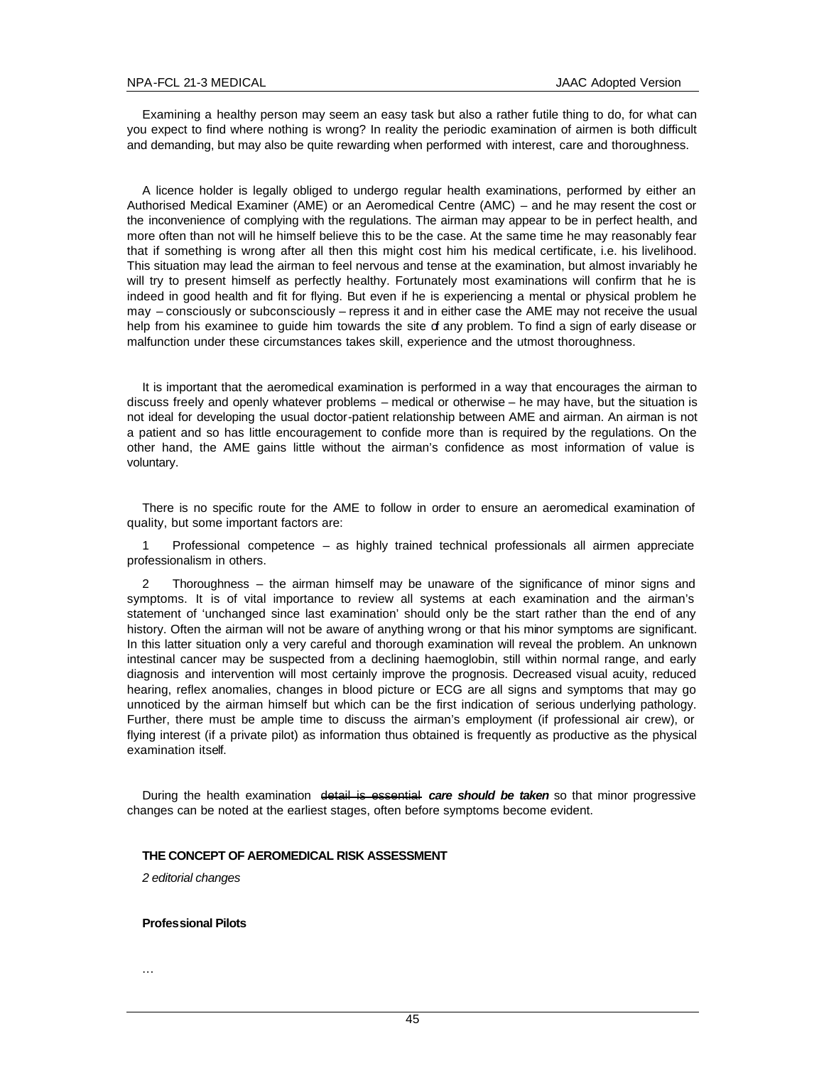Examining a healthy person may seem an easy task but also a rather futile thing to do, for what can you expect to find where nothing is wrong? In reality the periodic examination of airmen is both difficult and demanding, but may also be quite rewarding when performed with interest, care and thoroughness.

A licence holder is legally obliged to undergo regular health examinations, performed by either an Authorised Medical Examiner (AME) or an Aeromedical Centre (AMC) – and he may resent the cost or the inconvenience of complying with the regulations. The airman may appear to be in perfect health, and more often than not will he himself believe this to be the case. At the same time he may reasonably fear that if something is wrong after all then this might cost him his medical certificate, i.e. his livelihood. This situation may lead the airman to feel nervous and tense at the examination, but almost invariably he will try to present himself as perfectly healthy. Fortunately most examinations will confirm that he is indeed in good health and fit for flying. But even if he is experiencing a mental or physical problem he may – consciously or subconsciously – repress it and in either case the AME may not receive the usual help from his examinee to guide him towards the site of any problem. To find a sign of early disease or malfunction under these circumstances takes skill, experience and the utmost thoroughness.

It is important that the aeromedical examination is performed in a way that encourages the airman to discuss freely and openly whatever problems – medical or otherwise – he may have, but the situation is not ideal for developing the usual doctor-patient relationship between AME and airman. An airman is not a patient and so has little encouragement to confide more than is required by the regulations. On the other hand, the AME gains little without the airman's confidence as most information of value is voluntary.

There is no specific route for the AME to follow in order to ensure an aeromedical examination of quality, but some important factors are:

1 Professional competence – as highly trained technical professionals all airmen appreciate professionalism in others.

2 Thoroughness – the airman himself may be unaware of the significance of minor signs and symptoms. It is of vital importance to review all systems at each examination and the airman's statement of 'unchanged since last examination' should only be the start rather than the end of any history. Often the airman will not be aware of anything wrong or that his minor symptoms are significant. In this latter situation only a very careful and thorough examination will reveal the problem. An unknown intestinal cancer may be suspected from a declining haemoglobin, still within normal range, and early diagnosis and intervention will most certainly improve the prognosis. Decreased visual acuity, reduced hearing, reflex anomalies, changes in blood picture or ECG are all signs and symptoms that may go unnoticed by the airman himself but which can be the first indication of serious underlying pathology. Further, there must be ample time to discuss the airman's employment (if professional air crew), or flying interest (if a private pilot) as information thus obtained is frequently as productive as the physical examination itself.

During the health examination ~~detail is essential~~ ***care should be taken*** so that minor progressive changes can be noted at the earliest stages, often before symptoms become evident.

**THE CONCEPT OF AEROMEDICAL RISK ASSESSMENT**

*2 editorial changes*

**Professional Pilots**

…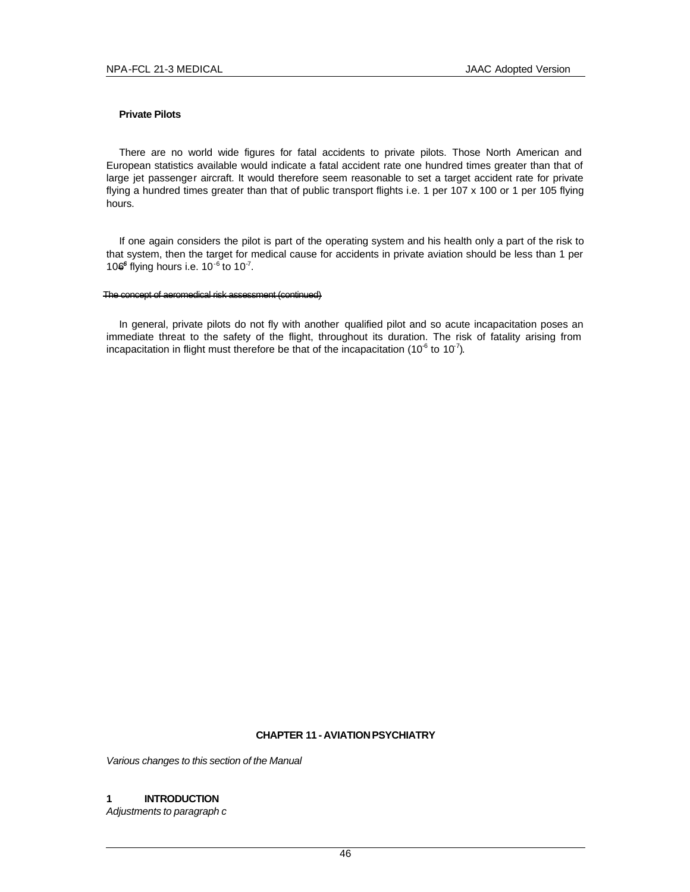**Private Pilots**

There are no world wide figures for fatal accidents to private pilots. Those North American and European statistics available would indicate a fatal accident rate one hundred times greater than that of large jet passenger aircraft. It would therefore seem reasonable to set a target accident rate for private flying a hundred times greater than that of public transport flights i.e. 1 per 107 x 100 or 1 per 105 flying hours.

If one again considers the pilot is part of the operating system and his health only a part of the risk to that system, then the target for medical cause for accidents in private aviation should be less than 1 per ~~106~~ $10^6$ flying hours i.e. $10^{-6}$ to $10^{-7}$.

~~The concept of aeromedical risk assessment (continued)~~

In general, private pilots do not fly with another qualified pilot and so acute incapacitation poses an immediate threat to the safety of the flight, throughout its duration. The risk of fatality arising from incapacitation in flight must therefore be that of the incapacitation ($10^{-6}$ to $10^{-7}$).

**CHAPTER 11 - AVIATION PSYCHIATRY**

*Various changes to this section of the Manual*

**1 INTRODUCTION**

*Adjustments to paragraph c*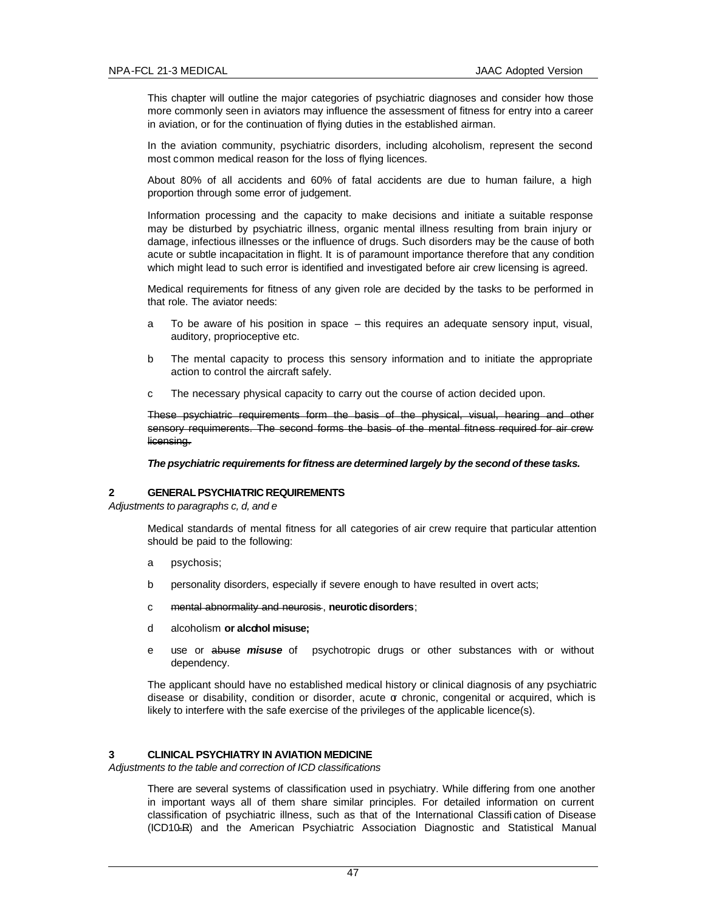This chapter will outline the major categories of psychiatric diagnoses and consider how those more commonly seen in aviators may influence the assessment of fitness for entry into a career in aviation, or for the continuation of flying duties in the established airman.

In the aviation community, psychiatric disorders, including alcoholism, represent the second most common medical reason for the loss of flying licences.

About 80% of all accidents and 60% of fatal accidents are due to human failure, a high proportion through some error of judgement.

Information processing and the capacity to make decisions and initiate a suitable response may be disturbed by psychiatric illness, organic mental illness resulting from brain injury or damage, infectious illnesses or the influence of drugs. Such disorders may be the cause of both acute or subtle incapacitation in flight. It is of paramount importance therefore that any condition which might lead to such error is identified and investigated before air crew licensing is agreed.

Medical requirements for fitness of any given role are decided by the tasks to be performed in that role. The aviator needs:

- a To be aware of his position in space – this requires an adequate sensory input, visual, auditory, proprioceptive etc.
- b The mental capacity to process this sensory information and to initiate the appropriate action to control the aircraft safely.
- c The necessary physical capacity to carry out the course of action decided upon.

~~These psychiatric requirements form the basis of the physical, visual, hearing and other sensory requimerents. The second forms the basis of the mental fitness required for air crew licensing.~~

***The psychiatric requirements for fitness are determined largely by the second of these tasks.***

## 2 GENERAL PSYCHIATRIC REQUIREMENTS

*Adjustments to paragraphs c, d, and e*

Medical standards of mental fitness for all categories of air crew require that particular attention should be paid to the following:

- a psychosis;
- b personality disorders, especially if severe enough to have resulted in overt acts;
- c ~~mental abnormality and neurosis~~ , **neurotic disorders**;
- d alcoholism **or alcohol misuse;**
- e use or ~~abuse~~ ***misuse*** of psychotropic drugs or other substances with or without dependency.

The applicant should have no established medical history or clinical diagnosis of any psychiatric disease or disability, condition or disorder, acute or chronic, congenital or acquired, which is likely to interfere with the safe exercise of the privileges of the applicable licence(s).

## 3 CLINICAL PSYCHIATRY IN AVIATION MEDICINE

*Adjustments to the table and correction of ICD classifications*

There are several systems of classification used in psychiatry. While differing from one another in important ways all of them share similar principles. For detailed information on current classification of psychiatric illness, such as that of the International Classification of Disease (ICD10~~-R~~) and the American Psychiatric Association Diagnostic and Statistical Manual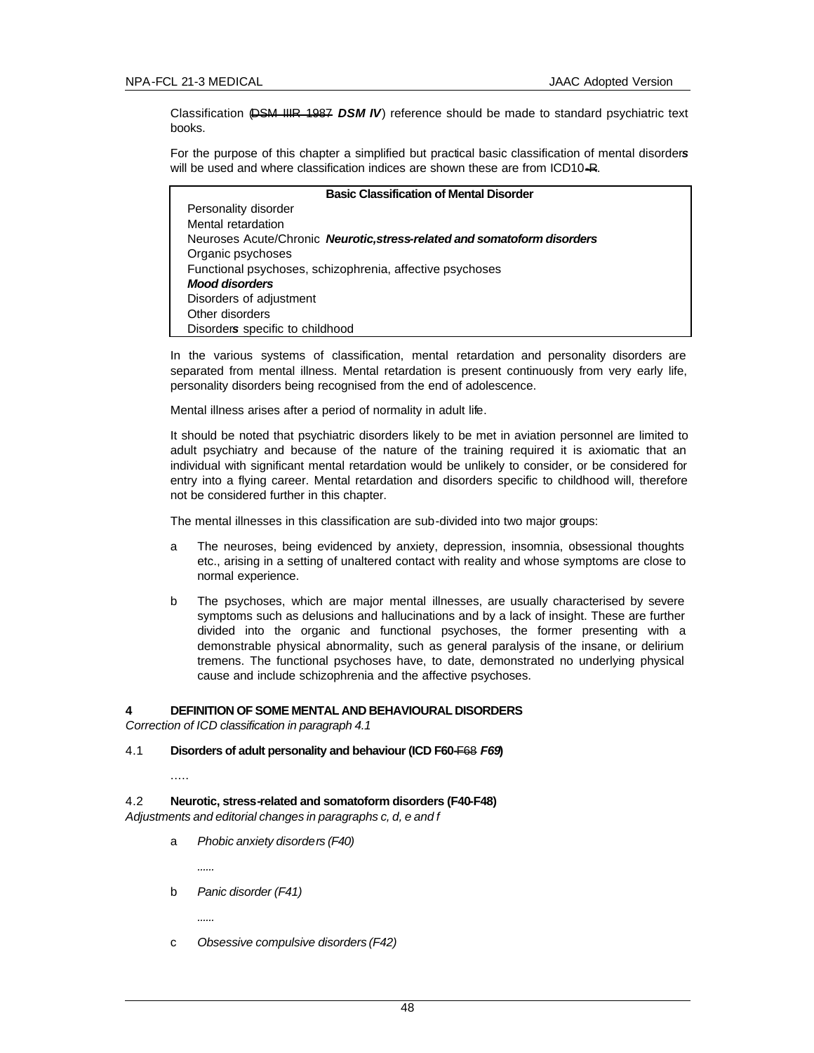Classification (~~DSM IIIR 1987~~ ***DSM IV***) reference should be made to standard psychiatric text books.

For the purpose of this chapter a simplified but practical basic classification of mental disorder***s*** will be used and where classification indices are shown these are from ICD10~~-R~~.

| Basic Classification of Mental Disorder |
|---|
| Personality disorder |
| Mental retardation |
| Neuroses Acute/Chronic ***Neurotic,stress-related and somatoform disorders*** |
| Organic psychoses |
| Functional psychoses, schizophrenia, affective psychoses |
| ***Mood disorders*** |
| Disorders of adjustment |
| Other disorders |
| Disorder***s*** specific to childhood |

In the various systems of classification, mental retardation and personality disorders are separated from mental illness. Mental retardation is present continuously from very early life, personality disorders being recognised from the end of adolescence.

Mental illness arises after a period of normality in adult life.

It should be noted that psychiatric disorders likely to be met in aviation personnel are limited to adult psychiatry and because of the nature of the training required it is axiomatic that an individual with significant mental retardation would be unlikely to consider, or be considered for entry into a flying career. Mental retardation and disorders specific to childhood will, therefore not be considered further in this chapter.

The mental illnesses in this classification are sub-divided into two major groups:

a The neuroses, being evidenced by anxiety, depression, insomnia, obsessional thoughts etc., arising in a setting of unaltered contact with reality and whose symptoms are close to normal experience.

b The psychoses, which are major mental illnesses, are usually characterised by severe symptoms such as delusions and hallucinations and by a lack of insight. These are further divided into the organic and functional psychoses, the former presenting with a demonstrable physical abnormality, such as general paralysis of the insane, or delirium tremens. The functional psychoses have, to date, demonstrated no underlying physical cause and include schizophrenia and the affective psychoses.

## 4 DEFINITION OF SOME MENTAL AND BEHAVIOURAL DISORDERS

*Correction of ICD classification in paragraph 4.1*

### 4.1 Disorders of adult personality and behaviour (ICD F60-~~F68~~ *F69*)

.....

### 4.2 Neurotic, stress-related and somatoform disorders (F40-F48)

*Adjustments and editorial changes in paragraphs c, d, e and f*

a *Phobic anxiety disorders (F40)*

......

b *Panic disorder (F41)*

......

c *Obsessive compulsive disorders (F42)*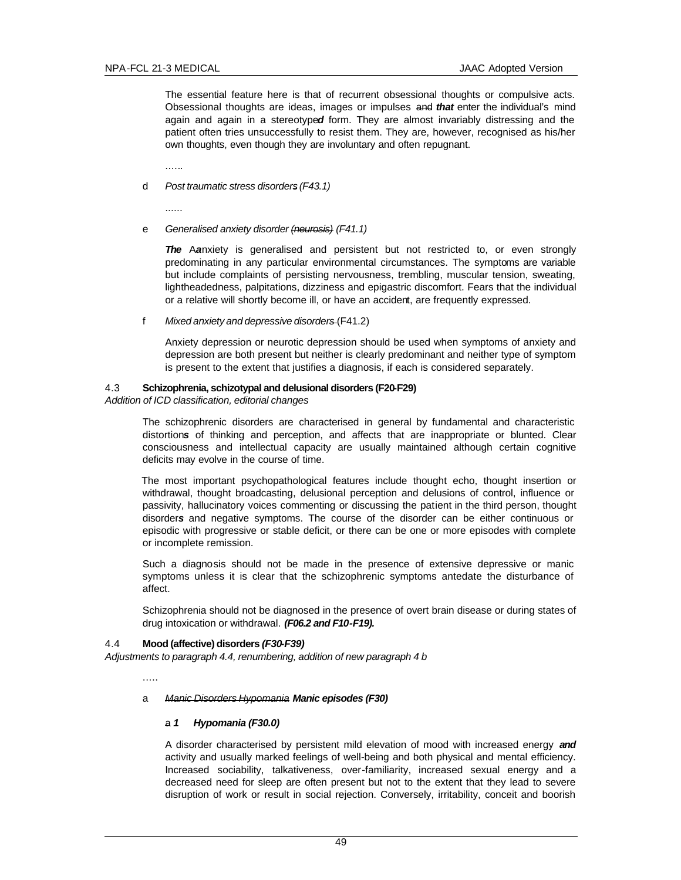The essential feature here is that of recurrent obsessional thoughts or compulsive acts. Obsessional thoughts are ideas, images or impulses ~~and~~ ***that*** enter the individual's mind again and again in a stereotype***d*** form. They are almost invariably distressing and the patient often tries unsuccessfully to resist them. They are, however, recognised as his/her own thoughts, even though they are involuntary and often repugnant.

……

d *Post traumatic stress disorder~~s~~ (F43.1)*

……

e *Generalised anxiety disorder ~~(neurosis)~~ (F41.1)*

***The*** ~~A~~***a***nxiety is generalised and persistent but not restricted to, or even strongly predominating in any particular environmental circumstances. The symptoms are variable but include complaints of persisting nervousness, trembling, muscular tension, sweating, lightheadedness, palpitations, dizziness and epigastric discomfort. Fears that the individual or a relative will shortly become ill, or have an accident, are frequently expressed.

f *Mixed anxiety and depressive disorder~~s~~* (F41.2)

Anxiety depression or neurotic depression should be used when symptoms of anxiety and depression are both present but neither is clearly predominant and neither type of symptom is present to the extent that justifies a diagnosis, if each is considered separately.

4.3 **Schizophrenia, schizotypal and delusional disorders (F20-F29)**

*Addition of ICD classification, editorial changes*

The schizophrenic disorders are characterised in general by fundamental and characteristic distortion***s*** of thinking and perception, and affects that are inappropriate or blunted. Clear consciousness and intellectual capacity are usually maintained although certain cognitive deficits may evolve in the course of time.

The most important psychopathological features include thought echo, thought insertion or withdrawal, thought broadcasting, delusional perception and delusions of control, influence or passivity, hallucinatory voices commenting or discussing the patient in the third person, thought disorder***s*** and negative symptoms. The course of the disorder can be either continuous or episodic with progressive or stable deficit, or there can be one or more episodes with complete or incomplete remission.

Such a diagnosis should not be made in the presence of extensive depressive or manic symptoms unless it is clear that the schizophrenic symptoms antedate the disturbance of affect.

Schizophrenia should not be diagnosed in the presence of overt brain disease or during states of drug intoxication or withdrawal. ***(F06.2 and F10-F19).***

4.4 **Mood (affective) disorders *(F30-F39)***

*Adjustments to paragraph 4.4, renumbering, addition of new paragraph 4 b*

…..

a *~~Manic Disorders Hypomania~~* ***Manic episodes (F30)***

~~a~~ ***1 Hypomania (F30.0)***

A disorder characterised by persistent mild elevation of mood with increased energy ***and*** activity and usually marked feelings of well-being and both physical and mental efficiency. Increased sociability, talkativeness, over-familiarity, increased sexual energy and a decreased need for sleep are often present but not to the extent that they lead to severe disruption of work or result in social rejection. Conversely, irritability, conceit and boorish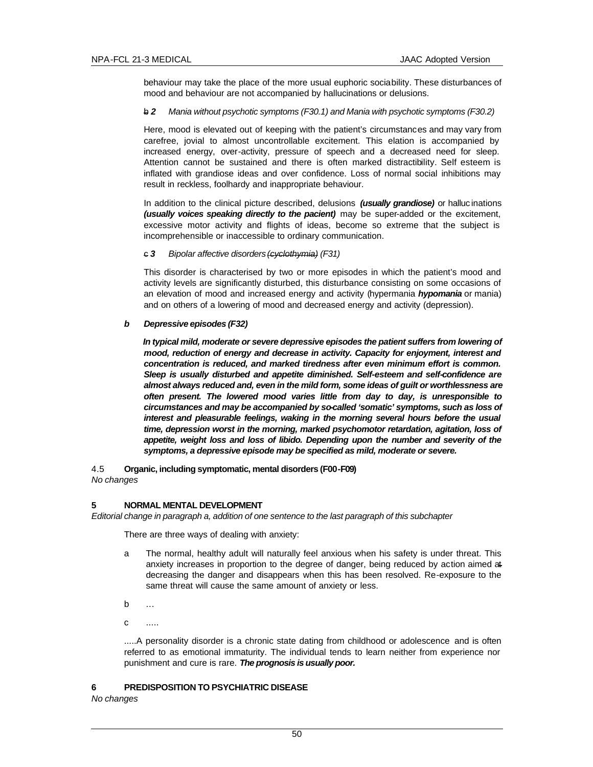behaviour may take the place of the more usual euphoric sociability. These disturbances of mood and behaviour are not accompanied by hallucinations or delusions.

~~b~~ ***2*** *Mania without psychotic symptoms (F30.1) and Mania with psychotic symptoms (F30.2)*

Here, mood is elevated out of keeping with the patient's circumstances and may vary from carefree, jovial to almost uncontrollable excitement. This elation is accompanied by increased energy, over-activity, pressure of speech and a decreased need for sleep. Attention cannot be sustained and there is often marked distractibility. Self esteem is inflated with grandiose ideas and over confidence. Loss of normal social inhibitions may result in reckless, foolhardy and inappropriate behaviour.

In addition to the clinical picture described, delusions ***(usually grandiose)*** or hallucinations ***(usually voices speaking directly to the pacient)*** may be super-added or the excitement, excessive motor activity and flights of ideas, become so extreme that the subject is incomprehensible or inaccessible to ordinary communication.

~~c~~ ***3*** *Bipolar affective disorders ~~(cyclothymia)~~ (F31)*

This disorder is characterised by two or more episodes in which the patient's mood and activity levels are significantly disturbed, this disturbance consisting on some occasions of an elevation of mood and increased energy and activity (hypermania ***hypomania*** or mania) and on others of a lowering of mood and decreased energy and activity (depression).

***b Depressive episodes (F32)***

***In typical mild, moderate or severe depressive episodes the patient suffers from lowering of mood, reduction of energy and decrease in activity. Capacity for enjoyment, interest and concentration is reduced, and marked tiredness after even minimum effort is common. Sleep is usually disturbed and appetite diminished. Self-esteem and self-confidence are almost always reduced and, even in the mild form, some ideas of guilt or worthlessness are often present. The lowered mood varies little from day to day, is unresponsible to circumstances and may be accompanied by so-called 'somatic' symptoms, such as loss of interest and pleasurable feelings, waking in the morning several hours before the usual time, depression worst in the morning, marked psychomotor retardation, agitation, loss of appetite, weight loss and loss of libido. Depending upon the number and severity of the symptoms, a depressive episode may be specified as mild, moderate or severe.***

4.5 **Organic, including symptomatic, mental disorders (F00-F09)**
*No changes*

**5 NORMAL MENTAL DEVELOPMENT**
*Editorial change in paragraph a, addition of one sentence to the last paragraph of this subchapter*

There are three ways of dealing with anxiety:

a The normal, healthy adult will naturally feel anxious when his safety is under threat. This anxiety increases in proportion to the degree of danger, being reduced by action aimed a~~t~~ decreasing the danger and disappears when this has been resolved. Re-exposure to the same threat will cause the same amount of anxiety or less.

b …

c …..

…..A personality disorder is a chronic state dating from childhood or adolescence and is often referred to as emotional immaturity. The individual tends to learn neither from experience nor punishment and cure is rare. ***The prognosis is usually poor.***

**6 PREDISPOSITION TO PSYCHIATRIC DISEASE**
*No changes*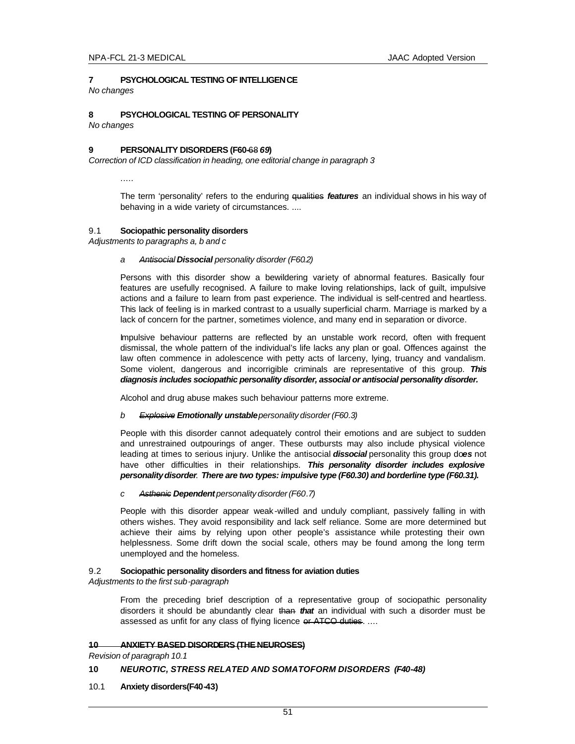### 7 PSYCHOLOGICAL TESTING OF INTELLIGENCE

*No changes*

### 8 PSYCHOLOGICAL TESTING OF PERSONALITY

*No changes*

### 9 PERSONALITY DISORDERS (F60-~~68~~ ***69***)

*Correction of ICD classification in heading, one editorial change in paragraph 3*

.....

The term 'personality' refers to the enduring ~~qualities~~ ***features*** an individual shows in his way of behaving in a wide variety of circumstances. ....

#### 9.1 Sociopathic personality disorders

*Adjustments to paragraphs a, b and c*

*a ~~Antisocial~~* ***Dissocial*** *personality disorder (F60.2)*

Persons with this disorder show a bewildering variety of abnormal features. Basically four features are usefully recognised. A failure to make loving relationships, lack of guilt, impulsive actions and a failure to learn from past experience. The individual is self-centred and heartless. This lack of feeling is in marked contrast to a usually superficial charm. Marriage is marked by a lack of concern for the partner, sometimes violence, and many end in separation or divorce.

Impulsive behaviour patterns are reflected by an unstable work record, often with frequent dismissal, the whole pattern of the individual's life lacks any plan or goal. Offences against the law often commence in adolescence with petty acts of larceny, lying, truancy and vandalism. Some violent, dangerous and incorrigible criminals are representative of this group. ***This diagnosis includes sociopathic personality disorder, associal or antisocial personality disorder.***

Alcohol and drug abuse makes such behaviour patterns more extreme.

*b ~~Explosive~~* ***Emotionally unstable*** *personality disorder (F60.3)*

People with this disorder cannot adequately control their emotions and are subject to sudden and unrestrained outpourings of anger. These outbursts may also include physical violence leading at times to serious injury. Unlike the antisocial ***dissocial*** personality this group do***es*** not have other difficulties in their relationships. ***This personality disorder includes explosive personality disorder. There are two types: impulsive type (F60.30) and borderline type (F60.31).***

*c ~~Asthenic~~* ***Dependent*** *personality disorder (F60.7)*

People with this disorder appear weak-willed and unduly compliant, passively falling in with others wishes. They avoid responsibility and lack self reliance. Some are more determined but achieve their aims by relying upon other people's assistance while protesting their own helplessness. Some drift down the social scale, others may be found among the long term unemployed and the homeless.

#### 9.2 Sociopathic personality disorders and fitness for aviation duties

*Adjustments to the first sub-paragraph*

From the preceding brief description of a representative group of sociopathic personality disorders it should be abundantly clear ~~than~~ ***that*** an individual with such a disorder must be assessed as unfit for any class of flying licence ~~or ATCO duties~~. ....

### ~~10 ANXIETY BASED DISORDERS (THE NEUROSES)~~

*Revision of paragraph 10.1*

### ***10 NEUROTIC, STRESS RELATED AND SOMATOFORM DISORDERS (F40-48)***

#### 10.1 Anxiety disorders(F40-43)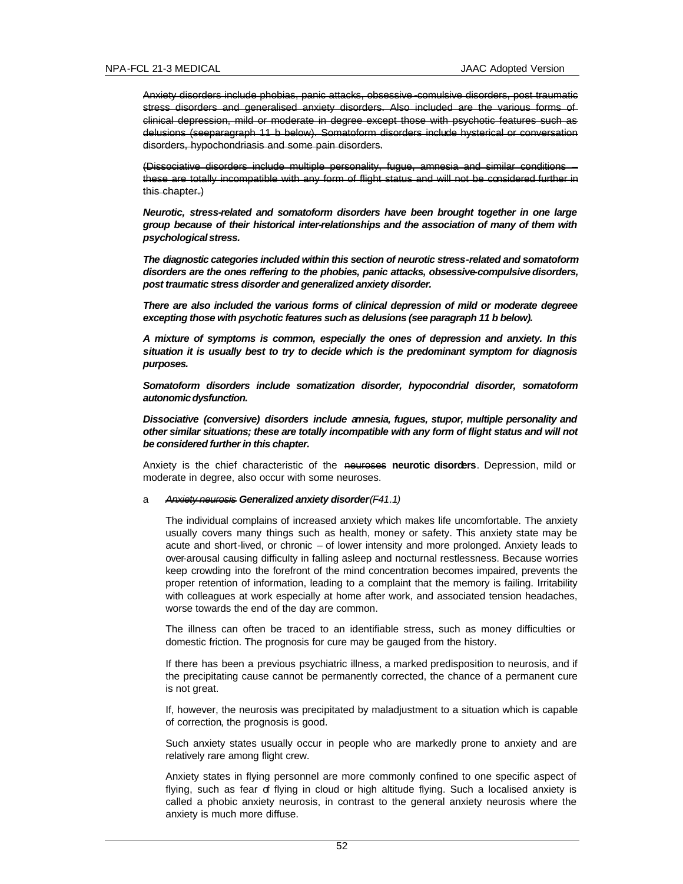~~Anxiety disorders include phobias, panic attacks, obsessive-comulsive disorders, post traumatic stress disorders and generalised anxiety disorders. Also included are the various forms of clinical depression, mild or moderate in degree except those with psychotic features such as delusions (seeparagraph 11 b below). Somatoform disorders include hysterical or conversation disorders, hypochondriasis and some pain disorders.~~

~~(Dissociative disorders include multiple personality, fugue, amnesia and similar conditions – these are totally incompatible with any form of flight status and will not be considered further in this chapter.)~~

***Neurotic, stress-related and somatoform disorders have been brought together in one large group because of their historical inter-relationships and the association of many of them with psychological stress.***

***The diagnostic categories included within this section of neurotic stress-related and somatoform disorders are the ones reffering to the phobies, panic attacks, obsessive-compulsive disorders, post traumatic stress disorder and generalized anxiety disorder.***

***There are also included the various forms of clinical depression of mild or moderate degreee excepting those with psychotic features such as delusions (see paragraph 11 b below).***

***A mixture of symptoms is common, especially the ones of depression and anxiety. In this situation it is usually best to try to decide which is the predominant symptom for diagnosis purposes.***

***Somatoform disorders include somatization disorder, hypocondrial disorder, somatoform autonomic dysfunction.***

***Dissociative (conversive) disorders include amnesia, fugues, stupor, multiple personality and other similar situations; these are totally incompatible with any form of flight status and will not be considered further in this chapter.***

Anxiety is the chief characteristic of the ~~neuroses~~ **neurotic disorders**. Depression, mild or moderate in degree, also occur with some neuroses.

a *~~Anxiety neurosis~~* ***Generalized anxiety disorder*** *(F41.1)*

The individual complains of increased anxiety which makes life uncomfortable. The anxiety usually covers many things such as health, money or safety. This anxiety state may be acute and short-lived, or chronic – of lower intensity and more prolonged. Anxiety leads to over-arousal causing difficulty in falling asleep and nocturnal restlessness. Because worries keep crowding into the forefront of the mind concentration becomes impaired, prevents the proper retention of information, leading to a complaint that the memory is failing. Irritability with colleagues at work especially at home after work, and associated tension headaches, worse towards the end of the day are common.

The illness can often be traced to an identifiable stress, such as money difficulties or domestic friction. The prognosis for cure may be gauged from the history.

If there has been a previous psychiatric illness, a marked predisposition to neurosis, and if the precipitating cause cannot be permanently corrected, the chance of a permanent cure is not great.

If, however, the neurosis was precipitated by maladjustment to a situation which is capable of correction, the prognosis is good.

Such anxiety states usually occur in people who are markedly prone to anxiety and are relatively rare among flight crew.

Anxiety states in flying personnel are more commonly confined to one specific aspect of flying, such as fear of flying in cloud or high altitude flying. Such a localised anxiety is called a phobic anxiety neurosis, in contrast to the general anxiety neurosis where the anxiety is much more diffuse.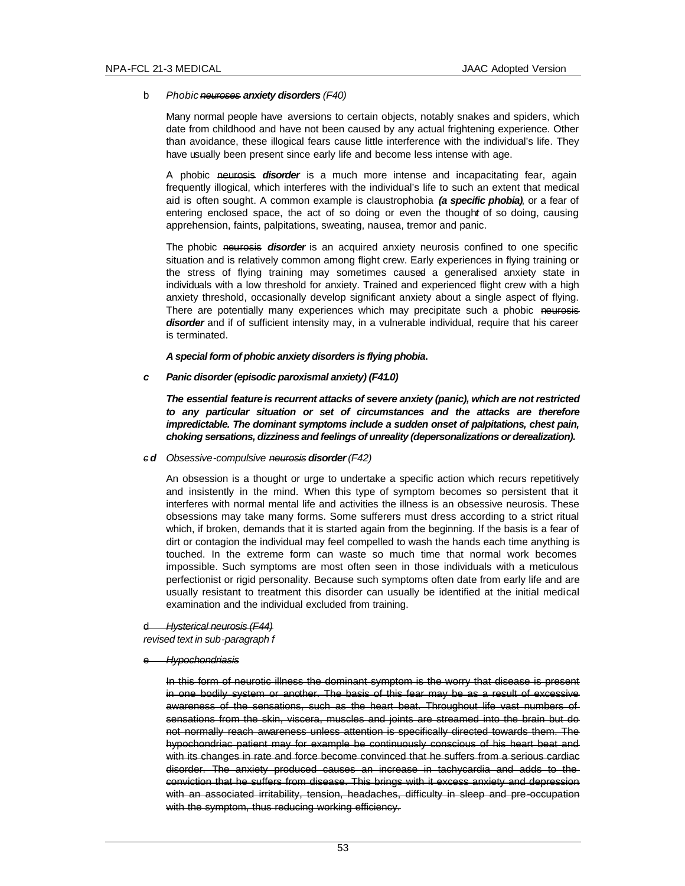b *Phobic ~~neuroses~~ **anxiety disorders** (F40)*

Many normal people have aversions to certain objects, notably snakes and spiders, which date from childhood and have not been caused by any actual frightening experience. Other than avoidance, these illogical fears cause little interference with the individual's life. They have usually been present since early life and become less intense with age.

A phobic ~~neurosis~~ ***disorder*** is a much more intense and incapacitating fear, again frequently illogical, which interferes with the individual's life to such an extent that medical aid is often sought. A common example is claustrophobia ***(a specific phobia)***, or a fear of entering enclosed space, the act of so doing or even the though***t*** of so doing, causing apprehension, faints, palpitations, sweating, nausea, tremor and panic.

The phobic ~~neurosis~~ ***disorder*** is an acquired anxiety neurosis confined to one specific situation and is relatively common among flight crew. Early experiences in flying training or the stress of flying training may sometimes caused a generalised anxiety state in individuals with a low threshold for anxiety. Trained and experienced flight crew with a high anxiety threshold, occasionally develop significant anxiety about a single aspect of flying. There are potentially many experiences which may precipitate such a phobic ~~neurosis~~ ***disorder*** and if of sufficient intensity may, in a vulnerable individual, require that his career is terminated.

***A special form of phobic anxiety disorders is flying phobia.***

***c Panic disorder (episodic paroxismal anxiety) (F41.0)***

***The essential feature is recurrent attacks of severe anxiety (panic), which are not restricted to any particular situation or set of circumstances and the attacks are therefore impredictable. The dominant symptoms include a sudden onset of palpitations, chest pain, choking sensations, dizziness and feelings of unreality (depersonalizations or derealization).***

~~c~~ ***d*** *Obsessive-compulsive ~~neurosis~~ **disorder** (F42)*

An obsession is a thought or urge to undertake a specific action which recurs repetitively and insistently in the mind. When this type of symptom becomes so persistent that it interferes with normal mental life and activities the illness is an obsessive neurosis. These obsessions may take many forms. Some sufferers must dress according to a strict ritual which, if broken, demands that it is started again from the beginning. If the basis is a fear of dirt or contagion the individual may feel compelled to wash the hands each time anything is touched. In the extreme form can waste so much time that normal work becomes impossible. Such symptoms are most often seen in those individuals with a meticulous perfectionist or rigid personality. Because such symptoms often date from early life and are usually resistant to treatment this disorder can usually be identified at the initial medical examination and the individual excluded from training.

~~d *Hysterical neurosis (F44)*~~
*revised text in sub-paragraph f*

~~e *Hypochondriasis*~~

~~In this form of neurotic illness the dominant symptom is the worry that disease is present in one bodily system or another. The basis of this fear may be as a result of excessive awareness of the sensations, such as the heart beat. Throughout life vast numbers of sensations from the skin, viscera, muscles and joints are streamed into the brain but do not normally reach awareness unless attention is specifically directed towards them. The hypochondriac patient may for example be continuously conscious of his heart beat and with its changes in rate and force become convinced that he suffers from a serious cardiac disorder. The anxiety produced causes an increase in tachycardia and adds to the conviction that he suffers from disease. This brings with it excess anxiety and depression with an associated irritability, tension, headaches, difficulty in sleep and pre-occupation with the symptom, thus reducing working efficiency.~~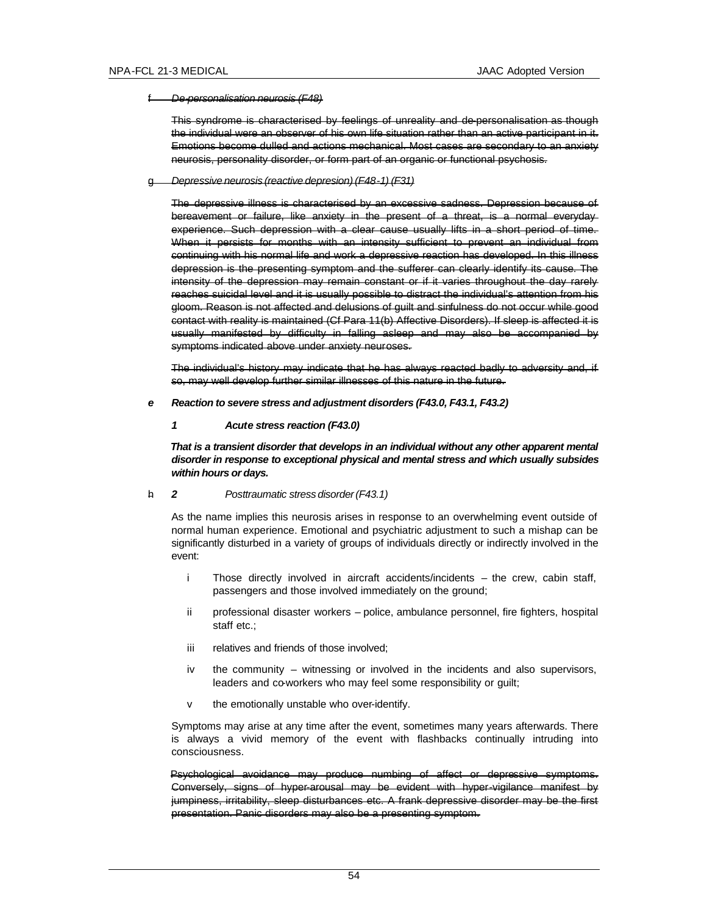~~f De-personalisation neurosis (F48)~~

~~This syndrome is characterised by feelings of unreality and de-personalisation as though the individual were an observer of his own life situation rather than an active participant in it. Emotions become dulled and actions mechanical. Most cases are secondary to an anxiety neurosis, personality disorder, or form part of an organic or functional psychosis.~~

~~g Depressive neurosis (reactive depresion) (F48-1) (F31)~~

~~The depressive illness is characterised by an excessive sadness. Depression because of bereavement or failure, like anxiety in the present of a threat, is a normal everyday experience. Such depression with a clear cause usually lifts in a short period of time. When it persists for months with an intensity sufficient to prevent an individual from continuing with his normal life and work a depressive reaction has developed. In this illness depression is the presenting symptom and the sufferer can clearly identify its cause. The intensity of the depression may remain constant or if it varies throughout the day rarely reaches suicidal level and it is usually possible to distract the individual's attention from his gloom. Reason is not affected and delusions of guilt and sinfulness do not occur while good contact with reality is maintained (Cf Para 11(b) Affective Disorders). If sleep is affected it is usually manifested by difficulty in falling asleep and may also be accompanied by symptoms indicated above under anxiety neuroses.~~

~~The individual's history may indicate that he has always reacted badly to adversity and, if so, may well develop further similar illnesses of this nature in the future.~~

***e Reaction to severe stress and adjustment disorders (F43.0, F43.1, F43.2)***

***1 Acute stress reaction (F43.0)***

***That is a transient disorder that develops in an individual without any other apparent mental disorder in response to exceptional physical and mental stress and which usually subsides within hours or days.***

~~h~~ ***2*** *Posttraumatic stress disorder (F43.1)*

As the name implies this neurosis arises in response to an overwhelming event outside of normal human experience. Emotional and psychiatric adjustment to such a mishap can be significantly disturbed in a variety of groups of individuals directly or indirectly involved in the event:

i Those directly involved in aircraft accidents/incidents – the crew, cabin staff, passengers and those involved immediately on the ground;

ii professional disaster workers – police, ambulance personnel, fire fighters, hospital staff etc.;

iii relatives and friends of those involved;

iv the community – witnessing or involved in the incidents and also supervisors, leaders and co-workers who may feel some responsibility or guilt;

v the emotionally unstable who over-identify.

Symptoms may arise at any time after the event, sometimes many years afterwards. There is always a vivid memory of the event with flashbacks continually intruding into consciousness.

~~Psychological avoidance may produce numbing of affect or depressive symptoms. Conversely, signs of hyper-arousal may be evident with hyper-vigilance manifest by jumpiness, irritability, sleep disturbances etc. A frank depressive disorder may be the first presentation. Panic disorders may also be a presenting symptom.~~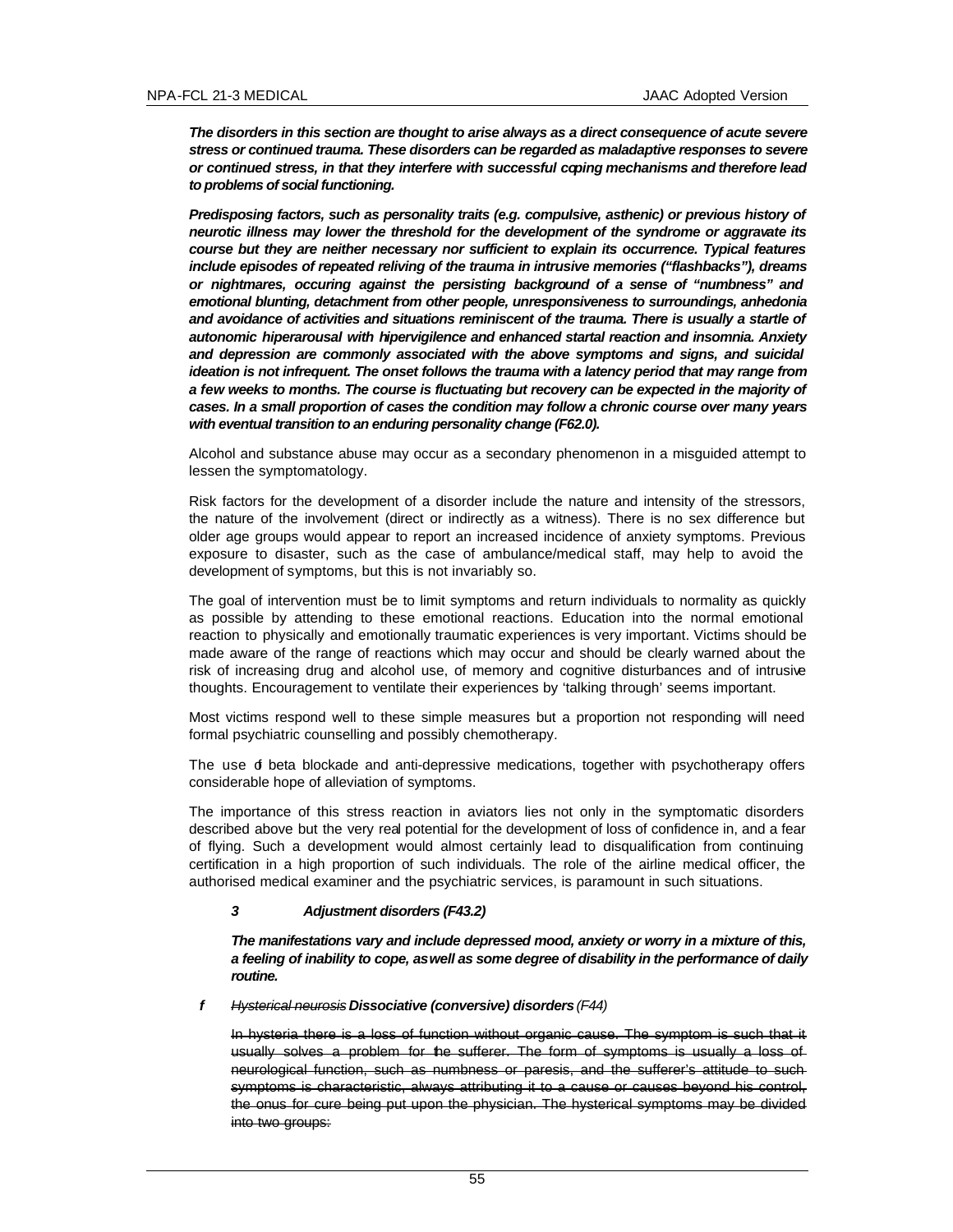***The disorders in this section are thought to arise always as a direct consequence of acute severe stress or continued trauma. These disorders can be regarded as maladaptive responses to severe or continued stress, in that they interfere with successful coping mechanisms and therefore lead to problems of social functioning.***

***Predisposing factors, such as personality traits (e.g. compulsive, asthenic) or previous history of neurotic illness may lower the threshold for the development of the syndrome or aggravate its course but they are neither necessary nor sufficient to explain its occurrence. Typical features include episodes of repeated reliving of the trauma in intrusive memories ("flashbacks"), dreams or nightmares, occuring against the persisting background of a sense of "numbness" and emotional blunting, detachment from other people, unresponsiveness to surroundings, anhedonia and avoidance of activities and situations reminiscent of the trauma. There is usually a startle of autonomic hiperarousal with hipervigilence and enhanced startal reaction and insomnia. Anxiety and depression are commonly associated with the above symptoms and signs, and suicidal ideation is not infrequent. The onset follows the trauma with a latency period that may range from a few weeks to months. The course is fluctuating but recovery can be expected in the majority of cases. In a small proportion of cases the condition may follow a chronic course over many years with eventual transition to an enduring personality change (F62.0).***

Alcohol and substance abuse may occur as a secondary phenomenon in a misguided attempt to lessen the symptomatology.

Risk factors for the development of a disorder include the nature and intensity of the stressors, the nature of the involvement (direct or indirectly as a witness). There is no sex difference but older age groups would appear to report an increased incidence of anxiety symptoms. Previous exposure to disaster, such as the case of ambulance/medical staff, may help to avoid the development of symptoms, but this is not invariably so.

The goal of intervention must be to limit symptoms and return individuals to normality as quickly as possible by attending to these emotional reactions. Education into the normal emotional reaction to physically and emotionally traumatic experiences is very important. Victims should be made aware of the range of reactions which may occur and should be clearly warned about the risk of increasing drug and alcohol use, of memory and cognitive disturbances and of intrusive thoughts. Encouragement to ventilate their experiences by 'talking through' seems important.

Most victims respond well to these simple measures but a proportion not responding will need formal psychiatric counselling and possibly chemotherapy.

The use of beta blockade and anti-depressive medications, together with psychotherapy offers considerable hope of alleviation of symptoms.

The importance of this stress reaction in aviators lies not only in the symptomatic disorders described above but the very real potential for the development of loss of confidence in, and a fear of flying. Such a development would almost certainly lead to disqualification from continuing certification in a high proportion of such individuals. The role of the airline medical officer, the authorised medical examiner and the psychiatric services, is paramount in such situations.

***3 Adjustment disorders (F43.2)***

***The manifestations vary and include depressed mood, anxiety or worry in a mixture of this, a feeling of inability to cope, as well as some degree of disability in the performance of daily routine.***

***f*** ~~*Hysterical neurosis*~~ ***Dissociative (conversive) disorders*** *(F44)*

~~In hysteria there is a loss of function without organic cause. The symptom is such that it usually solves a problem for the sufferer. The form of symptoms is usually a loss of neurological function, such as numbness or paresis, and the sufferer's attitude to such symptoms is characteristic, always attributing it to a cause or causes beyond his control, the onus for cure being put upon the physician. The hysterical symptoms may be divided into two groups:~~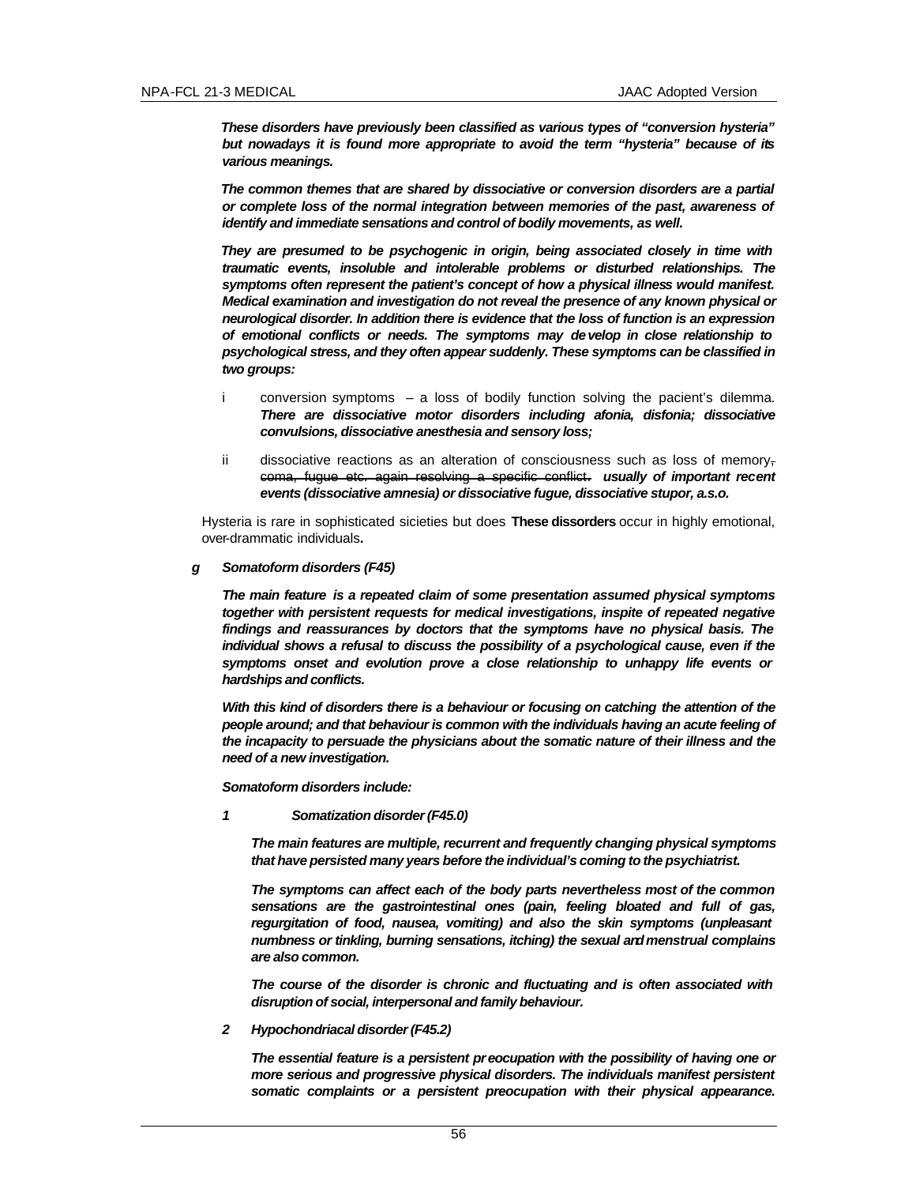***These disorders have previously been classified as various types of "conversion hysteria" but nowadays it is found more appropriate to avoid the term "hysteria" because of its various meanings.***

***The common themes that are shared by dissociative or conversion disorders are a partial or complete loss of the normal integration between memories of the past, awareness of identify and immediate sensations and control of bodily movements, as well.***

***They are presumed to be psychogenic in origin, being associated closely in time with traumatic events, insoluble and intolerable problems or disturbed relationships. The symptoms often represent the patient's concept of how a physical illness would manifest. Medical examination and investigation do not reveal the presence of any known physical or neurological disorder. In addition there is evidence that the loss of function is an expression of emotional conflicts or needs. The symptoms may develop in close relationship to psychological stress, and they often appear suddenly. These symptoms can be classified in two groups:***

i conversion symptoms – a loss of bodily function solving the pacient's dilemma. ***There are dissociative motor disorders including afonia, disfonia; dissociative convulsions, dissociative anesthesia and sensory loss;***

ii dissociative reactions as an alteration of consciousness such as loss of memory, ~~coma, fugue etc. again resolving a specific conflict.~~ ***usually of important recent events (dissociative amnesia) or dissociative fugue, dissociative stupor, a.s.o.***

Hysteria is rare in sophisticated sicieties but does **These dissorders** occur in highly emotional, over-drammatic individuals**.**

***g Somatoform disorders (F45)***

***The main feature is a repeated claim of some presentation assumed physical symptoms together with persistent requests for medical investigations, inspite of repeated negative findings and reassurances by doctors that the symptoms have no physical basis. The individual shows a refusal to discuss the possibility of a psychological cause, even if the symptoms onset and evolution prove a close relationship to unhappy life events or hardships and conflicts.***

***With this kind of disorders there is a behaviour or focusing on catching the attention of the people around; and that behaviour is common with the individuals having an acute feeling of the incapacity to persuade the physicians about the somatic nature of their illness and the need of a new investigation.***

***Somatoform disorders include:***

***1 Somatization disorder (F45.0)***

***The main features are multiple, recurrent and frequently changing physical symptoms that have persisted many years before the individual's coming to the psychiatrist.***

***The symptoms can affect each of the body parts nevertheless most of the common sensations are the gastrointestinal ones (pain, feeling bloated and full of gas, regurgitation of food, nausea, vomiting) and also the skin symptoms (unpleasant numbness or tinkling, burning sensations, itching) the sexual and menstrual complains are also common.***

***The course of the disorder is chronic and fluctuating and is often associated with disruption of social, interpersonal and family behaviour.***

***2 Hypochondriacal disorder (F45.2)***

***The essential feature is a persistent preocupation with the possibility of having one or more serious and progressive physical disorders. The individuals manifest persistent somatic complaints or a persistent preocupation with their physical appearance.***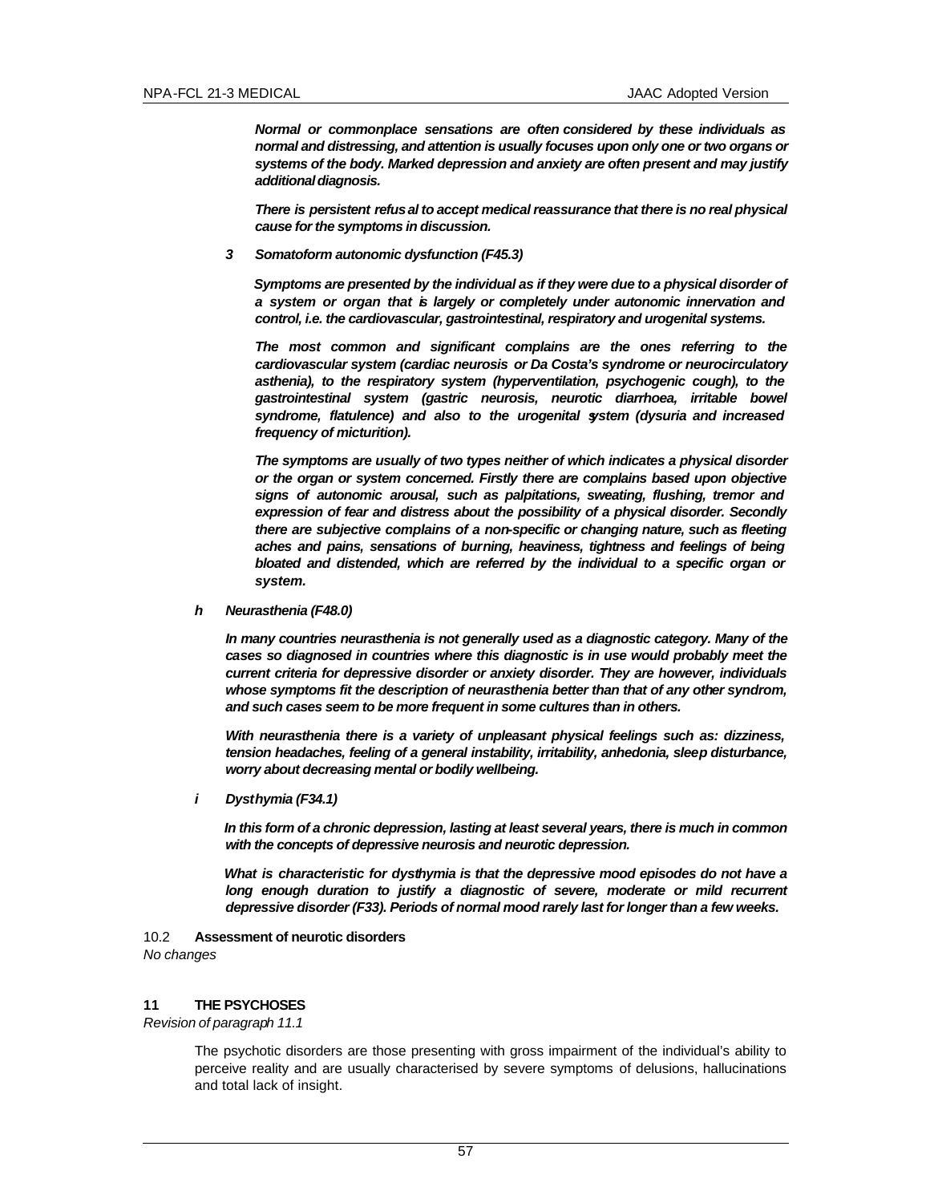***Normal or commonplace sensations are often considered by these individuals as normal and distressing, and attention is usually focuses upon only one or two organs or systems of the body. Marked depression and anxiety are often present and may justify additional diagnosis.***

***There is persistent refusal to accept medical reassurance that there is no real physical cause for the symptoms in discussion.***

***3 Somatoform autonomic dysfunction (F45.3)***

***Symptoms are presented by the individual as if they were due to a physical disorder of a system or organ that is largely or completely under autonomic innervation and control, i.e. the cardiovascular, gastrointestinal, respiratory and urogenital systems.***

***The most common and significant complains are the ones referring to the cardiovascular system (cardiac neurosis or Da Costa's syndrome or neurocirculatory asthenia), to the respiratory system (hyperventilation, psychogenic cough), to the gastrointestinal system (gastric neurosis, neurotic diarrhoea, irritable bowel syndrome, flatulence) and also to the urogenital system (dysuria and increased frequency of micturition).***

***The symptoms are usually of two types neither of which indicates a physical disorder or the organ or system concerned. Firstly there are complains based upon objective signs of autonomic arousal, such as palpitations, sweating, flushing, tremor and expression of fear and distress about the possibility of a physical disorder. Secondly there are subjective complains of a non-specific or changing nature, such as fleeting aches and pains, sensations of burning, heaviness, tightness and feelings of being bloated and distended, which are referred by the individual to a specific organ or system.***

***h Neurasthenia (F48.0)***

***In many countries neurasthenia is not generally used as a diagnostic category. Many of the cases so diagnosed in countries where this diagnostic is in use would probably meet the current criteria for depressive disorder or anxiety disorder. They are however, individuals whose symptoms fit the description of neurasthenia better than that of any other syndrom, and such cases seem to be more frequent in some cultures than in others.***

***With neurasthenia there is a variety of unpleasant physical feelings such as: dizziness, tension headaches, feeling of a general instability, irritability, anhedonia, sleep disturbance, worry about decreasing mental or bodily wellbeing.***

***i Dysthymia (F34.1)***

***In this form of a chronic depression, lasting at least several years, there is much in common with the concepts of depressive neurosis and neurotic depression.***

***What is characteristic for dysthymia is that the depressive mood episodes do not have a long enough duration to justify a diagnostic of severe, moderate or mild recurrent depressive disorder (F33). Periods of normal mood rarely last for longer than a few weeks.***

10.2 **Assessment of neurotic disorders**

*No changes*

## 11 THE PSYCHOSES

*Revision of paragraph 11.1*

The psychotic disorders are those presenting with gross impairment of the individual's ability to perceive reality and are usually characterised by severe symptoms of delusions, hallucinations and total lack of insight.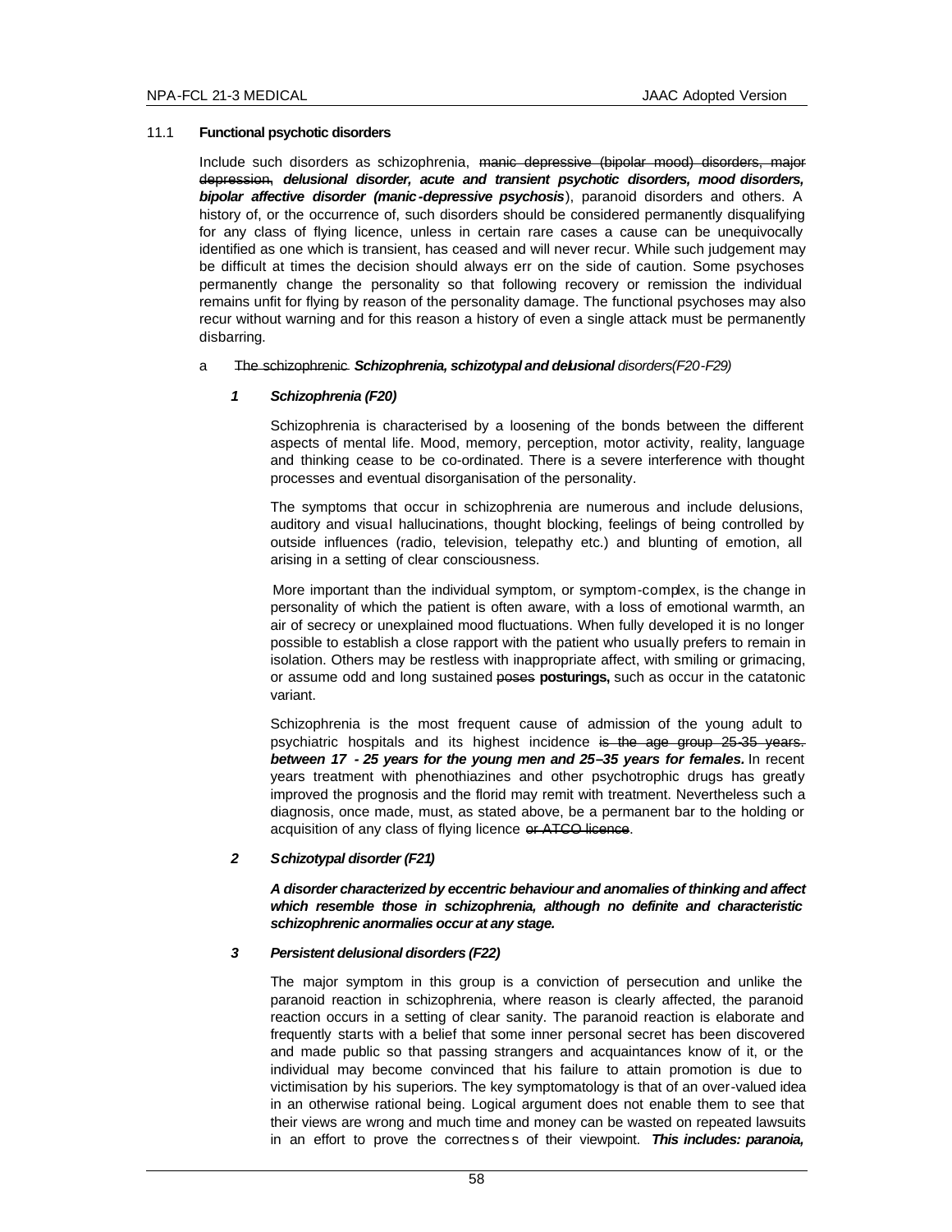11.1 **Functional psychotic disorders**

Include such disorders as schizophrenia, ~~manic depressive (bipolar mood) disorders, major depression,~~ ***delusional disorder, acute and transient psychotic disorders, mood disorders, bipolar affective disorder (manic-depressive psychosis***), paranoid disorders and others. A history of, or the occurrence of, such disorders should be considered permanently disqualifying for any class of flying licence, unless in certain rare cases a cause can be unequivocally identified as one which is transient, has ceased and will never recur. While such judgement may be difficult at times the decision should always err on the side of caution. Some psychoses permanently change the personality so that following recovery or remission the individual remains unfit for flying by reason of the personality damage. The functional psychoses may also recur without warning and for this reason a history of even a single attack must be permanently disbarring.

a ~~The schizophrenic~~ ***Schizophrenia, schizotypal and delusional*** *disorders(F20-F29)*

***1 Schizophrenia (F20)***

Schizophrenia is characterised by a loosening of the bonds between the different aspects of mental life. Mood, memory, perception, motor activity, reality, language and thinking cease to be co-ordinated. There is a severe interference with thought processes and eventual disorganisation of the personality.

The symptoms that occur in schizophrenia are numerous and include delusions, auditory and visual hallucinations, thought blocking, feelings of being controlled by outside influences (radio, television, telepathy etc.) and blunting of emotion, all arising in a setting of clear consciousness.

More important than the individual symptom, or symptom-complex, is the change in personality of which the patient is often aware, with a loss of emotional warmth, an air of secrecy or unexplained mood fluctuations. When fully developed it is no longer possible to establish a close rapport with the patient who usually prefers to remain in isolation. Others may be restless with inappropriate affect, with smiling or grimacing, or assume odd and long sustained ~~poses~~ **posturings,** such as occur in the catatonic variant.

Schizophrenia is the most frequent cause of admission of the young adult to psychiatric hospitals and its highest incidence ~~is the age group 25-35 years.~~ ***between 17 - 25 years for the young men and 25–35 years for females.*** In recent years treatment with phenothiazines and other psychotrophic drugs has greatly improved the prognosis and the florid may remit with treatment. Nevertheless such a diagnosis, once made, must, as stated above, be a permanent bar to the holding or acquisition of any class of flying licence ~~or ATCO licence~~.

***2 Schizotypal disorder (F21)***

***A disorder characterized by eccentric behaviour and anomalies of thinking and affect which resemble those in schizophrenia, although no definite and characteristic schizophrenic anormalies occur at any stage.***

***3 Persistent delusional disorders (F22)***

The major symptom in this group is a conviction of persecution and unlike the paranoid reaction in schizophrenia, where reason is clearly affected, the paranoid reaction occurs in a setting of clear sanity. The paranoid reaction is elaborate and frequently starts with a belief that some inner personal secret has been discovered and made public so that passing strangers and acquaintances know of it, or the individual may become convinced that his failure to attain promotion is due to victimisation by his superiors. The key symptomatology is that of an over-valued idea in an otherwise rational being. Logical argument does not enable them to see that their views are wrong and much time and money can be wasted on repeated lawsuits in an effort to prove the correctness of their viewpoint. ***This includes: paranoia,***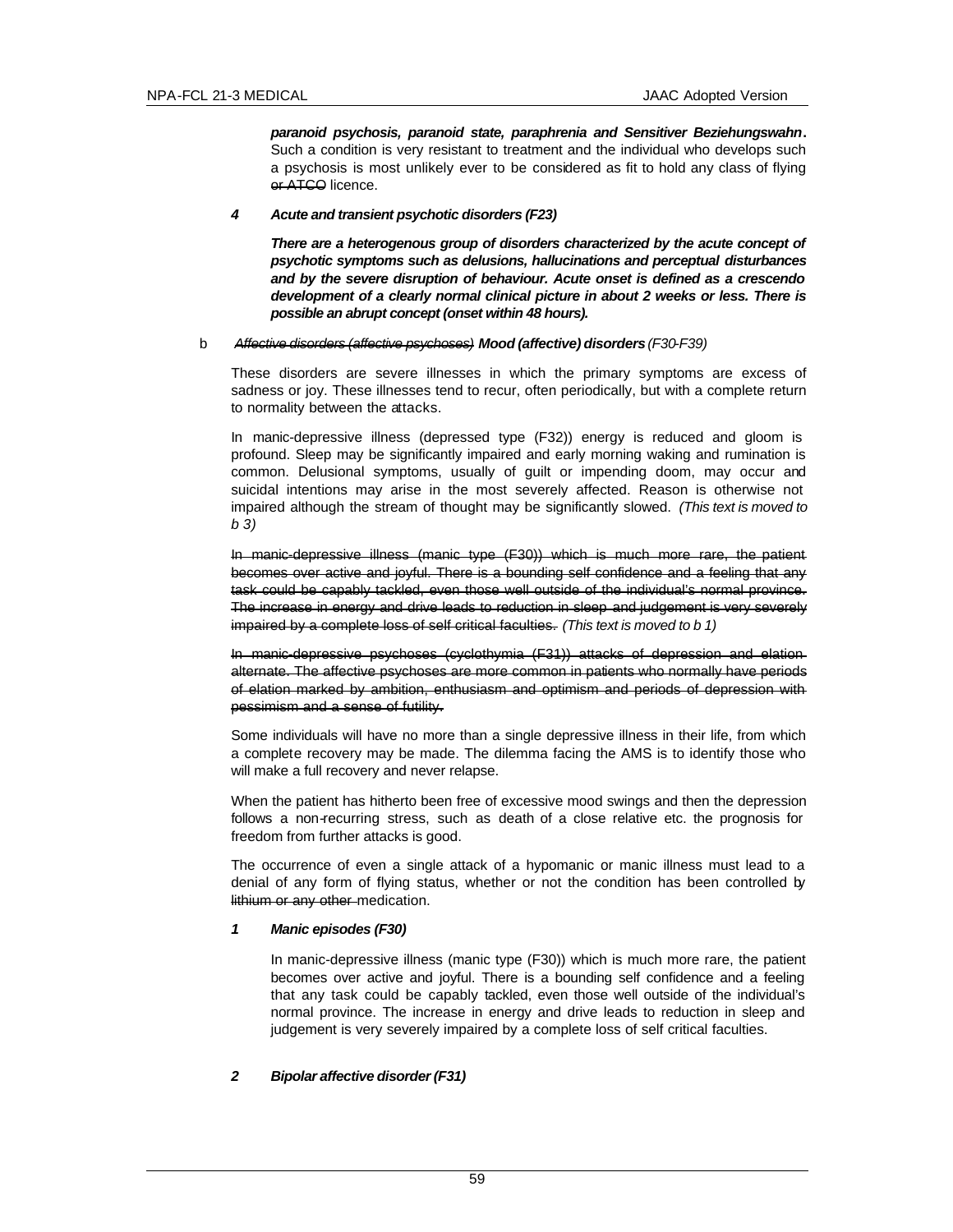***paranoid psychosis, paranoid state, paraphrenia and Sensitiver Beziehungswahn*.** Such a condition is very resistant to treatment and the individual who develops such a psychosis is most unlikely ever to be considered as fit to hold any class of flying ~~or ATCO~~ licence.

***4 Acute and transient psychotic disorders (F23)***

***There are a heterogenous group of disorders characterized by the acute concept of psychotic symptoms such as delusions, hallucinations and perceptual disturbances and by the severe disruption of behaviour. Acute onset is defined as a crescendo development of a clearly normal clinical picture in about 2 weeks or less. There is possible an abrupt concept (onset within 48 hours).***

b ~~*Affective disorders (affective psychoses)*~~ ***Mood (affective) disorders*** *(F30-F39)*

These disorders are severe illnesses in which the primary symptoms are excess of sadness or joy. These illnesses tend to recur, often periodically, but with a complete return to normality between the attacks.

In manic-depressive illness (depressed type (F32)) energy is reduced and gloom is profound. Sleep may be significantly impaired and early morning waking and rumination is common. Delusional symptoms, usually of guilt or impending doom, may occur and suicidal intentions may arise in the most severely affected. Reason is otherwise not impaired although the stream of thought may be significantly slowed. *(This text is moved to b 3)*

~~In manic-depressive illness (manic type (F30)) which is much more rare, the patient becomes over active and joyful. There is a bounding self confidence and a feeling that any task could be capably tackled, even those well outside of the individual's normal province. The increase in energy and drive leads to reduction in sleep and judgement is very severely impaired by a complete loss of self critical faculties.~~ *(This text is moved to b 1)*

~~In manic-depressive psychoses (cyclothymia (F31)) attacks of depression and elation alternate. The affective psychoses are more common in patients who normally have periods of elation marked by ambition, enthusiasm and optimism and periods of depression with pessimism and a sense of futility.~~

Some individuals will have no more than a single depressive illness in their life, from which a complete recovery may be made. The dilemma facing the AMS is to identify those who will make a full recovery and never relapse.

When the patient has hitherto been free of excessive mood swings and then the depression follows a non-recurring stress, such as death of a close relative etc. the prognosis for freedom from further attacks is good.

The occurrence of even a single attack of a hypomanic or manic illness must lead to a denial of any form of flying status, whether or not the condition has been controlled by ~~lithium or any other~~ medication.

***1 Manic episodes (F30)***

In manic-depressive illness (manic type (F30)) which is much more rare, the patient becomes over active and joyful. There is a bounding self confidence and a feeling that any task could be capably tackled, even those well outside of the individual's normal province. The increase in energy and drive leads to reduction in sleep and judgement is very severely impaired by a complete loss of self critical faculties.

***2 Bipolar affective disorder (F31)***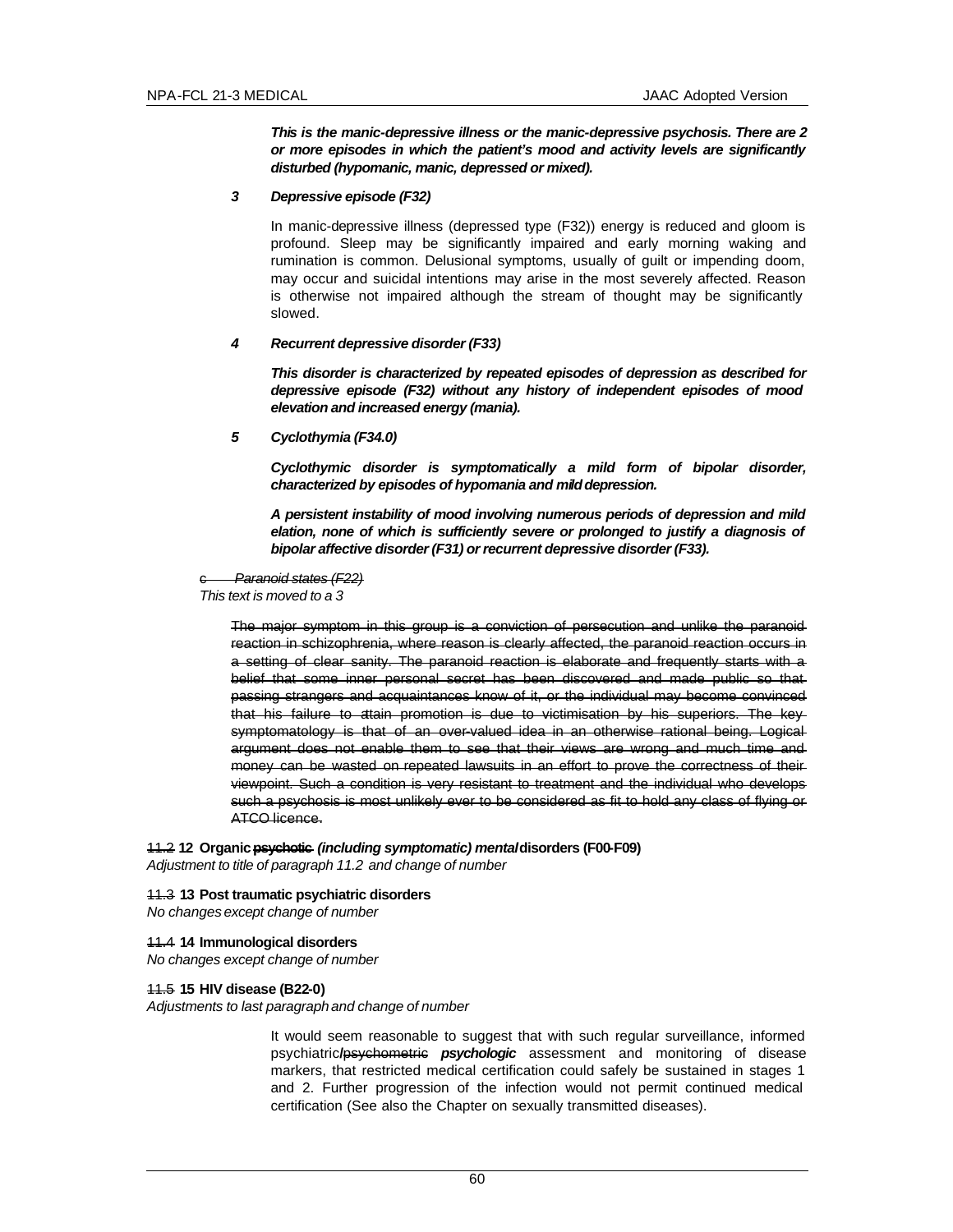***This is the manic-depressive illness or the manic-depressive psychosis. There are 2 or more episodes in which the patient's mood and activity levels are significantly disturbed (hypomanic, manic, depressed or mixed).***

***3 Depressive episode (F32)***

In manic-depressive illness (depressed type (F32)) energy is reduced and gloom is profound. Sleep may be significantly impaired and early morning waking and rumination is common. Delusional symptoms, usually of guilt or impending doom, may occur and suicidal intentions may arise in the most severely affected. Reason is otherwise not impaired although the stream of thought may be significantly slowed.

***4 Recurrent depressive disorder (F33)***

***This disorder is characterized by repeated episodes of depression as described for depressive episode (F32) without any history of independent episodes of mood elevation and increased energy (mania).***

***5 Cyclothymia (F34.0)***

***Cyclothymic disorder is symptomatically a mild form of bipolar disorder, characterized by episodes of hypomania and mild depression.***

***A persistent instability of mood involving numerous periods of depression and mild elation, none of which is sufficiently severe or prolonged to justify a diagnosis of bipolar affective disorder (F31) or recurrent depressive disorder (F33).***

~~c *Paranoid states (F22)*~~
*This text is moved to a 3*

~~The major symptom in this group is a conviction of persecution and unlike the paranoid reaction in schizophrenia, where reason is clearly affected, the paranoid reaction occurs in a setting of clear sanity. The paranoid reaction is elaborate and frequently starts with a belief that some inner personal secret has been discovered and made public so that passing strangers and acquaintances know of it, or the individual may become convinced that his failure to attain promotion is due to victimisation by his superiors. The key symptomatology is that of an over-valued idea in an otherwise rational being. Logical argument does not enable them to see that their views are wrong and much time and money can be wasted on repeated lawsuits in an effort to prove the correctness of their viewpoint. Such a condition is very resistant to treatment and the individual who develops such a psychosis is most unlikely ever to be considered as fit to hold any class of flying or ATCO licence.~~

~~11.2~~ **12 Organic ~~psychotic~~ *(including symptomatic) mental* disorders (F00-F09)**
*Adjustment to title of paragraph 11.2 and change of number*

~~11.3~~ **13 Post traumatic psychiatric disorders**
*No changes except change of number*

~~11.4~~ **14 Immunological disorders**
*No changes except change of number*

~~11.5~~ **15 HIV disease (B22-0)**
*Adjustments to last paragraph and change of number*

It would seem reasonable to suggest that with such regular surveillance, informed psychiatric/~~psychometric~~ ***psychologic*** assessment and monitoring of disease markers, that restricted medical certification could safely be sustained in stages 1 and 2. Further progression of the infection would not permit continued medical certification (See also the Chapter on sexually transmitted diseases).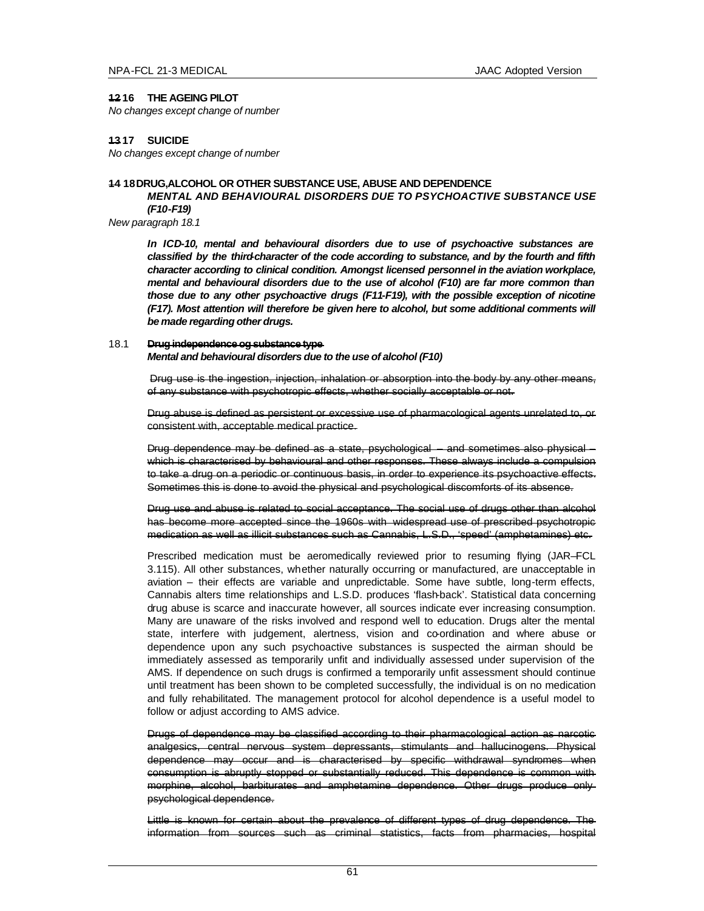**~~12~~ 16 THE AGEING PILOT**

*No changes except change of number*

**~~13~~ 17 SUICIDE**

*No changes except change of number*

**~~14~~ 18 ~~DRUG, ALCOHOL OR OTHER SUBSTANCE USE, ABUSE AND DEPENDENCE~~**

***MENTAL AND BEHAVIOURAL DISORDERS DUE TO PSYCHOACTIVE SUBSTANCE USE (F10-F19)***

*New paragraph 18.1*

> ***In ICD-10, mental and behavioural disorders due to use of psychoactive substances are classified by the third-character of the code according to substance, and by the fourth and fifth character according to clinical condition. Amongst licensed personnel in the aviation workplace, mental and behavioural disorders due to the use of alcohol (F10) are far more common than those due to any other psychoactive drugs (F11-F19), with the possible exception of nicotine (F17). Most attention will therefore be given here to alcohol, but some additional comments will be made regarding other drugs.***

18.1 ~~**Drug independence og substance type**~~

***Mental and behavioural disorders due to the use of alcohol (F10)***

~~Drug use is the ingestion, injection, inhalation or absorption into the body by any other means, of any substance with psychotropic effects, whether socially acceptable or not.~~

~~Drug abuse is defined as persistent or excessive use of pharmacological agents unrelated to, or consistent with, acceptable medical practice.~~

~~Drug dependence may be defined as a state, psychological – and sometimes also physical – which is characterised by behavioural and other responses. These always include a compulsion to take a drug on a periodic or continuous basis, in order to experience its psychoactive effects. Sometimes this is done to avoid the physical and psychological discomforts of its absence.~~

~~Drug use and abuse is related to social acceptance. The social use of drugs other than alcohol has become more accepted since the 1960s with widespread use of prescribed psychotropic medication as well as illicit substances such as Cannabis, L.S.D., 'speed' (amphetamines) etc.~~

Prescribed medication must be aeromedically reviewed prior to resuming flying (JAR–FCL 3.115). All other substances, whether naturally occurring or manufactured, are unacceptable in aviation – their effects are variable and unpredictable. Some have subtle, long-term effects, Cannabis alters time relationships and L.S.D. produces 'flash-back'. Statistical data concerning drug abuse is scarce and inaccurate however, all sources indicate ever increasing consumption. Many are unaware of the risks involved and respond well to education. Drugs alter the mental state, interfere with judgement, alertness, vision and co-ordination and where abuse or dependence upon any such psychoactive substances is suspected the airman should be immediately assessed as temporarily unfit and individually assessed under supervision of the AMS. If dependence on such drugs is confirmed a temporarily unfit assessment should continue until treatment has been shown to be completed successfully, the individual is on no medication and fully rehabilitated. The management protocol for alcohol dependence is a useful model to follow or adjust according to AMS advice.

~~Drugs of dependence may be classified according to their pharmacological action as narcotic analgesics, central nervous system depressants, stimulants and hallucinogens. Physical dependence may occur and is characterised by specific withdrawal syndromes when consumption is abruptly stopped or substantially reduced. This dependence is common with morphine, alcohol, barbiturates and amphetamine dependence. Other drugs produce only psychological dependence.~~

~~Little is known for certain about the prevalence of different types of drug dependence. The information from sources such as criminal statistics, facts from pharmacies, hospital~~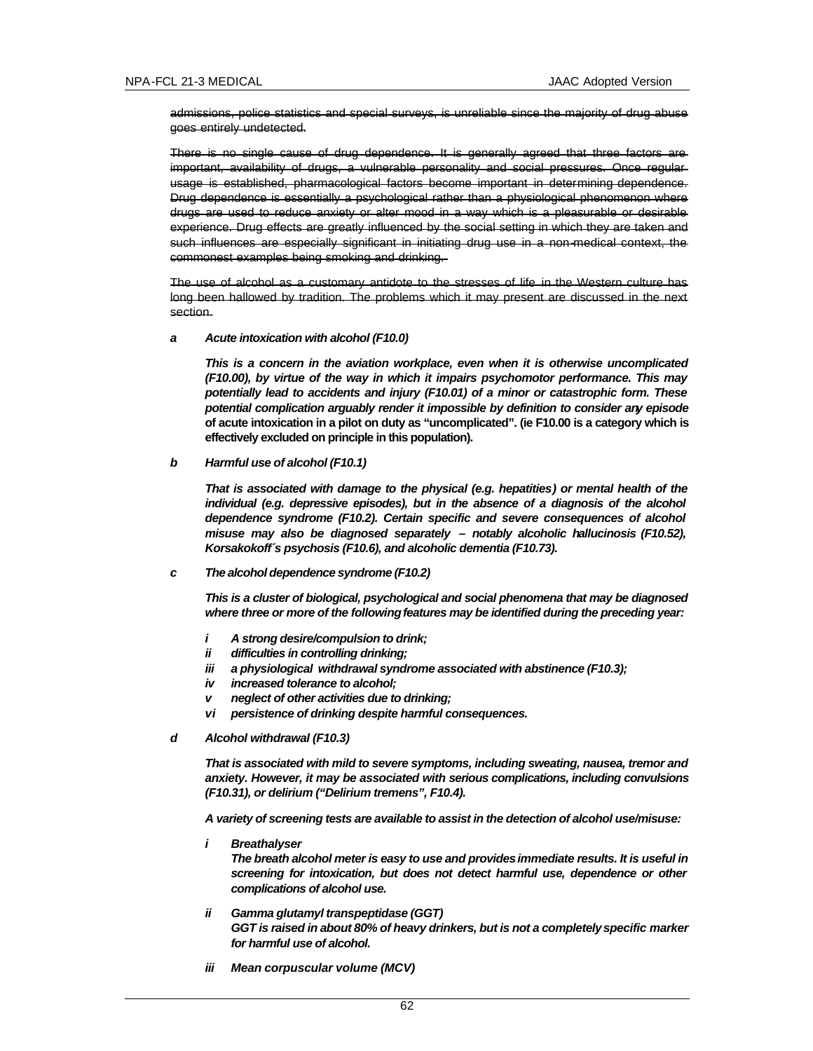~~admissions, police statistics and special surveys, is unreliable since the majority of drug abuse goes entirely undetected.~~

~~There is no single cause of drug dependence. It is generally agreed that three factors are important, availability of drugs, a vulnerable personality and social pressures. Once regular usage is established, pharmacological factors become important in determining dependence. Drug dependence is essentially a psychological rather than a physiological phenomenon where drugs are used to reduce anxiety or alter mood in a way which is a pleasurable or desirable experience. Drug effects are greatly influenced by the social setting in which they are taken and such influences are especially significant in initiating drug use in a non-medical context, the commonest examples being smoking and drinking.~~

~~The use of alcohol as a customary antidote to the stresses of life in the Western culture has long been hallowed by tradition. The problems which it may present are discussed in the next section.~~

***a Acute intoxication with alcohol (F10.0)***

***This is a concern in the aviation workplace, even when it is otherwise uncomplicated (F10.00), by virtue of the way in which it impairs psychomotor performance. This may potentially lead to accidents and injury (F10.01) of a minor or catastrophic form. These potential complication arguably render it impossible by definition to consider any episode*** **of acute intoxication in a pilot on duty as "uncomplicated". (ie F10.00 is a category which is effectively excluded on principle in this population).**

***b Harmful use of alcohol (F10.1)***

***That is associated with damage to the physical (e.g. hepatities) or mental health of the individual (e.g. depressive episodes), but in the absence of a diagnosis of the alcohol dependence syndrome (F10.2). Certain specific and severe consequences of alcohol misuse may also be diagnosed separately – notably alcoholic hallucinosis (F10.52), Korsakokoff´s psychosis (F10.6), and alcoholic dementia (F10.73).***

***c The alcohol dependence syndrome (F10.2)***

***This is a cluster of biological, psychological and social phenomena that may be diagnosed where three or more of the following features may be identified during the preceding year:***

- ***i A strong desire/compulsion to drink;***
- ***ii difficulties in controlling drinking;***
- ***iii a physiological withdrawal syndrome associated with abstinence (F10.3);***
- ***iv increased tolerance to alcohol;***
- ***v neglect of other activities due to drinking;***
- ***vi persistence of drinking despite harmful consequences.***

***d Alcohol withdrawal (F10.3)***

***That is associated with mild to severe symptoms, including sweating, nausea, tremor and anxiety. However, it may be associated with serious complications, including convulsions (F10.31), or delirium ("Delirium tremens", F10.4).***

***A variety of screening tests are available to assist in the detection of alcohol use/misuse:***

***i Breathalyser***
***The breath alcohol meter is easy to use and provides immediate results. It is useful in screening for intoxication, but does not detect harmful use, dependence or other complications of alcohol use.***

***ii Gamma glutamyl transpeptidase (GGT)***
***GGT is raised in about 80% of heavy drinkers, but is not a completely specific marker for harmful use of alcohol.***

***iii Mean corpuscular volume (MCV)***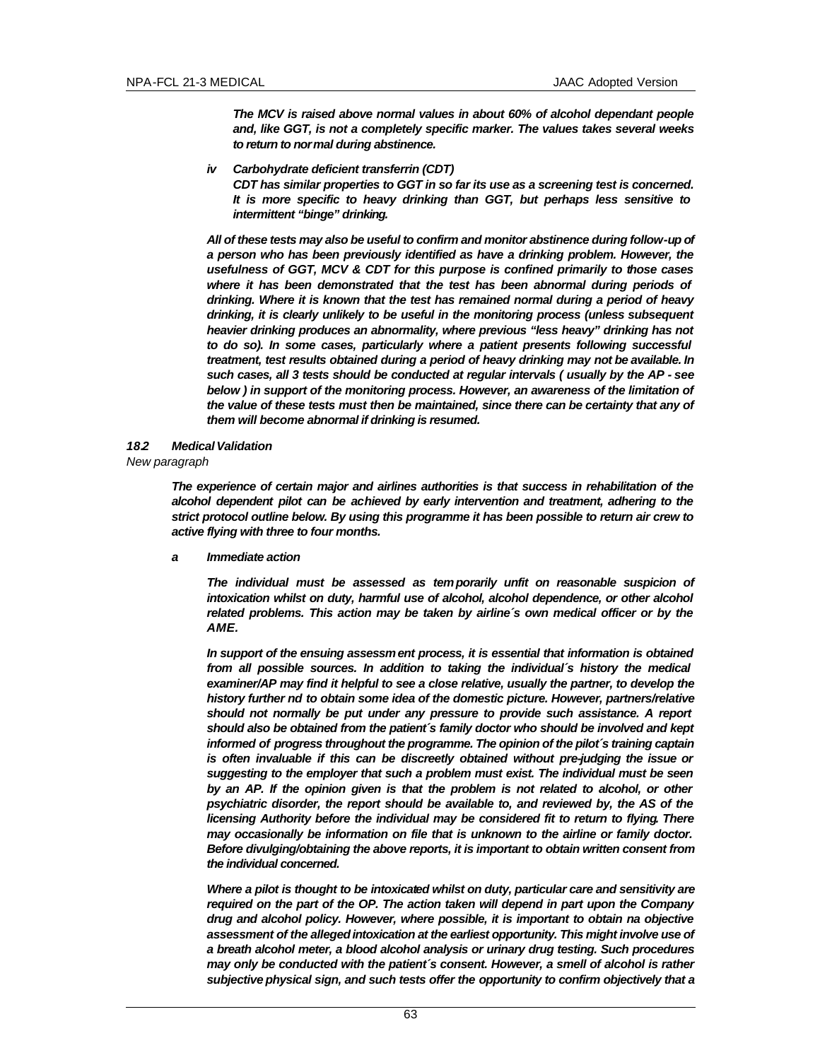***The MCV is raised above normal values in about 60% of alcohol dependant people and, like GGT, is not a completely specific marker. The values takes several weeks to return to normal during abstinence.***

***iv Carbohydrate deficient transferrin (CDT)***
***CDT has similar properties to GGT in so far its use as a screening test is concerned. It is more specific to heavy drinking than GGT, but perhaps less sensitive to intermittent "binge" drinking.***

***All of these tests may also be useful to confirm and monitor abstinence during follow-up of a person who has been previously identified as have a drinking problem. However, the usefulness of GGT, MCV & CDT for this purpose is confined primarily to those cases where it has been demonstrated that the test has been abnormal during periods of drinking. Where it is known that the test has remained normal during a period of heavy drinking, it is clearly unlikely to be useful in the monitoring process (unless subsequent heavier drinking produces an abnormality, where previous "less heavy" drinking has not to do so). In some cases, particularly where a patient presents following successful treatment, test results obtained during a period of heavy drinking may not be available. In such cases, all 3 tests should be conducted at regular intervals ( usually by the AP - see below ) in support of the monitoring process. However, an awareness of the limitation of the value of these tests must then be maintained, since there can be certainty that any of them will become abnormal if drinking is resumed.***

***18.2 Medical Validation***

*New paragraph*

***The experience of certain major and airlines authorities is that success in rehabilitation of the alcohol dependent pilot can be achieved by early intervention and treatment, adhering to the strict protocol outline below. By using this programme it has been possible to return air crew to active flying with three to four months.***

***a Immediate action***

***The individual must be assessed as temporarily unfit on reasonable suspicion of intoxication whilst on duty, harmful use of alcohol, alcohol dependence, or other alcohol related problems. This action may be taken by airline´s own medical officer or by the AME.***

***In support of the ensuing assessment process, it is essential that information is obtained from all possible sources. In addition to taking the individual´s history the medical examiner/AP may find it helpful to see a close relative, usually the partner, to develop the history further nd to obtain some idea of the domestic picture. However, partners/relative should not normally be put under any pressure to provide such assistance. A report should also be obtained from the patient´s family doctor who should be involved and kept informed of progress throughout the programme. The opinion of the pilot´s training captain is often invaluable if this can be discreetly obtained without pre-judging the issue or suggesting to the employer that such a problem must exist. The individual must be seen by an AP. If the opinion given is that the problem is not related to alcohol, or other psychiatric disorder, the report should be available to, and reviewed by, the AS of the licensing Authority before the individual may be considered fit to return to flying. There may occasionally be information on file that is unknown to the airline or family doctor. Before divulging/obtaining the above reports, it is important to obtain written consent from the individual concerned.***

***Where a pilot is thought to be intoxicated whilst on duty, particular care and sensitivity are required on the part of the OP. The action taken will depend in part upon the Company drug and alcohol policy. However, where possible, it is important to obtain na objective assessment of the alleged intoxication at the earliest opportunity. This might involve use of a breath alcohol meter, a blood alcohol analysis or urinary drug testing. Such procedures may only be conducted with the patient´s consent. However, a smell of alcohol is rather subjective physical sign, and such tests offer the opportunity to confirm objectively that a***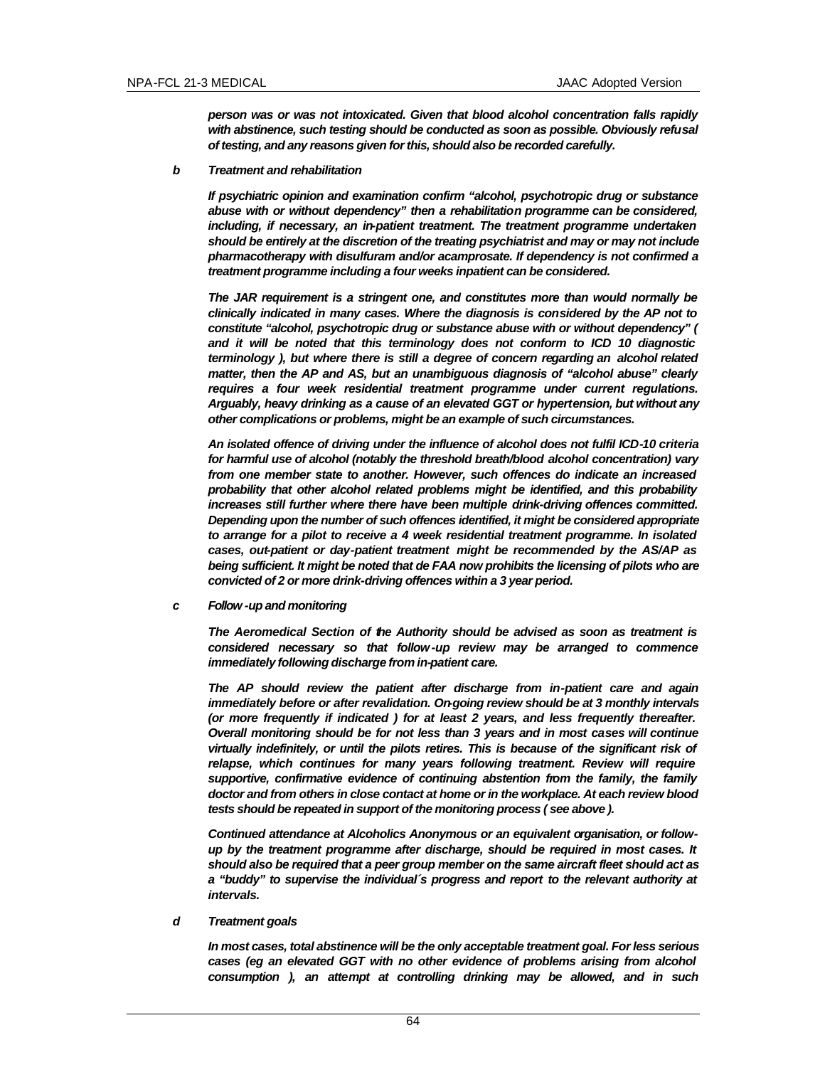***person was or was not intoxicated. Given that blood alcohol concentration falls rapidly with abstinence, such testing should be conducted as soon as possible. Obviously refusal of testing, and any reasons given for this, should also be recorded carefully.***

***b Treatment and rehabilitation***

***If psychiatric opinion and examination confirm "alcohol, psychotropic drug or substance abuse with or without dependency" then a rehabilitation programme can be considered, including, if necessary, an in-patient treatment. The treatment programme undertaken should be entirely at the discretion of the treating psychiatrist and may or may not include pharmacotherapy with disulfuram and/or acamprosate. If dependency is not confirmed a treatment programme including a four weeks inpatient can be considered.***

***The JAR requirement is a stringent one, and constitutes more than would normally be clinically indicated in many cases. Where the diagnosis is considered by the AP not to constitute "alcohol, psychotropic drug or substance abuse with or without dependency" ( and it will be noted that this terminology does not conform to ICD 10 diagnostic terminology ), but where there is still a degree of concern regarding an alcohol related matter, then the AP and AS, but an unambiguous diagnosis of "alcohol abuse" clearly requires a four week residential treatment programme under current regulations. Arguably, heavy drinking as a cause of an elevated GGT or hypertension, but without any other complications or problems, might be an example of such circumstances.***

***An isolated offence of driving under the influence of alcohol does not fulfil ICD-10 criteria for harmful use of alcohol (notably the threshold breath/blood alcohol concentration) vary from one member state to another. However, such offences do indicate an increased probability that other alcohol related problems might be identified, and this probability increases still further where there have been multiple drink-driving offences committed. Depending upon the number of such offences identified, it might be considered appropriate to arrange for a pilot to receive a 4 week residential treatment programme. In isolated cases, out-patient or day-patient treatment might be recommended by the AS/AP as being sufficient. It might be noted that de FAA now prohibits the licensing of pilots who are convicted of 2 or more drink-driving offences within a 3 year period.***

***c Follow -up and monitoring***

***The Aeromedical Section of the Authority should be advised as soon as treatment is considered necessary so that follow-up review may be arranged to commence immediately following discharge from in-patient care.***

***The AP should review the patient after discharge from in-patient care and again immediately before or after revalidation. On-going review should be at 3 monthly intervals (or more frequently if indicated ) for at least 2 years, and less frequently thereafter. Overall monitoring should be for not less than 3 years and in most cases will continue virtually indefinitely, or until the pilots retires. This is because of the significant risk of relapse, which continues for many years following treatment. Review will require supportive, confirmative evidence of continuing abstention from the family, the family doctor and from others in close contact at home or in the workplace. At each review blood tests should be repeated in support of the monitoring process ( see above ).***

***Continued attendance at Alcoholics Anonymous or an equivalent organisation, or follow-up by the treatment programme after discharge, should be required in most cases. It should also be required that a peer group member on the same aircraft fleet should act as a "buddy" to supervise the individual´s progress and report to the relevant authority at intervals.***

***d Treatment goals***

***In most cases, total abstinence will be the only acceptable treatment goal. For less serious cases (eg an elevated GGT with no other evidence of problems arising from alcohol consumption ), an attempt at controlling drinking may be allowed, and in such***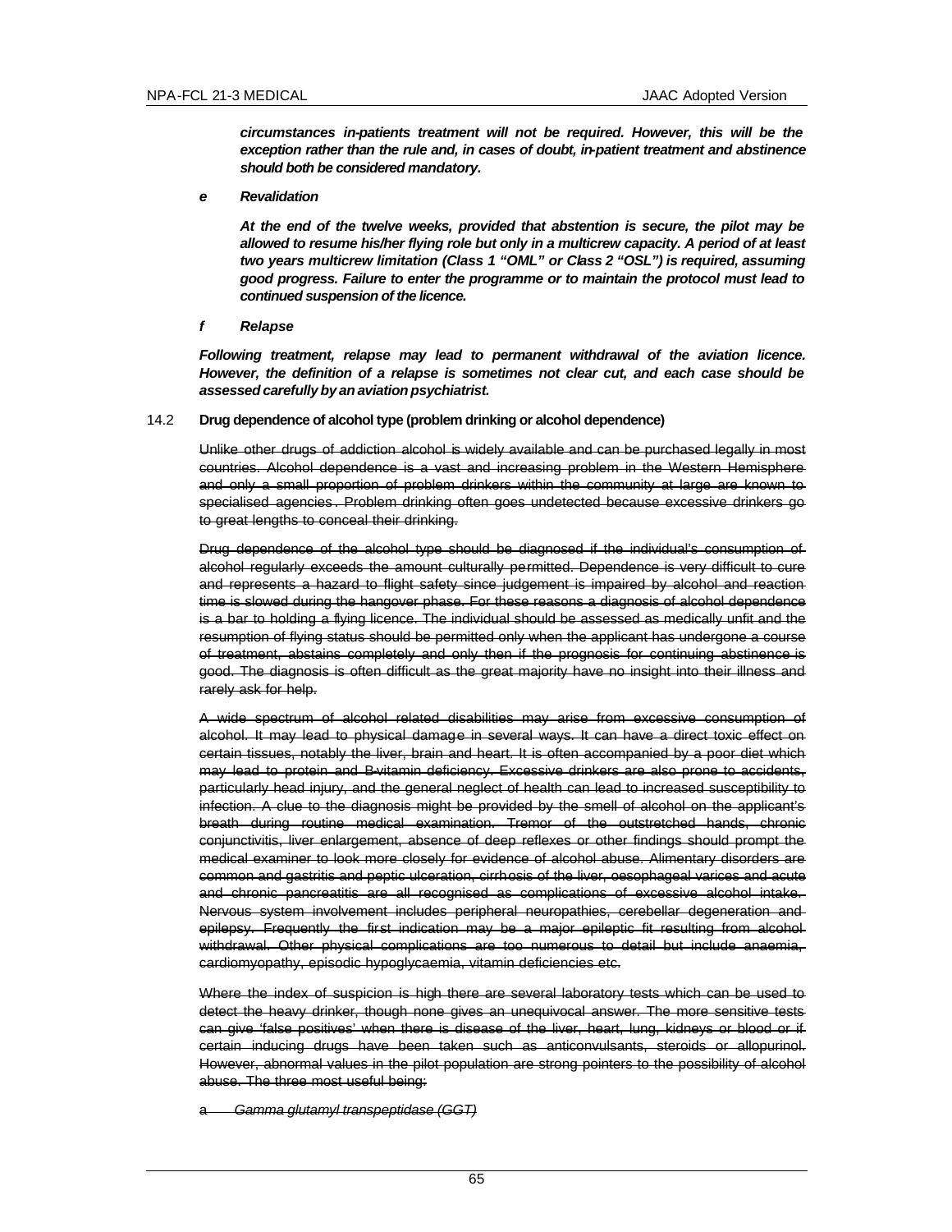***circumstances in-patients treatment will not be required. However, this will be the exception rather than the rule and, in cases of doubt, in-patient treatment and abstinence should both be considered mandatory.***

***e Revalidation***

***At the end of the twelve weeks, provided that abstention is secure, the pilot may be allowed to resume his/her flying role but only in a multicrew capacity. A period of at least two years multicrew limitation (Class 1 "OML" or Class 2 "OSL") is required, assuming good progress. Failure to enter the programme or to maintain the protocol must lead to continued suspension of the licence.***

***f Relapse***

***Following treatment, relapse may lead to permanent withdrawal of the aviation licence. However, the definition of a relapse is sometimes not clear cut, and each case should be assessed carefully by an aviation psychiatrist.***

14.2 **Drug dependence of alcohol type (problem drinking or alcohol dependence)**

~~Unlike other drugs of addiction alcohol is widely available and can be purchased legally in most countries. Alcohol dependence is a vast and increasing problem in the Western Hemisphere and only a small proportion of problem drinkers within the community at large are known to specialised agencies. Problem drinking often goes undetected because excessive drinkers go to great lengths to conceal their drinking.~~

~~Drug dependence of the alcohol type should be diagnosed if the individual's consumption of alcohol regularly exceeds the amount culturally permitted. Dependence is very difficult to cure and represents a hazard to flight safety since judgement is impaired by alcohol and reaction time is slowed during the hangover phase. For these reasons a diagnosis of alcohol dependence is a bar to holding a flying licence. The individual should be assessed as medically unfit and the resumption of flying status should be permitted only when the applicant has undergone a course of treatment, abstains completely and only then if the prognosis for continuing abstinence is good. The diagnosis is often difficult as the great majority have no insight into their illness and rarely ask for help.~~

~~A wide spectrum of alcohol related disabilities may arise from excessive consumption of alcohol. It may lead to physical damage in several ways. It can have a direct toxic effect on certain tissues, notably the liver, brain and heart. It is often accompanied by a poor diet which may lead to protein and B-vitamin deficiency. Excessive drinkers are also prone to accidents, particularly head injury, and the general neglect of health can lead to increased susceptibility to infection. A clue to the diagnosis might be provided by the smell of alcohol on the applicant's breath during routine medical examination. Tremor of the outstretched hands, chronic conjunctivitis, liver enlargement, absence of deep reflexes or other findings should prompt the medical examiner to look more closely for evidence of alcohol abuse. Alimentary disorders are common and gastritis and peptic ulceration, cirrhosis of the liver, oesophageal varices and acute and chronic pancreatitis are all recognised as complications of excessive alcohol intake. Nervous system involvement includes peripheral neuropathies, cerebellar degeneration and epilepsy. Frequently the first indication may be a major epileptic fit resulting from alcohol withdrawal. Other physical complications are too numerous to detail but include anaemia, cardiomyopathy, episodic hypoglycaemia, vitamin deficiencies etc.~~

~~Where the index of suspicion is high there are several laboratory tests which can be used to detect the heavy drinker, though none gives an unequivocal answer. The more sensitive tests can give 'false positives' when there is disease of the liver, heart, lung, kidneys or blood or if certain inducing drugs have been taken such as anticonvulsants, steroids or allopurinol. However, abnormal values in the pilot population are strong pointers to the possibility of alcohol abuse. The three most useful being:~~

~~a *Gamma glutamyl transpeptidase (GGT)*~~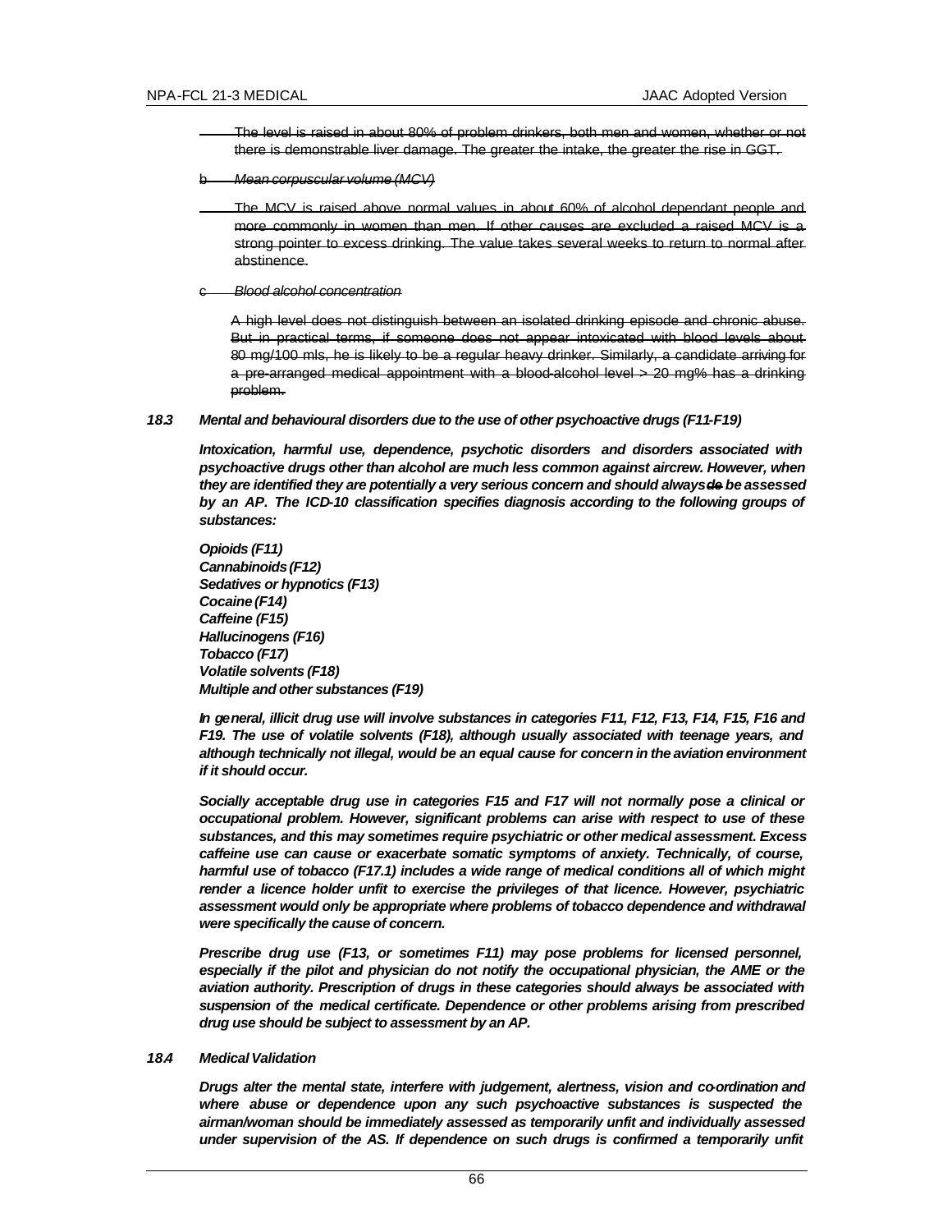~~The level is raised in about 80% of problem drinkers, both men and women, whether or not there is demonstrable liver damage. The greater the intake, the greater the rise in GGT.~~

~~b *Mean corpuscular volume (MCV)*~~

~~The MCV is raised above normal values in about 60% of alcohol dependant people and more commonly in women than men. If other causes are excluded a raised MCV is a strong pointer to excess drinking. The value takes several weeks to return to normal after abstinence.~~

~~c *Blood alcohol concentration*~~

~~A high level does not distinguish between an isolated drinking episode and chronic abuse. But in practical terms, if someone does not appear intoxicated with blood levels about 80 mg/100 mls, he is likely to be a regular heavy drinker. Similarly, a candidate arriving for a pre-arranged medical appointment with a blood-alcohol level > 20 mg% has a drinking problem.~~

***18.3 Mental and behavioural disorders due to the use of other psychoactive drugs (F11-F19)***

***Intoxication, harmful use, dependence, psychotic disorders and disorders associated with psychoactive drugs other than alcohol are much less common against aircrew. However, when they are identified they are potentially a very serious concern and should always ~~do~~ be assessed by an AP. The ICD-10 classification specifies diagnosis according to the following groups of substances:***

***Opioids (F11)***
***Cannabinoids (F12)***
***Sedatives or hypnotics (F13)***
***Cocaine (F14)***
***Caffeine (F15)***
***Hallucinogens (F16)***
***Tobacco (F17)***
***Volatile solvents (F18)***
***Multiple and other substances (F19)***

***In general, illicit drug use will involve substances in categories F11, F12, F13, F14, F15, F16 and F19. The use of volatile solvents (F18), although usually associated with teenage years, and although technically not illegal, would be an equal cause for concern in the aviation environment if it should occur.***

***Socially acceptable drug use in categories F15 and F17 will not normally pose a clinical or occupational problem. However, significant problems can arise with respect to use of these substances, and this may sometimes require psychiatric or other medical assessment. Excess caffeine use can cause or exacerbate somatic symptoms of anxiety. Technically, of course, harmful use of tobacco (F17.1) includes a wide range of medical conditions all of which might render a licence holder unfit to exercise the privileges of that licence. However, psychiatric assessment would only be appropriate where problems of tobacco dependence and withdrawal were specifically the cause of concern.***

***Prescribe drug use (F13, or sometimes F11) may pose problems for licensed personnel, especially if the pilot and physician do not notify the occupational physician, the AME or the aviation authority. Prescription of drugs in these categories should always be associated with suspension of the medical certificate. Dependence or other problems arising from prescribed drug use should be subject to assessment by an AP.***

***18.4 Medical Validation***

***Drugs alter the mental state, interfere with judgement, alertness, vision and co-ordination and where abuse or dependence upon any such psychoactive substances is suspected the airman/woman should be immediately assessed as temporarily unfit and individually assessed under supervision of the AS. If dependence on such drugs is confirmed a temporarily unfit***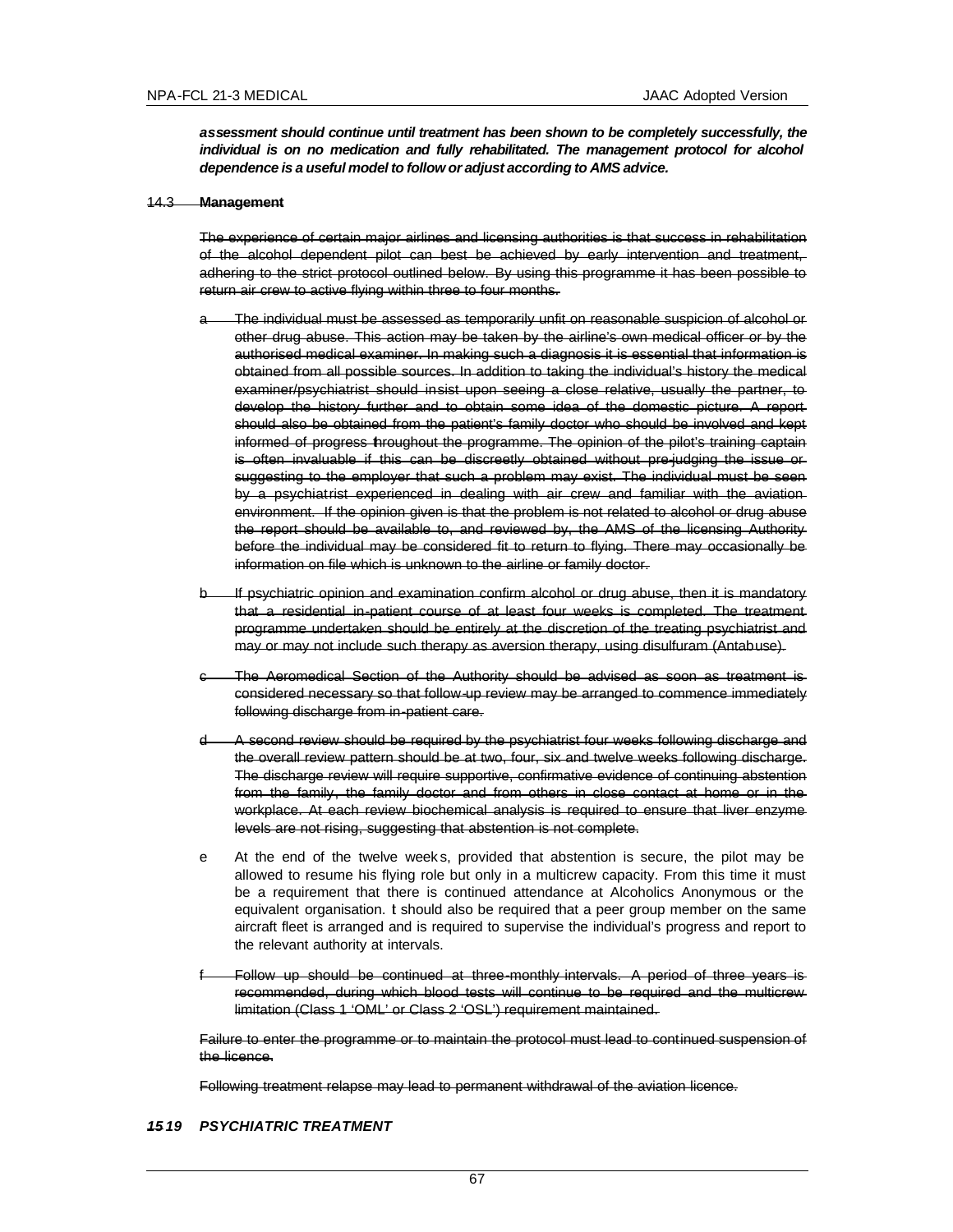***assessment should continue until treatment has been shown to be completely successfully, the individual is on no medication and fully rehabilitated. The management protocol for alcohol dependence is a useful model to follow or adjust according to AMS advice.***

~~14.3~~ ~~**Management**~~

~~The experience of certain major airlines and licensing authorities is that success in rehabilitation of the alcohol dependent pilot can best be achieved by early intervention and treatment, adhering to the strict protocol outlined below. By using this programme it has been possible to return air crew to active flying within three to four months.~~

~~a The individual must be assessed as temporarily unfit on reasonable suspicion of alcohol or other drug abuse. This action may be taken by the airline's own medical officer or by the authorised medical examiner. In making such a diagnosis it is essential that information is obtained from all possible sources. In addition to taking the individual's history the medical examiner/psychiatrist should insist upon seeing a close relative, usually the partner, to develop the history further and to obtain some idea of the domestic picture. A report should also be obtained from the patient's family doctor who should be involved and kept informed of progress throughout the programme. The opinion of the pilot's training captain is often invaluable if this can be discreetly obtained without pre-judging the issue or suggesting to the employer that such a problem may exist. The individual must be seen by a psychiatrist experienced in dealing with air crew and familiar with the aviation environment. If the opinion given is that the problem is not related to alcohol or drug abuse the report should be available to, and reviewed by, the AMS of the licensing Authority before the individual may be considered fit to return to flying. There may occasionally be information on file which is unknown to the airline or family doctor.~~

~~b If psychiatric opinion and examination confirm alcohol or drug abuse, then it is mandatory that a residential in-patient course of at least four weeks is completed. The treatment programme undertaken should be entirely at the discretion of the treating psychiatrist and may or may not include such therapy as aversion therapy, using disulfuram (Antabuse).~~

~~c The Aeromedical Section of the Authority should be advised as soon as treatment is considered necessary so that follow-up review may be arranged to commence immediately following discharge from in-patient care.~~

~~d A second review should be required by the psychiatrist four weeks following discharge and the overall review pattern should be at two, four, six and twelve weeks following discharge. The discharge review will require supportive, confirmative evidence of continuing abstention from the family, the family doctor and from others in close contact at home or in the workplace. At each review biochemical analysis is required to ensure that liver enzyme levels are not rising, suggesting that abstention is not complete.~~

e At the end of the twelve weeks, provided that abstention is secure, the pilot may be allowed to resume his flying role but only in a multicrew capacity. From this time it must be a requirement that there is continued attendance at Alcoholics Anonymous or the equivalent organisation. It should also be required that a peer group member on the same aircraft fleet is arranged and is required to supervise the individual's progress and report to the relevant authority at intervals.

~~f Follow up should be continued at three-monthly intervals. A period of three years is recommended, during which blood tests will continue to be required and the multicrew limitation (Class 1 'OML' or Class 2 'OSL') requirement maintained.~~

~~Failure to enter the programme or to maintain the protocol must lead to continued suspension of the licence.~~

~~Following treatment relapse may lead to permanent withdrawal of the aviation licence.~~

***~~15~~ 19 PSYCHIATRIC TREATMENT***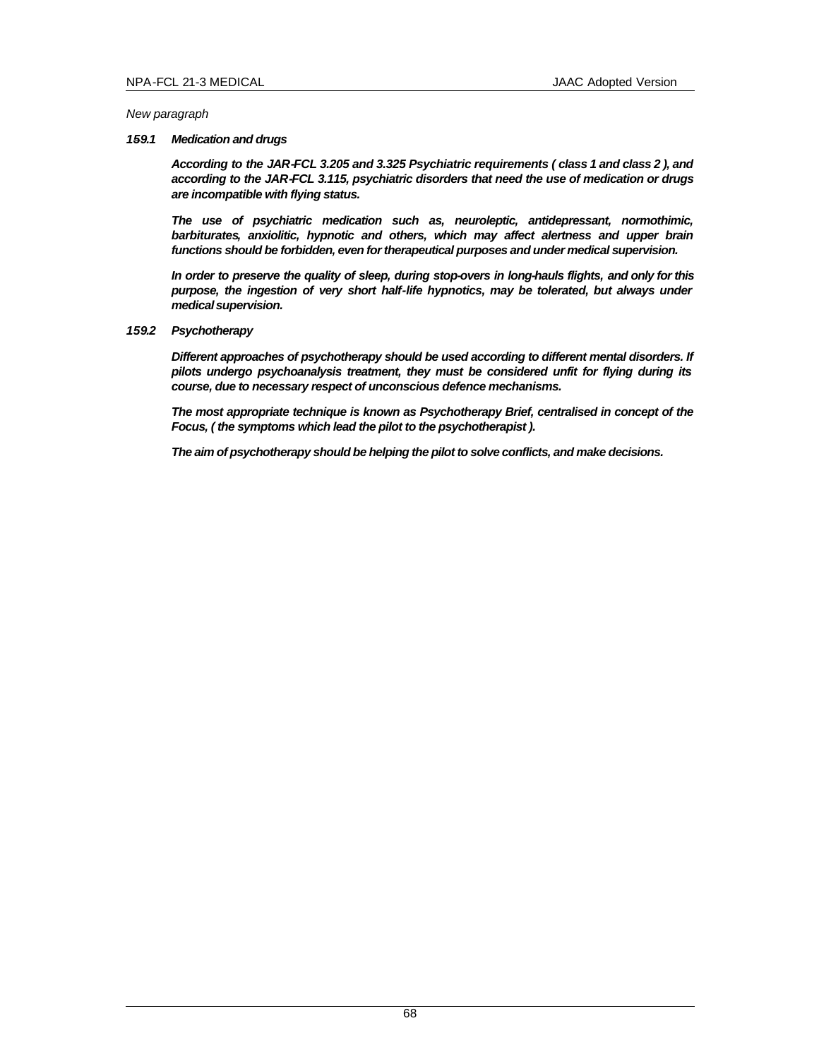*New paragraph*

***159.1 Medication and drugs***

***According to the JAR-FCL 3.205 and 3.325 Psychiatric requirements ( class 1 and class 2 ), and according to the JAR-FCL 3.115, psychiatric disorders that need the use of medication or drugs are incompatible with flying status.***

***The use of psychiatric medication such as, neuroleptic, antidepressant, normothimic, barbiturates, anxiolitic, hypnotic and others, which may affect alertness and upper brain functions should be forbidden, even for therapeutical purposes and under medical supervision.***

***In order to preserve the quality of sleep, during stop-overs in long-hauls flights, and only for this purpose, the ingestion of very short half-life hypnotics, may be tolerated, but always under medical supervision.***

***159.2 Psychotherapy***

***Different approaches of psychotherapy should be used according to different mental disorders. If pilots undergo psychoanalysis treatment, they must be considered unfit for flying during its course, due to necessary respect of unconscious defence mechanisms.***

***The most appropriate technique is known as Psychotherapy Brief, centralised in concept of the Focus, ( the symptoms which lead the pilot to the psychotherapist ).***

***The aim of psychotherapy should be helping the pilot to solve conflicts, and make decisions.***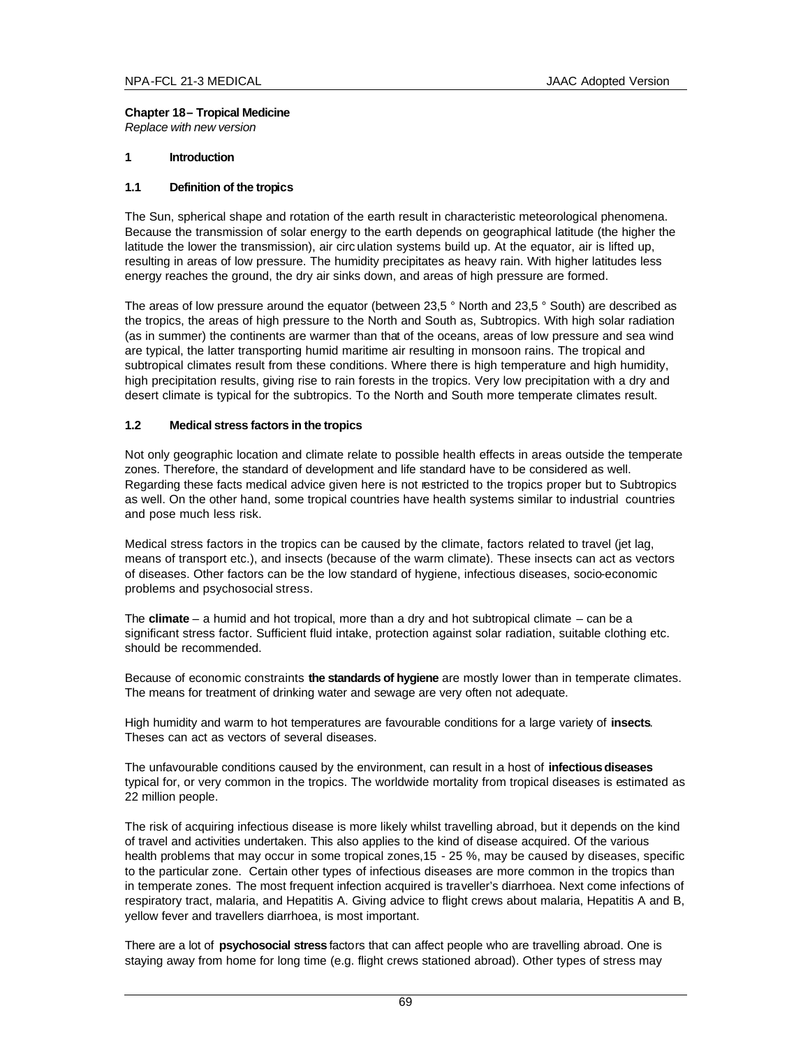**Chapter 18 – Tropical Medicine**
*Replace with new version*

## 1 Introduction

### 1.1 Definition of the tropics

The Sun, spherical shape and rotation of the earth result in characteristic meteorological phenomena. Because the transmission of solar energy to the earth depends on geographical latitude (the higher the latitude the lower the transmission), air circulation systems build up. At the equator, air is lifted up, resulting in areas of low pressure. The humidity precipitates as heavy rain. With higher latitudes less energy reaches the ground, the dry air sinks down, and areas of high pressure are formed.

The areas of low pressure around the equator (between 23,5 ° North and 23,5 ° South) are described as the tropics, the areas of high pressure to the North and South as, Subtropics. With high solar radiation (as in summer) the continents are warmer than that of the oceans, areas of low pressure and sea wind are typical, the latter transporting humid maritime air resulting in monsoon rains. The tropical and subtropical climates result from these conditions. Where there is high temperature and high humidity, high precipitation results, giving rise to rain forests in the tropics. Very low precipitation with a dry and desert climate is typical for the subtropics. To the North and South more temperate climates result.

### 1.2 Medical stress factors in the tropics

Not only geographic location and climate relate to possible health effects in areas outside the temperate zones. Therefore, the standard of development and life standard have to be considered as well. Regarding these facts medical advice given here is not restricted to the tropics proper but to Subtropics as well. On the other hand, some tropical countries have health systems similar to industrial countries and pose much less risk.

Medical stress factors in the tropics can be caused by the climate, factors related to travel (jet lag, means of transport etc.), and insects (because of the warm climate). These insects can act as vectors of diseases. Other factors can be the low standard of hygiene, infectious diseases, socio-economic problems and psychosocial stress.

The **climate** – a humid and hot tropical, more than a dry and hot subtropical climate – can be a significant stress factor. Sufficient fluid intake, protection against solar radiation, suitable clothing etc. should be recommended.

Because of economic constraints **the standards of hygiene** are mostly lower than in temperate climates. The means for treatment of drinking water and sewage are very often not adequate.

High humidity and warm to hot temperatures are favourable conditions for a large variety of **insects**. Theses can act as vectors of several diseases.

The unfavourable conditions caused by the environment, can result in a host of **infectious diseases** typical for, or very common in the tropics. The worldwide mortality from tropical diseases is estimated as 22 million people.

The risk of acquiring infectious disease is more likely whilst travelling abroad, but it depends on the kind of travel and activities undertaken. This also applies to the kind of disease acquired. Of the various health problems that may occur in some tropical zones,15 - 25 %, may be caused by diseases, specific to the particular zone. Certain other types of infectious diseases are more common in the tropics than in temperate zones. The most frequent infection acquired is traveller's diarrhoea. Next come infections of respiratory tract, malaria, and Hepatitis A. Giving advice to flight crews about malaria, Hepatitis A and B, yellow fever and travellers diarrhoea, is most important.

There are a lot of **psychosocial stress** factors that can affect people who are travelling abroad. One is staying away from home for long time (e.g. flight crews stationed abroad). Other types of stress may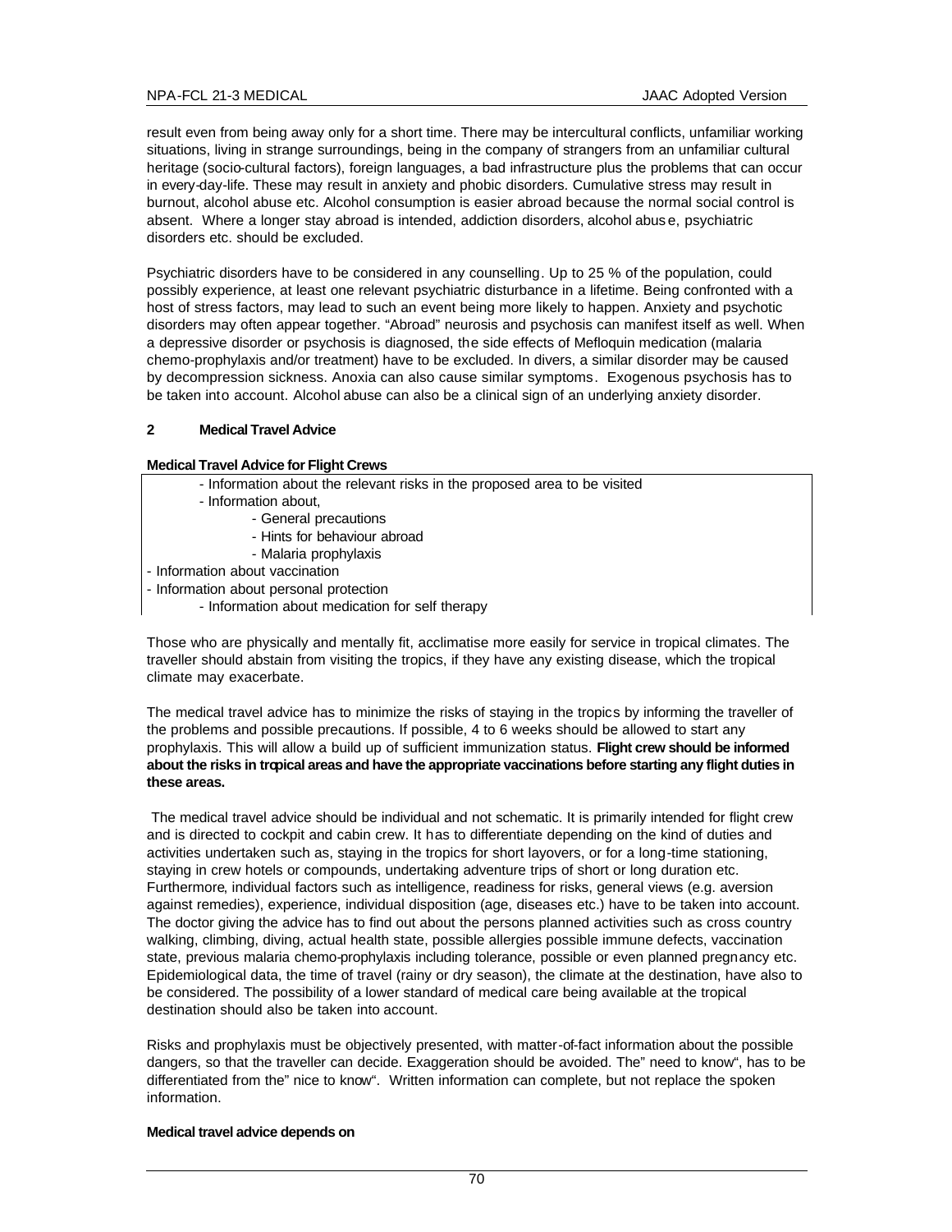result even from being away only for a short time. There may be intercultural conflicts, unfamiliar working situations, living in strange surroundings, being in the company of strangers from an unfamiliar cultural heritage (socio-cultural factors), foreign languages, a bad infrastructure plus the problems that can occur in every-day-life. These may result in anxiety and phobic disorders. Cumulative stress may result in burnout, alcohol abuse etc. Alcohol consumption is easier abroad because the normal social control is absent. Where a longer stay abroad is intended, addiction disorders, alcohol abuse, psychiatric disorders etc. should be excluded.

Psychiatric disorders have to be considered in any counselling. Up to 25 % of the population, could possibly experience, at least one relevant psychiatric disturbance in a lifetime. Being confronted with a host of stress factors, may lead to such an event being more likely to happen. Anxiety and psychotic disorders may often appear together. "Abroad" neurosis and psychosis can manifest itself as well. When a depressive disorder or psychosis is diagnosed, the side effects of Mefloquin medication (malaria chemo-prophylaxis and/or treatment) have to be excluded. In divers, a similar disorder may be caused by decompression sickness. Anoxia can also cause similar symptoms. Exogenous psychosis has to be taken into account. Alcohol abuse can also be a clinical sign of an underlying anxiety disorder.

## 2 Medical Travel Advice

**Medical Travel Advice for Flight Crews**

- Information about the relevant risks in the proposed area to be visited
- Information about,
  - General precautions
  - Hints for behaviour abroad
  - Malaria prophylaxis
- Information about vaccination
- Information about personal protection
- Information about medication for self therapy

Those who are physically and mentally fit, acclimatise more easily for service in tropical climates. The traveller should abstain from visiting the tropics, if they have any existing disease, which the tropical climate may exacerbate.

The medical travel advice has to minimize the risks of staying in the tropics by informing the traveller of the problems and possible precautions. If possible, 4 to 6 weeks should be allowed to start any prophylaxis. This will allow a build up of sufficient immunization status. **Flight crew should be informed about the risks in tropical areas and have the appropriate vaccinations before starting any flight duties in these areas.**

The medical travel advice should be individual and not schematic. It is primarily intended for flight crew and is directed to cockpit and cabin crew. It has to differentiate depending on the kind of duties and activities undertaken such as, staying in the tropics for short layovers, or for a long-time stationing, staying in crew hotels or compounds, undertaking adventure trips of short or long duration etc. Furthermore, individual factors such as intelligence, readiness for risks, general views (e.g. aversion against remedies), experience, individual disposition (age, diseases etc.) have to be taken into account. The doctor giving the advice has to find out about the persons planned activities such as cross country walking, climbing, diving, actual health state, possible allergies possible immune defects, vaccination state, previous malaria chemo-prophylaxis including tolerance, possible or even planned pregnancy etc. Epidemiological data, the time of travel (rainy or dry season), the climate at the destination, have also to be considered. The possibility of a lower standard of medical care being available at the tropical destination should also be taken into account.

Risks and prophylaxis must be objectively presented, with matter-of-fact information about the possible dangers, so that the traveller can decide. Exaggeration should be avoided. The" need to know", has to be differentiated from the" nice to know". Written information can complete, but not replace the spoken information.

**Medical travel advice depends on**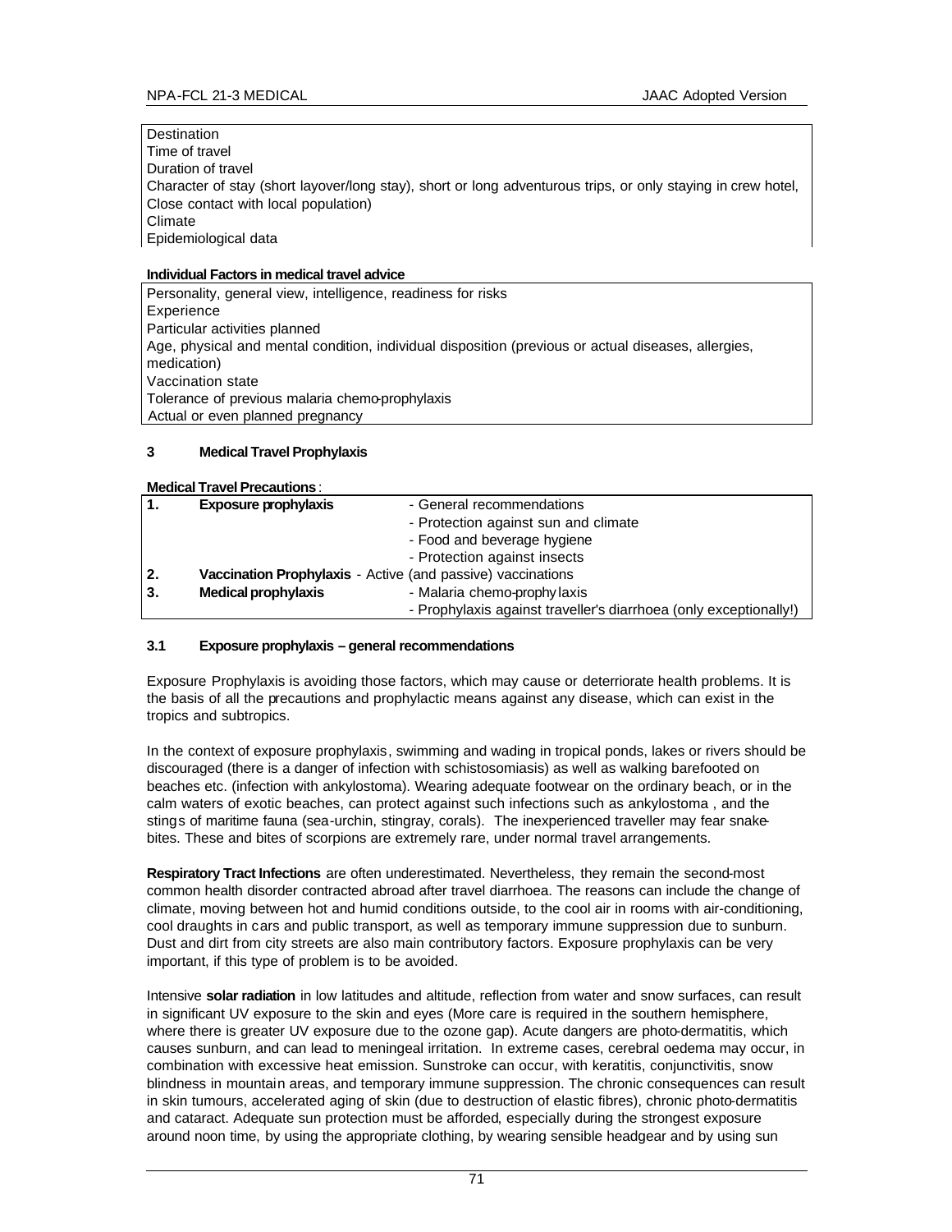| Destination |
|---|
| Time of travel |
| Duration of travel |
| Character of stay (short layover/long stay), short or long adventurous trips, or only staying in crew hotel, |
| Close contact with local population) |
| Climate |
| Epidemiological data |

**Individual Factors in medical travel advice**

| Personality, general view, intelligence, readiness for risks |
|---|
| Experience |
| Particular activities planned |
| Age, physical and mental condition, individual disposition (previous or actual diseases, allergies, medication) |
| Vaccination state |
| Tolerance of previous malaria chemo-prophylaxis |
| Actual or even planned pregnancy |

## 3 Medical Travel Prophylaxis

**Medical Travel Precautions**:

| | | |
|---|---|---|
| **1.** | **Exposure prophylaxis** | - General recommendations |
| | | - Protection against sun and climate |
| | | - Food and beverage hygiene |
| | | - Protection against insects |
| **2.** | **Vaccination Prophylaxis** - Active (and passive) vaccinations | |
| **3.** | **Medical prophylaxis** | - Malaria chemo-prophylaxis |
| | | - Prophylaxis against traveller's diarrhoea (only exceptionally!) |

### 3.1 Exposure prophylaxis – general recommendations

Exposure Prophylaxis is avoiding those factors, which may cause or deteriorate health problems. It is the basis of all the precautions and prophylactic means against any disease, which can exist in the tropics and subtropics.

In the context of exposure prophylaxis, swimming and wading in tropical ponds, lakes or rivers should be discouraged (there is a danger of infection with schistosomiasis) as well as walking barefooted on beaches etc. (infection with ankylostoma). Wearing adequate footwear on the ordinary beach, or in the calm waters of exotic beaches, can protect against such infections such as ankylostoma , and the stings of maritime fauna (sea-urchin, stingray, corals). The inexperienced traveller may fear snake-bites. These and bites of scorpions are extremely rare, under normal travel arrangements.

**Respiratory Tract Infections** are often underestimated. Nevertheless, they remain the second-most common health disorder contracted abroad after travel diarrhoea. The reasons can include the change of climate, moving between hot and humid conditions outside, to the cool air in rooms with air-conditioning, cool draughts in cars and public transport, as well as temporary immune suppression due to sunburn. Dust and dirt from city streets are also main contributory factors. Exposure prophylaxis can be very important, if this type of problem is to be avoided.

Intensive **solar radiation** in low latitudes and altitude, reflection from water and snow surfaces, can result in significant UV exposure to the skin and eyes (More care is required in the southern hemisphere, where there is greater UV exposure due to the ozone gap). Acute dangers are photo-dermatitis, which causes sunburn, and can lead to meningeal irritation. In extreme cases, cerebral oedema may occur, in combination with excessive heat emission. Sunstroke can occur, with keratitis, conjunctivitis, snow blindness in mountain areas, and temporary immune suppression. The chronic consequences can result in skin tumours, accelerated aging of skin (due to destruction of elastic fibres), chronic photo-dermatitis and cataract. Adequate sun protection must be afforded, especially during the strongest exposure around noon time, by using the appropriate clothing, by wearing sensible headgear and by using sun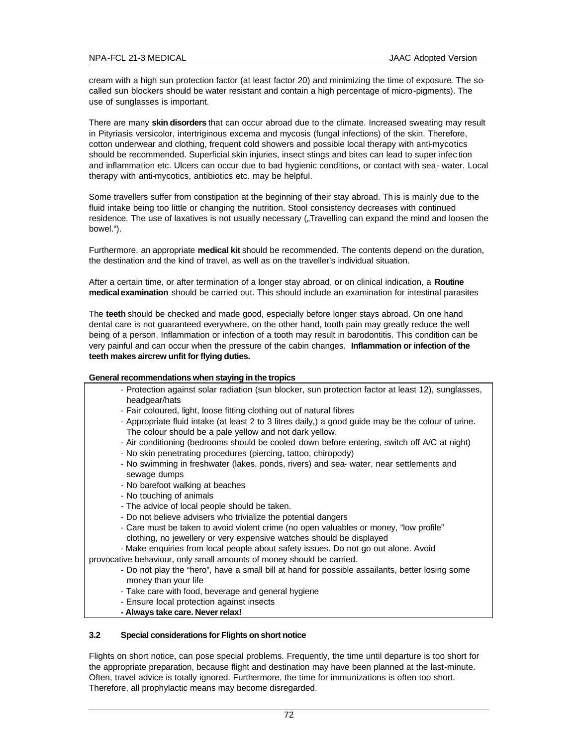cream with a high sun protection factor (at least factor 20) and minimizing the time of exposure. The so-called sun blockers should be water resistant and contain a high percentage of micro-pigments). The use of sunglasses is important.

There are many **skin disorders** that can occur abroad due to the climate. Increased sweating may result in Pityriasis versicolor, intertriginous excema and mycosis (fungal infections) of the skin. Therefore, cotton underwear and clothing, frequent cold showers and possible local therapy with anti-mycotics should be recommended. Superficial skin injuries, insect stings and bites can lead to super infec tion and inflammation etc. Ulcers can occur due to bad hygienic conditions, or contact with sea- water. Local therapy with anti-mycotics, antibiotics etc. may be helpful.

Some travellers suffer from constipation at the beginning of their stay abroad. This is mainly due to the fluid intake being too little or changing the nutrition. Stool consistency decreases with continued residence. The use of laxatives is not usually necessary („Travelling can expand the mind and loosen the bowel.").

Furthermore, an appropriate **medical kit** should be recommended. The contents depend on the duration, the destination and the kind of travel, as well as on the traveller's individual situation.

After a certain time, or after termination of a longer stay abroad, or on clinical indication, a **Routine medical examination** should be carried out. This should include an examination for intestinal parasites

The **teeth** should be checked and made good, especially before longer stays abroad. On one hand dental care is not guaranteed everywhere, on the other hand, tooth pain may greatly reduce the well being of a person. Inflammation or infection of a tooth may result in barodontitis. This condition can be very painful and can occur when the pressure of the cabin changes. **Inflammation or infection of the teeth makes aircrew unfit for flying duties.**

**General recommendations when staying in the tropics**

- Protection against solar radiation (sun blocker, sun protection factor at least 12), sunglasses, headgear/hats
- Fair coloured, light, loose fitting clothing out of natural fibres
- Appropriate fluid intake (at least 2 to 3 litres daily,) a good guide may be the colour of urine. The colour should be a pale yellow and not dark yellow.
- Air conditioning (bedrooms should be cooled down before entering, switch off A/C at night)
- No skin penetrating procedures (piercing, tattoo, chiropody)
- No swimming in freshwater (lakes, ponds, rivers) and sea- water, near settlements and sewage dumps
- No barefoot walking at beaches
- No touching of animals
- The advice of local people should be taken.
- Do not believe advisers who trivialize the potential dangers
- Care must be taken to avoid violent crime (no open valuables or money, "low profile" clothing, no jewellery or very expensive watches should be displayed
- Make enquiries from local people about safety issues. Do not go out alone. Avoid provocative behaviour, only small amounts of money should be carried.
- Do not play the "hero", have a small bill at hand for possible assailants, better losing some money than your life
- Take care with food, beverage and general hygiene
- Ensure local protection against insects
- **Always take care. Never relax!**

### 3.2 Special considerations for Flights on short notice

Flights on short notice, can pose special problems. Frequently, the time until departure is too short for the appropriate preparation, because flight and destination may have been planned at the last-minute. Often, travel advice is totally ignored. Furthermore, the time for immunizations is often too short. Therefore, all prophylactic means may become disregarded.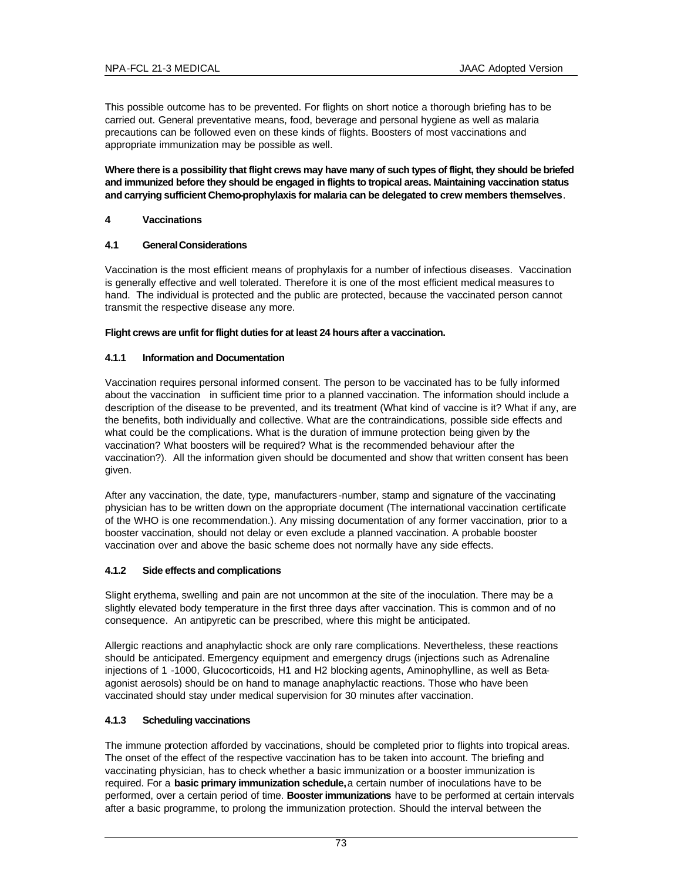This possible outcome has to be prevented. For flights on short notice a thorough briefing has to be carried out. General preventative means, food, beverage and personal hygiene as well as malaria precautions can be followed even on these kinds of flights. Boosters of most vaccinations and appropriate immunization may be possible as well.

**Where there is a possibility that flight crews may have many of such types of flight, they should be briefed and immunized before they should be engaged in flights to tropical areas. Maintaining vaccination status and carrying sufficient Chemo-prophylaxis for malaria can be delegated to crew members themselves**.

## 4 Vaccinations

### 4.1 General Considerations

Vaccination is the most efficient means of prophylaxis for a number of infectious diseases. Vaccination is generally effective and well tolerated. Therefore it is one of the most efficient medical measures to hand. The individual is protected and the public are protected, because the vaccinated person cannot transmit the respective disease any more.

**Flight crews are unfit for flight duties for at least 24 hours after a vaccination.**

#### 4.1.1 Information and Documentation

Vaccination requires personal informed consent. The person to be vaccinated has to be fully informed about the vaccination in sufficient time prior to a planned vaccination. The information should include a description of the disease to be prevented, and its treatment (What kind of vaccine is it? What if any, are the benefits, both individually and collective. What are the contraindications, possible side effects and what could be the complications. What is the duration of immune protection being given by the vaccination? What boosters will be required? What is the recommended behaviour after the vaccination?). All the information given should be documented and show that written consent has been given.

After any vaccination, the date, type, manufacturers-number, stamp and signature of the vaccinating physician has to be written down on the appropriate document (The international vaccination certificate of the WHO is one recommendation.). Any missing documentation of any former vaccination, prior to a booster vaccination, should not delay or even exclude a planned vaccination. A probable booster vaccination over and above the basic scheme does not normally have any side effects.

#### 4.1.2 Side effects and complications

Slight erythema, swelling and pain are not uncommon at the site of the inoculation. There may be a slightly elevated body temperature in the first three days after vaccination. This is common and of no consequence. An antipyretic can be prescribed, where this might be anticipated.

Allergic reactions and anaphylactic shock are only rare complications. Nevertheless, these reactions should be anticipated. Emergency equipment and emergency drugs (injections such as Adrenaline injections of 1 -1000, Glucocorticoids, H1 and H2 blocking agents, Aminophylline, as well as Beta-agonist aerosols) should be on hand to manage anaphylactic reactions. Those who have been vaccinated should stay under medical supervision for 30 minutes after vaccination.

#### 4.1.3 Scheduling vaccinations

The immune protection afforded by vaccinations, should be completed prior to flights into tropical areas. The onset of the effect of the respective vaccination has to be taken into account. The briefing and vaccinating physician, has to check whether a basic immunization or a booster immunization is required. For a **basic primary immunization schedule,** a certain number of inoculations have to be performed, over a certain period of time. **Booster immunizations** have to be performed at certain intervals after a basic programme, to prolong the immunization protection. Should the interval between the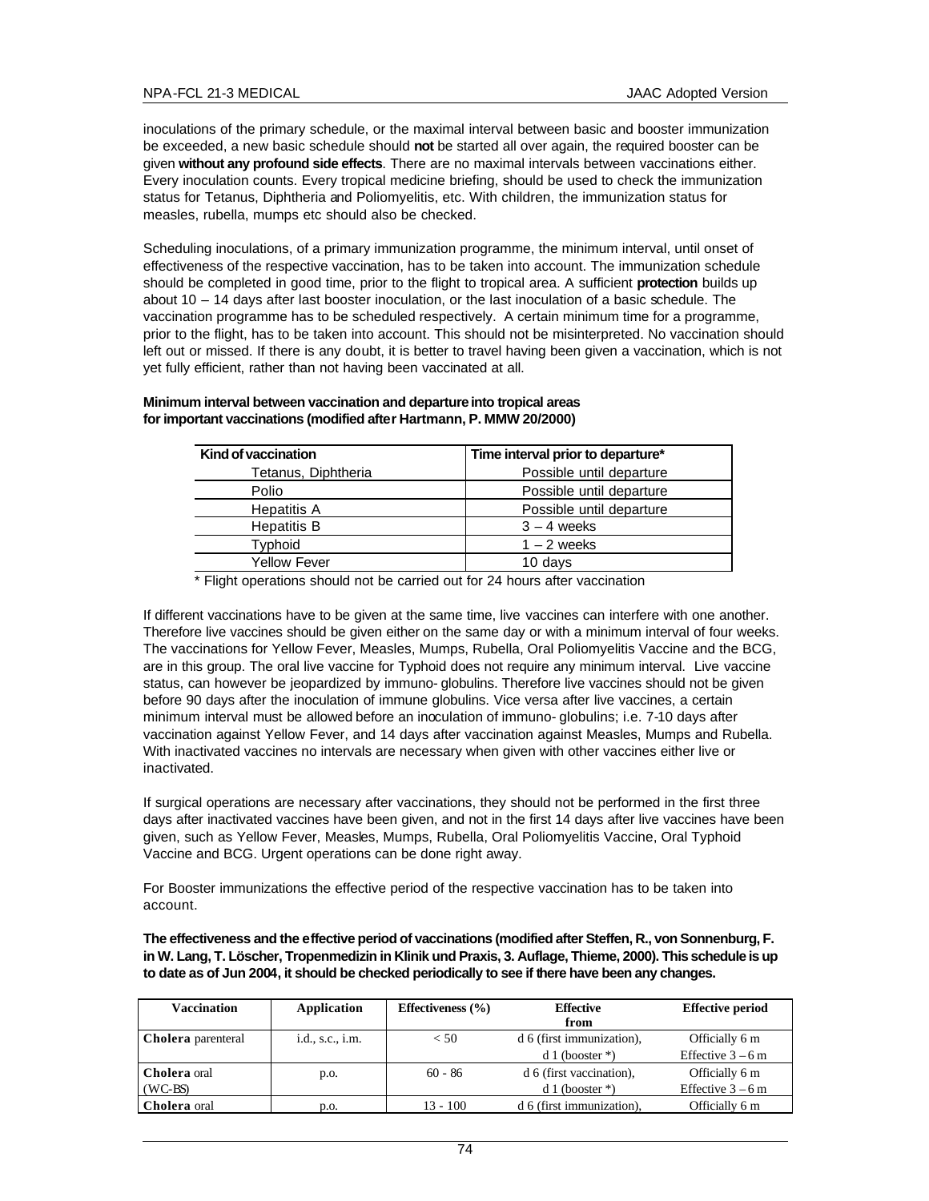inoculations of the primary schedule, or the maximal interval between basic and booster immunization be exceeded, a new basic schedule should **not** be started all over again, the required booster can be given **without any profound side effects**. There are no maximal intervals between vaccinations either. Every inoculation counts. Every tropical medicine briefing, should be used to check the immunization status for Tetanus, Diphtheria and Poliomyelitis, etc. With children, the immunization status for measles, rubella, mumps etc should also be checked.

Scheduling inoculations, of a primary immunization programme, the minimum interval, until onset of effectiveness of the respective vaccination, has to be taken into account. The immunization schedule should be completed in good time, prior to the flight to tropical area. A sufficient **protection** builds up about 10 – 14 days after last booster inoculation, or the last inoculation of a basic schedule. The vaccination programme has to be scheduled respectively. A certain minimum time for a programme, prior to the flight, has to be taken into account. This should not be misinterpreted. No vaccination should left out or missed. If there is any doubt, it is better to travel having been given a vaccination, which is not yet fully efficient, rather than not having been vaccinated at all.

**Minimum interval between vaccination and departure into tropical areas for important vaccinations (modified after Hartmann, P. MMW 20/2000)**

| Kind of vaccination | Time interval prior to departure* |
|---|---|
| Tetanus, Diphtheria | Possible until departure |
| Polio | Possible until departure |
| Hepatitis A | Possible until departure |
| Hepatitis B | 3 – 4 weeks |
| Typhoid | 1 – 2 weeks |
| Yellow Fever | 10 days |

\* Flight operations should not be carried out for 24 hours after vaccination

If different vaccinations have to be given at the same time, live vaccines can interfere with one another. Therefore live vaccines should be given either on the same day or with a minimum interval of four weeks. The vaccinations for Yellow Fever, Measles, Mumps, Rubella, Oral Poliomyelitis Vaccine and the BCG, are in this group. The oral live vaccine for Typhoid does not require any minimum interval. Live vaccine status, can however be jeopardized by immuno- globulins. Therefore live vaccines should not be given before 90 days after the inoculation of immune globulins. Vice versa after live vaccines, a certain minimum interval must be allowed before an inoculation of immuno- globulins; i.e. 7-10 days after vaccination against Yellow Fever, and 14 days after vaccination against Measles, Mumps and Rubella. With inactivated vaccines no intervals are necessary when given with other vaccines either live or inactivated.

If surgical operations are necessary after vaccinations, they should not be performed in the first three days after inactivated vaccines have been given, and not in the first 14 days after live vaccines have been given, such as Yellow Fever, Measles, Mumps, Rubella, Oral Poliomyelitis Vaccine, Oral Typhoid Vaccine and BCG. Urgent operations can be done right away.

For Booster immunizations the effective period of the respective vaccination has to be taken into account.

**The effectiveness and the effective period of vaccinations (modified after Steffen, R., von Sonnenburg, F. in W. Lang, T. Löscher, Tropenmedizin in Klinik und Praxis, 3. Auflage, Thieme, 2000). This schedule is up to date as of Jun 2004, it should be checked periodically to see if there have been any changes.**

| Vaccination | Application | Effectiveness (%) | Effective from | Effective period |
|---|---|---|---|---|
| **Cholera** parenteral | i.d., s.c., i.m. | < 50 | d 6 (first immunization), d 1 (booster *) | Officially 6 m Effective 3 – 6 m |
| **Cholera** oral (WC-BS) | p.o. | 60 - 86 | d 6 (first vaccination), d 1 (booster *) | Officially 6 m Effective 3 – 6 m |
| **Cholera** oral | p.o. | 13 - 100 | d 6 (first immunization), | Officially 6 m |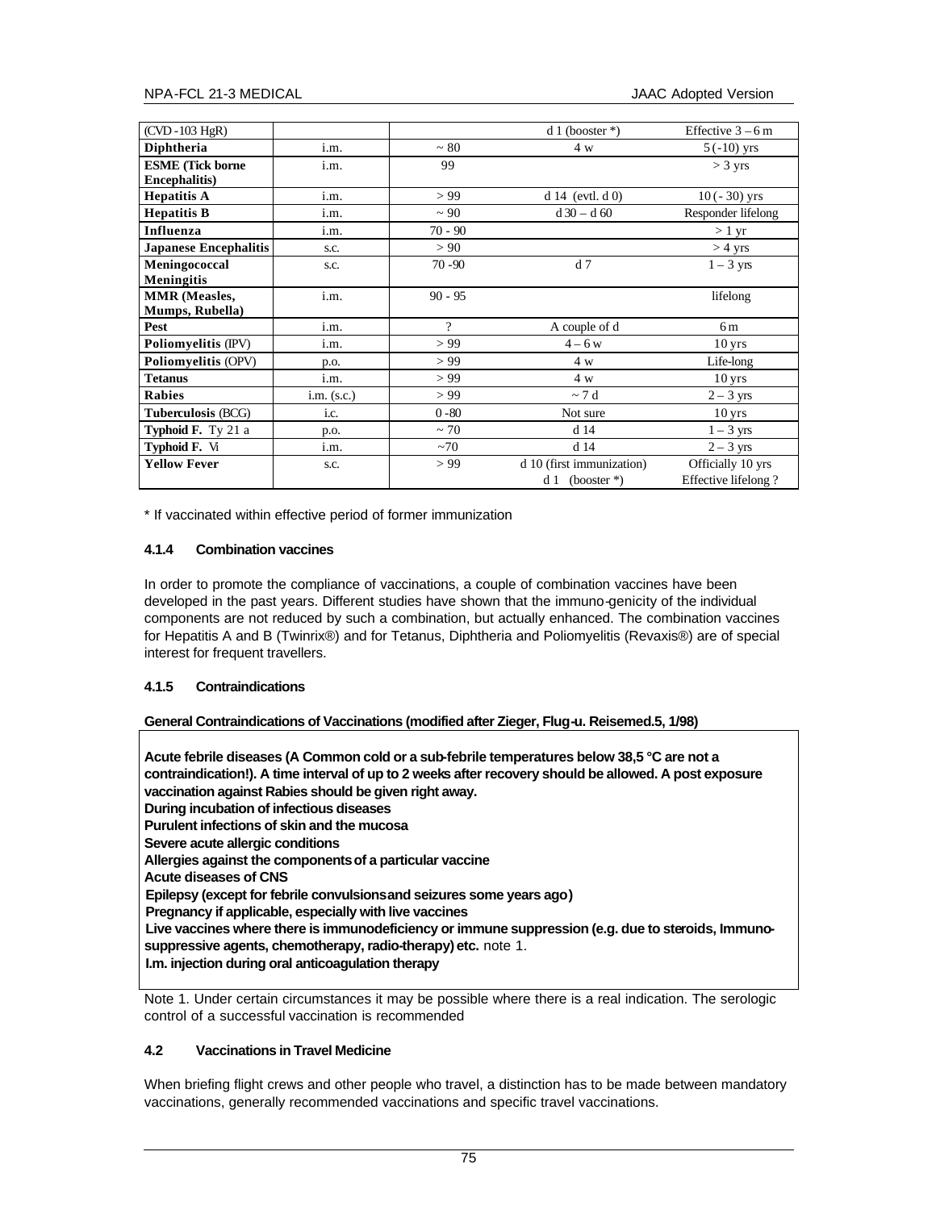| (CVD -103 HgR) | | | d 1 (booster *) | Effective 3 – 6 m |
|---|---|---|---|---|
| **Diphtheria** | i.m. | ~ 80 | 4 w | 5 (-10) yrs |
| **ESME (Tick borne Encephalitis)** | i.m. | 99 | | > 3 yrs |
| **Hepatitis A** | i.m. | > 99 | d 14 (evtl. d 0) | 10 ( - 30) yrs |
| **Hepatitis B** | i.m. | ~ 90 | d 30 – d 60 | Responder lifelong |
| **Influenza** | i.m. | 70 - 90 | | > 1 yr |
| **Japanese Encephalitis** | s.c. | > 90 | | > 4 yrs |
| **Meningococcal Meningitis** | s.c. | 70 -90 | d 7 | 1 – 3 yrs |
| **MMR (Measles, Mumps, Rubella)** | i.m. | 90 - 95 | | lifelong |
| **Pest** | i.m. | ? | A couple of d | 6 m |
| **Poliomyelitis** (IPV) | i.m. | > 99 | 4 – 6 w | 10 yrs |
| **Poliomyelitis** (OPV) | p.o. | > 99 | 4 w | Life-long |
| **Tetanus** | i.m. | > 99 | 4 w | 10 yrs |
| **Rabies** | i.m. (s.c.) | > 99 | ~ 7 d | 2 – 3 yrs |
| **Tuberculosis** (BCG) | i.c. | 0 -80 | Not sure | 10 yrs |
| **Typhoid F.** Ty 21 a | p.o. | ~ 70 | d 14 | 1 – 3 yrs |
| **Typhoid F.** Vi | i.m. | ~70 | d 14 | 2 – 3 yrs |
| **Yellow Fever** | s.c. | > 99 | d 10 (first immunization)<br>d 1 (booster *) | Officially 10 yrs<br>Effective lifelong ? |

* If vaccinated within effective period of former immunization

#### 4.1.4 Combination vaccines

In order to promote the compliance of vaccinations, a couple of combination vaccines have been developed in the past years. Different studies have shown that the immuno-genicity of the individual components are not reduced by such a combination, but actually enhanced. The combination vaccines for Hepatitis A and B (Twinrix®) and for Tetanus, Diphtheria and Poliomyelitis (Revaxis®) are of special interest for frequent travellers.

#### 4.1.5 Contraindications

**General Contraindications of Vaccinations (modified after Zieger, Flug-u. Reisemed.5, 1/98)**

**Acute febrile diseases (A Common cold or a sub-febrile temperatures below 38,5 °C are not a contraindication!). A time interval of up to 2 weeks after recovery should be allowed. A post exposure vaccination against Rabies should be given right away.**
**During incubation of infectious diseases**
**Purulent infections of skin and the mucosa**
**Severe acute allergic conditions**
**Allergies against the components of a particular vaccine**
**Acute diseases of CNS**
**Epilepsy (except for febrile convulsions and seizures some years ago)**
**Pregnancy if applicable, especially with live vaccines**
**Live vaccines where there is immunodeficiency or immune suppression (e.g. due to steroids, Immuno-suppressive agents, chemotherapy, radio-therapy) etc.** note 1.
**I.m. injection during oral anticoagulation therapy**

Note 1. Under certain circumstances it may be possible where there is a real indication. The serologic control of a successful vaccination is recommended

### 4.2 Vaccinations in Travel Medicine

When briefing flight crews and other people who travel, a distinction has to be made between mandatory vaccinations, generally recommended vaccinations and specific travel vaccinations.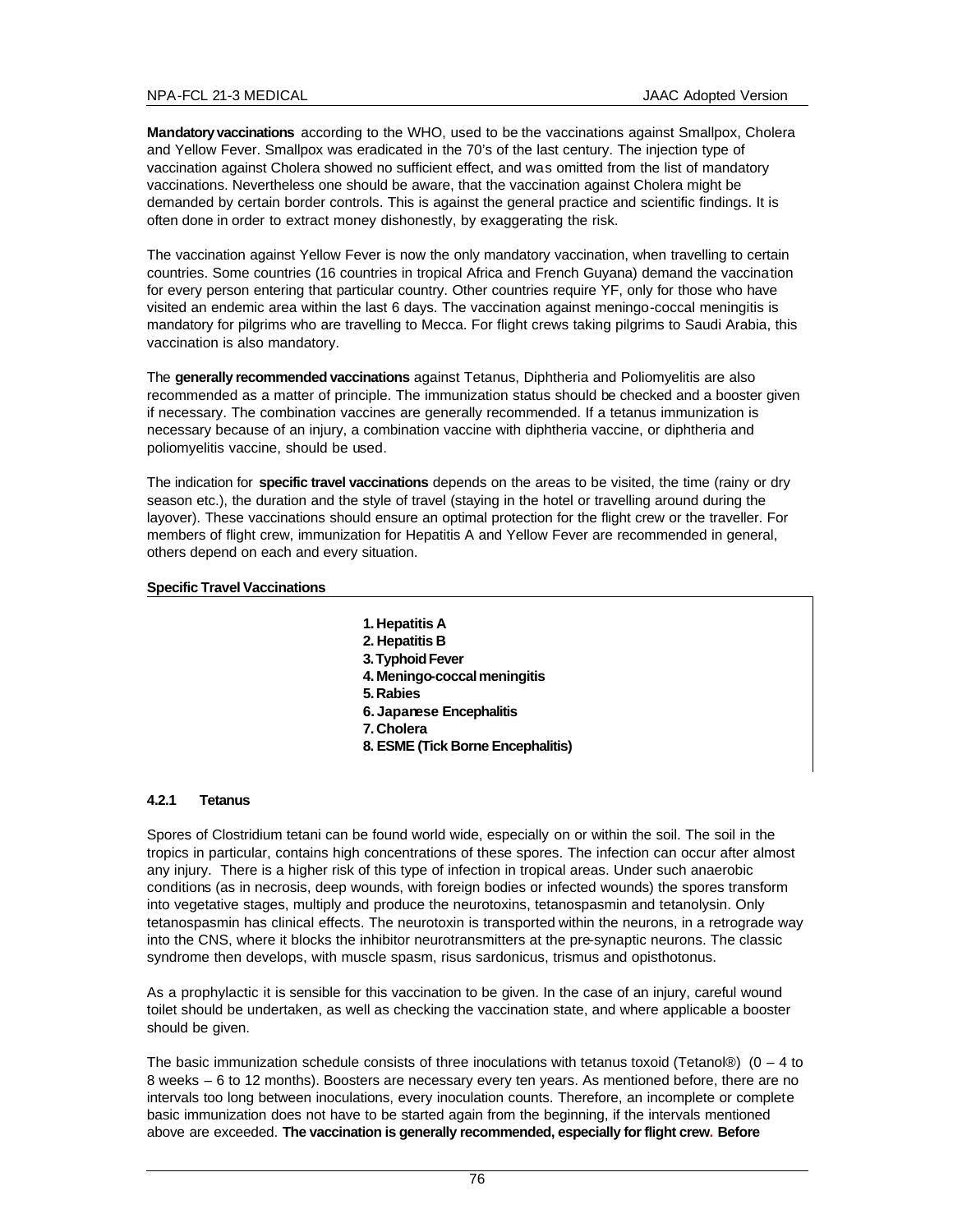**Mandatory vaccinations** according to the WHO, used to be the vaccinations against Smallpox, Cholera and Yellow Fever. Smallpox was eradicated in the 70's of the last century. The injection type of vaccination against Cholera showed no sufficient effect, and was omitted from the list of mandatory vaccinations. Nevertheless one should be aware, that the vaccination against Cholera might be demanded by certain border controls. This is against the general practice and scientific findings. It is often done in order to extract money dishonestly, by exaggerating the risk.

The vaccination against Yellow Fever is now the only mandatory vaccination, when travelling to certain countries. Some countries (16 countries in tropical Africa and French Guyana) demand the vaccination for every person entering that particular country. Other countries require YF, only for those who have visited an endemic area within the last 6 days. The vaccination against meningo-coccal meningitis is mandatory for pilgrims who are travelling to Mecca. For flight crews taking pilgrims to Saudi Arabia, this vaccination is also mandatory.

The **generally recommended vaccinations** against Tetanus, Diphtheria and Poliomyelitis are also recommended as a matter of principle. The immunization status should be checked and a booster given if necessary. The combination vaccines are generally recommended. If a tetanus immunization is necessary because of an injury, a combination vaccine with diphtheria vaccine, or diphtheria and poliomyelitis vaccine, should be used.

The indication for **specific travel vaccinations** depends on the areas to be visited, the time (rainy or dry season etc.), the duration and the style of travel (staying in the hotel or travelling around during the layover). These vaccinations should ensure an optimal protection for the flight crew or the traveller. For members of flight crew, immunization for Hepatitis A and Yellow Fever are recommended in general, others depend on each and every situation.

**Specific Travel Vaccinations**

1. **Hepatitis A**
2. **Hepatitis B**
3. **Typhoid Fever**
4. **Meningo-coccal meningitis**
5. **Rabies**
6. **Japanese Encephalitis**
7. **Cholera**
8. **ESME (Tick Borne Encephalitis)**

#### 4.2.1 Tetanus

Spores of Clostridium tetani can be found world wide, especially on or within the soil. The soil in the tropics in particular, contains high concentrations of these spores. The infection can occur after almost any injury. There is a higher risk of this type of infection in tropical areas. Under such anaerobic conditions (as in necrosis, deep wounds, with foreign bodies or infected wounds) the spores transform into vegetative stages, multiply and produce the neurotoxins, tetanospasmin and tetanolysin. Only tetanospasmin has clinical effects. The neurotoxin is transported within the neurons, in a retrograde way into the CNS, where it blocks the inhibitor neurotransmitters at the pre-synaptic neurons. The classic syndrome then develops, with muscle spasm, risus sardonicus, trismus and opisthotonus.

As a prophylactic it is sensible for this vaccination to be given. In the case of an injury, careful wound toilet should be undertaken, as well as checking the vaccination state, and where applicable a booster should be given.

The basic immunization schedule consists of three inoculations with tetanus toxoid (Tetanol®) (0 – 4 to 8 weeks – 6 to 12 months). Boosters are necessary every ten years. As mentioned before, there are no intervals too long between inoculations, every inoculation counts. Therefore, an incomplete or complete basic immunization does not have to be started again from the beginning, if the intervals mentioned above are exceeded. **The vaccination is generally recommended, especially for flight crew. Before**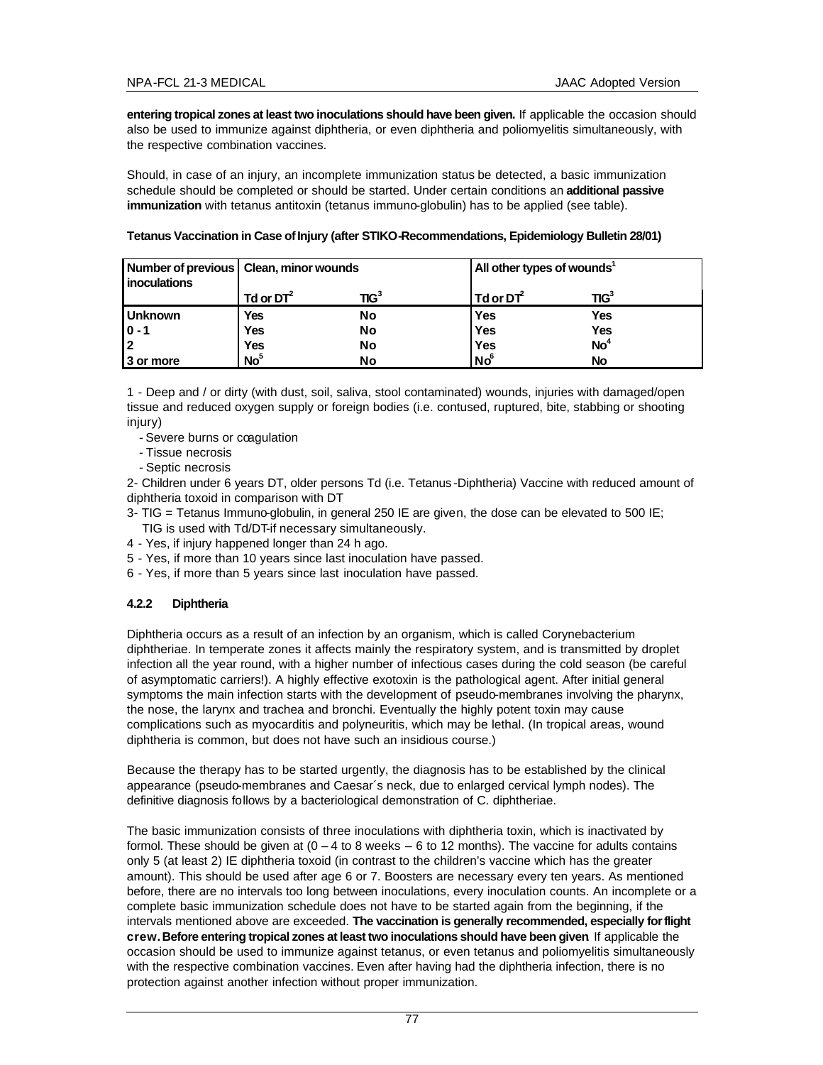**entering tropical zones at least two inoculations should have been given.** If applicable the occasion should also be used to immunize against diphtheria, or even diphtheria and poliomyelitis simultaneously, with the respective combination vaccines.

Should, in case of an injury, an incomplete immunization status be detected, a basic immunization schedule should be completed or should be started. Under certain conditions an **additional passive immunization** with tetanus antitoxin (tetanus immuno-globulin) has to be applied (see table).

**Tetanus Vaccination in Case of Injury (after STIKO-Recommendations, Epidemiology Bulletin 28/01)**

| Number of previous inoculations | Clean, minor wounds | | All other types of wounds[1] | |
|---|---|---|---|---|
| | Td or DT[2] | TIG[3] | Td or DT[2] | TIG[3] |
| Unknown | Yes | No | Yes | Yes |
| 0 - 1 | Yes | No | Yes | Yes |
| 2 | Yes | No | Yes | No[4] |
| 3 or more | No[5] | No | No[6] | No |

1 - Deep and / or dirty (with dust, soil, saliva, stool contaminated) wounds, injuries with damaged/open tissue and reduced oxygen supply or foreign bodies (i.e. contused, ruptured, bite, stabbing or shooting injury)

- Severe burns or coagulation
- Tissue necrosis
- Septic necrosis

2- Children under 6 years DT, older persons Td (i.e. Tetanus-Diphtheria) Vaccine with reduced amount of diphtheria toxoid in comparison with DT

3- TIG = Tetanus Immuno-globulin, in general 250 IE are given, the dose can be elevated to 500 IE; TIG is used with Td/DT-if necessary simultaneously.

4 - Yes, if injury happened longer than 24 h ago.

5 - Yes, if more than 10 years since last inoculation have passed.

6 - Yes, if more than 5 years since last inoculation have passed.

#### 4.2.2 Diphtheria

Diphtheria occurs as a result of an infection by an organism, which is called Corynebacterium diphtheriae. In temperate zones it affects mainly the respiratory system, and is transmitted by droplet infection all the year round, with a higher number of infectious cases during the cold season (be careful of asymptomatic carriers!). A highly effective exotoxin is the pathological agent. After initial general symptoms the main infection starts with the development of pseudo-membranes involving the pharynx, the nose, the larynx and trachea and bronchi. Eventually the highly potent toxin may cause complications such as myocarditis and polyneuritis, which may be lethal. (In tropical areas, wound diphtheria is common, but does not have such an insidious course.)

Because the therapy has to be started urgently, the diagnosis has to be established by the clinical appearance (pseudo-membranes and Caesar´s neck, due to enlarged cervical lymph nodes). The definitive diagnosis follows by a bacteriological demonstration of C. diphtheriae.

The basic immunization consists of three inoculations with diphtheria toxin, which is inactivated by formol. These should be given at (0 – 4 to 8 weeks – 6 to 12 months). The vaccine for adults contains only 5 (at least 2) IE diphtheria toxoid (in contrast to the children's vaccine which has the greater amount). This should be used after age 6 or 7. Boosters are necessary every ten years. As mentioned before, there are no intervals too long between inoculations, every inoculation counts. An incomplete or a complete basic immunization schedule does not have to be started again from the beginning, if the intervals mentioned above are exceeded. **The vaccination is generally recommended, especially for flight crew. Before entering tropical zones at least two inoculations should have been given** If applicable the occasion should be used to immunize against tetanus, or even tetanus and poliomyelitis simultaneously with the respective combination vaccines. Even after having had the diphtheria infection, there is no protection against another infection without proper immunization.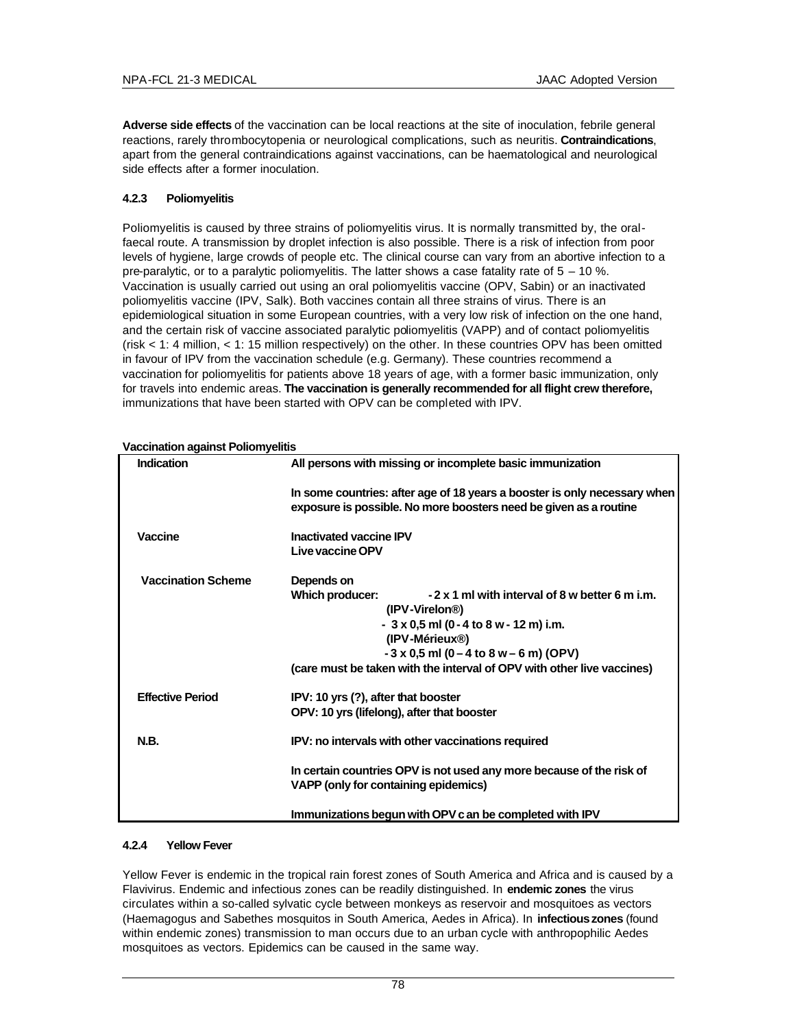**Adverse side effects** of the vaccination can be local reactions at the site of inoculation, febrile general reactions, rarely thrombocytopenia or neurological complications, such as neuritis. **Contraindications**, apart from the general contraindications against vaccinations, can be haematological and neurological side effects after a former inoculation.

#### 4.2.3 Poliomyelitis

Poliomyelitis is caused by three strains of poliomyelitis virus. It is normally transmitted by, the oral-faecal route. A transmission by droplet infection is also possible. There is a risk of infection from poor levels of hygiene, large crowds of people etc. The clinical course can vary from an abortive infection to a pre-paralytic, or to a paralytic poliomyelitis. The latter shows a case fatality rate of 5 – 10 %. Vaccination is usually carried out using an oral poliomyelitis vaccine (OPV, Sabin) or an inactivated poliomyelitis vaccine (IPV, Salk). Both vaccines contain all three strains of virus. There is an epidemiological situation in some European countries, with a very low risk of infection on the one hand, and the certain risk of vaccine associated paralytic poliomyelitis (VAPP) and of contact poliomyelitis (risk < 1: 4 million, < 1: 15 million respectively) on the other. In these countries OPV has been omitted in favour of IPV from the vaccination schedule (e.g. Germany). These countries recommend a vaccination for poliomyelitis for patients above 18 years of age, with a former basic immunization, only for travels into endemic areas. **The vaccination is generally recommended for all flight crew therefore,** immunizations that have been started with OPV can be completed with IPV.

**Vaccination against Poliomyelitis**

| **Indication** | **All persons with missing or incomplete basic immunization**<br><br>**In some countries: after age of 18 years a booster is only necessary when exposure is possible. No more boosters need be given as a routine** |
|---|---|
| **Vaccine** | **Inactivated vaccine IPV**<br>**Live vaccine OPV** |
| **Vaccination Scheme** | **Depends on**<br>**Which producer: - 2 x 1 ml with interval of 8 w better 6 m i.m. (IPV-Virelon®)**<br>**- 3 x 0,5 ml (0 - 4 to 8 w - 12 m) i.m. (IPV-Mérieux®)**<br>**- 3 x 0,5 ml (0 – 4 to 8 w – 6 m) (OPV)**<br>**(care must be taken with the interval of OPV with other live vaccines)** |
| **Effective Period** | **IPV: 10 yrs (?), after that booster**<br>**OPV: 10 yrs (lifelong), after that booster** |
| **N.B.** | **IPV: no intervals with other vaccinations required**<br><br>**In certain countries OPV is not used any more because of the risk of VAPP (only for containing epidemics)**<br><br>**Immunizations begun with OPV can be completed with IPV** |

#### 4.2.4 Yellow Fever

Yellow Fever is endemic in the tropical rain forest zones of South America and Africa and is caused by a Flavivirus. Endemic and infectious zones can be readily distinguished. In **endemic zones** the virus circulates within a so-called sylvatic cycle between monkeys as reservoir and mosquitoes as vectors (Haemagogus and Sabethes mosquitos in South America, Aedes in Africa). In **infectious zones** (found within endemic zones) transmission to man occurs due to an urban cycle with anthropophilic Aedes mosquitoes as vectors. Epidemics can be caused in the same way.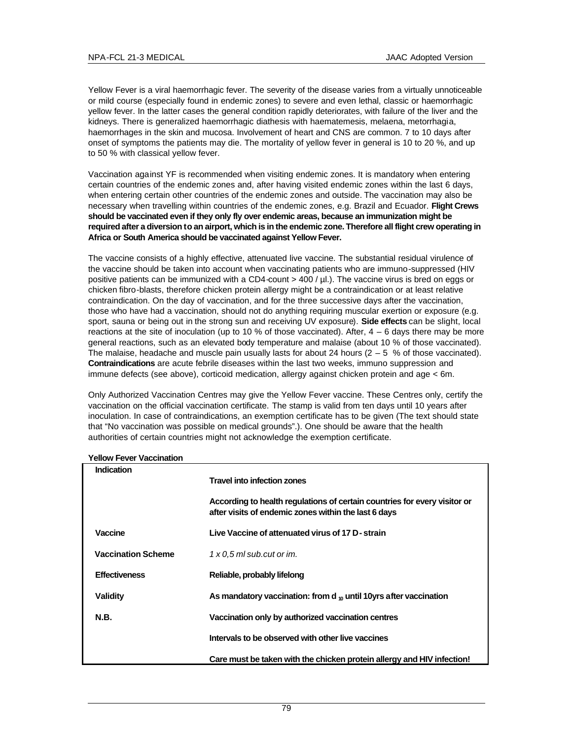Yellow Fever is a viral haemorrhagic fever. The severity of the disease varies from a virtually unnoticeable or mild course (especially found in endemic zones) to severe and even lethal, classic or haemorrhagic yellow fever. In the latter cases the general condition rapidly deteriorates, with failure of the liver and the kidneys. There is generalized haemorrhagic diathesis with haematemesis, melaena, metorrhagia, haemorrhages in the skin and mucosa. Involvement of heart and CNS are common. 7 to 10 days after onset of symptoms the patients may die. The mortality of yellow fever in general is 10 to 20 %, and up to 50 % with classical yellow fever.

Vaccination against YF is recommended when visiting endemic zones. It is mandatory when entering certain countries of the endemic zones and, after having visited endemic zones within the last 6 days, when entering certain other countries of the endemic zones and outside. The vaccination may also be necessary when travelling within countries of the endemic zones, e.g. Brazil and Ecuador. **Flight Crews should be vaccinated even if they only fly over endemic areas, because an immunization might be required after a diversion to an airport, which is in the endemic zone. Therefore all flight crew operating in Africa or South America should be vaccinated against Yellow Fever.**

The vaccine consists of a highly effective, attenuated live vaccine. The substantial residual virulence of the vaccine should be taken into account when vaccinating patients who are immuno-suppressed (HIV positive patients can be immunized with a CD4-count > 400 / µl.). The vaccine virus is bred on eggs or chicken fibro-blasts, therefore chicken protein allergy might be a contraindication or at least relative contraindication. On the day of vaccination, and for the three successive days after the vaccination, those who have had a vaccination, should not do anything requiring muscular exertion or exposure (e.g. sport, sauna or being out in the strong sun and receiving UV exposure). **Side effects** can be slight, local reactions at the site of inoculation (up to 10 % of those vaccinated). After, 4 – 6 days there may be more general reactions, such as an elevated body temperature and malaise (about 10 % of those vaccinated). The malaise, headache and muscle pain usually lasts for about 24 hours (2 – 5 % of those vaccinated). **Contraindications** are acute febrile diseases within the last two weeks, immuno suppression and immune defects (see above), corticoid medication, allergy against chicken protein and age < 6m.

Only Authorized Vaccination Centres may give the Yellow Fever vaccine. These Centres only, certify the vaccination on the official vaccination certificate. The stamp is valid from ten days until 10 years after inoculation. In case of contraindications, an exemption certificate has to be given (The text should state that "No vaccination was possible on medical grounds".). One should be aware that the health authorities of certain countries might not acknowledge the exemption certificate.

**Yellow Fever Vaccination**

| | |
|---|---|
| **Indication** | **Travel into infection zones** |
| | **According to health regulations of certain countries for every visitor or after visits of endemic zones within the last 6 days** |
| **Vaccine** | **Live Vaccine of attenuated virus of 17 D- strain** |
| **Vaccination Scheme** | *1 x 0,5 ml sub.cut or im.* |
| **Effectiveness** | **Reliable, probably lifelong** |
| **Validity** | **As mandatory vaccination: from $d_{10}$ until 10yrs after vaccination** |
| **N.B.** | **Vaccination only by authorized vaccination centres** |
| | **Intervals to be observed with other live vaccines** |
| | **Care must be taken with the chicken protein allergy and HIV infection!** |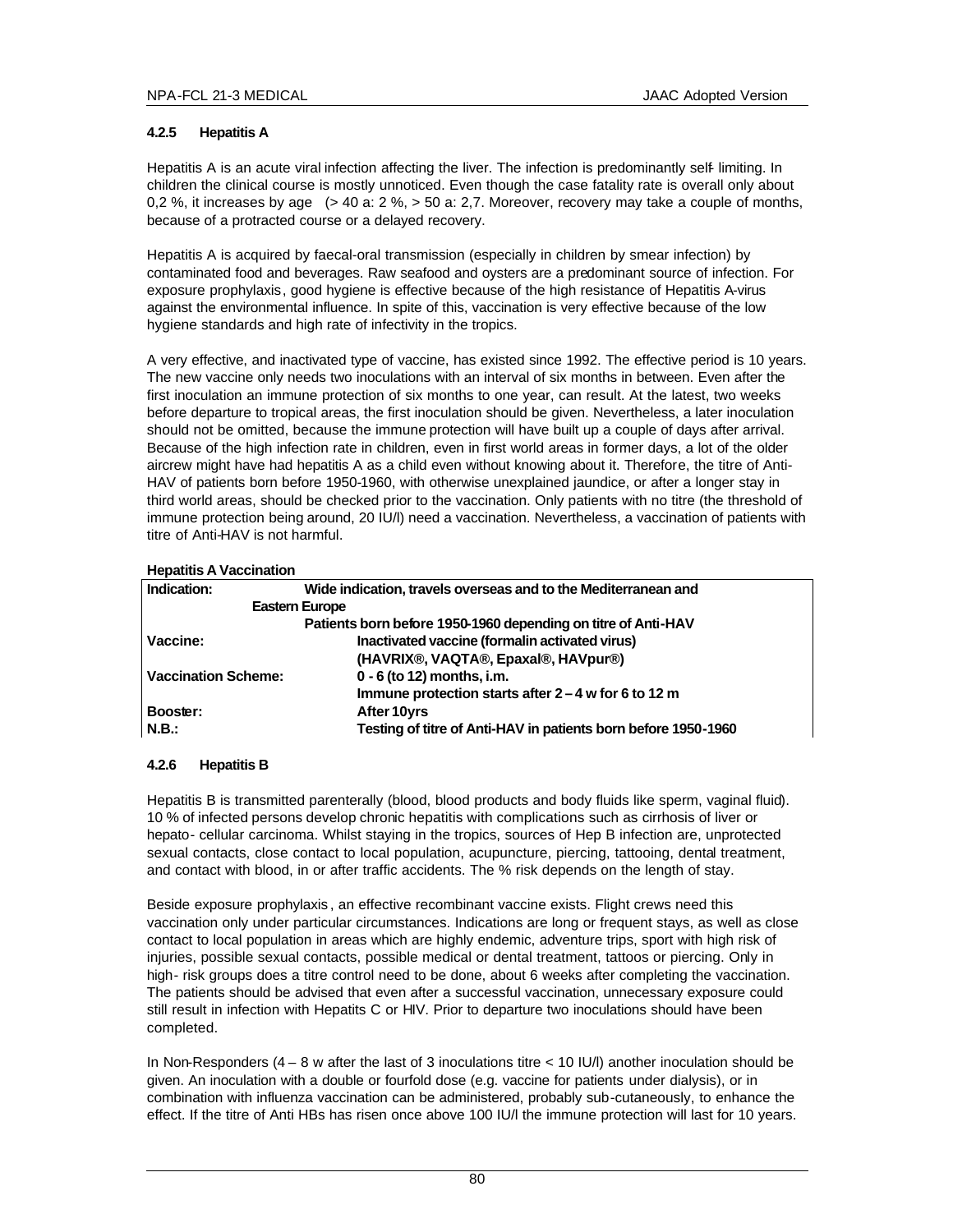#### 4.2.5 Hepatitis A

Hepatitis A is an acute viral infection affecting the liver. The infection is predominantly self- limiting. In children the clinical course is mostly unnoticed. Even though the case fatality rate is overall only about 0,2 %, it increases by age (> 40 a: 2 %, > 50 a: 2,7. Moreover, recovery may take a couple of months, because of a protracted course or a delayed recovery.

Hepatitis A is acquired by faecal-oral transmission (especially in children by smear infection) by contaminated food and beverages. Raw seafood and oysters are a predominant source of infection. For exposure prophylaxis, good hygiene is effective because of the high resistance of Hepatitis A-virus against the environmental influence. In spite of this, vaccination is very effective because of the low hygiene standards and high rate of infectivity in the tropics.

A very effective, and inactivated type of vaccine, has existed since 1992. The effective period is 10 years. The new vaccine only needs two inoculations with an interval of six months in between. Even after the first inoculation an immune protection of six months to one year, can result. At the latest, two weeks before departure to tropical areas, the first inoculation should be given. Nevertheless, a later inoculation should not be omitted, because the immune protection will have built up a couple of days after arrival. Because of the high infection rate in children, even in first world areas in former days, a lot of the older aircrew might have had hepatitis A as a child even without knowing about it. Therefore, the titre of Anti-HAV of patients born before 1950-1960, with otherwise unexplained jaundice, or after a longer stay in third world areas, should be checked prior to the vaccination. Only patients with no titre (the threshold of immune protection being around, 20 IU/l) need a vaccination. Nevertheless, a vaccination of patients with titre of Anti-HAV is not harmful.

**Hepatitis A Vaccination**

| | |
|---|---|
| **Indication:** | **Wide indication, travels overseas and to the Mediterranean and Eastern Europe** |
| | **Patients born before 1950-1960 depending on titre of Anti-HAV** |
| **Vaccine:** | **Inactivated vaccine (formalin activated virus)** |
| | **(HAVRIX®, VAQTA®, Epaxal®, HAVpur®)** |
| **Vaccination Scheme:** | **0 - 6 (to 12) months, i.m.** |
| | **Immune protection starts after 2 – 4 w for 6 to 12 m** |
| **Booster:** | **After 10yrs** |
| **N.B.:** | **Testing of titre of Anti-HAV in patients born before 1950-1960** |

#### 4.2.6 Hepatitis B

Hepatitis B is transmitted parenterally (blood, blood products and body fluids like sperm, vaginal fluid). 10 % of infected persons develop chronic hepatitis with complications such as cirrhosis of liver or hepato- cellular carcinoma. Whilst staying in the tropics, sources of Hep B infection are, unprotected sexual contacts, close contact to local population, acupuncture, piercing, tattooing, dental treatment, and contact with blood, in or after traffic accidents. The % risk depends on the length of stay.

Beside exposure prophylaxis, an effective recombinant vaccine exists. Flight crews need this vaccination only under particular circumstances. Indications are long or frequent stays, as well as close contact to local population in areas which are highly endemic, adventure trips, sport with high risk of injuries, possible sexual contacts, possible medical or dental treatment, tattoos or piercing. Only in high- risk groups does a titre control need to be done, about 6 weeks after completing the vaccination. The patients should be advised that even after a successful vaccination, unnecessary exposure could still result in infection with Hepatits C or HIV. Prior to departure two inoculations should have been completed.

In Non-Responders (4 – 8 w after the last of 3 inoculations titre < 10 IU/l) another inoculation should be given. An inoculation with a double or fourfold dose (e.g. vaccine for patients under dialysis), or in combination with influenza vaccination can be administered, probably sub-cutaneously, to enhance the effect. If the titre of Anti HBs has risen once above 100 IU/l the immune protection will last for 10 years.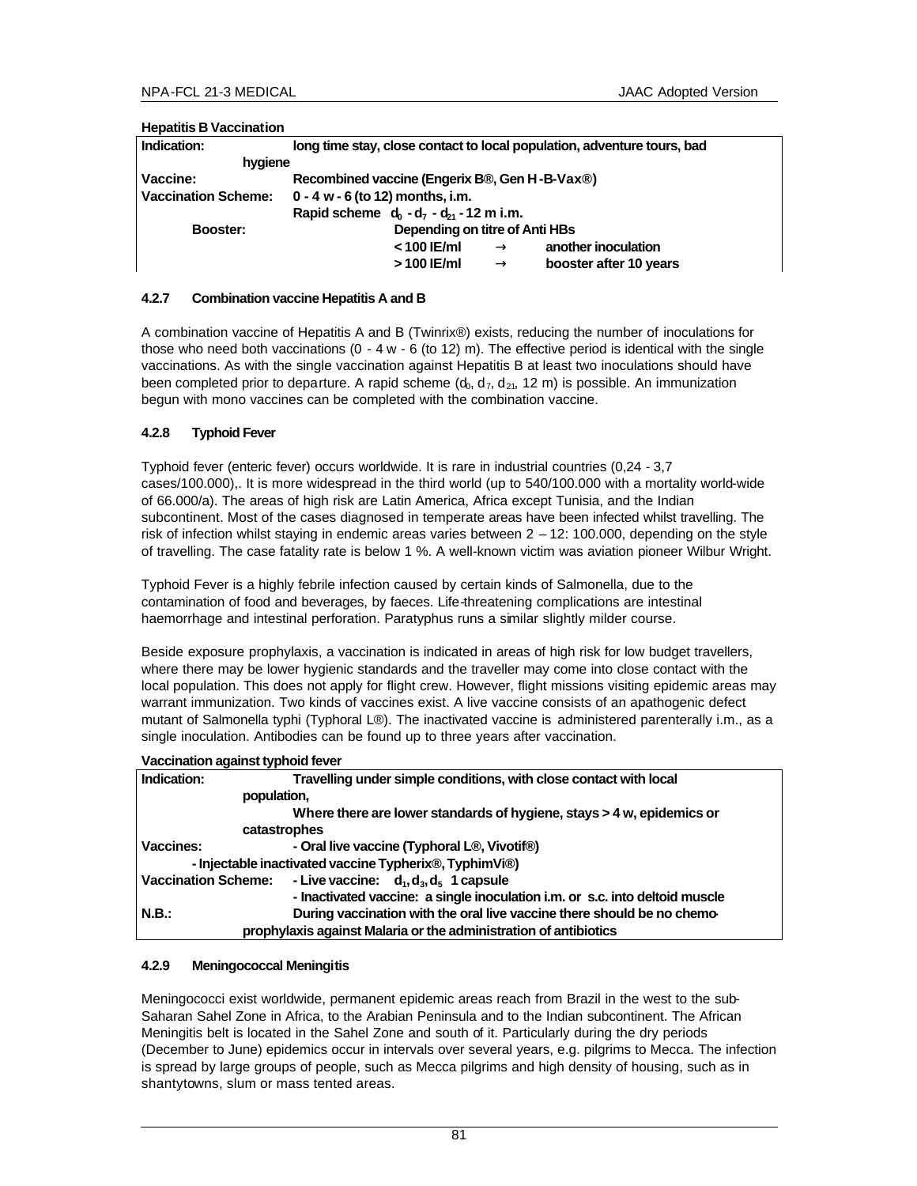**Hepatitis B Vaccination**

| | | | | |
|---|---|---|---|---|
| **Indication:** | **long time stay, close contact to local population, adventure tours, bad hygiene** | | | |
| **Vaccine:** | **Recombined vaccine (Engerix B®, Gen H-B-Vax®)** | | | |
| **Vaccination Scheme:** | **0 - 4 w - 6 (to 12) months, i.m.** | | | |
| | **Rapid scheme $d_0$ - $d_7$ - $d_{21}$ - 12 m i.m.** | | | |
| **Booster:** | | **Depending on titre of Anti HBs** | | |
| | | **< 100 IE/ml** | **→** | **another inoculation** |
| | | **> 100 IE/ml** | **→** | **booster after 10 years** |

#### 4.2.7 Combination vaccine Hepatitis A and B

A combination vaccine of Hepatitis A and B (Twinrix®) exists, reducing the number of inoculations for those who need both vaccinations (0 - 4 w - 6 (to 12) m). The effective period is identical with the single vaccinations. As with the single vaccination against Hepatitis B at least two inoculations should have been completed prior to departure. A rapid scheme ($d_0$, $d_7$, $d_{21}$, 12 m) is possible. An immunization begun with mono vaccines can be completed with the combination vaccine.

#### 4.2.8 Typhoid Fever

Typhoid fever (enteric fever) occurs worldwide. It is rare in industrial countries (0,24 - 3,7 cases/100.000),. It is more widespread in the third world (up to 540/100.000 with a mortality world-wide of 66.000/a). The areas of high risk are Latin America, Africa except Tunisia, and the Indian subcontinent. Most of the cases diagnosed in temperate areas have been infected whilst travelling. The risk of infection whilst staying in endemic areas varies between 2 – 12: 100.000, depending on the style of travelling. The case fatality rate is below 1 %. A well-known victim was aviation pioneer Wilbur Wright.

Typhoid Fever is a highly febrile infection caused by certain kinds of Salmonella, due to the contamination of food and beverages, by faeces. Life-threatening complications are intestinal haemorrhage and intestinal perforation. Paratyphus runs a similar slightly milder course.

Beside exposure prophylaxis, a vaccination is indicated in areas of high risk for low budget travellers, where there may be lower hygienic standards and the traveller may come into close contact with the local population. This does not apply for flight crew. However, flight missions visiting epidemic areas may warrant immunization. Two kinds of vaccines exist. A live vaccine consists of an apathogenic defect mutant of Salmonella typhi (Typhoral L®). The inactivated vaccine is administered parenterally i.m., as a single inoculation. Antibodies can be found up to three years after vaccination.

**Vaccination against typhoid fever**

| | |
|---|---|
| **Indication:** | **Travelling under simple conditions, with close contact with local population,** |
| | **Where there are lower standards of hygiene, stays > 4 w, epidemics or catastrophes** |
| **Vaccines:** | **- Oral live vaccine (Typhoral L®, Vivotif®)** |
| | **- Injectable inactivated vaccine Typherix®, TyphimVi®)** |
| **Vaccination Scheme:** | **- Live vaccine: $d_1$, $d_3$, $d_5$ 1 capsule** |
| | **- Inactivated vaccine: a single inoculation i.m. or s.c. into deltoid muscle** |
| **N.B.:** | **During vaccination with the oral live vaccine there should be no chemo-prophylaxis against Malaria or the administration of antibiotics** |

#### 4.2.9 Meningococcal Meningitis

Meningococci exist worldwide, permanent epidemic areas reach from Brazil in the west to the sub-Saharan Sahel Zone in Africa, to the Arabian Peninsula and to the Indian subcontinent. The African Meningitis belt is located in the Sahel Zone and south of it. Particularly during the dry periods (December to June) epidemics occur in intervals over several years, e.g. pilgrims to Mecca. The infection is spread by large groups of people, such as Mecca pilgrims and high density of housing, such as in shantytowns, slum or mass tented areas.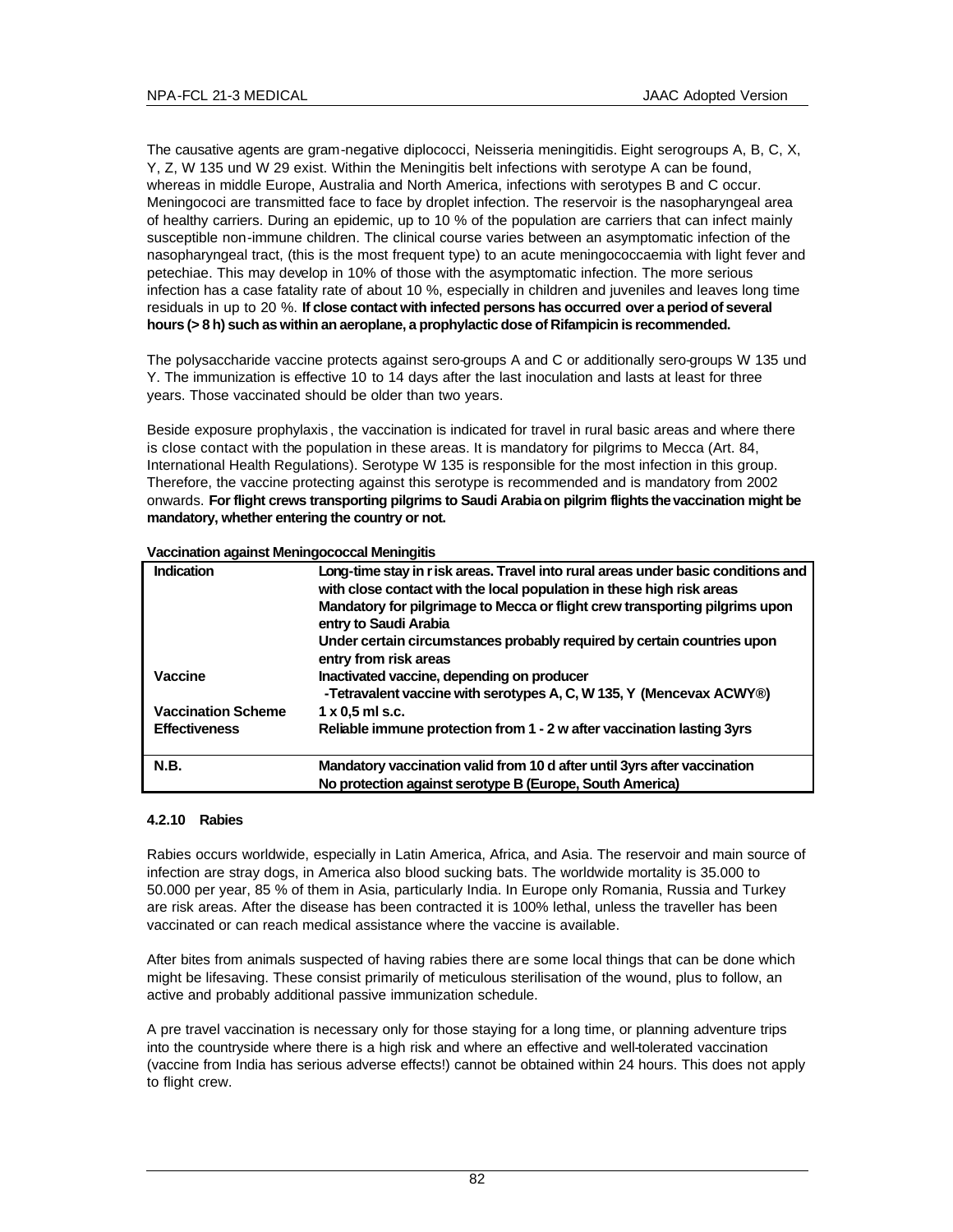The causative agents are gram-negative diplococci, Neisseria meningitidis. Eight serogroups A, B, C, X, Y, Z, W 135 und W 29 exist. Within the Meningitis belt infections with serotype A can be found, whereas in middle Europe, Australia and North America, infections with serotypes B and C occur. Meningococi are transmitted face to face by droplet infection. The reservoir is the nasopharyngeal area of healthy carriers. During an epidemic, up to 10 % of the population are carriers that can infect mainly susceptible non-immune children. The clinical course varies between an asymptomatic infection of the nasopharyngeal tract, (this is the most frequent type) to an acute meningococcaemia with light fever and petechiae. This may develop in 10% of those with the asymptomatic infection. The more serious infection has a case fatality rate of about 10 %, especially in children and juveniles and leaves long time residuals in up to 20 %. **If close contact with infected persons has occurred over a period of several hours (> 8 h) such as within an aeroplane, a prophylactic dose of Rifampicin is recommended.**

The polysaccharide vaccine protects against sero-groups A and C or additionally sero-groups W 135 und Y. The immunization is effective 10 to 14 days after the last inoculation and lasts at least for three years. Those vaccinated should be older than two years.

Beside exposure prophylaxis, the vaccination is indicated for travel in rural basic areas and where there is close contact with the population in these areas. It is mandatory for pilgrims to Mecca (Art. 84, International Health Regulations). Serotype W 135 is responsible for the most infection in this group. Therefore, the vaccine protecting against this serotype is recommended and is mandatory from 2002 onwards. **For flight crews transporting pilgrims to Saudi Arabia on pilgrim flights the vaccination might be mandatory, whether entering the country or not.**

**Vaccination against Meningococcal Meningitis**

| | |
|---|---|
| **Indication** | **Long-time stay in risk areas. Travel into rural areas under basic conditions and with close contact with the local population in these high risk areas**<br>**Mandatory for pilgrimage to Mecca or flight crew transporting pilgrims upon entry to Saudi Arabia**<br>**Under certain circumstances probably required by certain countries upon entry from risk areas** |
| **Vaccine** | **Inactivated vaccine, depending on producer**<br>**-Tetravalent vaccine with serotypes A, C, W 135, Y (Mencevax ACWY®)** |
| **Vaccination Scheme** | **1 x 0,5 ml s.c.** |
| **Effectiveness** | **Reliable immune protection from 1 - 2 w after vaccination lasting 3yrs** |
| **N.B.** | **Mandatory vaccination valid from 10 d after until 3yrs after vaccination**<br>**No protection against serotype B (Europe, South America)** |

#### 4.2.10 Rabies

Rabies occurs worldwide, especially in Latin America, Africa, and Asia. The reservoir and main source of infection are stray dogs, in America also blood sucking bats. The worldwide mortality is 35.000 to 50.000 per year, 85 % of them in Asia, particularly India. In Europe only Romania, Russia and Turkey are risk areas. After the disease has been contracted it is 100% lethal, unless the traveller has been vaccinated or can reach medical assistance where the vaccine is available.

After bites from animals suspected of having rabies there are some local things that can be done which might be lifesaving. These consist primarily of meticulous sterilisation of the wound, plus to follow, an active and probably additional passive immunization schedule.

A pre travel vaccination is necessary only for those staying for a long time, or planning adventure trips into the countryside where there is a high risk and where an effective and well-tolerated vaccination (vaccine from India has serious adverse effects!) cannot be obtained within 24 hours. This does not apply to flight crew.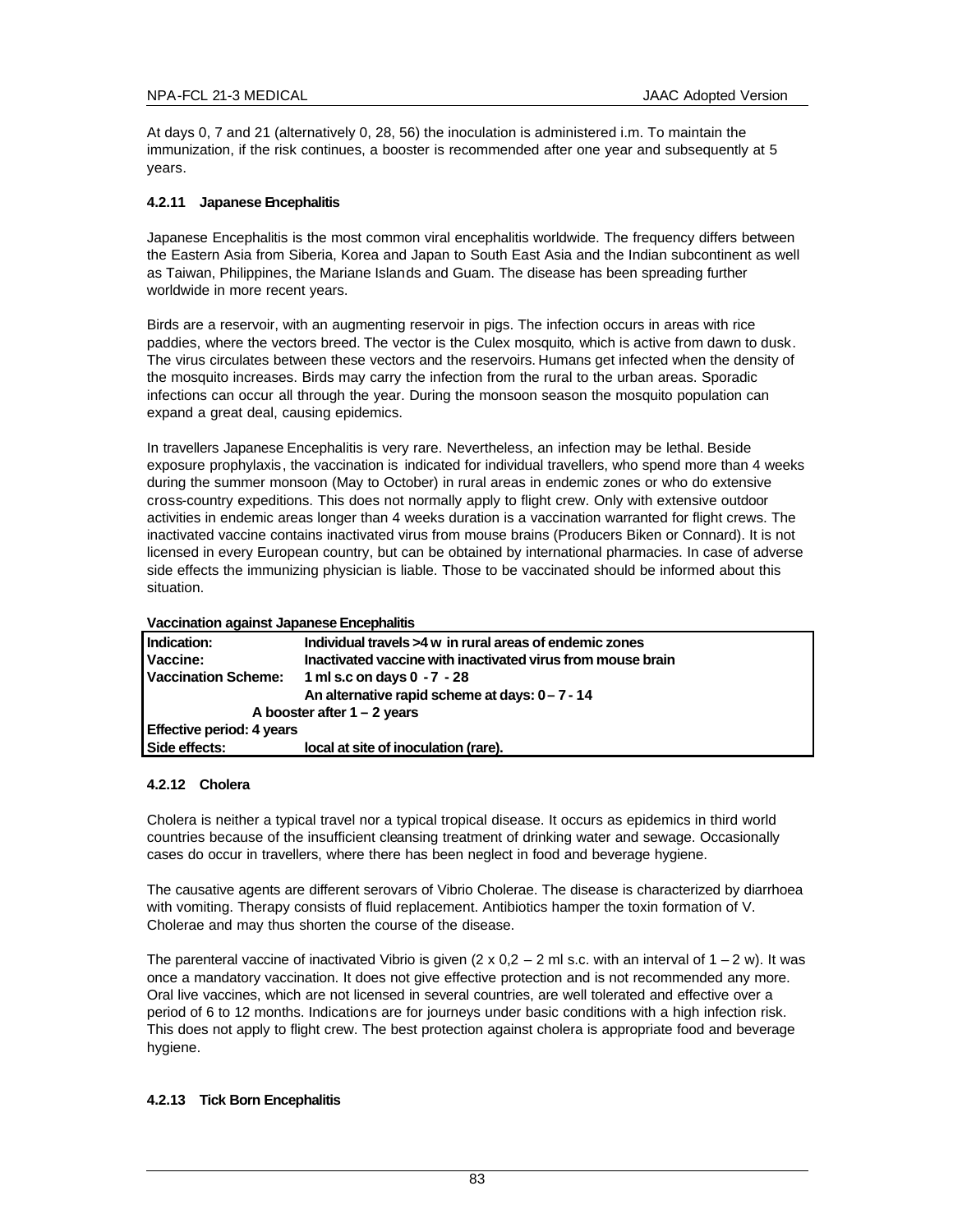At days 0, 7 and 21 (alternatively 0, 28, 56) the inoculation is administered i.m. To maintain the immunization, if the risk continues, a booster is recommended after one year and subsequently at 5 years.

#### 4.2.11 Japanese Encephalitis

Japanese Encephalitis is the most common viral encephalitis worldwide. The frequency differs between the Eastern Asia from Siberia, Korea and Japan to South East Asia and the Indian subcontinent as well as Taiwan, Philippines, the Mariane Islands and Guam. The disease has been spreading further worldwide in more recent years.

Birds are a reservoir, with an augmenting reservoir in pigs. The infection occurs in areas with rice paddies, where the vectors breed. The vector is the Culex mosquito, which is active from dawn to dusk. The virus circulates between these vectors and the reservoirs. Humans get infected when the density of the mosquito increases. Birds may carry the infection from the rural to the urban areas. Sporadic infections can occur all through the year. During the monsoon season the mosquito population can expand a great deal, causing epidemics.

In travellers Japanese Encephalitis is very rare. Nevertheless, an infection may be lethal. Beside exposure prophylaxis, the vaccination is indicated for individual travellers, who spend more than 4 weeks during the summer monsoon (May to October) in rural areas in endemic zones or who do extensive cross-country expeditions. This does not normally apply to flight crew. Only with extensive outdoor activities in endemic areas longer than 4 weeks duration is a vaccination warranted for flight crews. The inactivated vaccine contains inactivated virus from mouse brains (Producers Biken or Connard). It is not licensed in every European country, but can be obtained by international pharmacies. In case of adverse side effects the immunizing physician is liable. Those to be vaccinated should be informed about this situation.

**Vaccination against Japanese Encephalitis**

| | |
|---|---|
| **Indication:** | **Individual travels >4 w in rural areas of endemic zones** |
| **Vaccine:** | **Inactivated vaccine with inactivated virus from mouse brain** |
| **Vaccination Scheme:** | **1 ml s.c on days 0 - 7 - 28** |
| | **An alternative rapid scheme at days: 0 – 7 - 14** |
| **A booster after 1 – 2 years** | |
| **Effective period: 4 years** | |
| **Side effects:** | **local at site of inoculation (rare).** |

#### 4.2.12 Cholera

Cholera is neither a typical travel nor a typical tropical disease. It occurs as epidemics in third world countries because of the insufficient cleansing treatment of drinking water and sewage. Occasionally cases do occur in travellers, where there has been neglect in food and beverage hygiene.

The causative agents are different serovars of Vibrio Cholerae. The disease is characterized by diarrhoea with vomiting. Therapy consists of fluid replacement. Antibiotics hamper the toxin formation of V. Cholerae and may thus shorten the course of the disease.

The parenteral vaccine of inactivated Vibrio is given (2 x 0,2 – 2 ml s.c. with an interval of 1 – 2 w). It was once a mandatory vaccination. It does not give effective protection and is not recommended any more. Oral live vaccines, which are not licensed in several countries, are well tolerated and effective over a period of 6 to 12 months. Indications are for journeys under basic conditions with a high infection risk. This does not apply to flight crew. The best protection against cholera is appropriate food and beverage hygiene.

#### 4.2.13 Tick Born Encephalitis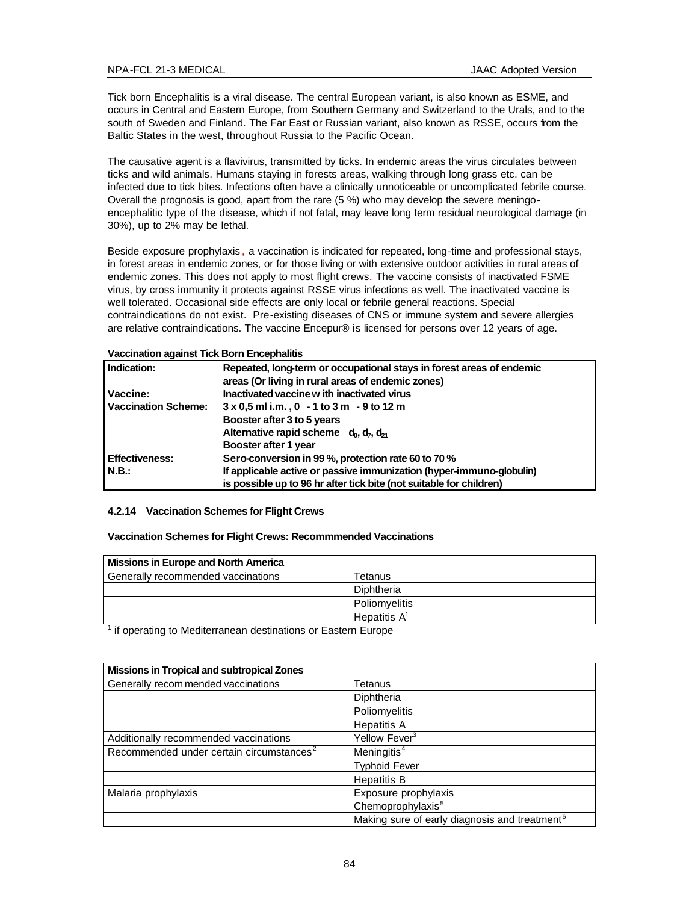Tick born Encephalitis is a viral disease. The central European variant, is also known as ESME, and occurs in Central and Eastern Europe, from Southern Germany and Switzerland to the Urals, and to the south of Sweden and Finland. The Far East or Russian variant, also known as RSSE, occurs from the Baltic States in the west, throughout Russia to the Pacific Ocean.

The causative agent is a flavivirus, transmitted by ticks. In endemic areas the virus circulates between ticks and wild animals. Humans staying in forests areas, walking through long grass etc. can be infected due to tick bites. Infections often have a clinically unnoticeable or uncomplicated febrile course. Overall the prognosis is good, apart from the rare (5 %) who may develop the severe meningo-encephalitic type of the disease, which if not fatal, may leave long term residual neurological damage (in 30%), up to 2% may be lethal.

Beside exposure prophylaxis, a vaccination is indicated for repeated, long-time and professional stays, in forest areas in endemic zones, or for those living or with extensive outdoor activities in rural areas of endemic zones. This does not apply to most flight crews. The vaccine consists of inactivated FSME virus, by cross immunity it protects against RSSE virus infections as well. The inactivated vaccine is well tolerated. Occasional side effects are only local or febrile general reactions. Special contraindications do not exist. Pre-existing diseases of CNS or immune system and severe allergies are relative contraindications. The vaccine Encepur® is licensed for persons over 12 years of age.

**Vaccination against Tick Born Encephalitis**

| | |
|---|---|
| **Indication:** | **Repeated, long-term or occupational stays in forest areas of endemic areas (Or living in rural areas of endemic zones)** |
| **Vaccine:** | **Inactivated vaccine w ith inactivated virus** |
| **Vaccination Scheme:** | **3 x 0,5 ml i.m. , 0 - 1 to 3 m - 9 to 12 m**<br>**Booster after 3 to 5 years**<br>**Alternative rapid scheme $d_0, d_7, d_{21}$**<br>**Booster after 1 year** |
| **Effectiveness:** | **Sero-conversion in 99 %, protection rate 60 to 70 %** |
| **N.B.:** | **If applicable active or passive immunization (hyper-immuno-globulin) is possible up to 96 hr after tick bite (not suitable for children)** |

#### 4.2.14 Vaccination Schemes for Flight Crews

**Vaccination Schemes for Flight Crews: Recommmended Vaccinations**

| Missions in Europe and North America | |
|---|---|
| Generally recommended vaccinations | Tetanus |
| | Diphtheria |
| | Poliomyelitis |
| | Hepatitis A[1] |

[1] if operating to Mediterranean destinations or Eastern Europe

| Missions in Tropical and subtropical Zones | |
|---|---|
| Generally recommended vaccinations | Tetanus |
| | Diphtheria |
| | Poliomyelitis |
| | Hepatitis A |
| Additionally recommended vaccinations | Yellow Fever[3] |
| Recommended under certain circumstances[2] | Meningitis[4] |
| | Typhoid Fever |
| | Hepatitis B |
| Malaria prophylaxis | Exposure prophylaxis |
| | Chemoprophylaxis[5] |
| | Making sure of early diagnosis and treatment[6] |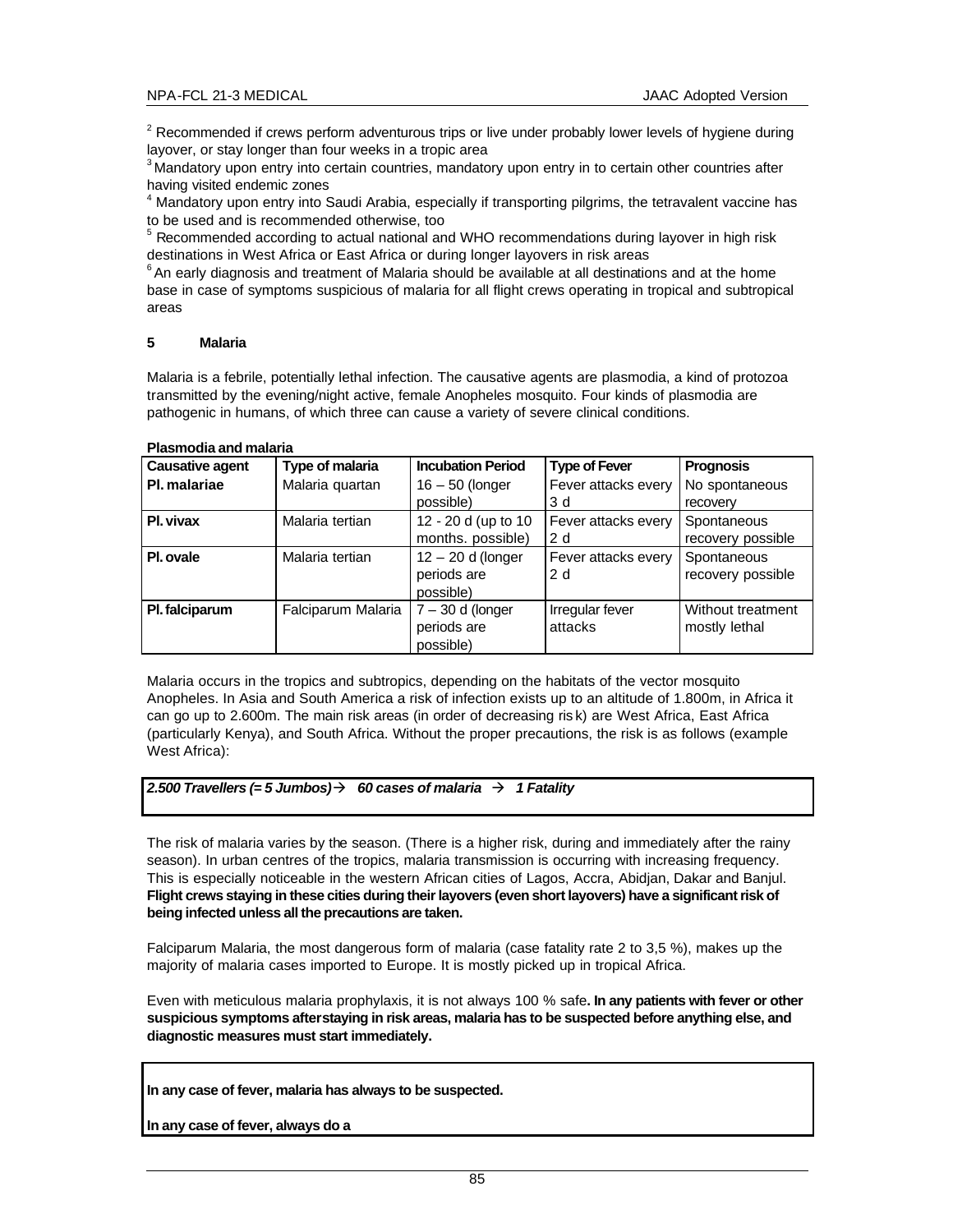[2] Recommended if crews perform adventurous trips or live under probably lower levels of hygiene during layover, or stay longer than four weeks in a tropic area

[3] Mandatory upon entry into certain countries, mandatory upon entry in to certain other countries after having visited endemic zones

[4] Mandatory upon entry into Saudi Arabia, especially if transporting pilgrims, the tetravalent vaccine has to be used and is recommended otherwise, too

[5] Recommended according to actual national and WHO recommendations during layover in high risk destinations in West Africa or East Africa or during longer layovers in risk areas

[6] An early diagnosis and treatment of Malaria should be available at all destinations and at the home base in case of symptoms suspicious of malaria for all flight crews operating in tropical and subtropical areas

## 5 Malaria

Malaria is a febrile, potentially lethal infection. The causative agents are plasmodia, a kind of protozoa transmitted by the evening/night active, female Anopheles mosquito. Four kinds of plasmodia are pathogenic in humans, of which three can cause a variety of severe clinical conditions.

**Plasmodia and malaria**

| Causative agent | Type of malaria | Incubation Period | Type of Fever | Prognosis |
|---|---|---|---|---|
| **Pl. malariae** | Malaria quartan | 16 – 50 (longer possible) | Fever attacks every 3 d | No spontaneous recovery |
| **Pl. vivax** | Malaria tertian | 12 - 20 d (up to 10 months. possible) | Fever attacks every 2 d | Spontaneous recovery possible |
| **Pl. ovale** | Malaria tertian | 12 – 20 d (longer periods are possible) | Fever attacks every 2 d | Spontaneous recovery possible |
| **Pl. falciparum** | Falciparum Malaria | 7 – 30 d (longer periods are possible) | Irregular fever attacks | Without treatment mostly lethal |

Malaria occurs in the tropics and subtropics, depending on the habitats of the vector mosquito Anopheles. In Asia and South America a risk of infection exists up to an altitude of 1.800m, in Africa it can go up to 2.600m. The main risk areas (in order of decreasing risk) are West Africa, East Africa (particularly Kenya), and South Africa. Without the proper precautions, the risk is as follows (example West Africa):

***2.500 Travellers (= 5 Jumbos)→ 60 cases of malaria → 1 Fatality***

The risk of malaria varies by the season. (There is a higher risk, during and immediately after the rainy season). In urban centres of the tropics, malaria transmission is occurring with increasing frequency. This is especially noticeable in the western African cities of Lagos, Accra, Abidjan, Dakar and Banjul. **Flight crews staying in these cities during their layovers (even short layovers) have a significant risk of being infected unless all the precautions are taken.**

Falciparum Malaria, the most dangerous form of malaria (case fatality rate 2 to 3,5 %), makes up the majority of malaria cases imported to Europe. It is mostly picked up in tropical Africa.

Even with meticulous malaria prophylaxis, it is not always 100 % safe**. In any patients with fever or other suspicious symptoms after staying in risk areas, malaria has to be suspected before anything else, and diagnostic measures must start immediately.**

**In any case of fever, malaria has always to be suspected.**

**In any case of fever, always do a**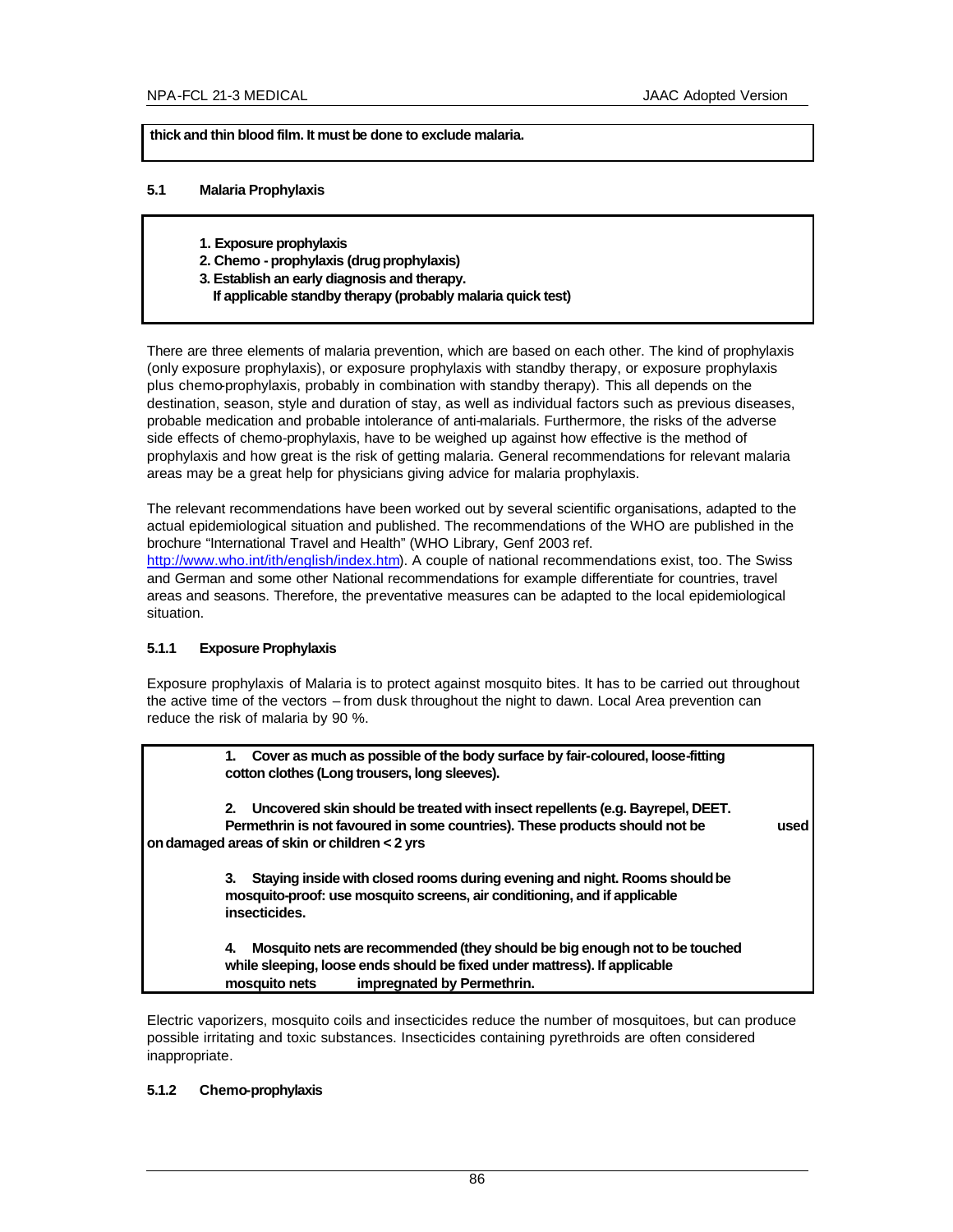**thick and thin blood film. It must be done to exclude malaria.**

### 5.1 Malaria Prophylaxis

> **1. Exposure prophylaxis**
> **2. Chemo - prophylaxis (drug prophylaxis)**
> **3. Establish an early diagnosis and therapy.**
> **If applicable standby therapy (probably malaria quick test)**

There are three elements of malaria prevention, which are based on each other. The kind of prophylaxis (only exposure prophylaxis), or exposure prophylaxis with standby therapy, or exposure prophylaxis plus chemo-prophylaxis, probably in combination with standby therapy). This all depends on the destination, season, style and duration of stay, as well as individual factors such as previous diseases, probable medication and probable intolerance of anti-malarials. Furthermore, the risks of the adverse side effects of chemo-prophylaxis, have to be weighed up against how effective is the method of prophylaxis and how great is the risk of getting malaria. General recommendations for relevant malaria areas may be a great help for physicians giving advice for malaria prophylaxis.

The relevant recommendations have been worked out by several scientific organisations, adapted to the actual epidemiological situation and published. The recommendations of the WHO are published in the brochure "International Travel and Health" (WHO Library, Genf 2003 ref. http://www.who.int/ith/english/index.htm). A couple of national recommendations exist, too. The Swiss and German and some other National recommendations for example differentiate for countries, travel areas and seasons. Therefore, the preventative measures can be adapted to the local epidemiological situation.

#### 5.1.1 Exposure Prophylaxis

Exposure prophylaxis of Malaria is to protect against mosquito bites. It has to be carried out throughout the active time of the vectors – from dusk throughout the night to dawn. Local Area prevention can reduce the risk of malaria by 90 %.

> **1. Cover as much as possible of the body surface by fair-coloured, loose-fitting cotton clothes (Long trousers, long sleeves).**
>
> **2. Uncovered skin should be treated with insect repellents (e.g. Bayrepel, DEET. Permethrin is not favoured in some countries). These products should not be used on damaged areas of skin or children < 2 yrs**
>
> **3. Staying inside with closed rooms during evening and night. Rooms should be mosquito-proof: use mosquito screens, air conditioning, and if applicable insecticides.**
>
> **4. Mosquito nets are recommended (they should be big enough not to be touched while sleeping, loose ends should be fixed under mattress). If applicable mosquito nets impregnated by Permethrin.**

Electric vaporizers, mosquito coils and insecticides reduce the number of mosquitoes, but can produce possible irritating and toxic substances. Insecticides containing pyrethroids are often considered inappropriate.

#### 5.1.2 Chemo-prophylaxis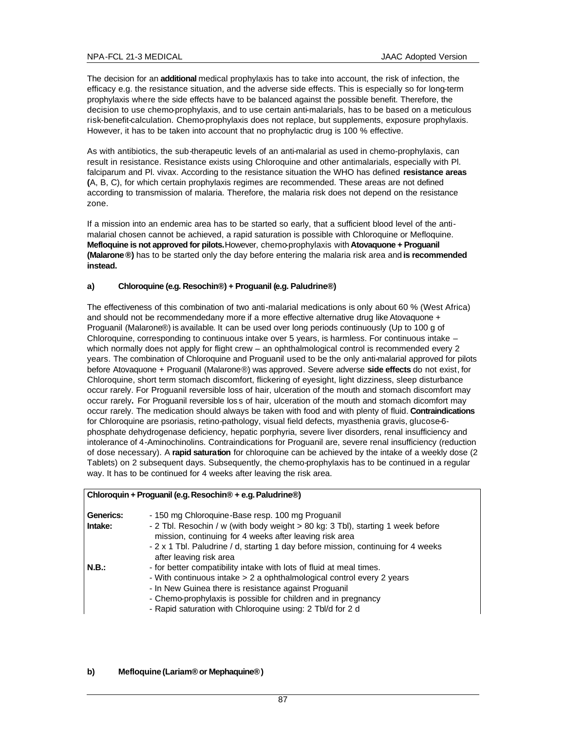The decision for an **additional** medical prophylaxis has to take into account, the risk of infection, the efficacy e.g. the resistance situation, and the adverse side effects. This is especially so for long-term prophylaxis where the side effects have to be balanced against the possible benefit. Therefore, the decision to use chemo-prophylaxis, and to use certain anti-malarials, has to be based on a meticulous risk-benefit-calculation. Chemo-prophylaxis does not replace, but supplements, exposure prophylaxis. However, it has to be taken into account that no prophylactic drug is 100 % effective.

As with antibiotics, the sub-therapeutic levels of an anti-malarial as used in chemo-prophylaxis, can result in resistance. Resistance exists using Chloroquine and other antimalarials, especially with Pl. falciparum and Pl. vivax. According to the resistance situation the WHO has defined **resistance areas (**A, B, C), for which certain prophylaxis regimes are recommended. These areas are not defined according to transmission of malaria. Therefore, the malaria risk does not depend on the resistance zone.

If a mission into an endemic area has to be started so early, that a sufficient blood level of the anti-malarial chosen cannot be achieved, a rapid saturation is possible with Chloroquine or Mefloquine. **Mefloquine is not approved for pilots.** However, chemo-prophylaxis with **Atovaquone + Proguanil (Malarone®)** has to be started only the day before entering the malaria risk area and **is recommended instead.**

#### a) Chloroquine (e.g. Resochin®) + Proguanil (e.g. Paludrine®)

The effectiveness of this combination of two anti-malarial medications is only about 60 % (West Africa) and should not be recommendedany more if a more effective alternative drug like Atovaquone + Proguanil (Malarone®) is available. It can be used over long periods continuously (Up to 100 g of Chloroquine, corresponding to continuous intake over 5 years, is harmless. For continuous intake – which normally does not apply for flight crew – an ophthalmological control is recommended every 2 years. The combination of Chloroquine and Proguanil used to be the only anti-malarial approved for pilots before Atovaquone + Proguanil (Malarone®) was approved. Severe adverse **side effects** do not exist, for Chloroquine, short term stomach discomfort, flickering of eyesight, light dizziness, sleep disturbance occur rarely. For Proguanil reversible loss of hair, ulceration of the mouth and stomach discomfort may occur rarely**.** For Proguanil reversible los s of hair, ulceration of the mouth and stomach dicomfort may occur rarely. The medication should always be taken with food and with plenty of fluid. **Contraindications** for Chloroquine are psoriasis, retino-pathology, visual field defects, myasthenia gravis, glucose-6-phosphate dehydrogenase deficiency, hepatic porphyria, severe liver disorders, renal insufficiency and intolerance of 4-Aminochinolins. Contraindications for Proguanil are, severe renal insufficiency (reduction of dose necessary). A **rapid saturation** for chloroquine can be achieved by the intake of a weekly dose (2 Tablets) on 2 subsequent days. Subsequently, the chemo-prophylaxis has to be continued in a regular way. It has to be continued for 4 weeks after leaving the risk area.

| **Chloroquin + Proguanil (e.g. Resochin® + e.g. Paludrine®)** | |
|---|---|
| **Generics:** | - 150 mg Chloroquine-Base resp. 100 mg Proguanil |
| **Intake:** | - 2 Tbl. Resochin / w (with body weight > 80 kg: 3 Tbl), starting 1 week before mission, continuing for 4 weeks after leaving risk area<br>- 2 x 1 Tbl. Paludrine / d, starting 1 day before mission, continuing for 4 weeks after leaving risk area |
| **N.B.:** | - for better compatibility intake with lots of fluid at meal times.<br>- With continuous intake > 2 a ophthalmological control every 2 years<br>- In New Guinea there is resistance against Proguanil<br>- Chemo-prophylaxis is possible for children and in pregnancy<br>- Rapid saturation with Chloroquine using: 2 Tbl/d for 2 d |

#### b) Mefloquine (Lariam® or Mephaquine®)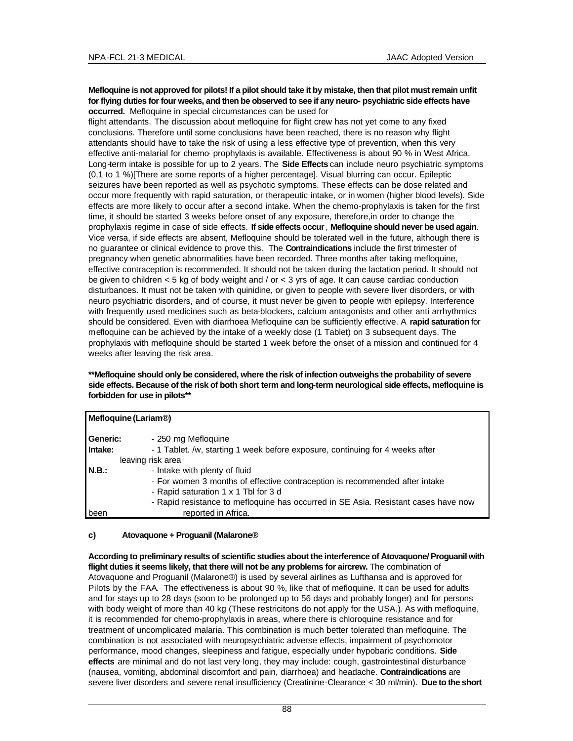**Mefloquine is not approved for pilots! If a pilot should take it by mistake, then that pilot must remain unfit for flying duties for four weeks, and then be observed to see if any neuro- psychiatric side effects have occurred.** Mefloquine in special circumstances can be used for flight attendants. The discussion about mefloquine for flight crew has not yet come to any fixed conclusions. Therefore until some conclusions have been reached, there is no reason why flight attendants should have to take the risk of using a less effective type of prevention, when this very effective anti-malarial for chemo- prophylaxis is available. Effectiveness is about 90 % in West Africa. Long-term intake is possible for up to 2 years. The **Side Effects** can include neuro psychiatric symptoms (0,1 to 1 %)[There are some reports of a higher percentage]. Visual blurring can occur. Epileptic seizures have been reported as well as psychotic symptoms. These effects can be dose related and occur more frequently with rapid saturation, or therapeutic intake, or in women (higher blood levels). Side effects are more likely to occur after a second intake. When the chemo-prophylaxis is taken for the first time, it should be started 3 weeks before onset of any exposure, therefore,in order to change the prophylaxis regime in case of side effects. **If side effects occur**, **Mefloquine should never be used again**. Vice versa, if side effects are absent, Mefloquine should be tolerated well in the future, although there is no guarantee or clinical evidence to prove this. The **Contraindications** include the first trimester of pregnancy when genetic abnormalities have been recorded. Three months after taking mefloquine, effective contraception is recommended. It should not be taken during the lactation period. It should not be given to children < 5 kg of body weight and / or < 3 yrs of age. It can cause cardiac conduction disturbances. It must not be taken with quinidine, or given to people with severe liver disorders, or with neuro psychiatric disorders, and of course, it must never be given to people with epilepsy. Interference with frequently used medicines such as beta-blockers, calcium antagonists and other anti arrhythmics should be considered. Even with diarrhoea Mefloquine can be sufficiently effective. A **rapid saturation** for mefloquine can be achieved by the intake of a weekly dose (1 Tablet) on 3 subsequent days. The prophylaxis with mefloquine should be started 1 week before the onset of a mission and continued for 4 weeks after leaving the risk area.

****Mefloquine should only be considered, where the risk of infection outweighs the probability of severe side effects. Because of the risk of both short term and long-term neurological side effects, mefloquine is forbidden for use in pilots****

| **Mefloquine (Lariam®)** | |
|---|---|
| **Generic:** | - 250 mg Mefloquine |
| **Intake:** | - 1 Tablet. /w, starting 1 week before exposure, continuing for 4 weeks after leaving risk area |
| **N.B.:** | - Intake with plenty of fluid<br>- For women 3 months of effective contraception is recommended after intake<br>- Rapid saturation 1 x 1 Tbl for 3 d<br>- Rapid resistance to mefloquine has occurred in SE Asia. Resistant cases have now been reported in Africa. |

#### c) Atovaquone + Proguanil (Malarone®

**According to preliminary results of scientific studies about the interference of Atovaquone/ Proguanil with flight duties it seems likely, that there will not be any problems for aircrew.** The combination of Atovaquone and Proguanil (Malarone®) is used by several airlines as Lufthansa and is approved for Pilots by the FAA. The effectiveness is about 90 %, like that of mefloquine. It can be used for adults and for stays up to 28 days (soon to be prolonged up to 56 days and probably longer) and for persons with body weight of more than 40 kg (These restricitons do not apply for the USA.). As with mefloquine, it is recommended for chemo-prophylaxis in areas, where there is chloroquine resistance and for treatment of uncomplicated malaria. This combination is much better tolerated than mefloquine. The combination is <u>not</u> associated with neuropsychiatric adverse effects, impairment of psychomotor performance, mood changes, sleepiness and fatigue, especially under hypobaric conditions. **Side effects** are minimal and do not last very long, they may include: cough, gastrointestinal disturbance (nausea, vomiting, abdominal discomfort and pain, diarrhoea) and headache. **Contraindications** are severe liver disorders and severe renal insufficiency (Creatinine-Clearance < 30 ml/min). **Due to the short**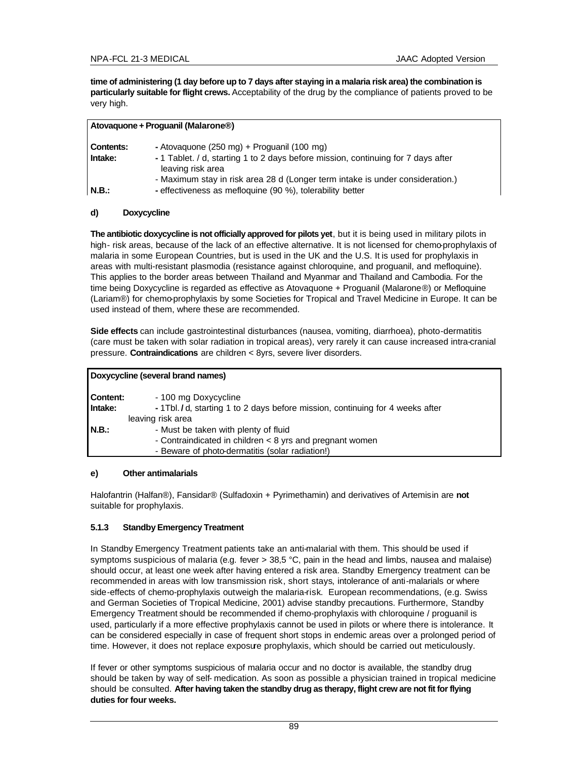**time of administering (1 day before up to 7 days after staying in a malaria risk area) the combination is particularly suitable for flight crews.** Acceptability of the drug by the compliance of patients proved to be very high.

| **Atovaquone + Proguanil (Malarone®)** | |
|---|---|
| **Contents:** | - Atovaquone (250 mg) + Proguanil (100 mg) |
| **Intake:** | - 1 Tablet. / d, starting 1 to 2 days before mission, continuing for 7 days after leaving risk area<br>- Maximum stay in risk area 28 d (Longer term intake is under consideration.) |
| **N.B.:** | - effectiveness as mefloquine (90 %), tolerability better |

#### d) Doxycycline

**The antibiotic doxycycline is not officially approved for pilots yet**, but it is being used in military pilots in high- risk areas, because of the lack of an effective alternative. It is not licensed for chemo-prophylaxis of malaria in some European Countries, but is used in the UK and the U.S. It is used for prophylaxis in areas with multi-resistant plasmodia (resistance against chloroquine, and proguanil, and mefloquine). This applies to the border areas between Thailand and Myanmar and Thailand and Cambodia. For the time being Doxycycline is regarded as effective as Atovaquone + Proguanil (Malarone®) or Mefloquine (Lariam®) for chemo-prophylaxis by some Societies for Tropical and Travel Medicine in Europe. It can be used instead of them, where these are recommended.

**Side effects** can include gastrointestinal disturbances (nausea, vomiting, diarrhoea), photo-dermatitis (care must be taken with solar radiation in tropical areas), very rarely it can cause increased intra-cranial pressure. **Contraindications** are children < 8yrs, severe liver disorders.

| **Doxycycline (several brand names)** | |
|---|---|
| **Content:** | - 100 mg Doxycycline |
| **Intake:** | - 1Tbl. / d, starting 1 to 2 days before mission, continuing for 4 weeks after leaving risk area |
| **N.B.:** | - Must be taken with plenty of fluid<br>- Contraindicated in children < 8 yrs and pregnant women<br>- Beware of photo-dermatitis (solar radiation!) |

#### e) Other antimalarials

Halofantrin (Halfan®), Fansidar® (Sulfadoxin + Pyrimethamin) and derivatives of Artemisin are **not** suitable for prophylaxis.

### 5.1.3 Standby Emergency Treatment

In Standby Emergency Treatment patients take an anti-malarial with them. This should be used if symptoms suspicious of malaria (e.g. fever > 38,5 °C, pain in the head and limbs, nausea and malaise) should occur, at least one week after having entered a risk area. Standby Emergency treatment can be recommended in areas with low transmission risk, short stays, intolerance of anti-malarials or where side-effects of chemo-prophylaxis outweigh the malaria-risk. European recommendations, (e.g. Swiss and German Societies of Tropical Medicine, 2001) advise standby precautions. Furthermore, Standby Emergency Treatment should be recommended if chemo-prophylaxis with chloroquine / proguanil is used, particularly if a more effective prophylaxis cannot be used in pilots or where there is intolerance. It can be considered especially in case of frequent short stops in endemic areas over a prolonged period of time. However, it does not replace exposure prophylaxis, which should be carried out meticulously.

If fever or other symptoms suspicious of malaria occur and no doctor is available, the standby drug should be taken by way of self- medication. As soon as possible a physician trained in tropical medicine should be consulted. **After having taken the standby drug as therapy, flight crew are not fit for flying duties for four weeks.**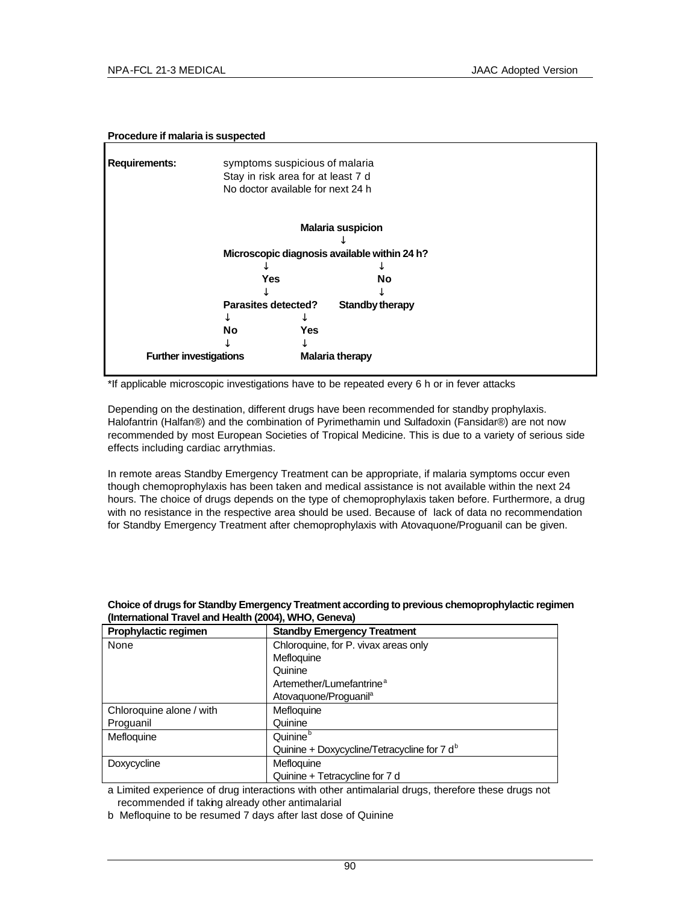**Procedure if malaria is suspected**

**Requirements:** symptoms suspicious of malaria
Stay in risk area for at least 7 d
No doctor available for next 24 h

**Malaria suspicion**
↓
**Microscopic diagnosis available within 24 h?**

↓ **Yes** ↓ **Parasites detected?**
- ↓ **No** ↓ **Further investigations**
- ↓ **Yes** ↓ **Malaria therapy**

↓ **No** ↓ **Standby therapy**

*If applicable microscopic investigations have to be repeated every 6 h or in fever attacks

Depending on the destination, different drugs have been recommended for standby prophylaxis. Halofantrin (Halfan®) and the combination of Pyrimethamin und Sulfadoxin (Fansidar®) are not now recommended by most European Societies of Tropical Medicine. This is due to a variety of serious side effects including cardiac arrythmias.

In remote areas Standby Emergency Treatment can be appropriate, if malaria symptoms occur even though chemoprophylaxis has been taken and medical assistance is not available within the next 24 hours. The choice of drugs depends on the type of chemoprophylaxis taken before. Furthermore, a drug with no resistance in the respective area should be used. Because of lack of data no recommendation for Standby Emergency Treatment after chemoprophylaxis with Atovaquone/Proguanil can be given.

**Choice of drugs for Standby Emergency Treatment according to previous chemoprophylactic regimen (International Travel and Health (2004), WHO, Geneva)**

| Prophylactic regimen | Standby Emergency Treatment |
|---|---|
| None | Chloroquine, for P. vivax areas only<br>Mefloquine<br>Quinine<br>Artemether/Lumefantrine[a]<br>Atovaquone/Proguanil[a] |
| Chloroquine alone / with Proguanil | Mefloquine<br>Quinine |
| Mefloquine | Quinine[b]<br>Quinine + Doxycycline/Tetracycline for 7 d[b] |
| Doxycycline | Mefloquine<br>Quinine + Tetracycline for 7 d |

a Limited experience of drug interactions with other antimalarial drugs, therefore these drugs not recommended if taking already other antimalarial

b Mefloquine to be resumed 7 days after last dose of Quinine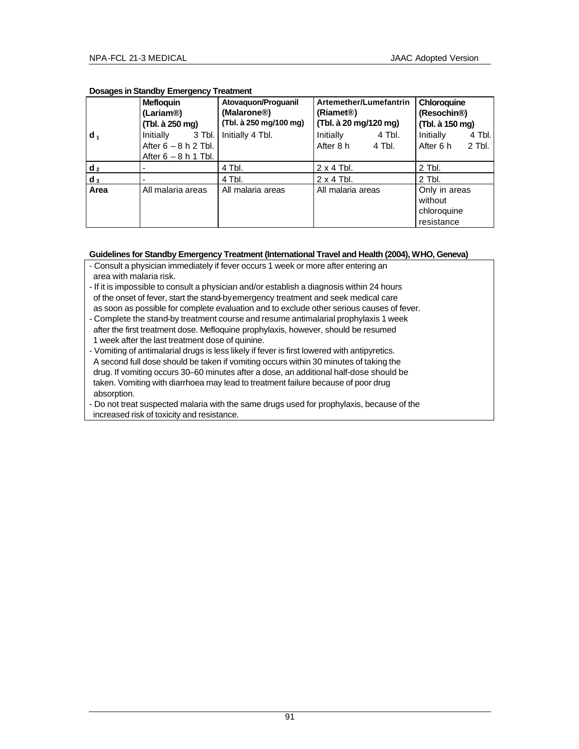**Dosages in Standby Emergency Treatment**

| | **Mefloquin (Lariam®) (Tbl. à 250 mg)** | **Atovaquon/Proguanil (Malarone®) (Tbl. à 250 mg/100 mg)** | **Artemether/Lumefantrin (Riamet®) (Tbl. à 20 mg/120 mg)** | **Chloroquine (Resochin®) (Tbl. à 150 mg)** |
|---|---|---|---|---|
| **$d_1$** | Initially 3 Tbl.<br>After 6 – 8 h 2 Tbl.<br>After 6 – 8 h 1 Tbl. | Initially 4 Tbl. | Initially 4 Tbl.<br>After 8 h 4 Tbl. | Initially 4 Tbl.<br>After 6 h 2 Tbl. |
| **$d_2$** | - | 4 Tbl. | 2 x 4 Tbl. | 2 Tbl. |
| **$d_3$** | - | 4 Tbl. | 2 x 4 Tbl. | 2 Tbl. |
| **Area** | All malaria areas | All malaria areas | All malaria areas | Only in areas without chloroquine resistance |

**Guidelines for Standby Emergency Treatment (International Travel and Health (2004), WHO, Geneva)**

- Consult a physician immediately if fever occurs 1 week or more after entering an area with malaria risk.
- If it is impossible to consult a physician and/or establish a diagnosis within 24 hours of the onset of fever, start the stand-by emergency treatment and seek medical care as soon as possible for complete evaluation and to exclude other serious causes of fever.
- Complete the stand-by treatment course and resume antimalarial prophylaxis 1 week after the first treatment dose. Mefloquine prophylaxis, however, should be resumed 1 week after the last treatment dose of quinine.
- Vomiting of antimalarial drugs is less likely if fever is first lowered with antipyretics. A second full dose should be taken if vomiting occurs within 30 minutes of taking the drug. If vomiting occurs 30–60 minutes after a dose, an additional half-dose should be taken. Vomiting with diarrhoea may lead to treatment failure because of poor drug absorption.
- Do not treat suspected malaria with the same drugs used for prophylaxis, because of the increased risk of toxicity and resistance.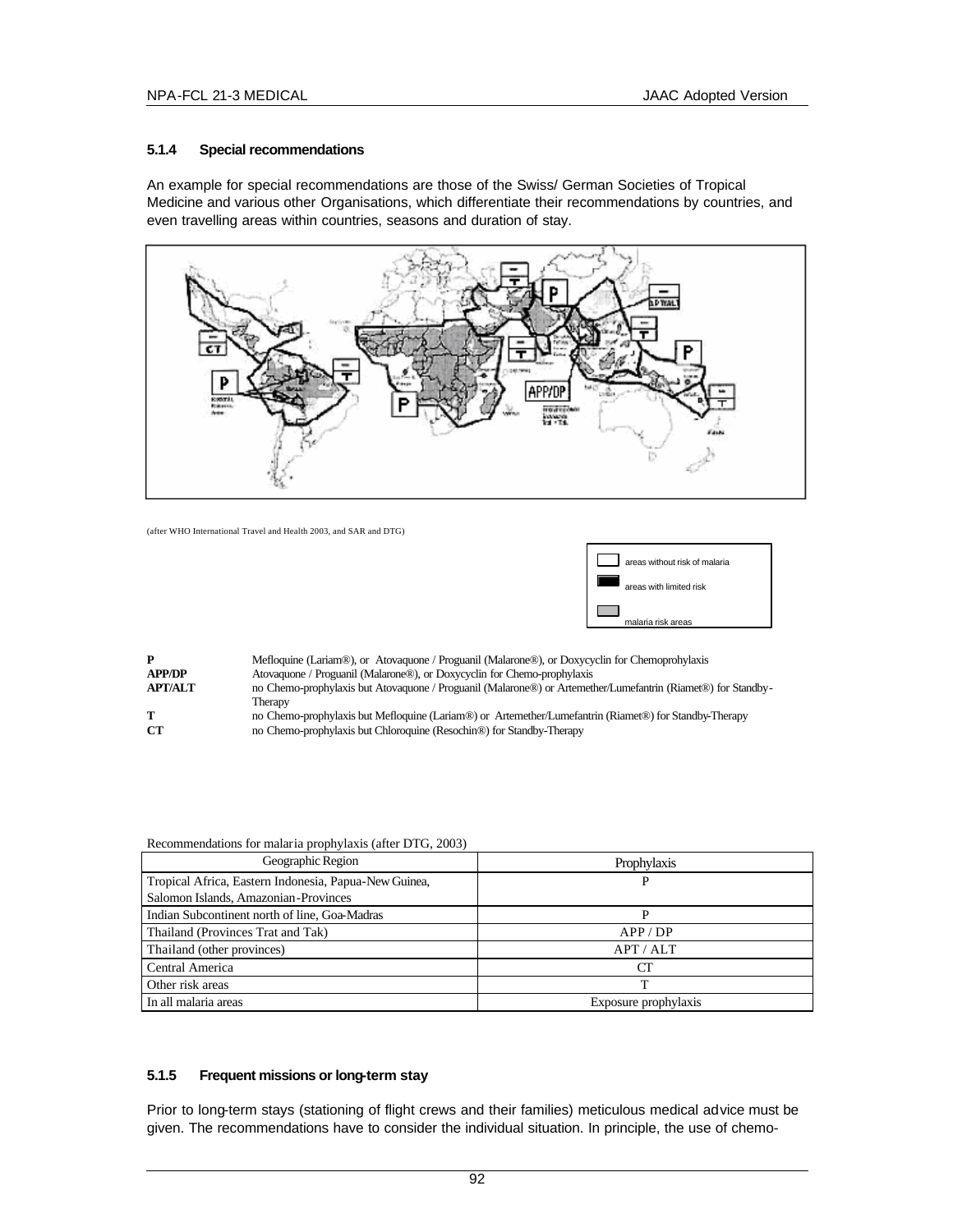### 5.1.4 Special recommendations

An example for special recommendations are those of the Swiss/ German Societies of Tropical Medicine and various other Organisations, which differentiate their recommendations by countries, and even travelling areas within countries, seasons and duration of stay.

(after WHO International Travel and Health 2003, and SAR and DTG)

areas without risk of malaria

areas with limited risk

malaria risk areas

**P** Mefloquine (Lariam®), or Atovaquone / Proguanil (Malarone®), or Doxycyclin for Chemoprohylaxis

**APP/DP** Atovaquone / Proguanil (Malarone®), or Doxycyclin for Chemo-prophylaxis

**APT/ALT** no Chemo-prophylaxis but Atovaquone / Proguanil (Malarone®) or Artemether/Lumefantrin (Riamet®) for Standby-Therapy

**T** no Chemo-prophylaxis but Mefloquine (Lariam®) or Artemether/Lumefantrin (Riamet®) for Standby-Therapy

**CT** no Chemo-prophylaxis but Chloroquine (Resochin®) for Standby-Therapy

Recommendations for malaria prophylaxis (after DTG, 2003)

| Geographic Region | Prophylaxis |
|---|---|
| Tropical Africa, Eastern Indonesia, Papua-New Guinea, Salomon Islands, Amazonian-Provinces | P |
| Indian Subcontinent north of line, Goa-Madras | P |
| Thailand (Provinces Trat and Tak) | APP / DP |
| Thailand (other provinces) | APT / ALT |
| Central America | CT |
| Other risk areas | T |
| In all malaria areas | Exposure prophylaxis |

### 5.1.5 Frequent missions or long-term stay

Prior to long-term stays (stationing of flight crews and their families) meticulous medical advice must be given. The recommendations have to consider the individual situation. In principle, the use of chemo-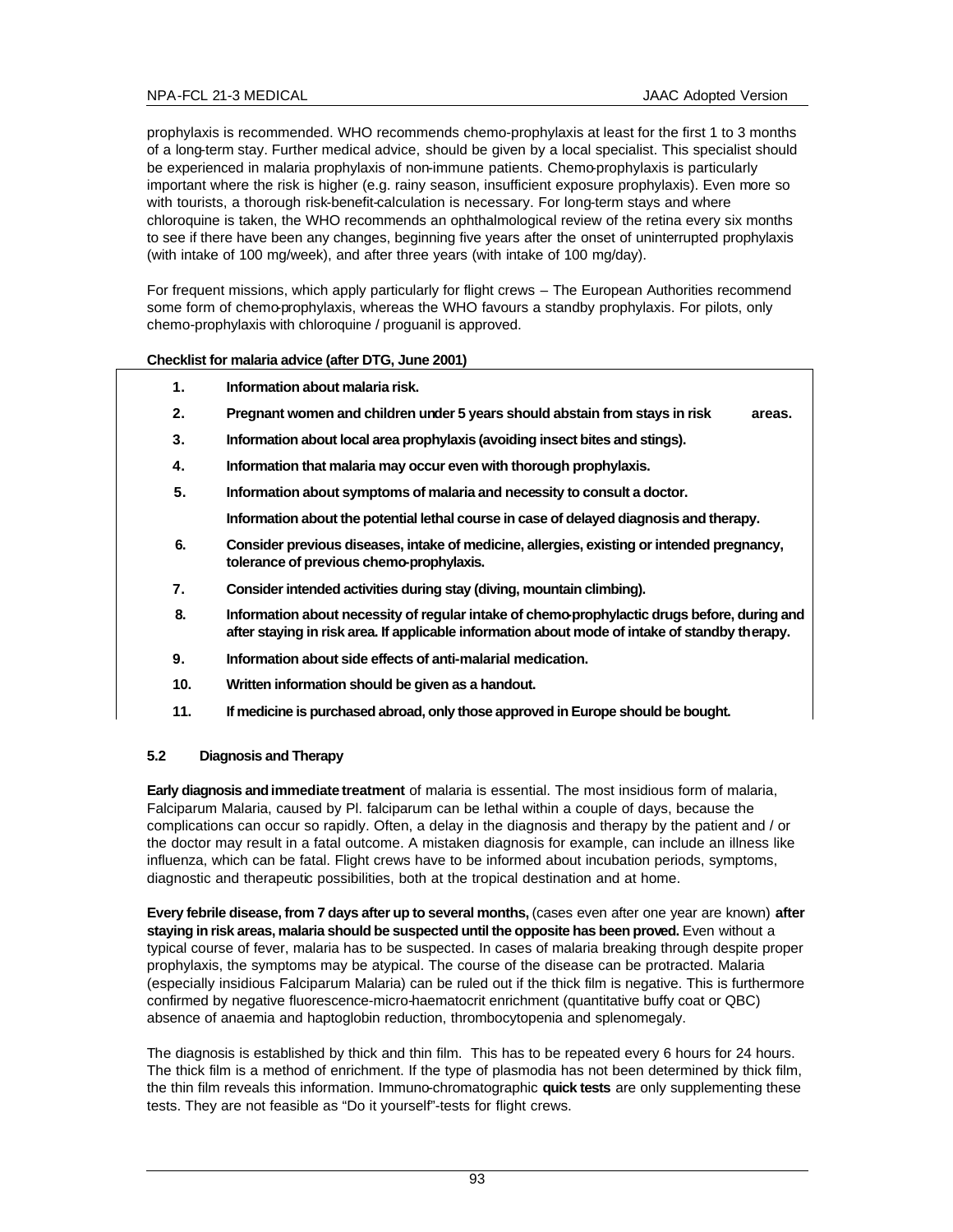prophylaxis is recommended. WHO recommends chemo-prophylaxis at least for the first 1 to 3 months of a long-term stay. Further medical advice, should be given by a local specialist. This specialist should be experienced in malaria prophylaxis of non-immune patients. Chemo-prophylaxis is particularly important where the risk is higher (e.g. rainy season, insufficient exposure prophylaxis). Even more so with tourists, a thorough risk-benefit-calculation is necessary. For long-term stays and where chloroquine is taken, the WHO recommends an ophthalmological review of the retina every six months to see if there have been any changes, beginning five years after the onset of uninterrupted prophylaxis (with intake of 100 mg/week), and after three years (with intake of 100 mg/day).

For frequent missions, which apply particularly for flight crews – The European Authorities recommend some form of chemo-prophylaxis, whereas the WHO favours a standby prophylaxis. For pilots, only chemo-prophylaxis with chloroquine / proguanil is approved.

**Checklist for malaria advice (after DTG, June 2001)**

1. **Information about malaria risk.**
2. **Pregnant women and children under 5 years should abstain from stays in risk areas.**
3. **Information about local area prophylaxis (avoiding insect bites and stings).**
4. **Information that malaria may occur even with thorough prophylaxis.**
5. **Information about symptoms of malaria and necessity to consult a doctor.**

   **Information about the potential lethal course in case of delayed diagnosis and therapy.**
6. **Consider previous diseases, intake of medicine, allergies, existing or intended pregnancy, tolerance of previous chemo-prophylaxis.**
7. **Consider intended activities during stay (diving, mountain climbing).**
8. **Information about necessity of regular intake of chemo-prophylactic drugs before, during and after staying in risk area. If applicable information about mode of intake of standby therapy.**
9. **Information about side effects of anti-malarial medication.**
10. **Written information should be given as a handout.**
11. **If medicine is purchased abroad, only those approved in Europe should be bought.**

### 5.2 Diagnosis and Therapy

**Early diagnosis and immediate treatment** of malaria is essential. The most insidious form of malaria, Falciparum Malaria, caused by Pl. falciparum can be lethal within a couple of days, because the complications can occur so rapidly. Often, a delay in the diagnosis and therapy by the patient and / or the doctor may result in a fatal outcome. A mistaken diagnosis for example, can include an illness like influenza, which can be fatal. Flight crews have to be informed about incubation periods, symptoms, diagnostic and therapeutic possibilities, both at the tropical destination and at home.

**Every febrile disease, from 7 days after up to several months,** (cases even after one year are known) **after staying in risk areas, malaria should be suspected until the opposite has been proved.** Even without a typical course of fever, malaria has to be suspected. In cases of malaria breaking through despite proper prophylaxis, the symptoms may be atypical. The course of the disease can be protracted. Malaria (especially insidious Falciparum Malaria) can be ruled out if the thick film is negative. This is furthermore confirmed by negative fluorescence-micro-haematocrit enrichment (quantitative buffy coat or QBC) absence of anaemia and haptoglobin reduction, thrombocytopenia and splenomegaly.

The diagnosis is established by thick and thin film. This has to be repeated every 6 hours for 24 hours. The thick film is a method of enrichment. If the type of plasmodia has not been determined by thick film, the thin film reveals this information. Immuno-chromatographic **quick tests** are only supplementing these tests. They are not feasible as "Do it yourself"-tests for flight crews.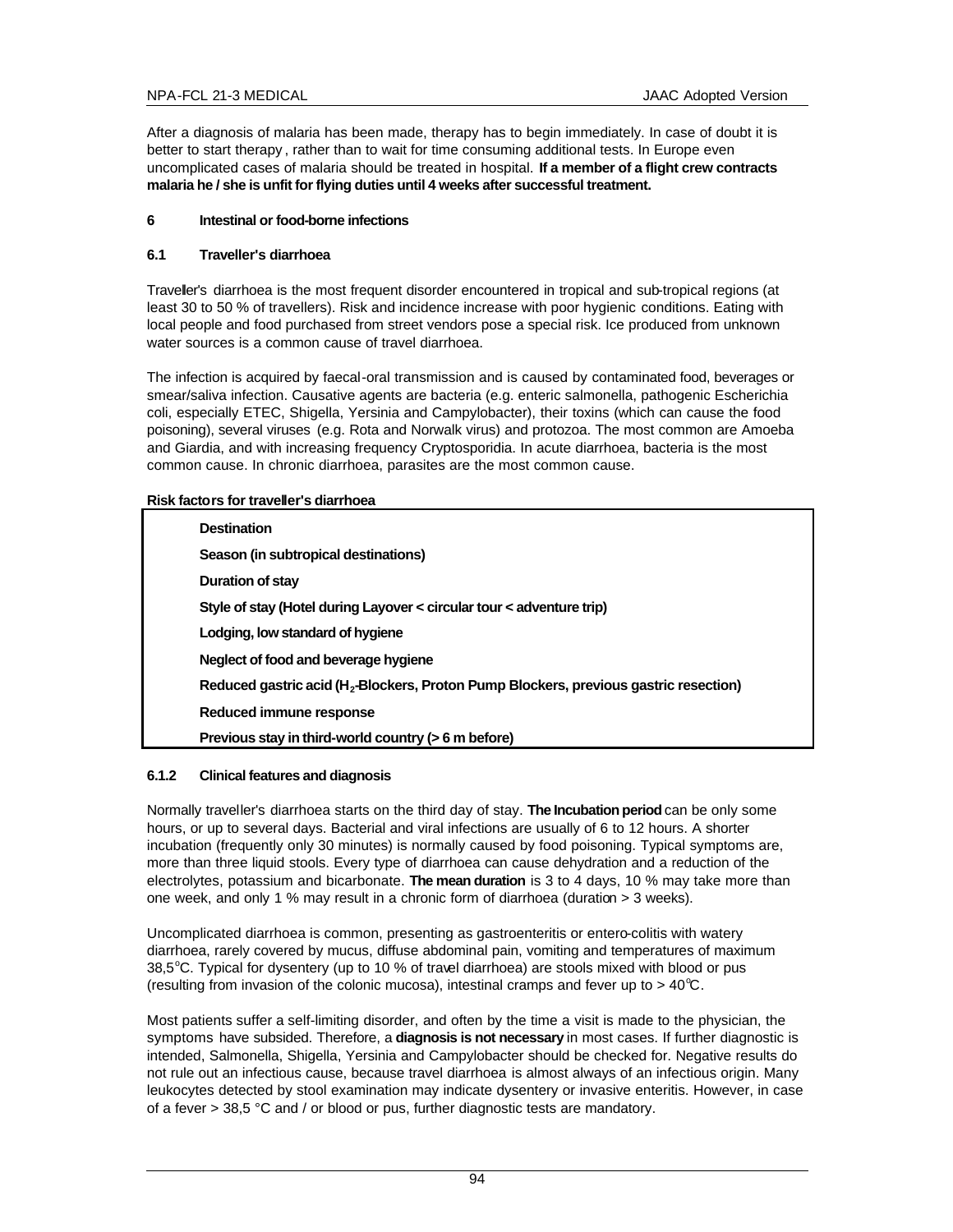After a diagnosis of malaria has been made, therapy has to begin immediately. In case of doubt it is better to start therapy, rather than to wait for time consuming additional tests. In Europe even uncomplicated cases of malaria should be treated in hospital. **If a member of a flight crew contracts malaria he / she is unfit for flying duties until 4 weeks after successful treatment.**

## 6 Intestinal or food-borne infections

### 6.1 Traveller's diarrhoea

Traveller's diarrhoea is the most frequent disorder encountered in tropical and sub-tropical regions (at least 30 to 50 % of travellers). Risk and incidence increase with poor hygienic conditions. Eating with local people and food purchased from street vendors pose a special risk. Ice produced from unknown water sources is a common cause of travel diarrhoea.

The infection is acquired by faecal-oral transmission and is caused by contaminated food, beverages or smear/saliva infection. Causative agents are bacteria (e.g. enteric salmonella, pathogenic Escherichia coli, especially ETEC, Shigella, Yersinia and Campylobacter), their toxins (which can cause the food poisoning), several viruses (e.g. Rota and Norwalk virus) and protozoa. The most common are Amoeba and Giardia, and with increasing frequency Cryptosporidia. In acute diarrhoea, bacteria is the most common cause. In chronic diarrhoea, parasites are the most common cause.

**Risk factors for traveller's diarrhoea**

| Risk factors |
|---|
| **Destination** |
| **Season (in subtropical destinations)** |
| **Duration of stay** |
| **Style of stay (Hotel during Layover < circular tour < adventure trip)** |
| **Lodging, low standard of hygiene** |
| **Neglect of food and beverage hygiene** |
| **Reduced gastric acid ($H_2$-Blockers, Proton Pump Blockers, previous gastric resection)** |
| **Reduced immune response** |
| **Previous stay in third-world country (> 6 m before)** |

#### 6.1.2 Clinical features and diagnosis

Normally traveller's diarrhoea starts on the third day of stay. **The Incubation period** can be only some hours, or up to several days. Bacterial and viral infections are usually of 6 to 12 hours. A shorter incubation (frequently only 30 minutes) is normally caused by food poisoning. Typical symptoms are, more than three liquid stools. Every type of diarrhoea can cause dehydration and a reduction of the electrolytes, potassium and bicarbonate. **The mean duration** is 3 to 4 days, 10 % may take more than one week, and only 1 % may result in a chronic form of diarrhoea (duration > 3 weeks).

Uncomplicated diarrhoea is common, presenting as gastroenteritis or entero-colitis with watery diarrhoea, rarely covered by mucus, diffuse abdominal pain, vomiting and temperatures of maximum 38,5°C. Typical for dysentery (up to 10 % of travel diarrhoea) are stools mixed with blood or pus (resulting from invasion of the colonic mucosa), intestinal cramps and fever up to > 40°C.

Most patients suffer a self-limiting disorder, and often by the time a visit is made to the physician, the symptoms have subsided. Therefore, a **diagnosis is not necessary** in most cases. If further diagnostic is intended, Salmonella, Shigella, Yersinia and Campylobacter should be checked for. Negative results do not rule out an infectious cause, because travel diarrhoea is almost always of an infectious origin. Many leukocytes detected by stool examination may indicate dysentery or invasive enteritis. However, in case of a fever > 38,5 °C and / or blood or pus, further diagnostic tests are mandatory.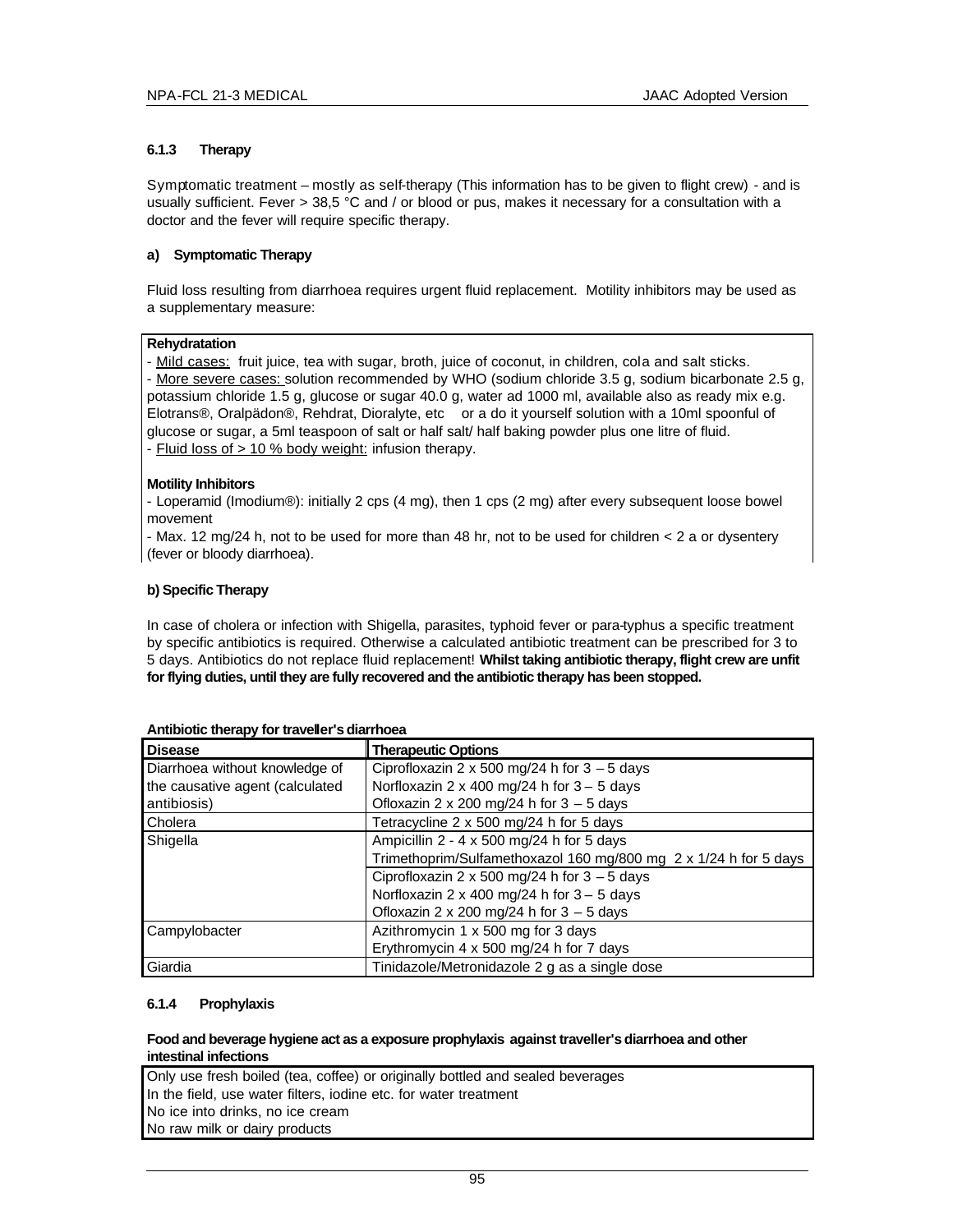#### 6.1.3 Therapy

Symptomatic treatment – mostly as self-therapy (This information has to be given to flight crew) - and is usually sufficient. Fever > 38,5 °C and / or blood or pus, makes it necessary for a consultation with a doctor and the fever will require specific therapy.

**a) Symptomatic Therapy**

Fluid loss resulting from diarrhoea requires urgent fluid replacement. Motility inhibitors may be used as a supplementary measure:

**Rehydratation**

- Mild cases: fruit juice, tea with sugar, broth, juice of coconut, in children, cola and salt sticks.
- More severe cases: solution recommended by WHO (sodium chloride 3.5 g, sodium bicarbonate 2.5 g, potassium chloride 1.5 g, glucose or sugar 40.0 g, water ad 1000 ml, available also as ready mix e.g. Elotrans®, Oralpädon®, Rehdrat, Dioralyte, etc or a do it yourself solution with a 10ml spoonful of glucose or sugar, a 5ml teaspoon of salt or half salt/ half baking powder plus one litre of fluid.
- Fluid loss of > 10 % body weight: infusion therapy.

**Motility Inhibitors**

- Loperamid (Imodium®): initially 2 cps (4 mg), then 1 cps (2 mg) after every subsequent loose bowel movement
- Max. 12 mg/24 h, not to be used for more than 48 hr, not to be used for children < 2 a or dysentery (fever or bloody diarrhoea).

**b) Specific Therapy**

In case of cholera or infection with Shigella, parasites, typhoid fever or para-typhus a specific treatment by specific antibiotics is required. Otherwise a calculated antibiotic treatment can be prescribed for 3 to 5 days. Antibiotics do not replace fluid replacement! **Whilst taking antibiotic therapy, flight crew are unfit for flying duties, until they are fully recovered and the antibiotic therapy has been stopped.**

**Antibiotic therapy for traveller's diarrhoea**

| Disease | Therapeutic Options |
|---|---|
| Diarrhoea without knowledge of the causative agent (calculated antibiosis) | Ciprofloxazin 2 x 500 mg/24 h for 3 – 5 days<br>Norfloxazin 2 x 400 mg/24 h for 3 – 5 days<br>Ofloxazin 2 x 200 mg/24 h for 3 – 5 days |
| Cholera | Tetracycline 2 x 500 mg/24 h for 5 days |
| Shigella | Ampicillin 2 - 4 x 500 mg/24 h for 5 days<br>Trimethoprim/Sulfamethoxazol 160 mg/800 mg 2 x 1/24 h for 5 days<br>Ciprofloxazin 2 x 500 mg/24 h for 3 – 5 days<br>Norfloxazin 2 x 400 mg/24 h for 3 – 5 days<br>Ofloxazin 2 x 200 mg/24 h for 3 – 5 days |
| Campylobacter | Azithromycin 1 x 500 mg for 3 days<br>Erythromycin 4 x 500 mg/24 h for 7 days |
| Giardia | Tinidazole/Metronidazole 2 g as a single dose |

#### 6.1.4 Prophylaxis

**Food and beverage hygiene act as a exposure prophylaxis against traveller's diarrhoea and other intestinal infections**

Only use fresh boiled (tea, coffee) or originally bottled and sealed beverages
In the field, use water filters, iodine etc. for water treatment
No ice into drinks, no ice cream
No raw milk or dairy products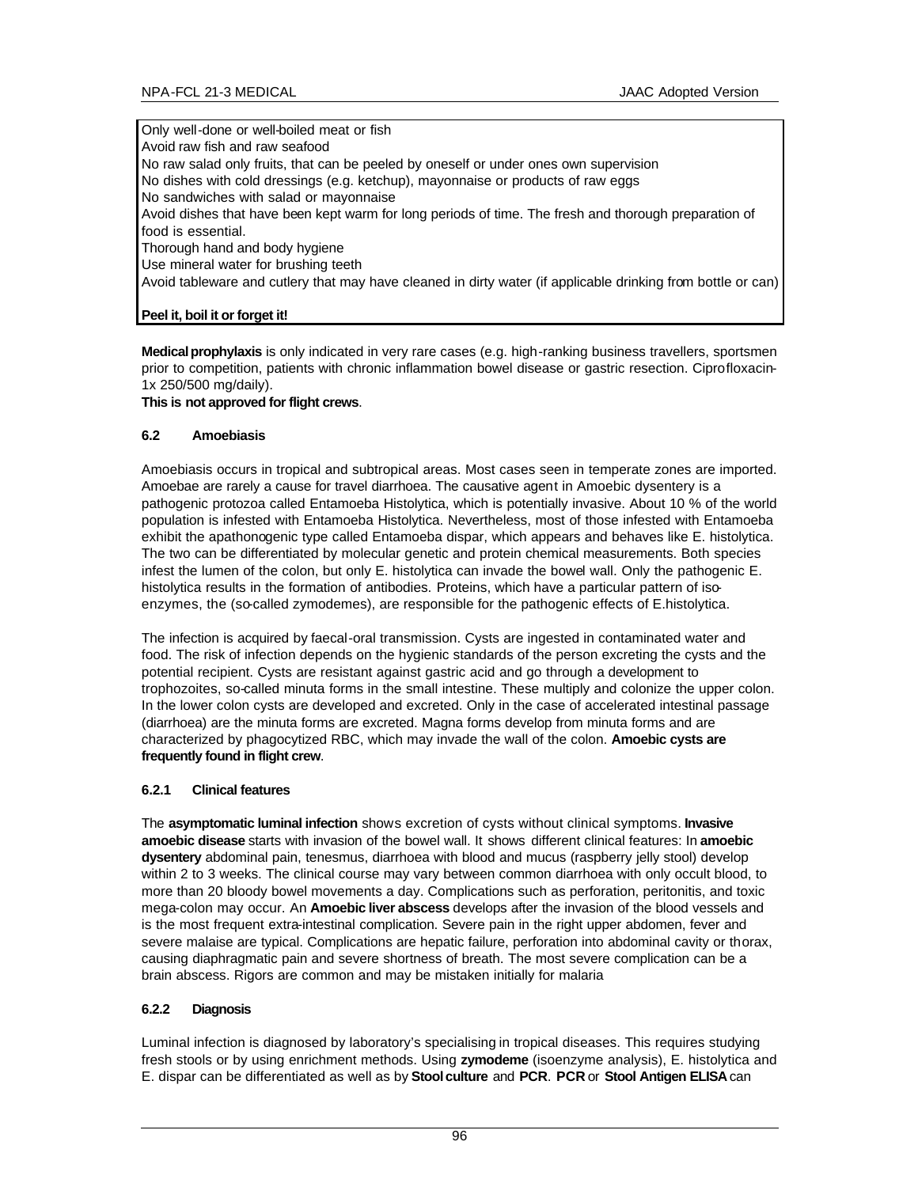Only well-done or well-boiled meat or fish
Avoid raw fish and raw seafood
No raw salad only fruits, that can be peeled by oneself or under ones own supervision
No dishes with cold dressings (e.g. ketchup), mayonnaise or products of raw eggs
No sandwiches with salad or mayonnaise
Avoid dishes that have been kept warm for long periods of time. The fresh and thorough preparation of food is essential.
Thorough hand and body hygiene
Use mineral water for brushing teeth
Avoid tableware and cutlery that may have cleaned in dirty water (if applicable drinking from bottle or can)

**Peel it, boil it or forget it!**

**Medical prophylaxis** is only indicated in very rare cases (e.g. high-ranking business travellers, sportsmen prior to competition, patients with chronic inflammation bowel disease or gastric resection. Ciprofloxacin-1x 250/500 mg/daily).
**This is not approved for flight crews**.

### 6.2 Amoebiasis

Amoebiasis occurs in tropical and subtropical areas. Most cases seen in temperate zones are imported. Amoebae are rarely a cause for travel diarrhoea. The causative agent in Amoebic dysentery is a pathogenic protozoa called Entamoeba Histolytica, which is potentially invasive. About 10 % of the world population is infested with Entamoeba Histolytica. Nevertheless, most of those infested with Entamoeba exhibit the apathonogenic type called Entamoeba dispar, which appears and behaves like E. histolytica. The two can be differentiated by molecular genetic and protein chemical measurements. Both species infest the lumen of the colon, but only E. histolytica can invade the bowel wall. Only the pathogenic E. histolytica results in the formation of antibodies. Proteins, which have a particular pattern of iso-enzymes, the (so-called zymodemes), are responsible for the pathogenic effects of E.histolytica.

The infection is acquired by faecal-oral transmission. Cysts are ingested in contaminated water and food. The risk of infection depends on the hygienic standards of the person excreting the cysts and the potential recipient. Cysts are resistant against gastric acid and go through a development to trophozoites, so-called minuta forms in the small intestine. These multiply and colonize the upper colon. In the lower colon cysts are developed and excreted. Only in the case of accelerated intestinal passage (diarrhoea) are the minuta forms are excreted. Magna forms develop from minuta forms and are characterized by phagocytized RBC, which may invade the wall of the colon. **Amoebic cysts are frequently found in flight crew**.

#### 6.2.1 Clinical features

The **asymptomatic luminal infection** shows excretion of cysts without clinical symptoms. **Invasive amoebic disease** starts with invasion of the bowel wall. It shows different clinical features: In **amoebic dysentery** abdominal pain, tenesmus, diarrhoea with blood and mucus (raspberry jelly stool) develop within 2 to 3 weeks. The clinical course may vary between common diarrhoea with only occult blood, to more than 20 bloody bowel movements a day. Complications such as perforation, peritonitis, and toxic mega-colon may occur. An **Amoebic liver abscess** develops after the invasion of the blood vessels and is the most frequent extra-intestinal complication. Severe pain in the right upper abdomen, fever and severe malaise are typical. Complications are hepatic failure, perforation into abdominal cavity or thorax, causing diaphragmatic pain and severe shortness of breath. The most severe complication can be a brain abscess. Rigors are common and may be mistaken initially for malaria

#### 6.2.2 Diagnosis

Luminal infection is diagnosed by laboratory's specialising in tropical diseases. This requires studying fresh stools or by using enrichment methods. Using **zymodeme** (isoenzyme analysis), E. histolytica and E. dispar can be differentiated as well as by **Stool culture** and **PCR**. **PCR** or **Stool Antigen ELISA** can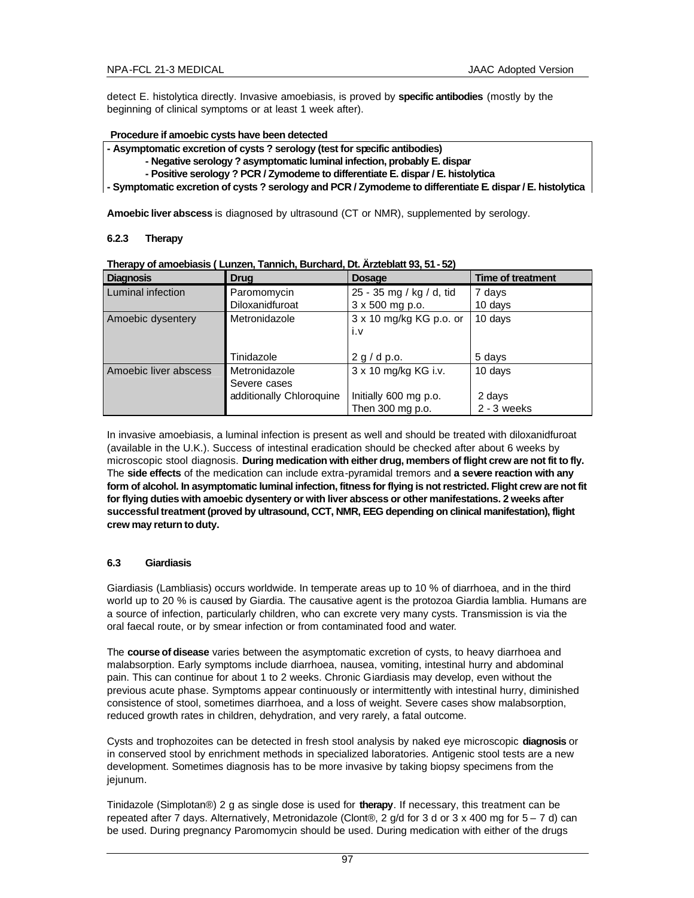detect E. histolytica directly. Invasive amoebiasis, is proved by **specific antibodies** (mostly by the beginning of clinical symptoms or at least 1 week after).

**Procedure if amoebic cysts have been detected**

**- Asymptomatic excretion of cysts ? serology (test for specific antibodies)**
  **- Negative serology ? asymptomatic luminal infection, probably E. dispar**
  **- Positive serology ? PCR / Zymodeme to differentiate E. dispar / E. histolytica**
**- Symptomatic excretion of cysts ? serology and PCR / Zymodeme to differentiate E. dispar / E. histolytica**

**Amoebic liver abscess** is diagnosed by ultrasound (CT or NMR), supplemented by serology.

#### 6.2.3 Therapy

**Therapy of amoebiasis ( Lunzen, Tannich, Burchard, Dt. Ärzteblatt 93, 51 - 52)**

| Diagnosis | Drug | Dosage | Time of treatment |
|---|---|---|---|
| Luminal infection | Paromomycin<br>Diloxanidfuroat | 25 - 35 mg / kg / d, tid<br>3 x 500 mg p.o. | 7 days<br>10 days |
| Amoebic dysentery | Metronidazole<br><br>Tinidazole | 3 x 10 mg/kg KG p.o. or i.v<br><br>2 g / d p.o. | 10 days<br><br>5 days |
| Amoebic liver abscess | Metronidazole<br>Severe cases<br>additionally Chloroquine | 3 x 10 mg/kg KG i.v.<br><br>Initially 600 mg p.o.<br>Then 300 mg p.o. | 10 days<br><br>2 days<br>2 - 3 weeks |

In invasive amoebiasis, a luminal infection is present as well and should be treated with diloxanidfuroat (available in the U.K.). Success of intestinal eradication should be checked after about 6 weeks by microscopic stool diagnosis. **During medication with either drug, members of flight crew are not fit to fly.** The **side effects** of the medication can include extra-pyramidal tremors and **a severe reaction with any form of alcohol. In asymptomatic luminal infection, fitness for flying is not restricted. Flight crew are not fit for flying duties with amoebic dysentery or with liver abscess or other manifestations. 2 weeks after successful treatment (proved by ultrasound, CCT, NMR, EEG depending on clinical manifestation), flight crew may return to duty.**

### 6.3 Giardiasis

Giardiasis (Lambliasis) occurs worldwide. In temperate areas up to 10 % of diarrhoea, and in the third world up to 20 % is caused by Giardia. The causative agent is the protozoa Giardia lamblia. Humans are a source of infection, particularly children, who can excrete very many cysts. Transmission is via the oral faecal route, or by smear infection or from contaminated food and water.

The **course of disease** varies between the asymptomatic excretion of cysts, to heavy diarrhoea and malabsorption. Early symptoms include diarrhoea, nausea, vomiting, intestinal hurry and abdominal pain. This can continue for about 1 to 2 weeks. Chronic Giardiasis may develop, even without the previous acute phase. Symptoms appear continuously or intermittently with intestinal hurry, diminished consistence of stool, sometimes diarrhoea, and a loss of weight. Severe cases show malabsorption, reduced growth rates in children, dehydration, and very rarely, a fatal outcome.

Cysts and trophozoites can be detected in fresh stool analysis by naked eye microscopic **diagnosis** or in conserved stool by enrichment methods in specialized laboratories. Antigenic stool tests are a new development. Sometimes diagnosis has to be more invasive by taking biopsy specimens from the jejunum.

Tinidazole (Simplotan®) 2 g as single dose is used for **therapy**. If necessary, this treatment can be repeated after 7 days. Alternatively, Metronidazole (Clont®, 2 g/d for 3 d or 3 x 400 mg for 5 – 7 d) can be used. During pregnancy Paromomycin should be used. During medication with either of the drugs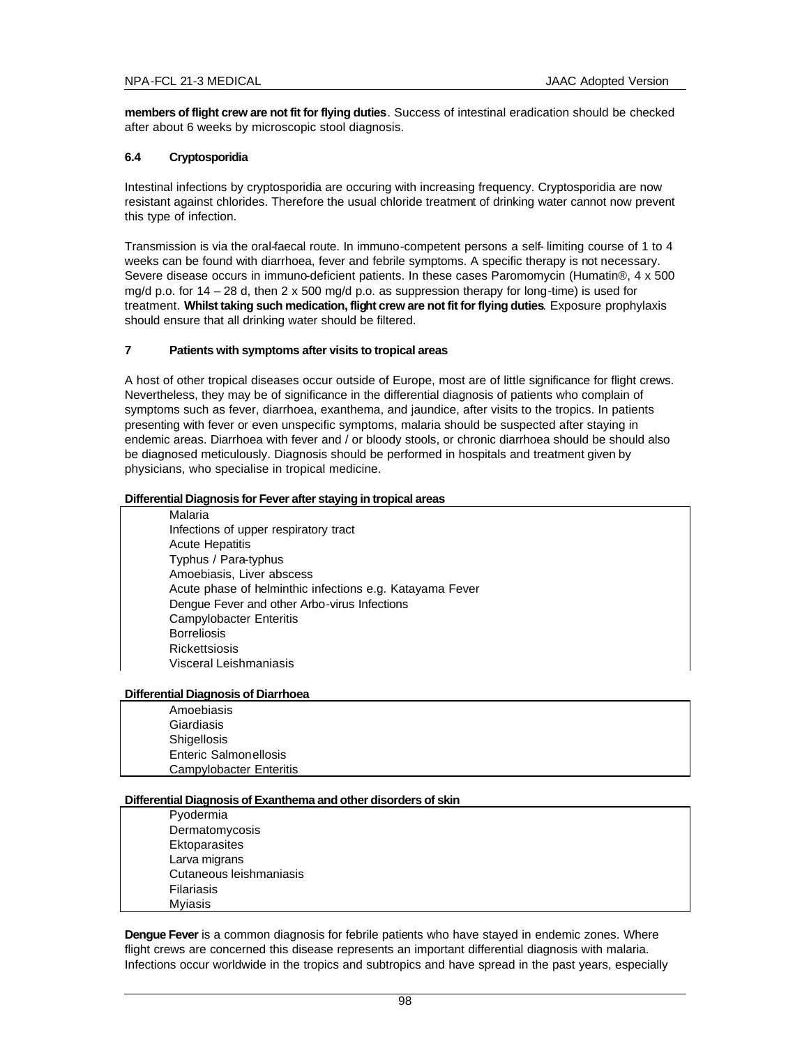**members of flight crew are not fit for flying duties**. Success of intestinal eradication should be checked after about 6 weeks by microscopic stool diagnosis.

### 6.4 Cryptosporidia

Intestinal infections by cryptosporidia are occuring with increasing frequency. Cryptosporidia are now resistant against chlorides. Therefore the usual chloride treatment of drinking water cannot now prevent this type of infection.

Transmission is via the oral-faecal route. In immuno-competent persons a self- limiting course of 1 to 4 weeks can be found with diarrhoea, fever and febrile symptoms. A specific therapy is not necessary. Severe disease occurs in immuno-deficient patients. In these cases Paromomycin (Humatin®, 4 x 500 mg/d p.o. for 14 – 28 d, then 2 x 500 mg/d p.o. as suppression therapy for long-time) is used for treatment. **Whilst taking such medication, flight crew are not fit for flying duties**. Exposure prophylaxis should ensure that all drinking water should be filtered.

## 7 Patients with symptoms after visits to tropical areas

A host of other tropical diseases occur outside of Europe, most are of little significance for flight crews. Nevertheless, they may be of significance in the differential diagnosis of patients who complain of symptoms such as fever, diarrhoea, exanthema, and jaundice, after visits to the tropics. In patients presenting with fever or even unspecific symptoms, malaria should be suspected after staying in endemic areas. Diarrhoea with fever and / or bloody stools, or chronic diarrhoea should be should also be diagnosed meticulously. Diagnosis should be performed in hospitals and treatment given by physicians, who specialise in tropical medicine.

| Differential Diagnosis for Fever after staying in tropical areas |
|---|
| Malaria |
| Infections of upper respiratory tract |
| Acute Hepatitis |
| Typhus / Para-typhus |
| Amoebiasis, Liver abscess |
| Acute phase of helminthic infections e.g. Katayama Fever |
| Dengue Fever and other Arbo-virus Infections |
| Campylobacter Enteritis |
| Borreliosis |
| Rickettsiosis |
| Visceral Leishmaniasis |

| Differential Diagnosis of Diarrhoea |
|---|
| Amoebiasis |
| Giardiasis |
| Shigellosis |
| Enteric Salmonellosis |
| Campylobacter Enteritis |

| Differential Diagnosis of Exanthema and other disorders of skin |
|---|
| Pyodermia |
| Dermatomycosis |
| Ektoparasites |
| Larva migrans |
| Cutaneous leishmaniasis |
| Filariasis |
| Myiasis |

**Dengue Fever** is a common diagnosis for febrile patients who have stayed in endemic zones. Where flight crews are concerned this disease represents an important differential diagnosis with malaria. Infections occur worldwide in the tropics and subtropics and have spread in the past years, especially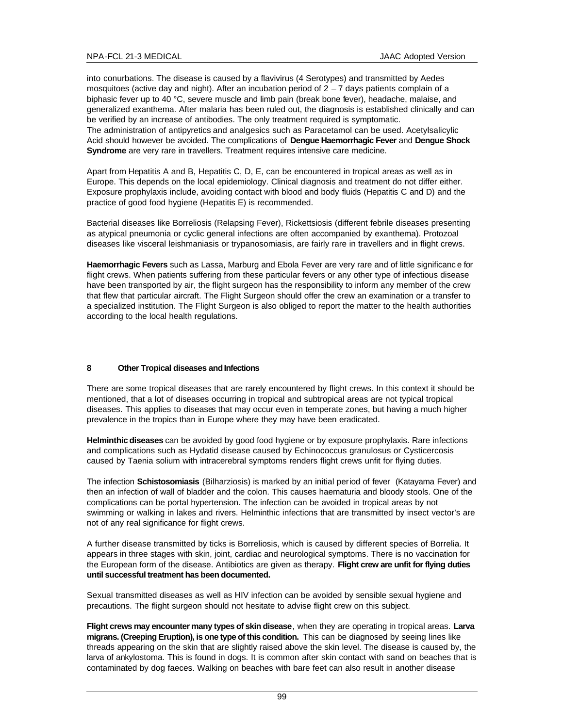into conurbations. The disease is caused by a flavivirus (4 Serotypes) and transmitted by Aedes mosquitoes (active day and night). After an incubation period of 2 – 7 days patients complain of a biphasic fever up to 40 °C, severe muscle and limb pain (break bone fever), headache, malaise, and generalized exanthema. After malaria has been ruled out, the diagnosis is established clinically and can be verified by an increase of antibodies. The only treatment required is symptomatic.
The administration of antipyretics and analgesics such as Paracetamol can be used. Acetylsalicylic Acid should however be avoided. The complications of **Dengue Haemorrhagic Fever** and **Dengue Shock Syndrome** are very rare in travellers. Treatment requires intensive care medicine.

Apart from Hepatitis A and B, Hepatitis C, D, E, can be encountered in tropical areas as well as in Europe. This depends on the local epidemiology. Clinical diagnosis and treatment do not differ either. Exposure prophylaxis include, avoiding contact with blood and body fluids (Hepatitis C and D) and the practice of good food hygiene (Hepatitis E) is recommended.

Bacterial diseases like Borreliosis (Relapsing Fever), Rickettsiosis (different febrile diseases presenting as atypical pneumonia or cyclic general infections are often accompanied by exanthema). Protozoal diseases like visceral leishmaniasis or trypanosomiasis, are fairly rare in travellers and in flight crews.

**Haemorrhagic Fevers** such as Lassa, Marburg and Ebola Fever are very rare and of little significanc e for flight crews. When patients suffering from these particular fevers or any other type of infectious disease have been transported by air, the flight surgeon has the responsibility to inform any member of the crew that flew that particular aircraft. The Flight Surgeon should offer the crew an examination or a transfer to a specialized institution. The Flight Surgeon is also obliged to report the matter to the health authorities according to the local health regulations.

## 8 Other Tropical diseases and Infections

There are some tropical diseases that are rarely encountered by flight crews. In this context it should be mentioned, that a lot of diseases occurring in tropical and subtropical areas are not typical tropical diseases. This applies to diseases that may occur even in temperate zones, but having a much higher prevalence in the tropics than in Europe where they may have been eradicated.

**Helminthic diseases** can be avoided by good food hygiene or by exposure prophylaxis. Rare infections and complications such as Hydatid disease caused by Echinococcus granulosus or Cysticercosis caused by Taenia solium with intracerebral symptoms renders flight crews unfit for flying duties.

The infection **Schistosomiasis** (Bilharziosis) is marked by an initial period of fever (Katayama Fever) and then an infection of wall of bladder and the colon. This causes haematuria and bloody stools. One of the complications can be portal hypertension. The infection can be avoided in tropical areas by not swimming or walking in lakes and rivers. Helminthic infections that are transmitted by insect vector's are not of any real significance for flight crews.

A further disease transmitted by ticks is Borreliosis, which is caused by different species of Borrelia. It appears in three stages with skin, joint, cardiac and neurological symptoms. There is no vaccination for the European form of the disease. Antibiotics are given as therapy. **Flight crew are unfit for flying duties until successful treatment has been documented.**

Sexual transmitted diseases as well as HIV infection can be avoided by sensible sexual hygiene and precautions. The flight surgeon should not hesitate to advise flight crew on this subject.

**Flight crews may encounter many types of skin disease**, when they are operating in tropical areas. **Larva migrans. (Creeping Eruption), is one type of this condition.** This can be diagnosed by seeing lines like threads appearing on the skin that are slightly raised above the skin level. The disease is caused by, the larva of ankylostoma. This is found in dogs. It is common after skin contact with sand on beaches that is contaminated by dog faeces. Walking on beaches with bare feet can also result in another disease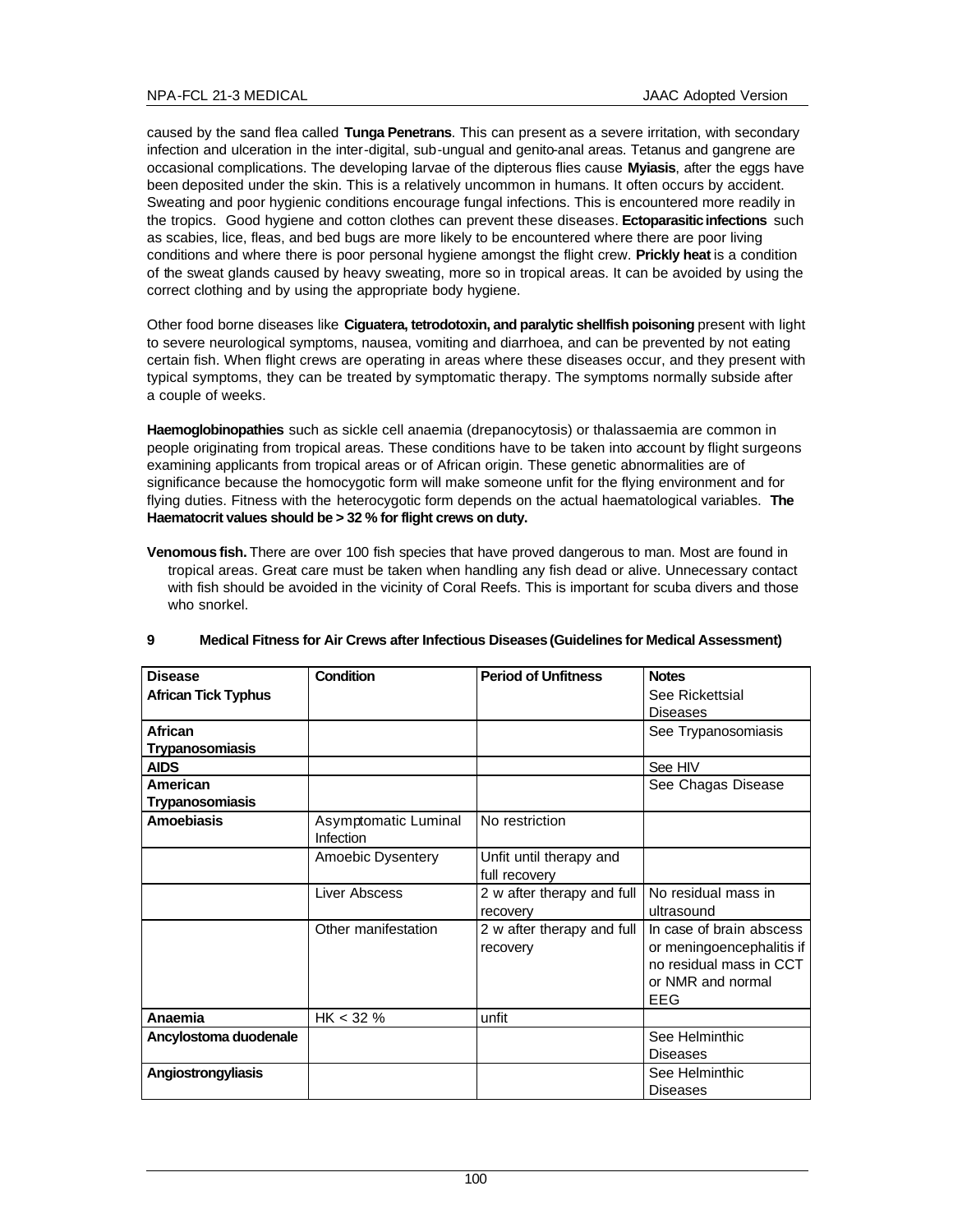caused by the sand flea called **Tunga Penetrans**. This can present as a severe irritation, with secondary infection and ulceration in the inter-digital, sub-ungual and genito-anal areas. Tetanus and gangrene are occasional complications. The developing larvae of the dipterous flies cause **Myiasis**, after the eggs have been deposited under the skin. This is a relatively uncommon in humans. It often occurs by accident. Sweating and poor hygienic conditions encourage fungal infections. This is encountered more readily in the tropics. Good hygiene and cotton clothes can prevent these diseases. **Ectoparasitic infections** such as scabies, lice, fleas, and bed bugs are more likely to be encountered where there are poor living conditions and where there is poor personal hygiene amongst the flight crew. **Prickly heat** is a condition of the sweat glands caused by heavy sweating, more so in tropical areas. It can be avoided by using the correct clothing and by using the appropriate body hygiene.

Other food borne diseases like **Ciguatera, tetrodotoxin, and paralytic shellfish poisoning** present with light to severe neurological symptoms, nausea, vomiting and diarrhoea, and can be prevented by not eating certain fish. When flight crews are operating in areas where these diseases occur, and they present with typical symptoms, they can be treated by symptomatic therapy. The symptoms normally subside after a couple of weeks.

**Haemoglobinopathies** such as sickle cell anaemia (drepanocytosis) or thalassaemia are common in people originating from tropical areas. These conditions have to be taken into account by flight surgeons examining applicants from tropical areas or of African origin. These genetic abnormalities are of significance because the homocygotic form will make someone unfit for the flying environment and for flying duties. Fitness with the heterocygotic form depends on the actual haematological variables. **The Haematocrit values should be > 32 % for flight crews on duty.**

**Venomous fish.** There are over 100 fish species that have proved dangerous to man. Most are found in tropical areas. Great care must be taken when handling any fish dead or alive. Unnecessary contact with fish should be avoided in the vicinity of Coral Reefs. This is important for scuba divers and those who snorkel.

## 9 Medical Fitness for Air Crews after Infectious Diseases (Guidelines for Medical Assessment)

| Disease | Condition | Period of Unfitness | Notes |
|---|---|---|---|
| **African Tick Typhus** | | | See Rickettsial Diseases |
| **African Trypanosomiasis** | | | See Trypanosomiasis |
| **AIDS** | | | See HIV |
| **American Trypanosomiasis** | | | See Chagas Disease |
| **Amoebiasis** | Asymptomatic Luminal Infection | No restriction | |
| | Amoebic Dysentery | Unfit until therapy and full recovery | |
| | Liver Abscess | 2 w after therapy and full recovery | No residual mass in ultrasound |
| | Other manifestation | 2 w after therapy and full recovery | In case of brain abscess or meningoencephalitis if no residual mass in CCT or NMR and normal EEG |
| **Anaemia** | HK < 32 % | unfit | |
| **Ancylostoma duodenale** | | | See Helminthic Diseases |
| **Angiostrongyliasis** | | | See Helminthic Diseases |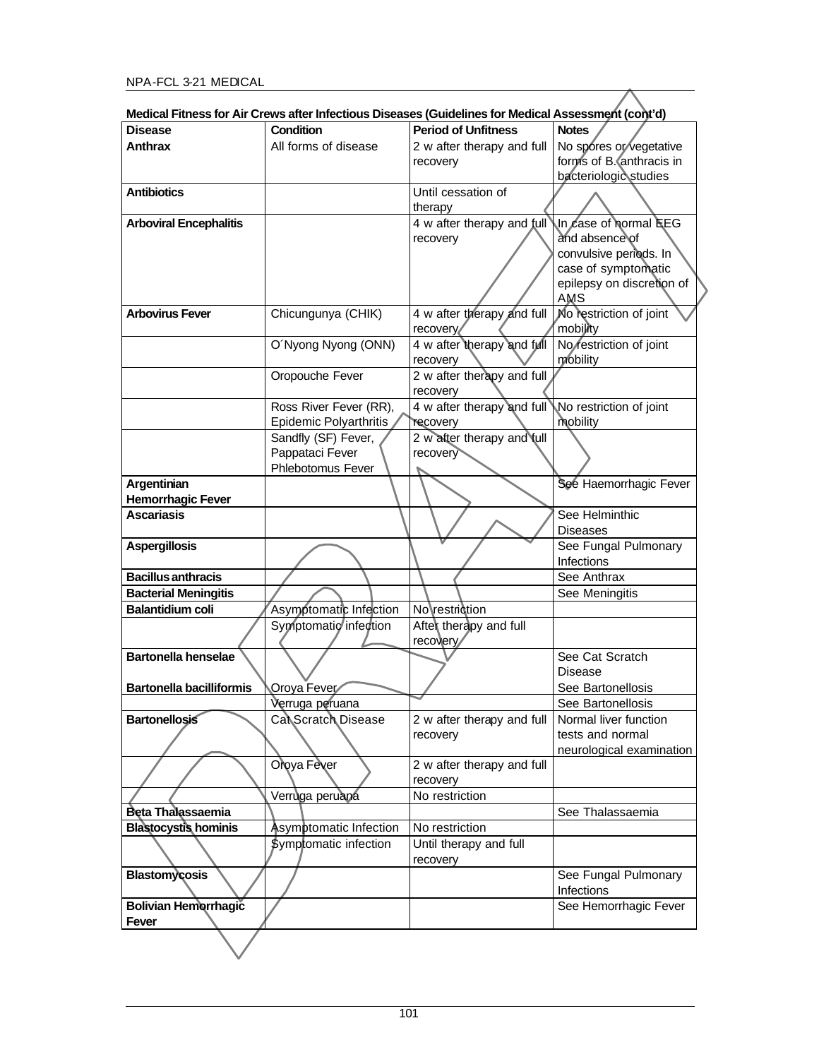**Medical Fitness for Air Crews after Infectious Diseases (Guidelines for Medical Assessment (cont'd)**

| Disease | Condition | Period of Unfitness | Notes |
|---|---|---|---|
| **Anthrax** | All forms of disease | 2 w after therapy and full recovery | No spores or vegetative forms of B. anthracis in bacteriologic studies |
| **Antibiotics** | | Until cessation of therapy | |
| **Arboviral Encephalitis** | | 4 w after therapy and full recovery | In case of normal EEG and absence of convulsive periods. In case of symptomatic epilepsy on discretion of AMS |
| **Arbovirus Fever** | Chicungunya (CHIK) | 4 w after therapy and full recovery | No restriction of joint mobility |
| | O´Nyong Nyong (ONN) | 4 w after therapy and full recovery | No restriction of joint mobility |
| | Oropouche Fever | 2 w after therapy and full recovery | |
| | Ross River Fever (RR), Epidemic Polyarthritis | 4 w after therapy and full recovery | No restriction of joint mobility |
| | Sandfly (SF) Fever, Pappataci Fever Phlebotomus Fever | 2 w after therapy and full recovery | |
| **Argentinian Hemorrhagic Fever** | | | See Haemorrhagic Fever |
| **Ascariasis** | | | See Helminthic Diseases |
| **Aspergillosis** | | | See Fungal Pulmonary Infections |
| **Bacillus anthracis** | | | See Anthrax |
| **Bacterial Meningitis** | | | See Meningitis |
| **Balantidium coli** | Asymptomatic Infection | No restriction | |
| | Symptomatic infection | After therapy and full recovery | |
| **Bartonella henselae** | | | See Cat Scratch Disease |
| **Bartonella bacilliformis** | Oroya Fever | | See Bartonellosis |
| | Verruga peruana | | See Bartonellosis |
| **Bartonellosis** | Cat Scratch Disease | 2 w after therapy and full recovery | Normal liver function tests and normal neurological examination |
| | Oroya Fever | 2 w after therapy and full recovery | |
| | Verruga peruana | No restriction | |
| **Beta Thalassaemia** | | | See Thalassaemia |
| **Blastocystis hominis** | Asymptomatic Infection | No restriction | |
| | Symptomatic infection | Until therapy and full recovery | |
| **Blastomycosis** | | | See Fungal Pulmonary Infections |
| **Bolivian Hemorrhagic Fever** | | | See Hemorrhagic Fever |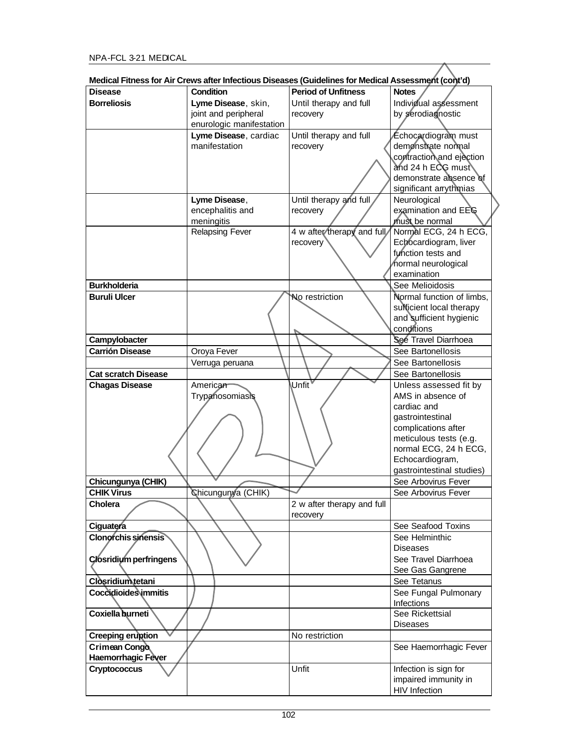**Medical Fitness for Air Crews after Infectious Diseases (Guidelines for Medical Assessment (cont'd)**

| Disease | Condition | Period of Unfitness | Notes |
|---|---|---|---|
| **Borreliosis** | **Lyme Disease**, skin, joint and peripheral enurologic manifestation | Until therapy and full recovery | Individual assessment by serodiagnostic |
| | **Lyme Disease**, cardiac manifestation | Until therapy and full recovery | Echocardiogram must demonstrate normal contraction and ejection and 24 h ECG must demonstrate absence of significant arrythmias |
| | **Lyme Disease**, encephalitis and meningitis | Until therapy and full recovery | Neurological examination and EEG must be normal |
| | Relapsing Fever | 4 w after therapy and full recovery | Normal ECG, 24 h ECG, Echocardiogram, liver function tests and normal neurological examination |
| **Burkholderia** | | | See Melioidosis |
| **Buruli Ulcer** | | No restriction | Normal function of limbs, sufficient local therapy and sufficient hygienic conditions |
| **Campylobacter** | | | See Travel Diarrhoea |
| **Carrión Disease** | Oroya Fever | | See Bartonellosis |
| | Verruga peruana | | See Bartonellosis |
| **Cat scratch Disease** | | | See Bartonellosis |
| **Chagas Disease** | American Trypanosomiasis | Unfit | Unless assessed fit by AMS in absence of cardiac and gastrointestinal complications after meticulous tests (e.g. normal ECG, 24 h ECG, Echocardiogram, gastrointestinal studies) |
| **Chicungunya (CHIK)** | | | See Arbovirus Fever |
| **CHIK Virus** | Chicungunya (CHIK) | | See Arbovirus Fever |
| **Cholera** | | 2 w after therapy and full recovery | |
| **Ciguatera** | | | See Seafood Toxins |
| **Clonorchis sinensis** | | | See Helminthic Diseases |
| **Closridium perfringens** | | | See Travel Diarrhoea See Gas Gangrene |
| **Closridium tetani** | | | See Tetanus |
| **Coccidioides immitis** | | | See Fungal Pulmonary Infections |
| **Coxiella burneti** | | | See Rickettsial Diseases |
| **Creeping eruption** | | No restriction | |
| **Crimean Congo Haemorrhagic Fever** | | | See Haemorrhagic Fever |
| **Cryptococcus** | | Unfit | Infection is sign for impaired immunity in HIV Infection |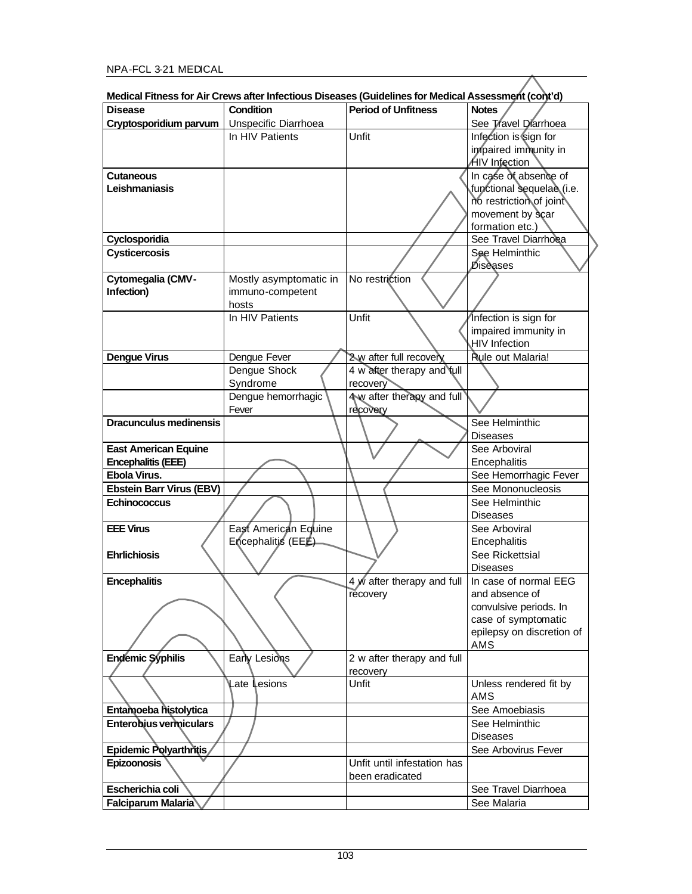**Medical Fitness for Air Crews after Infectious Diseases (Guidelines for Medical Assessment (cont'd)**

| Disease | Condition | Period of Unfitness | Notes |
|---|---|---|---|
| **Cryptosporidium parvum** | Unspecific Diarrhoea | | See Travel Diarrhoea |
| | In HIV Patients | Unfit | Infection is sign for impaired immunity in HIV Infection |
| **Cutaneous Leishmaniasis** | | | In case of absence of functional sequelae (i.e. no restriction of joint movement by scar formation etc.) |
| **Cyclosporidia** | | | See Travel Diarrhoea |
| **Cysticercosis** | | | See Helminthic Diseases |
| **Cytomegalia (CMV-Infection)** | Mostly asymptomatic in immuno-competent hosts | No restriction | |
| | In HIV Patients | Unfit | Infection is sign for impaired immunity in HIV Infection |
| **Dengue Virus** | Dengue Fever | 2 w after full recovery | Rule out Malaria! |
| | Dengue Shock Syndrome | 4 w after therapy and full recovery | |
| | Dengue hemorrhagic Fever | 4 w after therapy and full recovery | |
| **Dracunculus medinensis** | | | See Helminthic Diseases |
| **East American Equine Encephalitis (EEE)** | | | See Arboviral Encephalitis |
| **Ebola Virus.** | | | See Hemorrhagic Fever |
| **Ebstein Barr Virus (EBV)** | | | See Mononucleosis |
| **Echinococcus** | | | See Helminthic Diseases |
| **EEE Virus** | East American Equine Encephalitis (EEE) | | See Arboviral Encephalitis |
| **Ehrlichiosis** | | | See Rickettsial Diseases |
| **Encephalitis** | | 4 w after therapy and full recovery | In case of normal EEG and absence of convulsive periods. In case of symptomatic epilepsy on discretion of AMS |
| **Endemic Syphilis** | Early Lesions | 2 w after therapy and full recovery | |
| | Late Lesions | Unfit | Unless rendered fit by AMS |
| **Entamoeba histolytica** | | | See Amoebiasis |
| **Enterobius vermiculars** | | | See Helminthic Diseases |
| **Epidemic Polyarthritis** | | | See Arbovirus Fever |
| **Epizoonosis** | | Unfit until infestation has been eradicated | |
| **Escherichia coli** | | | See Travel Diarrhoea |
| **Falciparum Malaria** | | | See Malaria |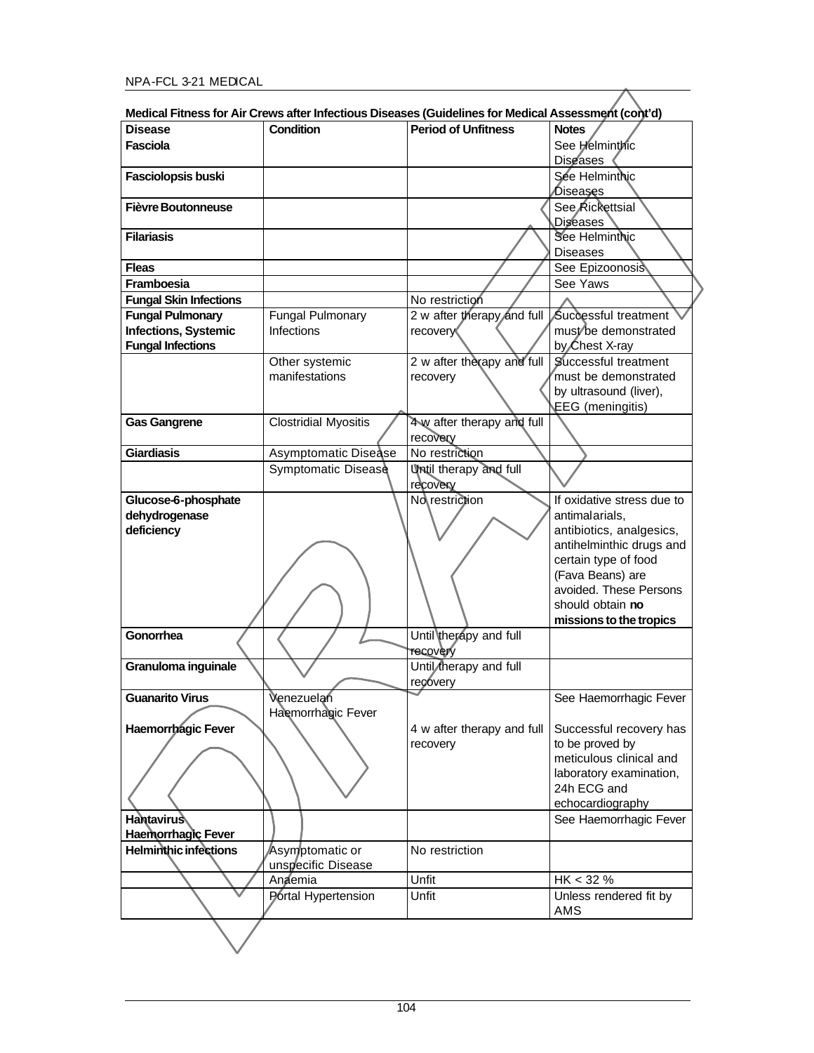**Medical Fitness for Air Crews after Infectious Diseases (Guidelines for Medical Assessment (cont'd)**

| **Disease** | **Condition** | **Period of Unfitness** | **Notes** |
|---|---|---|---|
| **Fasciola** | | | See Helminthic Diseases |
| **Fasciolopsis buski** | | | See Helminthic Diseases |
| **Fièvre Boutonneuse** | | | See Rickettsial Diseases |
| **Filariasis** | | | See Helminthic Diseases |
| **Fleas** | | | See Epizoonosis |
| **Framboesia** | | | See Yaws |
| **Fungal Skin Infections** | | No restriction | |
| **Fungal Pulmonary Infections, Systemic Fungal Infections** | Fungal Pulmonary Infections | 2 w after therapy and full recovery | Successful treatment must be demonstrated by Chest X-ray |
| | Other systemic manifestations | 2 w after therapy and full recovery | Successful treatment must be demonstrated by ultrasound (liver), EEG (meningitis) |
| **Gas Gangrene** | Clostridial Myositis | 4 w after therapy and full recovery | |
| **Giardiasis** | Asymptomatic Disease | No restriction | |
| | Symptomatic Disease | Until therapy and full recovery | |
| **Glucose-6-phosphate dehydrogenase deficiency** | | No restriction | If oxidative stress due to antimalarials, antibiotics, analgesics, antihelminthic drugs and certain type of food (Fava Beans) are avoided. These Persons should obtain **no missions to the tropics** |
| **Gonorrhea** | | Until therapy and full recovery | |
| **Granuloma inguinale** | | Until therapy and full recovery | |
| **Guanarito Virus** | Venezuelan Haemorrhagic Fever | | See Haemorrhagic Fever |
| **Haemorrhagic Fever** | | 4 w after therapy and full recovery | Successful recovery has to be proved by meticulous clinical and laboratory examination, 24h ECG and echocardiography |
| **Hantavirus Haemorrhagic Fever** | | | See Haemorrhagic Fever |
| **Helminthic infections** | Asymptomatic or unspecific Disease | No restriction | |
| | Anaemia | Unfit | HK < 32 % |
| | Portal Hypertension | Unfit | Unless rendered fit by AMS |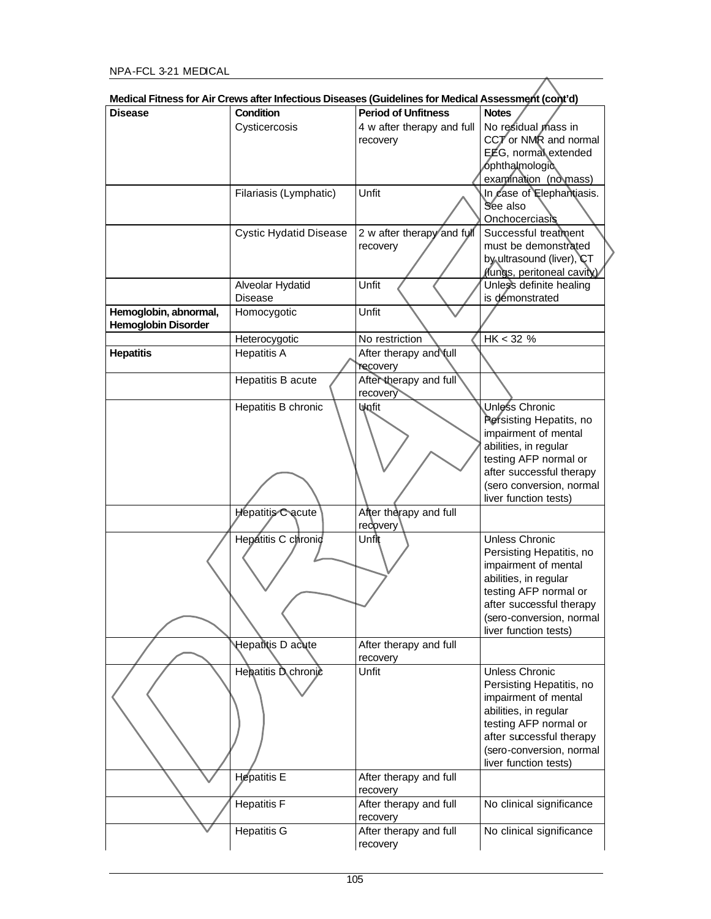**Medical Fitness for Air Crews after Infectious Diseases (Guidelines for Medical Assessment (cont'd)**

| Disease | Condition | Period of Unfitness | Notes |
|---|---|---|---|
| | Cysticercosis | 4 w after therapy and full recovery | No residual mass in CCT or NMR and normal EEG, normal extended ophthalmologic examination (no mass) |
| | Filariasis (Lymphatic) | Unfit | In case of Elephantiasis. See also Onchocerciasis |
| | Cystic Hydatid Disease | 2 w after therapy and full recovery | Successful treatment must be demonstrated by ultrasound (liver), CT (lungs, peritoneal cavity) |
| | Alveolar Hydatid Disease | Unfit | Unless definite healing is demonstrated |
| **Hemoglobin, abnormal, Hemoglobin Disorder** | Homocygotic | Unfit | |
| | Heterocygotic | No restriction | HK < 32 % |
| **Hepatitis** | Hepatitis A | After therapy and full recovery | |
| | Hepatitis B acute | After therapy and full recovery | |
| | Hepatitis B chronic | Unfit | Unless Chronic Persisting Hepatits, no impairment of mental abilities, in regular testing AFP normal or after successful therapy (sero conversion, normal liver function tests) |
| | Hepatitis C acute | After therapy and full recovery | |
| | Hepatitis C chronic | Unfit | Unless Chronic Persisting Hepatitis, no impairment of mental abilities, in regular testing AFP normal or after successful therapy (sero-conversion, normal liver function tests) |
| | Hepatitis D acute | After therapy and full recovery | |
| | Hepatitis D chronic | Unfit | Unless Chronic Persisting Hepatitis, no impairment of mental abilities, in regular testing AFP normal or after successful therapy (sero-conversion, normal liver function tests) |
| | Hepatitis E | After therapy and full recovery | |
| | Hepatitis F | After therapy and full recovery | No clinical significance |
| | Hepatitis G | After therapy and full recovery | No clinical significance |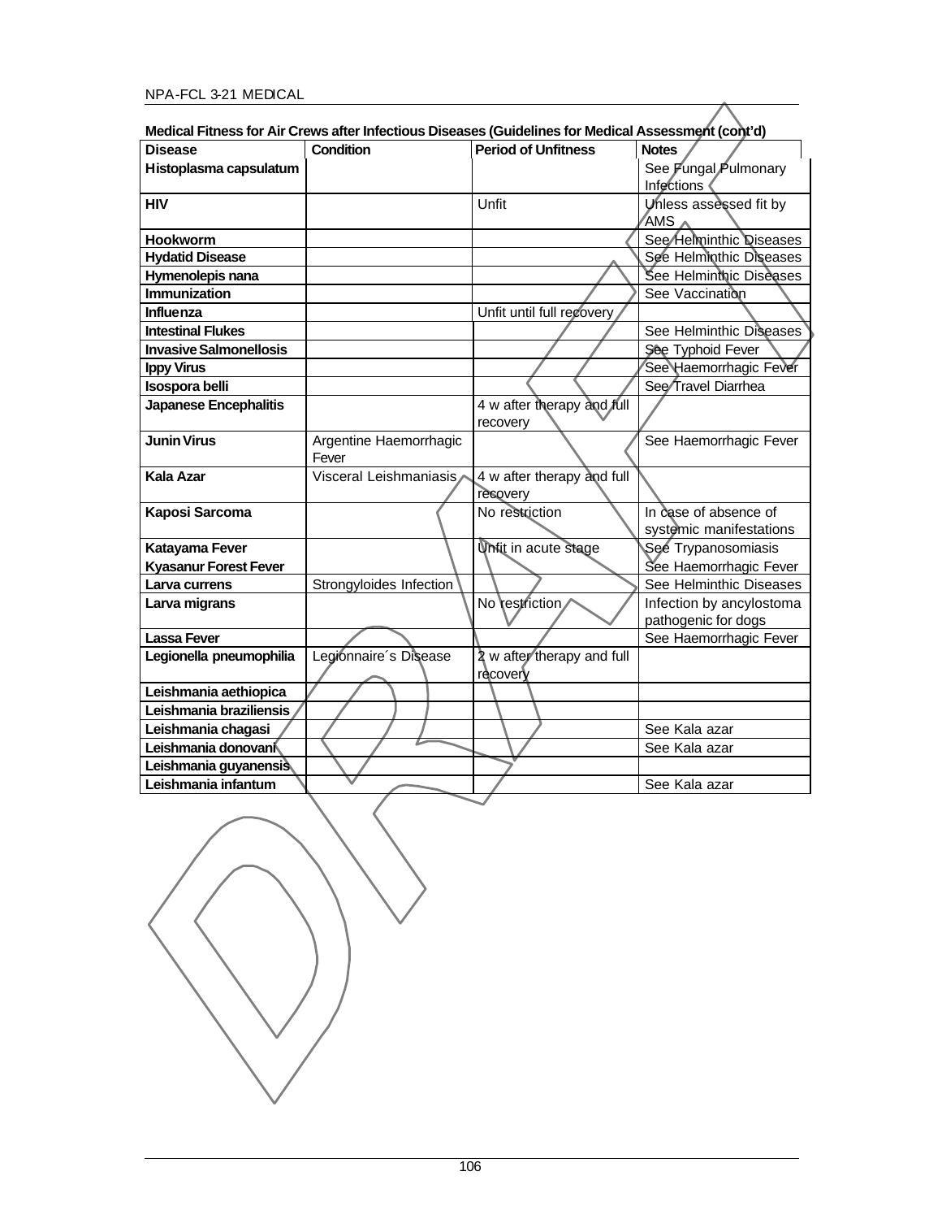**Medical Fitness for Air Crews after Infectious Diseases (Guidelines for Medical Assessment (cont'd)**

| Disease | Condition | Period of Unfitness | Notes |
|---|---|---|---|
| **Histoplasma capsulatum** | | | See Fungal Pulmonary Infections |
| **HIV** | | Unfit | Unless assessed fit by AMS |
| **Hookworm** | | | See Helminthic Diseases |
| **Hydatid Disease** | | | See Helminthic Diseases |
| **Hymenolepis nana** | | | See Helminthic Diseases |
| **Immunization** | | | See Vaccination |
| **Influenza** | | Unfit until full recovery | |
| **Intestinal Flukes** | | | See Helminthic Diseases |
| **Invasive Salmonellosis** | | | See Typhoid Fever |
| **Ippy Virus** | | | See Haemorrhagic Fever |
| **Isospora belli** | | | See Travel Diarrhea |
| **Japanese Encephalitis** | | 4 w after therapy and full recovery | |
| **Junin Virus** | Argentine Haemorrhagic Fever | | See Haemorrhagic Fever |
| **Kala Azar** | Visceral Leishmaniasis | 4 w after therapy and full recovery | |
| **Kaposi Sarcoma** | | No restriction | In case of absence of systemic manifestations |
| **Katayama Fever** | | Unfit in acute stage | See Trypanosomiasis |
| **Kyasanur Forest Fever** | | | See Haemorrhagic Fever |
| **Larva currens** | Strongyloides Infection | | See Helminthic Diseases |
| **Larva migrans** | | No restriction | Infection by ancylostoma pathogenic for dogs |
| **Lassa Fever** | | | See Haemorrhagic Fever |
| **Legionella pneumophilia** | Legionnaire´s Disease | 2 w after therapy and full recovery | |
| **Leishmania aethiopica** | | | |
| **Leishmania braziliensis** | | | |
| **Leishmania chagasi** | | | See Kala azar |
| **Leishmania donovani** | | | See Kala azar |
| **Leishmania guyanensis** | | | |
| **Leishmania infantum** | | | See Kala azar |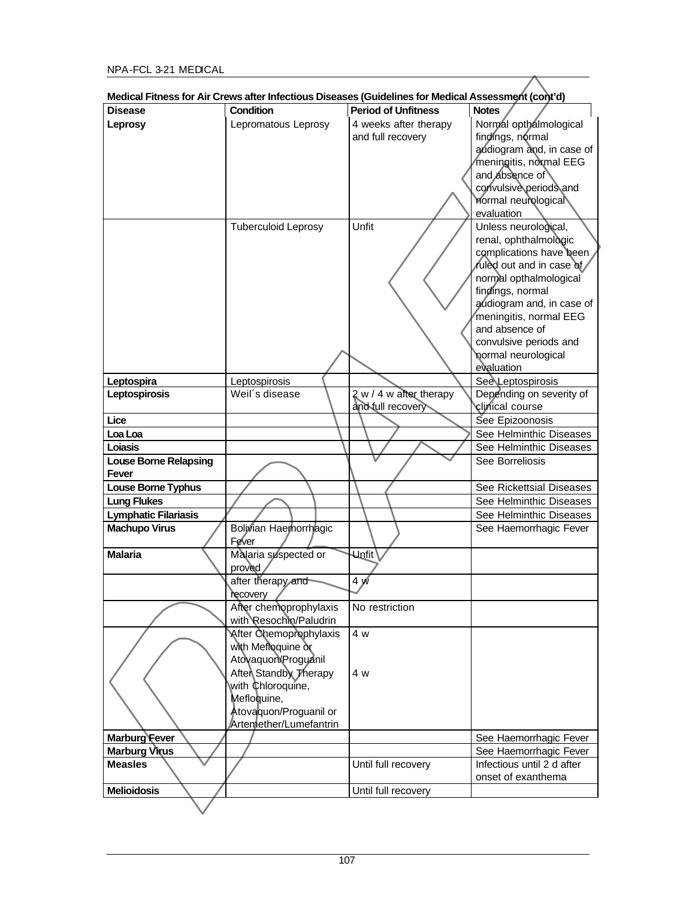**Medical Fitness for Air Crews after Infectious Diseases (Guidelines for Medical Assessment (cont'd)**

| Disease | Condition | Period of Unfitness | Notes |
|---|---|---|---|
| **Leprosy** | Lepromatous Leprosy | 4 weeks after therapy and full recovery | Normal opthalmological findings, normal audiogram and, in case of meningitis, normal EEG and absence of convulsive periods and normal neurological evaluation |
| | Tuberculoid Leprosy | Unfit | Unless neurological, renal, ophthalmologic complications have been ruled out and in case of normal opthalmological findings, normal audiogram and, in case of meningitis, normal EEG and absence of convulsive periods and normal neurological evaluation |
| **Leptospira** | Leptospirosis | | See Leptospirosis |
| **Leptospirosis** | Weil´s disease | 2 w / 4 w after therapy and full recovery | Depending on severity of clinical course |
| **Lice** | | | See Epizoonosis |
| **Loa Loa** | | | See Helminthic Diseases |
| **Loiasis** | | | See Helminthic Diseases |
| **Louse Borne Relapsing Fever** | | | See Borreliosis |
| **Louse Borne Typhus** | | | See Rickettsial Diseases |
| **Lung Flukes** | | | See Helminthic Diseases |
| **Lymphatic Filariasis** | | | See Helminthic Diseases |
| **Machupo Virus** | Bolivian Haemorrhagic Fever | | See Haemorrhagic Fever |
| **Malaria** | Malaria suspected or proved | Unfit | |
| | after therapy and recovery | 4 w | |
| | After chemoprophylaxis with Resochin/Paludrin | No restriction | |
| | After Chemoprophylaxis with Mefloquine or Atovaquon/Proguanil<br>After Standby Therapy with Chloroquine, Mefloquine, Atovaquon/Proguanil or Artemether/Lumefantrin | 4 w<br><br>4 w | |
| **Marburg Fever** | | | See Haemorrhagic Fever |
| **Marburg Virus** | | | See Haemorrhagic Fever |
| **Measles** | | Until full recovery | Infectious until 2 d after onset of exanthema |
| **Melioidosis** | | Until full recovery | |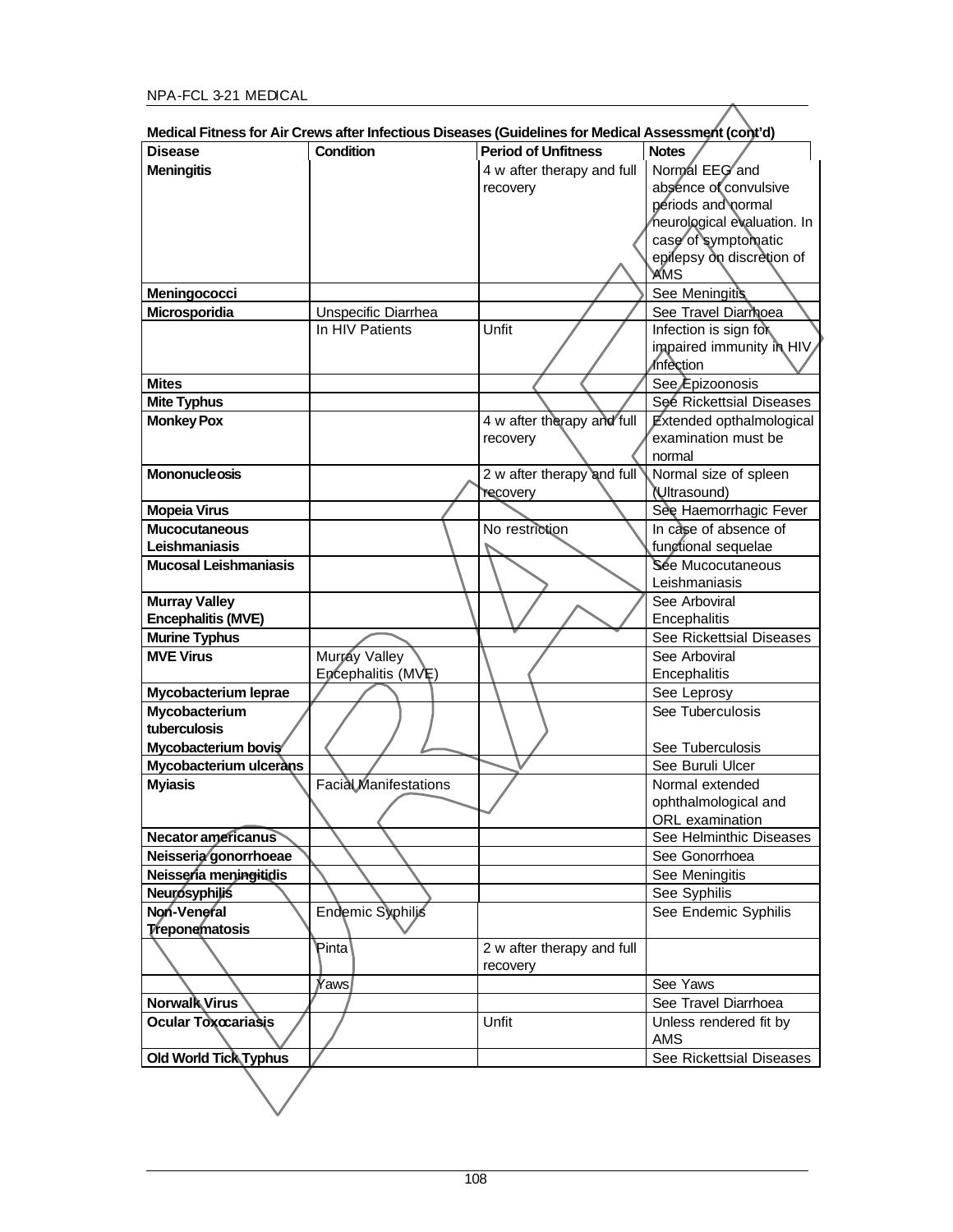**Medical Fitness for Air Crews after Infectious Diseases (Guidelines for Medical Assessment (cont'd)**

| Disease | Condition | Period of Unfitness | Notes |
|---|---|---|---|
| **Meningitis** | | 4 w after therapy and full recovery | Normal EEG and absence of convulsive periods and normal neurological evaluation. In case of symptomatic epilepsy on discretion of AMS |
| **Meningococci** | | | See Meningitis |
| **Microsporidia** | Unspecific Diarrhea | | See Travel Diarrhoea |
| | In HIV Patients | Unfit | Infection is sign for impaired immunity in HIV Infection |
| **Mites** | | | See Epizoonosis |
| **Mite Typhus** | | | See Rickettsial Diseases |
| **Monkey Pox** | | 4 w after therapy and full recovery | Extended opthalmological examination must be normal |
| **Mononucleosis** | | 2 w after therapy and full recovery | Normal size of spleen (Ultrasound) |
| **Mopeia Virus** | | | See Haemorrhagic Fever |
| **Mucocutaneous Leishmaniasis** | | No restriction | In case of absence of functional sequelae |
| **Mucosal Leishmaniasis** | | | See Mucocutaneous Leishmaniasis |
| **Murray Valley Encephalitis (MVE)** | | | See Arboviral Encephalitis |
| **Murine Typhus** | | | See Rickettsial Diseases |
| **MVE Virus** | Murray Valley Encephalitis (MVE) | | See Arboviral Encephalitis |
| **Mycobacterium leprae** | | | See Leprosy |
| **Mycobacterium tuberculosis** | | | See Tuberculosis |
| **Mycobacterium bovis** | | | See Tuberculosis |
| **Mycobacterium ulcerans** | | | See Buruli Ulcer |
| **Myiasis** | Facial Manifestations | | Normal extended ophthalmological and ORL examination |
| **Necator americanus** | | | See Helminthic Diseases |
| **Neisseria gonorrhoeae** | | | See Gonorrhoea |
| **Neisseria meningitidis** | | | See Meningitis |
| **Neurosyphilis** | | | See Syphilis |
| **Non-Veneral Treponematosis** | Endemic Syphilis | | See Endemic Syphilis |
| | Pinta | 2 w after therapy and full recovery | |
| | Yaws | | See Yaws |
| **Norwalk Virus** | | | See Travel Diarrhoea |
| **Ocular Toxocariasis** | | Unfit | Unless rendered fit by AMS |
| **Old World Tick Typhus** | | | See Rickettsial Diseases |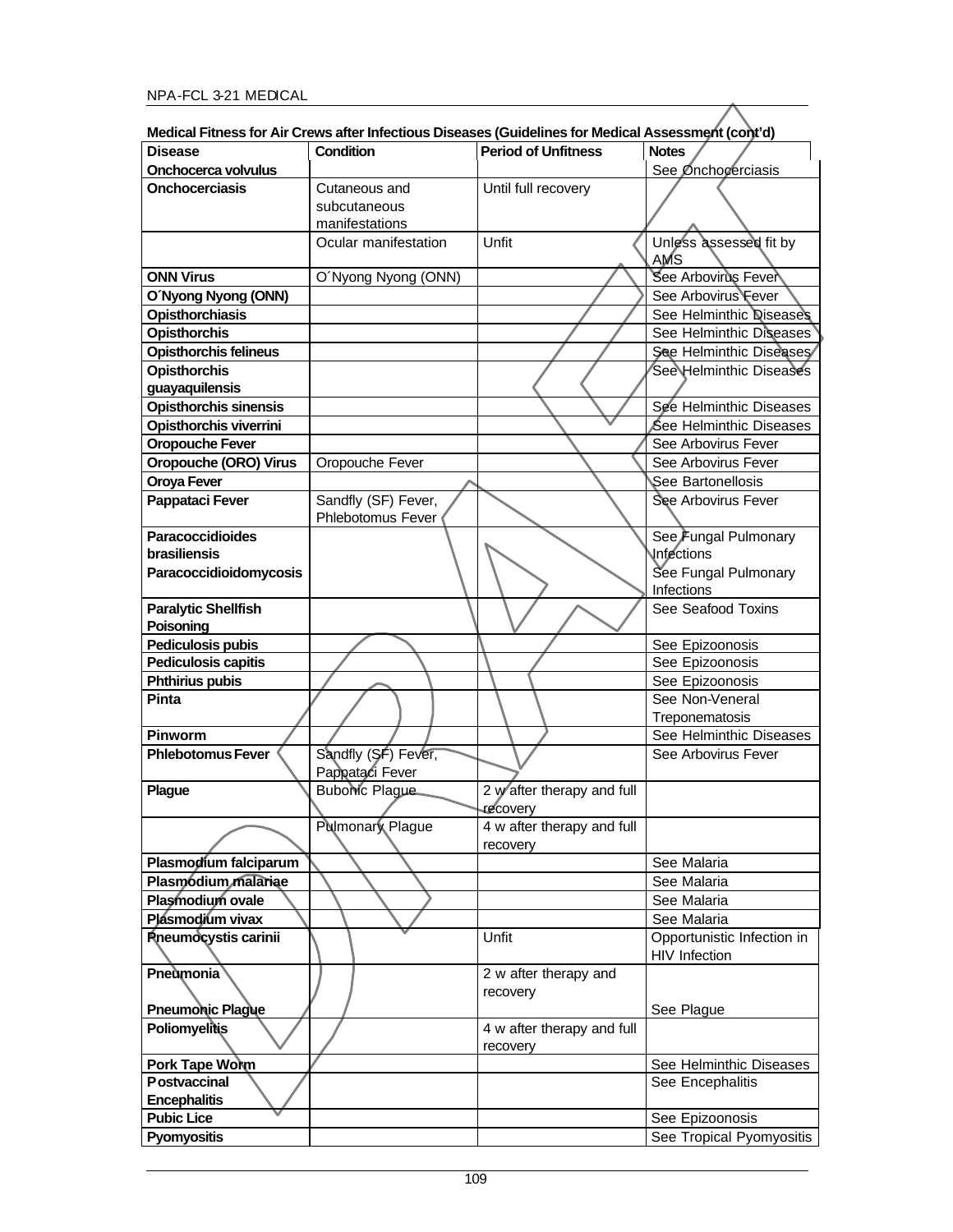**Medical Fitness for Air Crews after Infectious Diseases (Guidelines for Medical Assessment (cont'd)**

| Disease | Condition | Period of Unfitness | Notes |
|---|---|---|---|
| **Onchocerca volvulus** | | | See Onchocerciasis |
| **Onchocerciasis** | Cutaneous and subcutaneous manifestations | Until full recovery | |
| | Ocular manifestation | Unfit | Unless assessed fit by AMS |
| **ONN Virus** | O´Nyong Nyong (ONN) | | See Arbovirus Fever |
| **O´Nyong Nyong (ONN)** | | | See Arbovirus Fever |
| **Opisthorchiasis** | | | See Helminthic Diseases |
| **Opisthorchis** | | | See Helminthic Diseases |
| **Opisthorchis felineus** | | | See Helminthic Diseases |
| **Opisthorchis guayaquilensis** | | | See Helminthic Diseases |
| **Opisthorchis sinensis** | | | See Helminthic Diseases |
| **Opisthorchis viverrini** | | | See Helminthic Diseases |
| **Oropouche Fever** | | | See Arbovirus Fever |
| **Oropouche (ORO) Virus** | Oropouche Fever | | See Arbovirus Fever |
| **Oroya Fever** | | | See Bartonellosis |
| **Pappataci Fever** | Sandfly (SF) Fever, Phlebotomus Fever | | See Arbovirus Fever |
| **Paracoccidioides brasiliensis** | | | See Fungal Pulmonary Infections |
| **Paracoccidioidomycosis** | | | See Fungal Pulmonary Infections |
| **Paralytic Shellfish Poisoning** | | | See Seafood Toxins |
| **Pediculosis pubis** | | | See Epizoonosis |
| **Pediculosis capitis** | | | See Epizoonosis |
| **Phthirius pubis** | | | See Epizoonosis |
| **Pinta** | | | See Non-Veneral Treponematosis |
| **Pinworm** | | | See Helminthic Diseases |
| **Phlebotomus Fever** | Sandfly (SF) Fever, Pappataci Fever | | See Arbovirus Fever |
| **Plague** | Bubonic Plague | 2 w after therapy and full recovery | |
| | Pulmonary Plague | 4 w after therapy and full recovery | |
| **Plasmodium falciparum** | | | See Malaria |
| **Plasmodium malariae** | | | See Malaria |
| **Plasmodium ovale** | | | See Malaria |
| **Plasmodium vivax** | | | See Malaria |
| **Pneumocystis carinii** | | Unfit | Opportunistic Infection in HIV Infection |
| **Pneumonia** | | 2 w after therapy and recovery | |
| **Pneumonic Plague** | | | See Plague |
| **Poliomyelitis** | | 4 w after therapy and full recovery | |
| **Pork Tape Worm** | | | See Helminthic Diseases |
| **Postvaccinal Encephalitis** | | | See Encephalitis |
| **Pubic Lice** | | | See Epizoonosis |
| **Pyomyositis** | | | See Tropical Pyomyositis |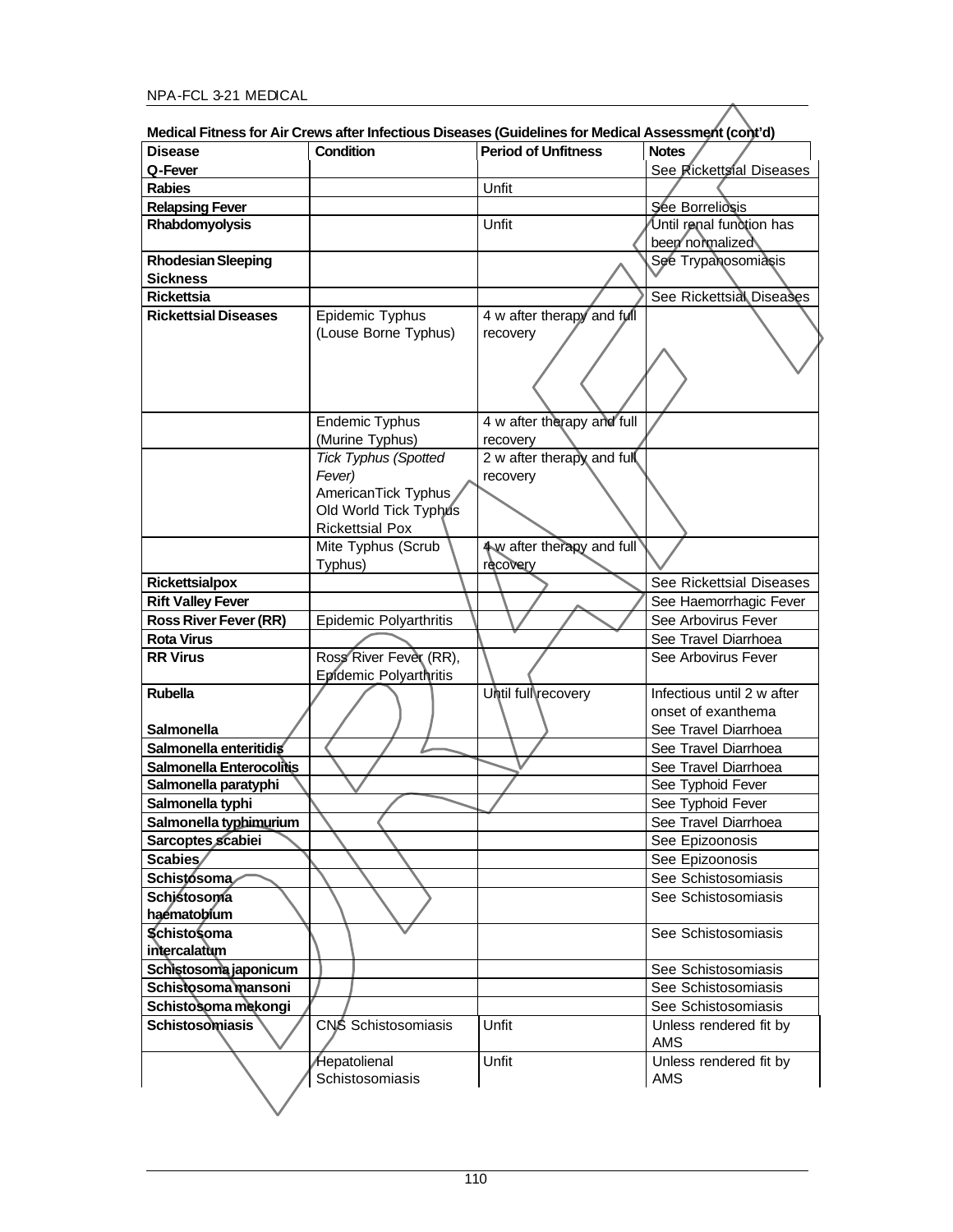**Medical Fitness for Air Crews after Infectious Diseases (Guidelines for Medical Assessment (cont'd)**

| Disease | Condition | Period of Unfitness | Notes |
|---|---|---|---|
| **Q-Fever** | | | See Rickettsial Diseases |
| **Rabies** | | Unfit | |
| **Relapsing Fever** | | | See Borreliosis |
| **Rhabdomyolysis** | | Unfit | Until renal function has been normalized |
| **Rhodesian Sleeping Sickness** | | | See Trypanosomiasis |
| **Rickettsia** | | | See Rickettsial Diseases |
| **Rickettsial Diseases** | Epidemic Typhus (Louse Borne Typhus) | 4 w after therapy and full recovery | |
| | Endemic Typhus (Murine Typhus) | 4 w after therapy and full recovery | |
| | *Tick Typhus (Spotted Fever)* AmericanTick Typhus Old World Tick Typhus Rickettsial Pox | 2 w after therapy and full recovery | |
| | Mite Typhus (Scrub Typhus) | 4 w after therapy and full recovery | |
| **Rickettsialpox** | | | See Rickettsial Diseases |
| **Rift Valley Fever** | | | See Haemorrhagic Fever |
| **Ross River Fever (RR)** | Epidemic Polyarthritis | | See Arbovirus Fever |
| **Rota Virus** | | | See Travel Diarrhoea |
| **RR Virus** | Ross River Fever (RR), Epidemic Polyarthritis | | See Arbovirus Fever |
| **Rubella** | | Until full recovery | Infectious until 2 w after onset of exanthema |
| **Salmonella** | | | See Travel Diarrhoea |
| **Salmonella enteritidis** | | | See Travel Diarrhoea |
| **Salmonella Enterocolitis** | | | See Travel Diarrhoea |
| **Salmonella paratyphi** | | | See Typhoid Fever |
| **Salmonella typhi** | | | See Typhoid Fever |
| **Salmonella typhimurium** | | | See Travel Diarrhoea |
| **Sarcoptes scabiei** | | | See Epizoonosis |
| **Scabies** | | | See Epizoonosis |
| **Schistosoma** | | | See Schistosomiasis |
| **Schistosoma haematobium** | | | See Schistosomiasis |
| **Schistosoma intercalatum** | | | See Schistosomiasis |
| **Schistosoma japonicum** | | | See Schistosomiasis |
| **Schistosoma mansoni** | | | See Schistosomiasis |
| **Schistosoma mekongi** | | | See Schistosomiasis |
| **Schistosomiasis** | CNS Schistosomiasis | Unfit | Unless rendered fit by AMS |
| | Hepatolienal Schistosomiasis | Unfit | Unless rendered fit by AMS |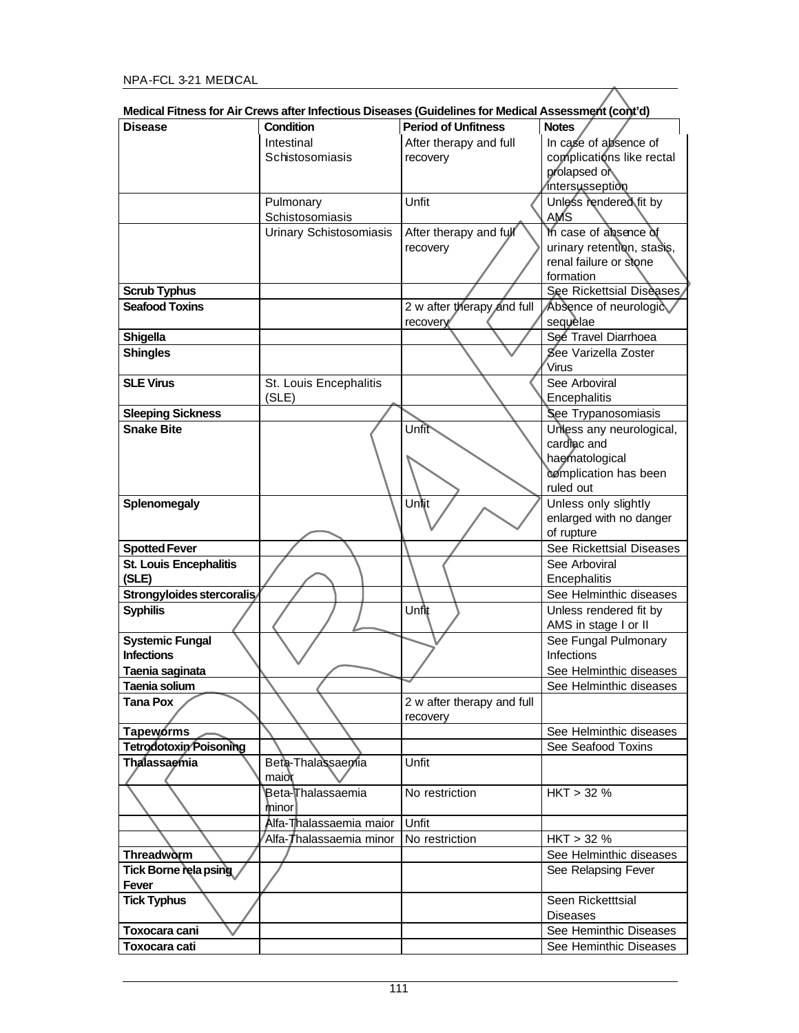**Medical Fitness for Air Crews after Infectious Diseases (Guidelines for Medical Assessment (cont'd)**

| Disease | Condition | Period of Unfitness | Notes |
|---|---|---|---|
| | Intestinal Schistosomiasis | After therapy and full recovery | In case of absence of complications like rectal prolapsed or intersusseption |
| | Pulmonary Schistosomiasis | Unfit | Unless rendered fit by AMS |
| | Urinary Schistosomiasis | After therapy and full recovery | In case of absence of urinary retention, stasis, renal failure or stone formation |
| **Scrub Typhus** | | | See Rickettsial Diseases |
| **Seafood Toxins** | | 2 w after therapy and full recovery | Absence of neurologic sequelae |
| **Shigella** | | | See Travel Diarrhoea |
| **Shingles** | | | See Varizella Zoster Virus |
| **SLE Virus** | St. Louis Encephalitis (SLE) | | See Arboviral Encephalitis |
| **Sleeping Sickness** | | | See Trypanosomiasis |
| **Snake Bite** | | Unfit | Unless any neurological, cardiac and haematological complication has been ruled out |
| **Splenomegaly** | | Unfit | Unless only slightly enlarged with no danger of rupture |
| **Spotted Fever** | | | See Rickettsial Diseases |
| **St. Louis Encephalitis (SLE)** | | | See Arboviral Encephalitis |
| **Strongyloides stercoralis** | | | See Helminthic diseases |
| **Syphilis** | | Unfit | Unless rendered fit by AMS in stage I or II |
| **Systemic Fungal Infections** | | | See Fungal Pulmonary Infections |
| **Taenia saginata** | | | See Helminthic diseases |
| **Taenia solium** | | | See Helminthic diseases |
| **Tana Pox** | | 2 w after therapy and full recovery | |
| **Tapeworms** | | | See Helminthic diseases |
| **Tetrodotoxin Poisoning** | | | See Seafood Toxins |
| **Thalassaemia** | Beta-Thalassaemia maior | Unfit | |
| | Beta-Thalassaemia minor | No restriction | HKT > 32 % |
| | Alfa-Thalassaemia maior | Unfit | |
| | Alfa-Thalassaemia minor | No restriction | HKT > 32 % |
| **Threadworm** | | | See Helminthic diseases |
| **Tick Borne relapsing Fever** | | | See Relapsing Fever |
| **Tick Typhus** | | | Seen Ricketttsial Diseases |
| **Toxocara cani** | | | See Heminthic Diseases |
| **Toxocara cati** | | | See Heminthic Diseases |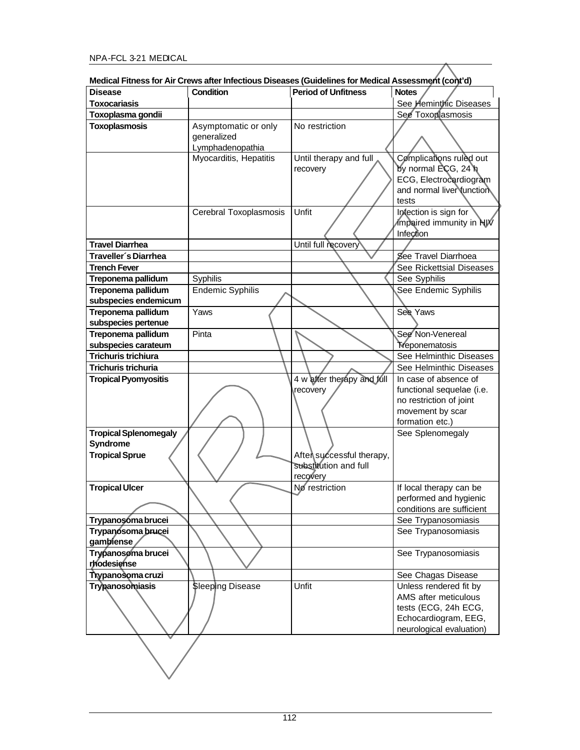**Medical Fitness for Air Crews after Infectious Diseases (Guidelines for Medical Assessment (cont'd)**

| Disease | Condition | Period of Unfitness | Notes |
|---|---|---|---|
| **Toxocariasis** | | | See Heminthic Diseases |
| **Toxoplasma gondii** | | | See Toxoplasmosis |
| **Toxoplasmosis** | Asymptomatic or only generalized Lymphadenopathia | No restriction | |
| | Myocarditis, Hepatitis | Until therapy and full recovery | Complications ruled out by normal ECG, 24 h ECG, Electrocardiogram and normal liver function tests |
| | Cerebral Toxoplasmosis | Unfit | Infection is sign for impaired immunity in HIV Infection |
| **Travel Diarrhea** | | Until full recovery | |
| **Traveller´s Diarrhea** | | | See Travel Diarrhoea |
| **Trench Fever** | | | See Rickettsial Diseases |
| **Treponema pallidum** | Syphilis | | See Syphilis |
| **Treponema pallidum subspecies endemicum** | Endemic Syphilis | | See Endemic Syphilis |
| **Treponema pallidum subspecies pertenue** | Yaws | | See Yaws |
| **Treponema pallidum subspecies carateum** | Pinta | | See Non-Venereal Treponematosis |
| **Trichuris trichiura** | | | See Helminthic Diseases |
| **Trichuris trichuria** | | | See Helminthic Diseases |
| **Tropical Pyomyositis** | | 4 w after therapy and full recovery | In case of absence of functional sequelae (i.e. no restriction of joint movement by scar formation etc.) |
| **Tropical Splenomegaly Syndrome** | | | See Splenomegaly |
| **Tropical Sprue** | | After successful therapy, substitution and full recovery | |
| **Tropical Ulcer** | | No restriction | If local therapy can be performed and hygienic conditions are sufficient |
| **Trypanosoma brucei** | | | See Trypanosomiasis |
| **Trypanosoma brucei gambiense** | | | See Trypanosomiasis |
| **Trypanosoma brucei rhodesiense** | | | See Trypanosomiasis |
| **Trypanosoma cruzi** | | | See Chagas Disease |
| **Trypanosomiasis** | Sleeping Disease | Unfit | Unless rendered fit by AMS after meticulous tests (ECG, 24h ECG, Echocardiogram, EEG, neurological evaluation) |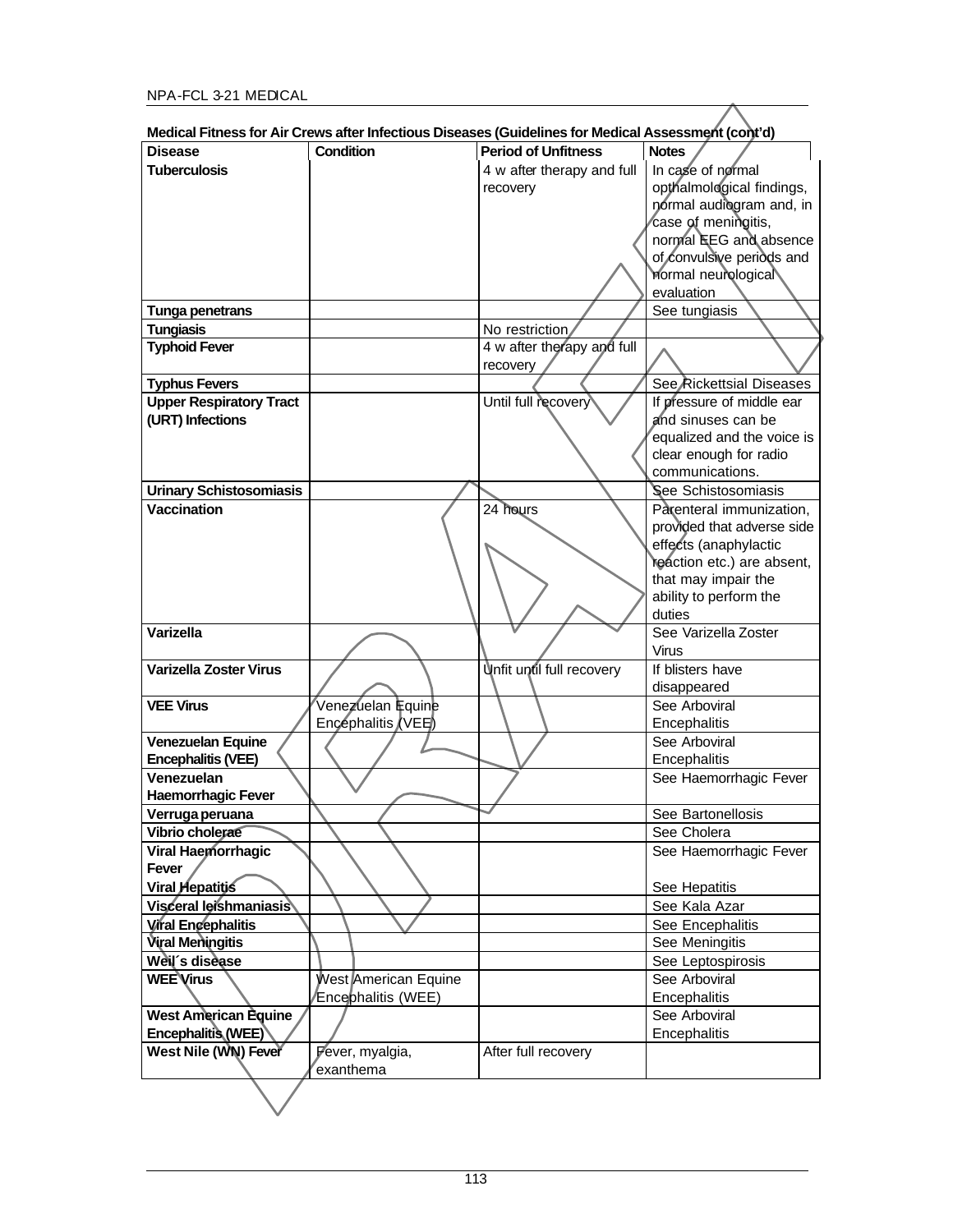**Medical Fitness for Air Crews after Infectious Diseases (Guidelines for Medical Assessment (cont'd)**

| Disease | Condition | Period of Unfitness | Notes |
|---|---|---|---|
| **Tuberculosis** | | 4 w after therapy and full recovery | In case of normal opthalmological findings, normal audiogram and, in case of meningitis, normal EEG and absence of convulsive periods and normal neurological evaluation |
| **Tunga penetrans** | | | See tungiasis |
| **Tungiasis** | | No restriction | |
| **Typhoid Fever** | | 4 w after therapy and full recovery | |
| **Typhus Fevers** | | | See Rickettsial Diseases |
| **Upper Respiratory Tract (URT) Infections** | | Until full recovery | If pressure of middle ear and sinuses can be equalized and the voice is clear enough for radio communications. |
| **Urinary Schistosomiasis** | | | See Schistosomiasis |
| **Vaccination** | | 24 hours | Parenteral immunization, provided that adverse side effects (anaphylactic reaction etc.) are absent, that may impair the ability to perform the duties |
| **Varizella** | | | See Varizella Zoster Virus |
| **Varizella Zoster Virus** | | Unfit until full recovery | If blisters have disappeared |
| **VEE Virus** | Venezuelan Equine Encephalitis (VEE) | | See Arboviral Encephalitis |
| **Venezuelan Equine Encephalitis (VEE)** | | | See Arboviral Encephalitis |
| **Venezuelan Haemorrhagic Fever** | | | See Haemorrhagic Fever |
| **Verruga peruana** | | | See Bartonellosis |
| **Vibrio cholerae** | | | See Cholera |
| **Viral Haemorrhagic Fever** | | | See Haemorrhagic Fever |
| **Viral Hepatitis** | | | See Hepatitis |
| **Visceral leishmaniasis** | | | See Kala Azar |
| **Viral Encephalitis** | | | See Encephalitis |
| **Viral Meningitis** | | | See Meningitis |
| **Weil´s disease** | | | See Leptospirosis |
| **WEE Virus** | West American Equine Encephalitis (WEE) | | See Arboviral Encephalitis |
| **West American Equine Encephalitis (WEE)** | | | See Arboviral Encephalitis |
| **West Nile (WN) Fever** | Fever, myalgia, exanthema | After full recovery | |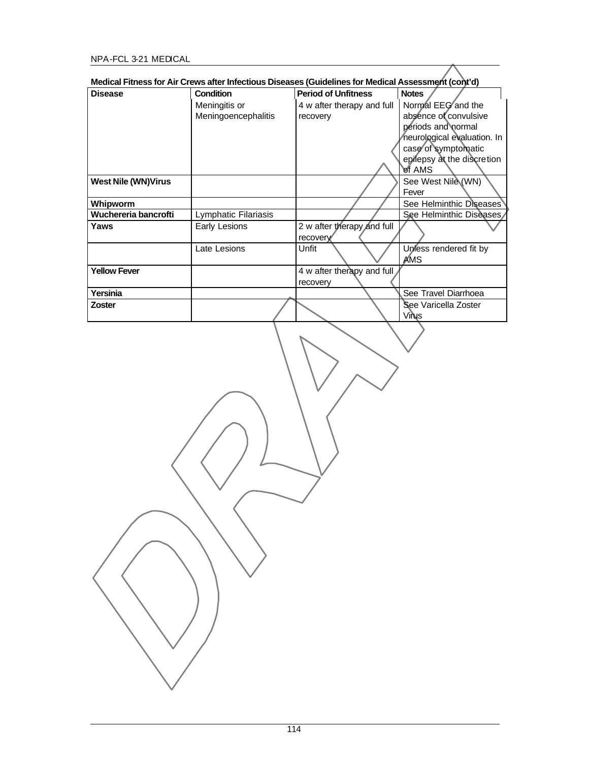**Medical Fitness for Air Crews after Infectious Diseases (Guidelines for Medical Assessment (cont'd)**

| Disease | Condition | Period of Unfitness | Notes |
|---|---|---|---|
| | Meningitis or Meningoencephalitis | 4 w after therapy and full recovery | Normal EEG and the absence of convulsive periods and normal neurological evaluation. In case of symptomatic epilepsy at the discretion of AMS |
| **West Nile (WN)Virus** | | | See West Nile (WN) Fever |
| **Whipworm** | | | See Helminthic Diseases |
| **Wuchereria bancrofti** | Lymphatic Filariasis | | See Helminthic Diseases |
| **Yaws** | Early Lesions | 2 w after therapy and full recovery | |
| | Late Lesions | Unfit | Unless rendered fit by AMS |
| **Yellow Fever** | | 4 w after therapy and full recovery | |
| **Yersinia** | | | See Travel Diarrhoea |
| **Zoster** | | | See Varicella Zoster Virus |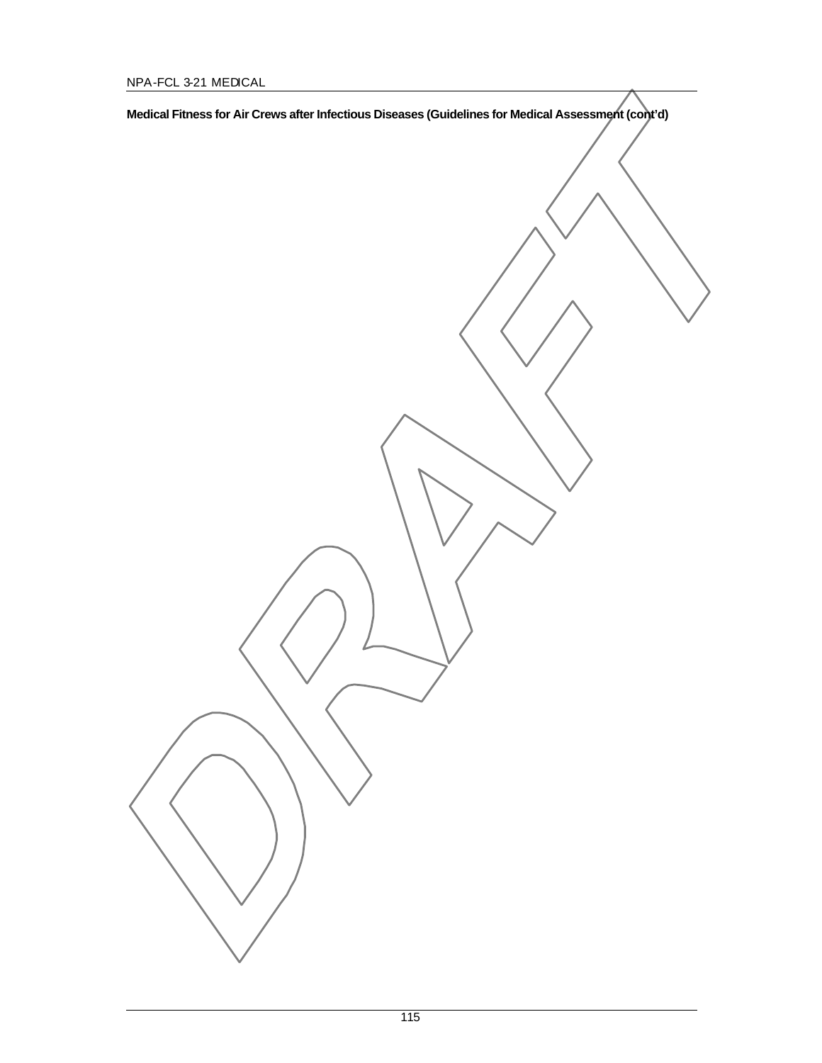**Medical Fitness for Air Crews after Infectious Diseases (Guidelines for Medical Assessment (cont'd)**